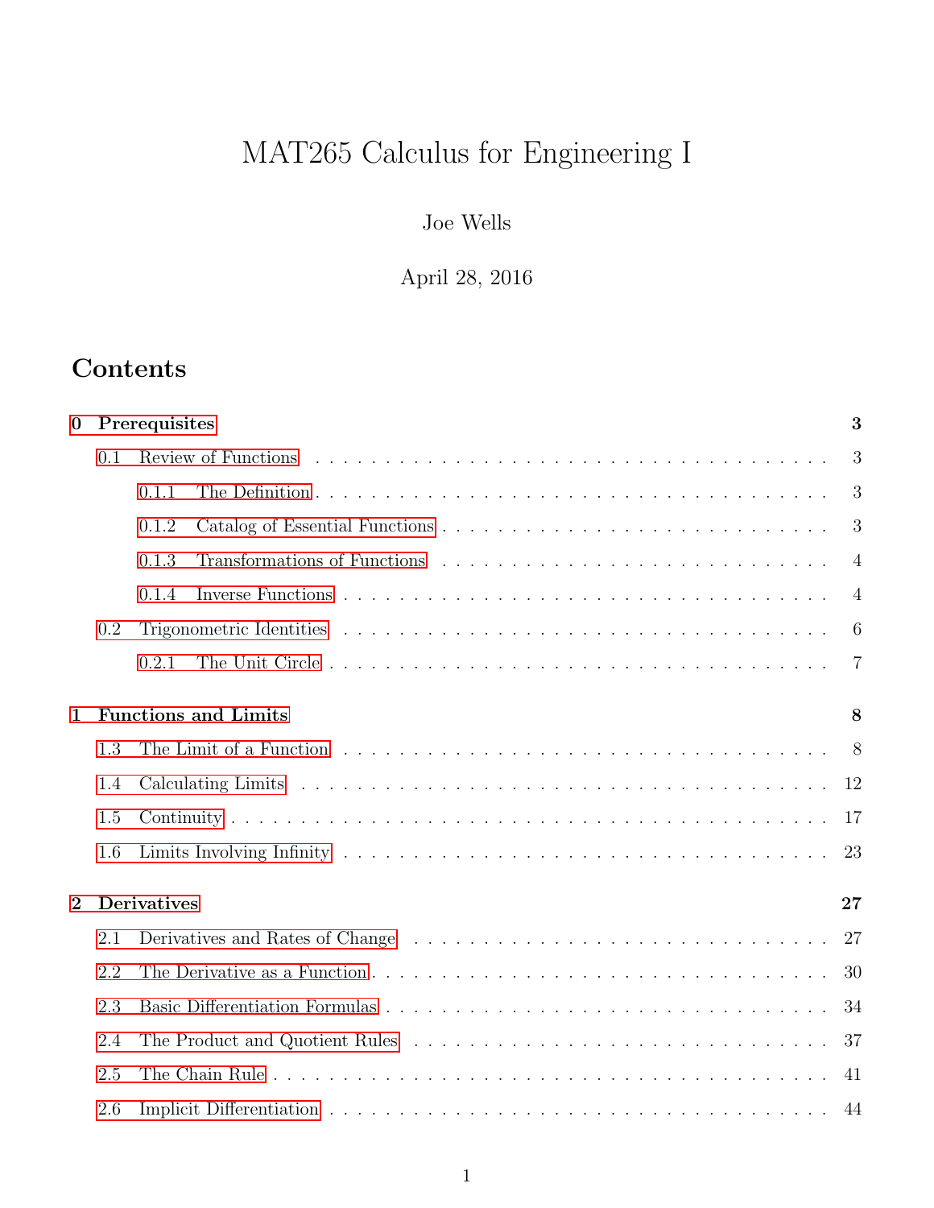# MAT265 Calculus for Engineering I

Joe Wells

April 28, 2016

## Contents

- **0 Prerequisites** — 3
  - 0.1 Review of Functions — 3
    - 0.1.1 The Definition — 3
    - 0.1.2 Catalog of Essential Functions — 3
    - 0.1.3 Transformations of Functions — 4
    - 0.1.4 Inverse Functions — 4
  - 0.2 Trigonometric Identities — 6
    - 0.2.1 The Unit Circle — 7
- **1 Functions and Limits** — 8
  - 1.3 The Limit of a Function — 8
  - 1.4 Calculating Limits — 12
  - 1.5 Continuity — 17
  - 1.6 Limits Involving Infinity — 23
- **2 Derivatives** — 27
  - 2.1 Derivatives and Rates of Change — 27
  - 2.2 The Derivative as a Function — 30
  - 2.3 Basic Differentiation Formulas — 34
  - 2.4 The Product and Quotient Rules — 37
  - 2.5 The Chain Rule — 41
  - 2.6 Implicit Differentiation — 44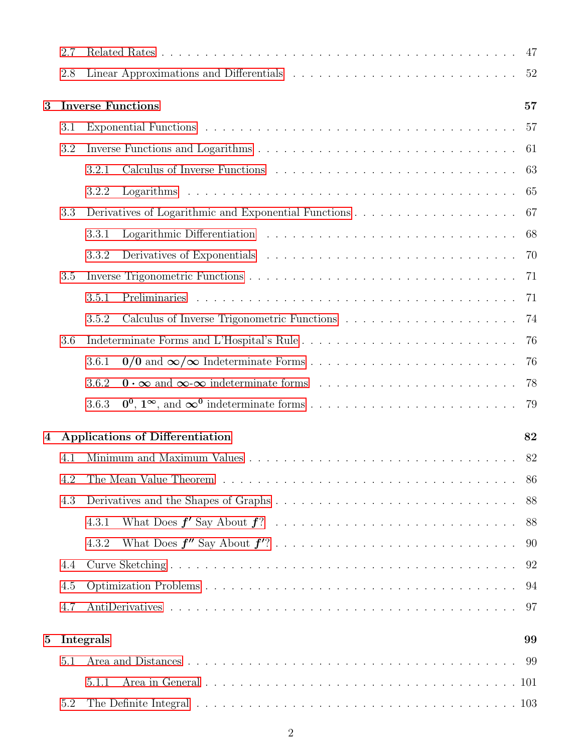- 2.7 Related Rates . . . . . 47
- 2.8 Linear Approximations and Differentials . . . . . 52

**3 Inverse Functions** **57**

- 3.1 Exponential Functions . . . . . 57
- 3.2 Inverse Functions and Logarithms . . . . . 61
  - 3.2.1 Calculus of Inverse Functions . . . . . 63
  - 3.2.2 Logarithms . . . . . 65
- 3.3 Derivatives of Logarithmic and Exponential Functions . . . . . 67
  - 3.3.1 Logarithmic Differentiation . . . . . 68
  - 3.3.2 Derivatives of Exponentials . . . . . 70
- 3.5 Inverse Trigonometric Functions . . . . . 71
  - 3.5.1 Preliminaries . . . . . 71
  - 3.5.2 Calculus of Inverse Trigonometric Functions . . . . . 74
- 3.6 Indeterminate Forms and L'Hospital's Rule . . . . . 76
  - 3.6.1 $\mathbf{0/0}$ and $\boldsymbol{\infty/\infty}$ Indeterminate Forms . . . . . 76
  - 3.6.2 $\mathbf{0 \cdot \infty}$ and $\boldsymbol{\infty}$-$\boldsymbol{\infty}$ indeterminate forms . . . . . 78
  - 3.6.3 $\mathbf{0^0}$, $\mathbf{1^\infty}$, and $\boldsymbol{\infty^0}$ indeterminate forms . . . . . 79

**4 Applications of Differentiation** **82**

- 4.1 Minimum and Maximum Values . . . . . 82
- 4.2 The Mean Value Theorem . . . . . 86
- 4.3 Derivatives and the Shapes of Graphs . . . . . 88
  - 4.3.1 What Does $\boldsymbol{f'}$ Say About $\boldsymbol{f}$? . . . . . 88
  - 4.3.2 What Does $\boldsymbol{f''}$ Say About $\boldsymbol{f'}$? . . . . . 90
- 4.4 Curve Sketching . . . . . 92
- 4.5 Optimization Problems . . . . . 94
- 4.7 AntiDerivatives . . . . . 97

**5 Integrals** **99**

- 5.1 Area and Distances . . . . . 99
  - 5.1.1 Area in General . . . . . 101
- 5.2 The Definite Integral . . . . . 103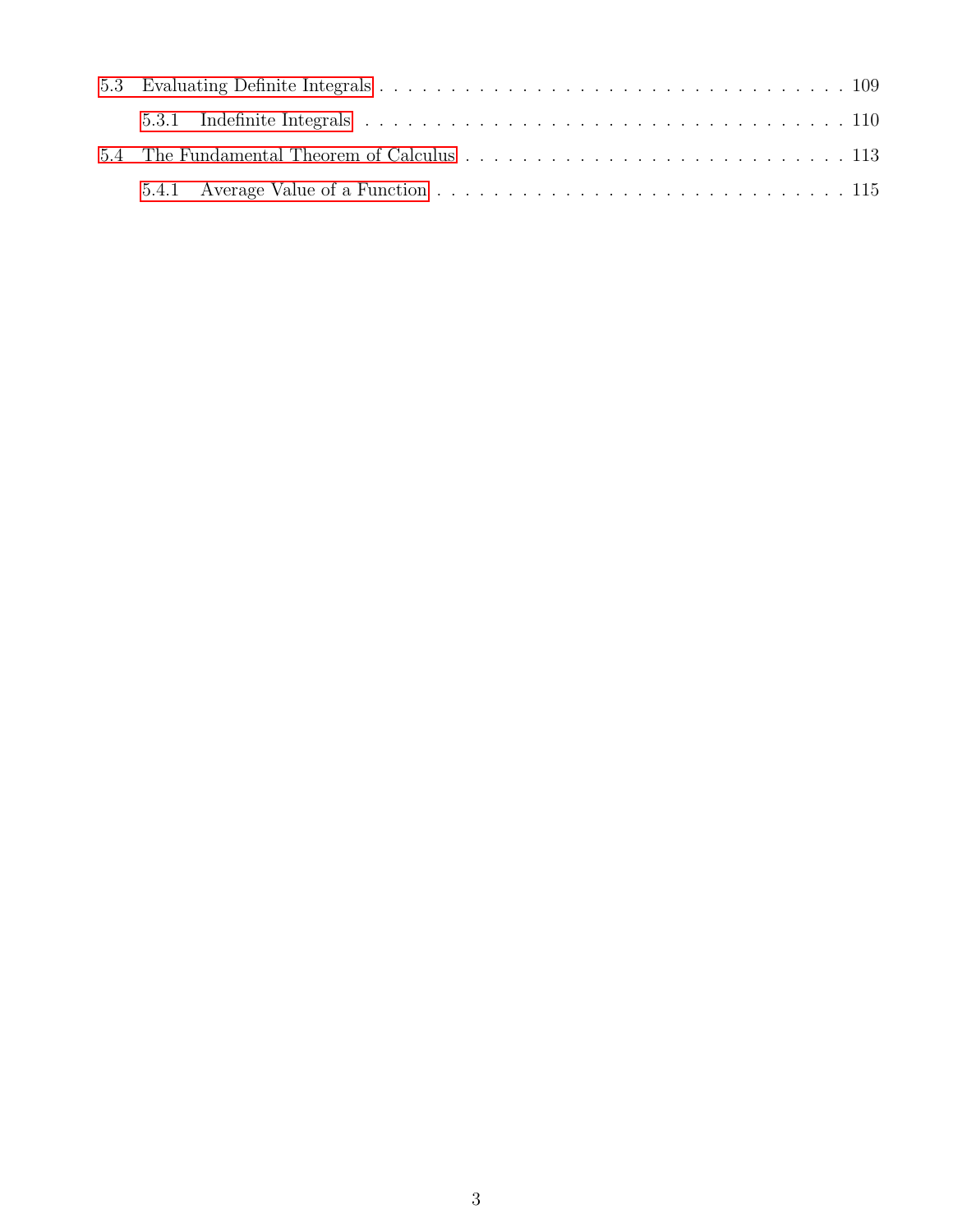5.3 Evaluating Definite Integrals . . . . . . . . . . . . . . . . . . . . . . . . . . . . . . . . . . . 109

    5.3.1 Indefinite Integrals . . . . . . . . . . . . . . . . . . . . . . . . . . . . . . . . . . . 110

5.4 The Fundamental Theorem of Calculus . . . . . . . . . . . . . . . . . . . . . . . . . . . . 113

    5.4.1 Average Value of a Function . . . . . . . . . . . . . . . . . . . . . . . . . . . . . 115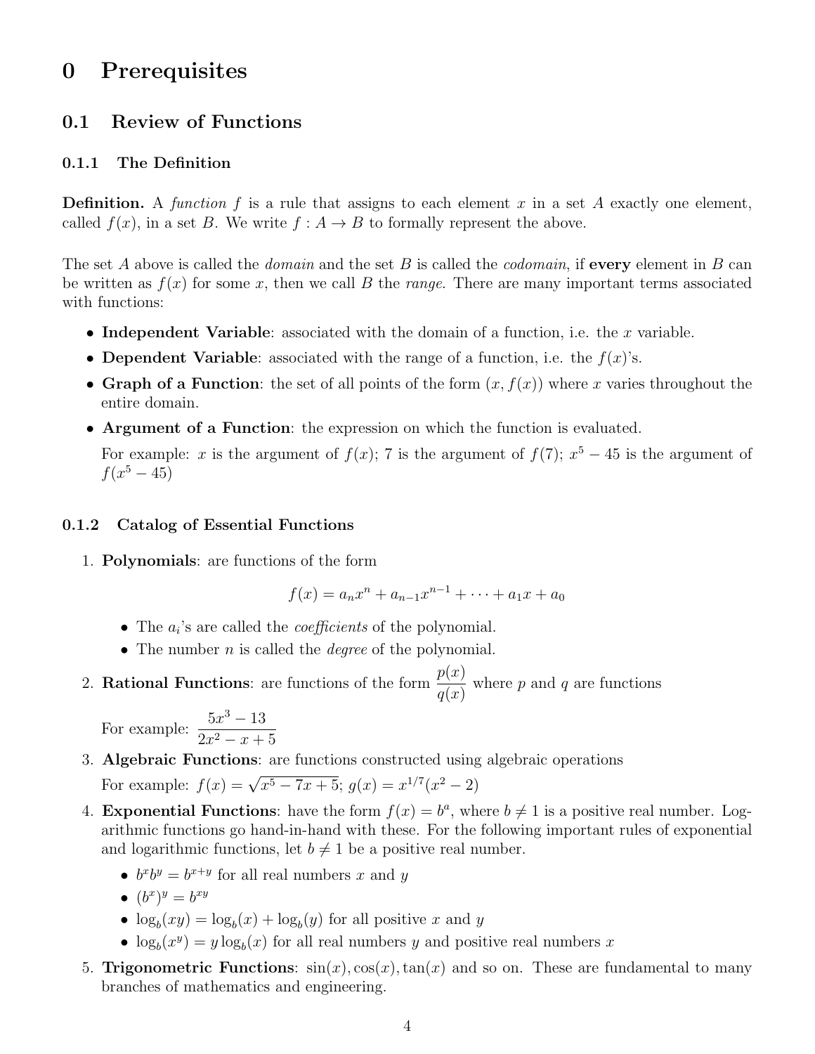# 0 Prerequisites

## 0.1 Review of Functions

### 0.1.1 The Definition

**Definition.** A *function* $f$ is a rule that assigns to each element $x$ in a set $A$ exactly one element, called $f(x)$, in a set $B$. We write $f : A \to B$ to formally represent the above.

The set $A$ above is called the *domain* and the set $B$ is called the *codomain*, if **every** element in $B$ can be written as $f(x)$ for some $x$, then we call $B$ the *range*. There are many important terms associated with functions:

- **Independent Variable**: associated with the domain of a function, i.e. the $x$ variable.
- **Dependent Variable**: associated with the range of a function, i.e. the $f(x)$'s.
- **Graph of a Function**: the set of all points of the form $(x, f(x))$ where $x$ varies throughout the entire domain.
- **Argument of a Function**: the expression on which the function is evaluated.

  For example: $x$ is the argument of $f(x)$; 7 is the argument of $f(7)$; $x^5 - 45$ is the argument of $f(x^5 - 45)$

### 0.1.2 Catalog of Essential Functions

1. **Polynomials**: are functions of the form

   $$f(x) = a_n x^n + a_{n-1} x^{n-1} + \cdots + a_1 x + a_0$$

   - The $a_i$'s are called the *coefficients* of the polynomial.
   - The number $n$ is called the *degree* of the polynomial.

2. **Rational Functions**: are functions of the form $\dfrac{p(x)}{q(x)}$ where $p$ and $q$ are functions

   For example: $\dfrac{5x^3 - 13}{2x^2 - x + 5}$

3. **Algebraic Functions**: are functions constructed using algebraic operations

   For example: $f(x) = \sqrt{x^5 - 7x + 5}$; $g(x) = x^{1/7}(x^2 - 2)$

4. **Exponential Functions**: have the form $f(x) = b^a$, where $b \neq 1$ is a positive real number. Logarithmic functions go hand-in-hand with these. For the following important rules of exponential and logarithmic functions, let $b \neq 1$ be a positive real number.

   - $b^x b^y = b^{x+y}$ for all real numbers $x$ and $y$
   - $(b^x)^y = b^{xy}$
   - $\log_b(xy) = \log_b(x) + \log_b(y)$ for all positive $x$ and $y$
   - $\log_b(x^y) = y \log_b(x)$ for all real numbers $y$ and positive real numbers $x$

5. **Trigonometric Functions**: $\sin(x), \cos(x), \tan(x)$ and so on. These are fundamental to many branches of mathematics and engineering.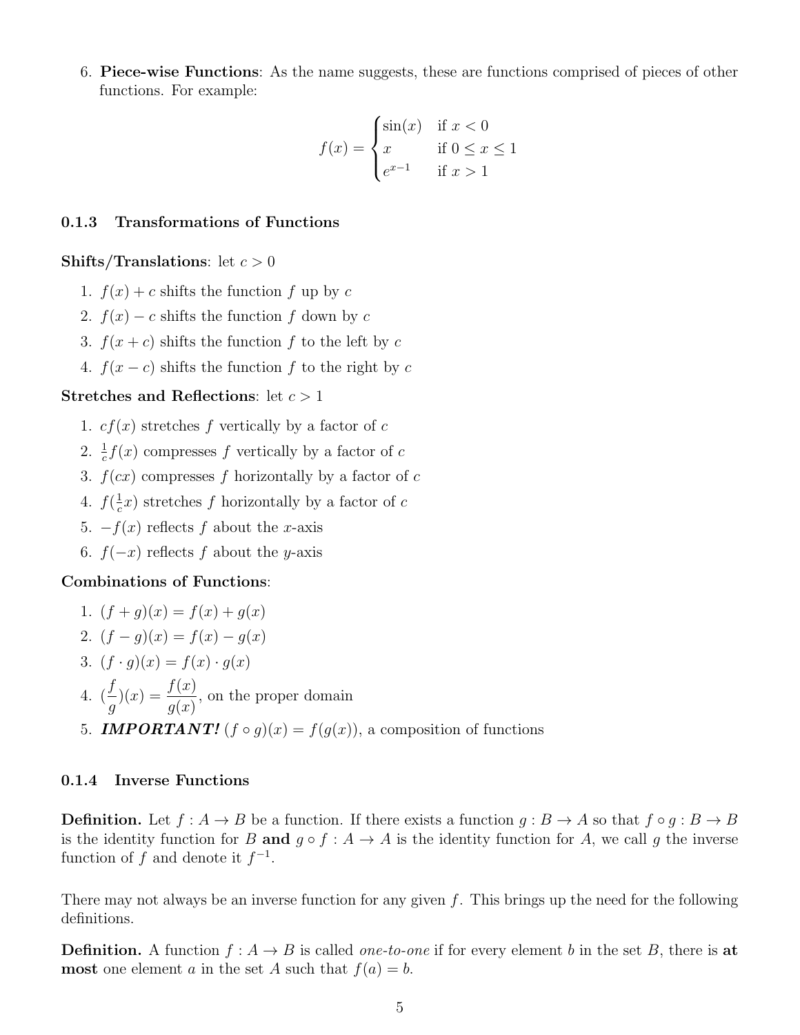6. **Piece-wise Functions**: As the name suggests, these are functions comprised of pieces of other functions. For example:

$$f(x) = \begin{cases} \sin(x) & \text{if } x < 0 \\ x & \text{if } 0 \le x \le 1 \\ e^{x-1} & \text{if } x > 1 \end{cases}$$

### 0.1.3 Transformations of Functions

**Shifts/Translations**: let $c > 0$

1. $f(x) + c$ shifts the function $f$ up by $c$
2. $f(x) - c$ shifts the function $f$ down by $c$
3. $f(x + c)$ shifts the function $f$ to the left by $c$
4. $f(x - c)$ shifts the function $f$ to the right by $c$

**Stretches and Reflections**: let $c > 1$

1. $cf(x)$ stretches $f$ vertically by a factor of $c$
2. $\frac{1}{c}f(x)$ compresses $f$ vertically by a factor of $c$
3. $f(cx)$ compresses $f$ horizontally by a factor of $c$
4. $f(\frac{1}{c}x)$ stretches $f$ horizontally by a factor of $c$
5. $-f(x)$ reflects $f$ about the $x$-axis
6. $f(-x)$ reflects $f$ about the $y$-axis

**Combinations of Functions**:

1. $(f + g)(x) = f(x) + g(x)$
2. $(f - g)(x) = f(x) - g(x)$
3. $(f \cdot g)(x) = f(x) \cdot g(x)$
4. $(\frac{f}{g})(x) = \dfrac{f(x)}{g(x)}$, on the proper domain
5. ***IMPORTANT!*** $(f \circ g)(x) = f(g(x))$, a composition of functions

### 0.1.4 Inverse Functions

**Definition.** Let $f : A \to B$ be a function. If there exists a function $g : B \to A$ so that $f \circ g : B \to B$ is the identity function for $B$ **and** $g \circ f : A \to A$ is the identity function for $A$, we call $g$ the inverse function of $f$ and denote it $f^{-1}$.

There may not always be an inverse function for any given $f$. This brings up the need for the following definitions.

**Definition.** A function $f : A \to B$ is called *one-to-one* if for every element $b$ in the set $B$, there is **at most** one element $a$ in the set $A$ such that $f(a) = b$.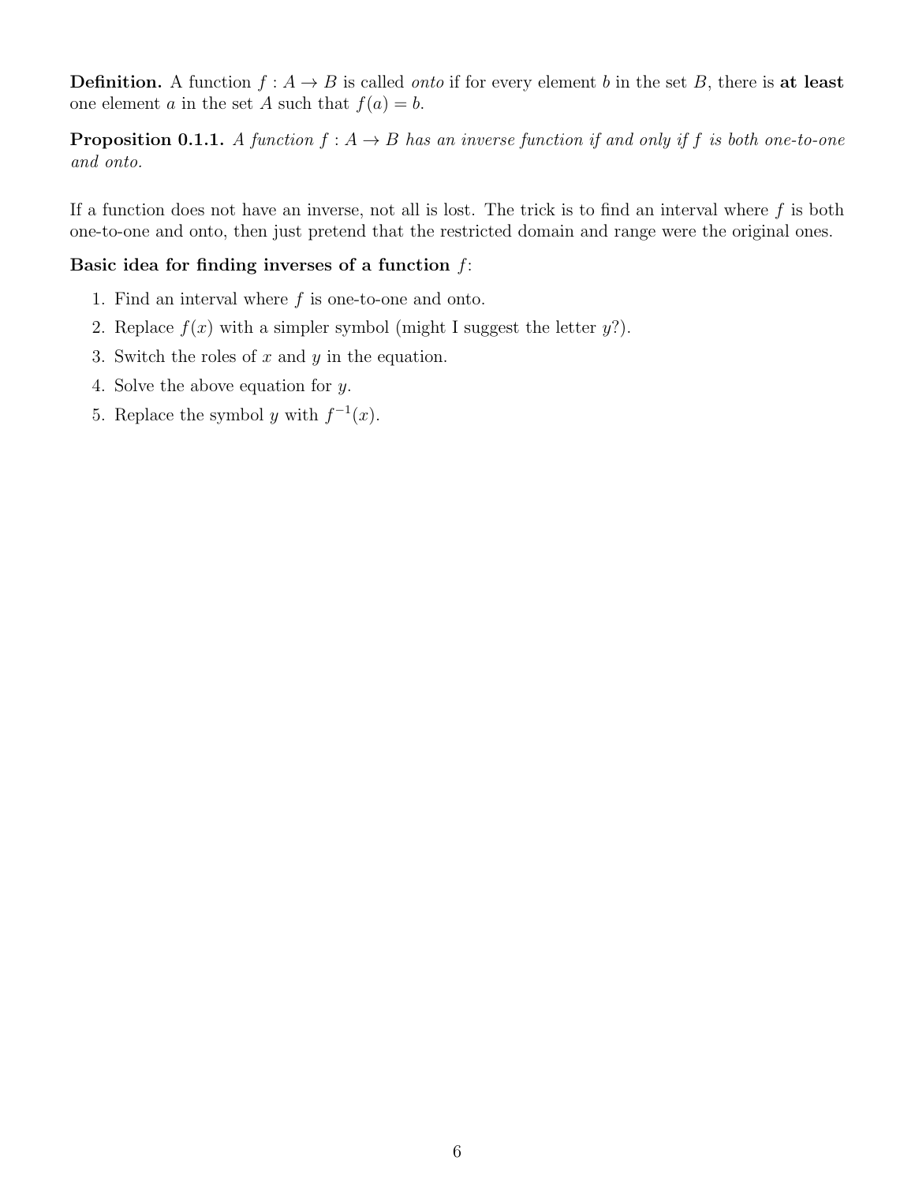**Definition.** A function $f : A \to B$ is called *onto* if for every element $b$ in the set $B$, there is **at least** one element $a$ in the set $A$ such that $f(a) = b$.

**Proposition 0.1.1.** *A function $f : A \to B$ has an inverse function if and only if $f$ is both one-to-one and onto.*

If a function does not have an inverse, not all is lost. The trick is to find an interval where $f$ is both one-to-one and onto, then just pretend that the restricted domain and range were the original ones.

**Basic idea for finding inverses of a function $f$:**

1. Find an interval where $f$ is one-to-one and onto.
2. Replace $f(x)$ with a simpler symbol (might I suggest the letter $y$?).
3. Switch the roles of $x$ and $y$ in the equation.
4. Solve the above equation for $y$.
5. Replace the symbol $y$ with $f^{-1}(x)$.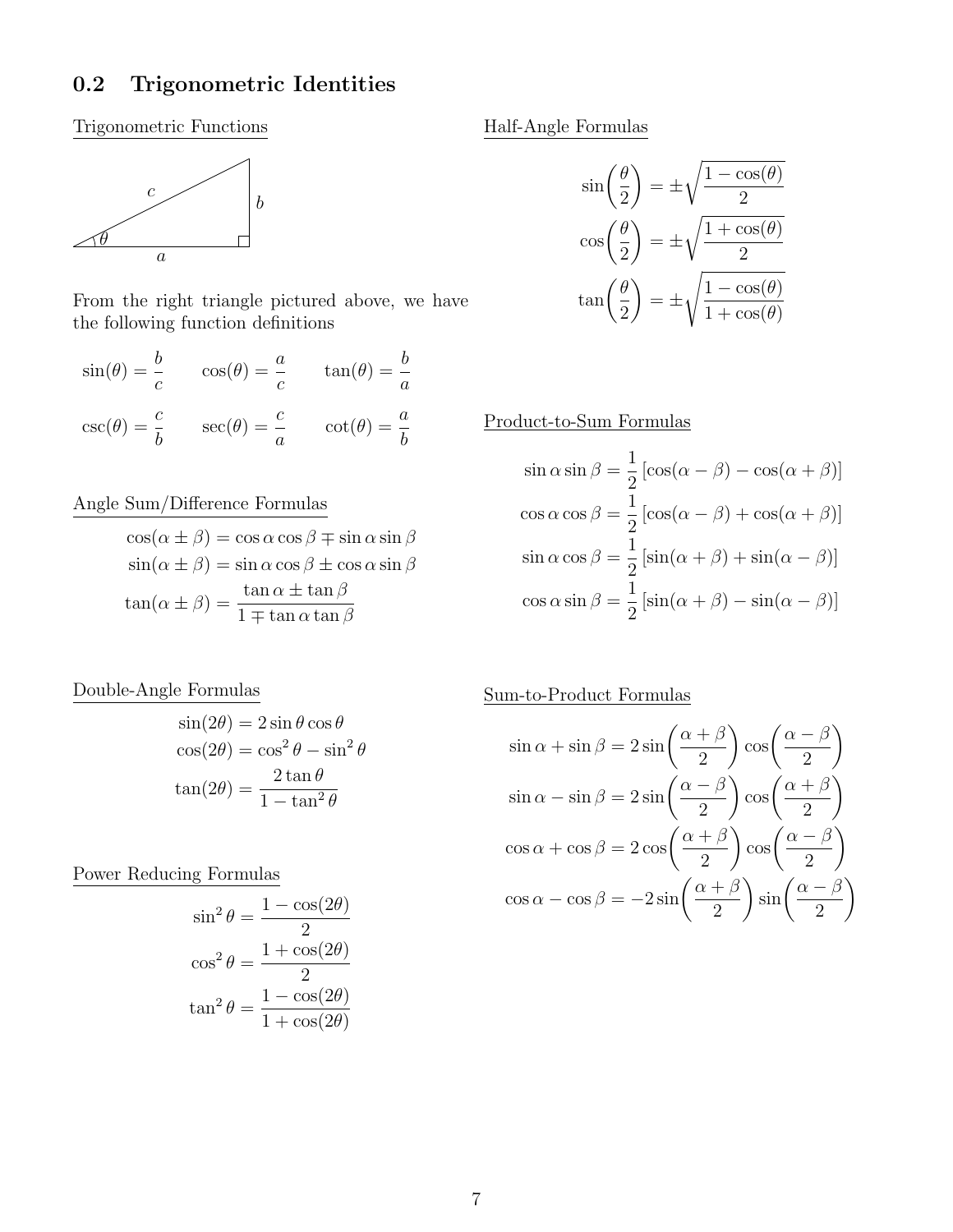## 0.2 Trigonometric Identities

Trigonometric Functions

From the right triangle pictured above, we have the following function definitions

$$\sin(\theta) = \frac{b}{c} \qquad \cos(\theta) = \frac{a}{c} \qquad \tan(\theta) = \frac{b}{a}$$

$$\csc(\theta) = \frac{c}{b} \qquad \sec(\theta) = \frac{c}{a} \qquad \cot(\theta) = \frac{a}{b}$$

Angle Sum/Difference Formulas

$$\cos(\alpha \pm \beta) = \cos\alpha\cos\beta \mp \sin\alpha\sin\beta$$
$$\sin(\alpha \pm \beta) = \sin\alpha\cos\beta \pm \cos\alpha\sin\beta$$
$$\tan(\alpha \pm \beta) = \frac{\tan\alpha \pm \tan\beta}{1 \mp \tan\alpha\tan\beta}$$

Double-Angle Formulas

$$\sin(2\theta) = 2\sin\theta\cos\theta$$
$$\cos(2\theta) = \cos^2\theta - \sin^2\theta$$
$$\tan(2\theta) = \frac{2\tan\theta}{1 - \tan^2\theta}$$

Power Reducing Formulas

$$\sin^2\theta = \frac{1 - \cos(2\theta)}{2}$$
$$\cos^2\theta = \frac{1 + \cos(2\theta)}{2}$$
$$\tan^2\theta = \frac{1 - \cos(2\theta)}{1 + \cos(2\theta)}$$

Half-Angle Formulas

$$\sin\left(\frac{\theta}{2}\right) = \pm\sqrt{\frac{1 - \cos(\theta)}{2}}$$
$$\cos\left(\frac{\theta}{2}\right) = \pm\sqrt{\frac{1 + \cos(\theta)}{2}}$$
$$\tan\left(\frac{\theta}{2}\right) = \pm\sqrt{\frac{1 - \cos(\theta)}{1 + \cos(\theta)}}$$

Product-to-Sum Formulas

$$\sin\alpha\sin\beta = \frac{1}{2}\left[\cos(\alpha - \beta) - \cos(\alpha + \beta)\right]$$
$$\cos\alpha\cos\beta = \frac{1}{2}\left[\cos(\alpha - \beta) + \cos(\alpha + \beta)\right]$$
$$\sin\alpha\cos\beta = \frac{1}{2}\left[\sin(\alpha + \beta) + \sin(\alpha - \beta)\right]$$
$$\cos\alpha\sin\beta = \frac{1}{2}\left[\sin(\alpha + \beta) - \sin(\alpha - \beta)\right]$$

Sum-to-Product Formulas

$$\sin\alpha + \sin\beta = 2\sin\left(\frac{\alpha + \beta}{2}\right)\cos\left(\frac{\alpha - \beta}{2}\right)$$
$$\sin\alpha - \sin\beta = 2\sin\left(\frac{\alpha - \beta}{2}\right)\cos\left(\frac{\alpha + \beta}{2}\right)$$
$$\cos\alpha + \cos\beta = 2\cos\left(\frac{\alpha + \beta}{2}\right)\cos\left(\frac{\alpha - \beta}{2}\right)$$
$$\cos\alpha - \cos\beta = -2\sin\left(\frac{\alpha + \beta}{2}\right)\sin\left(\frac{\alpha - \beta}{2}\right)$$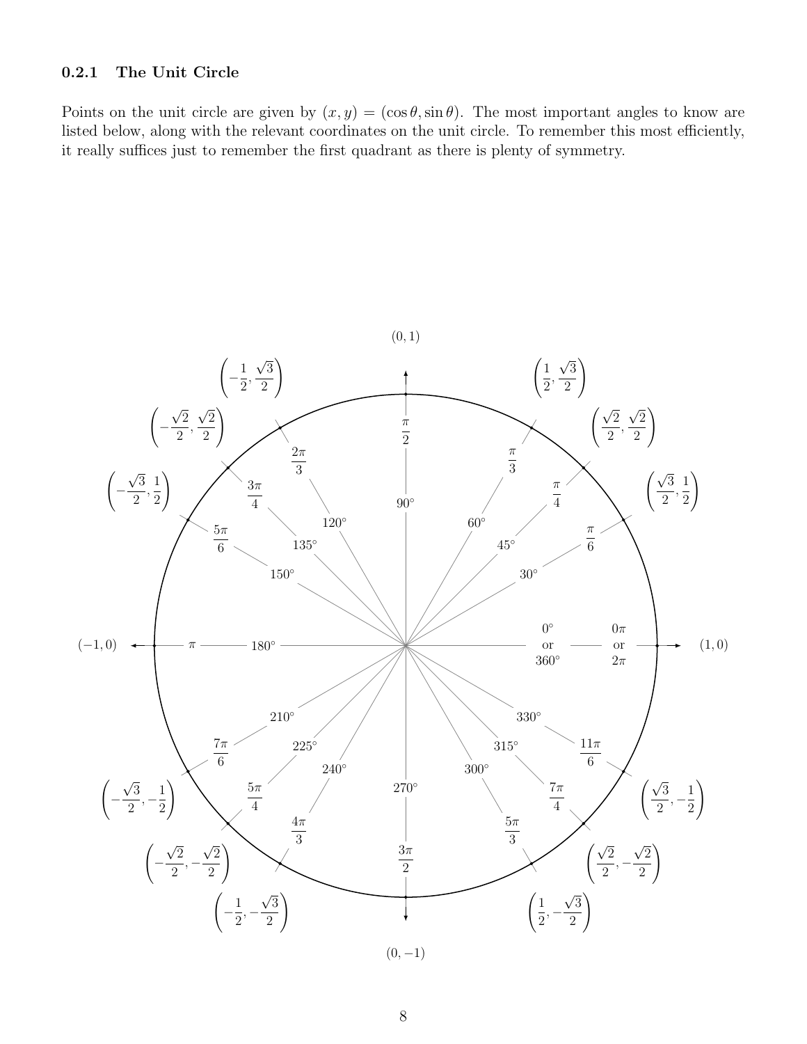### 0.2.1 The Unit Circle

Points on the unit circle are given by $(x, y) = (\cos\theta, \sin\theta)$. The most important angles to know are listed below, along with the relevant coordinates on the unit circle. To remember this most efficiently, it really suffices just to remember the first quadrant as there is plenty of symmetry.

| Degrees | Radians | Coordinates |
|---|---|---|
| $0^\circ$ or $360^\circ$ | $0\pi$ or $2\pi$ | $(1, 0)$ |
| $30^\circ$ | $\frac{\pi}{6}$ | $\left(\frac{\sqrt{3}}{2}, \frac{1}{2}\right)$ |
| $45^\circ$ | $\frac{\pi}{4}$ | $\left(\frac{\sqrt{2}}{2}, \frac{\sqrt{2}}{2}\right)$ |
| $60^\circ$ | $\frac{\pi}{3}$ | $\left(\frac{1}{2}, \frac{\sqrt{3}}{2}\right)$ |
| $90^\circ$ | $\frac{\pi}{2}$ | $(0, 1)$ |
| $120^\circ$ | $\frac{2\pi}{3}$ | $\left(-\frac{1}{2}, \frac{\sqrt{3}}{2}\right)$ |
| $135^\circ$ | $\frac{3\pi}{4}$ | $\left(-\frac{\sqrt{2}}{2}, \frac{\sqrt{2}}{2}\right)$ |
| $150^\circ$ | $\frac{5\pi}{6}$ | $\left(-\frac{\sqrt{3}}{2}, \frac{1}{2}\right)$ |
| $180^\circ$ | $\pi$ | $(-1, 0)$ |
| $210^\circ$ | $\frac{7\pi}{6}$ | $\left(-\frac{\sqrt{3}}{2}, -\frac{1}{2}\right)$ |
| $225^\circ$ | $\frac{5\pi}{4}$ | $\left(-\frac{\sqrt{2}}{2}, -\frac{\sqrt{2}}{2}\right)$ |
| $240^\circ$ | $\frac{4\pi}{3}$ | $\left(-\frac{1}{2}, -\frac{\sqrt{3}}{2}\right)$ |
| $270^\circ$ | $\frac{3\pi}{2}$ | $(0, -1)$ |
| $300^\circ$ | $\frac{5\pi}{3}$ | $\left(\frac{1}{2}, -\frac{\sqrt{3}}{2}\right)$ |
| $315^\circ$ | $\frac{7\pi}{4}$ | $\left(\frac{\sqrt{2}}{2}, -\frac{\sqrt{2}}{2}\right)$ |
| $330^\circ$ | $\frac{11\pi}{6}$ | $\left(\frac{\sqrt{3}}{2}, -\frac{1}{2}\right)$ |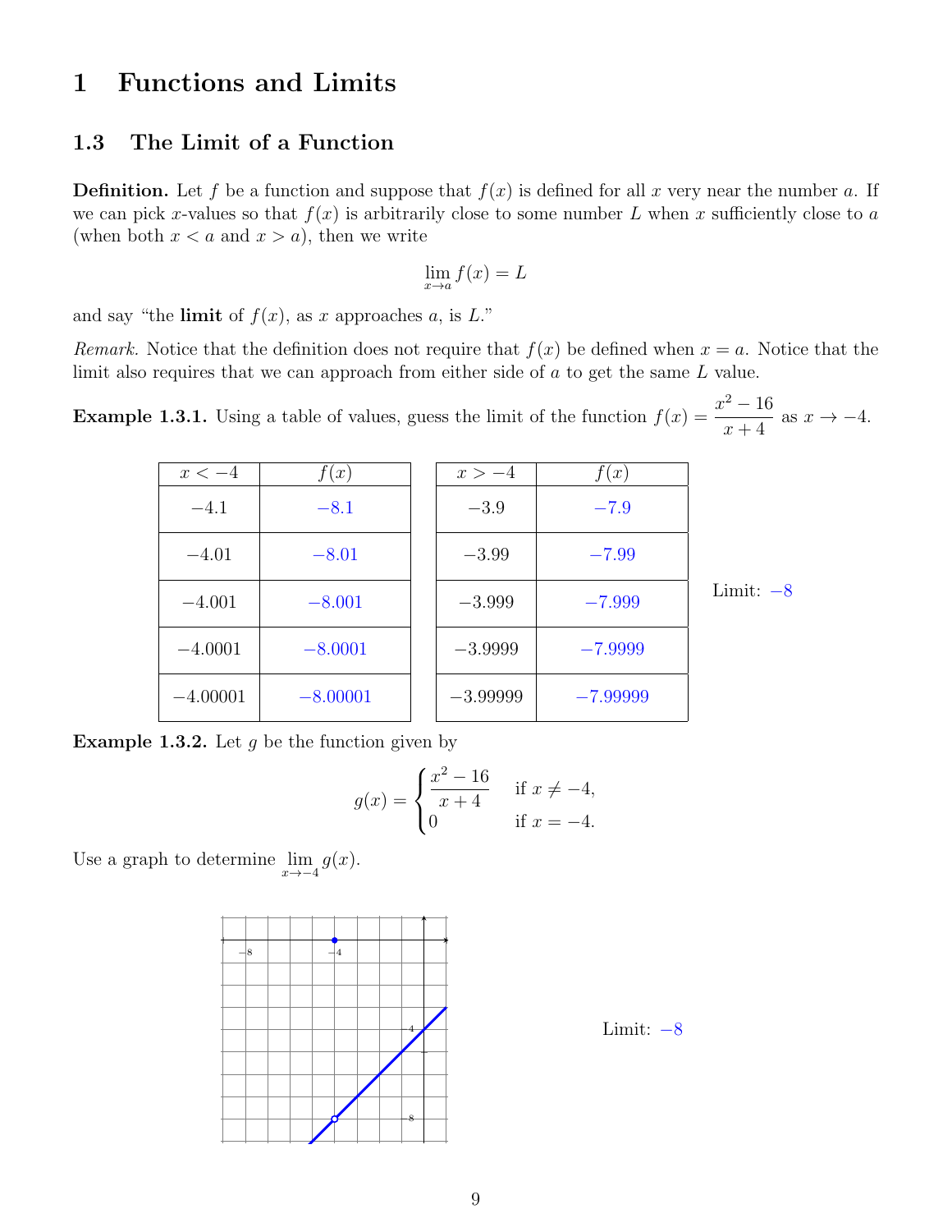# 1 Functions and Limits

## 1.3 The Limit of a Function

**Definition.** Let $f$ be a function and suppose that $f(x)$ is defined for all $x$ very near the number $a$. If we can pick $x$-values so that $f(x)$ is arbitrarily close to some number $L$ when $x$ sufficiently close to $a$ (when both $x < a$ and $x > a$), then we write

$$\lim_{x \to a} f(x) = L$$

and say "the **limit** of $f(x)$, as $x$ approaches $a$, is $L$."

*Remark.* Notice that the definition does not require that $f(x)$ be defined when $x = a$. Notice that the limit also requires that we can approach from either side of $a$ to get the same $L$ value.

**Example 1.3.1.** Using a table of values, guess the limit of the function $f(x) = \dfrac{x^2 - 16}{x + 4}$ as $x \to -4$.

| $x < -4$ | $f(x)$ |
|---|---|
| $-4.1$ | $-8.1$ |
| $-4.01$ | $-8.01$ |
| $-4.001$ | $-8.001$ |
| $-4.0001$ | $-8.0001$ |
| $-4.00001$ | $-8.00001$ |

| $x > -4$ | $f(x)$ |
|---|---|
| $-3.9$ | $-7.9$ |
| $-3.99$ | $-7.99$ |
| $-3.999$ | $-7.999$ |
| $-3.9999$ | $-7.9999$ |
| $-3.99999$ | $-7.99999$ |

Limit: $-8$

**Example 1.3.2.** Let $g$ be the function given by

$$g(x) = \begin{cases} \dfrac{x^2 - 16}{x + 4} & \text{if } x \neq -4, \\ 0 & \text{if } x = -4. \end{cases}$$

Use a graph to determine $\lim_{x \to -4} g(x)$.

Limit: $-8$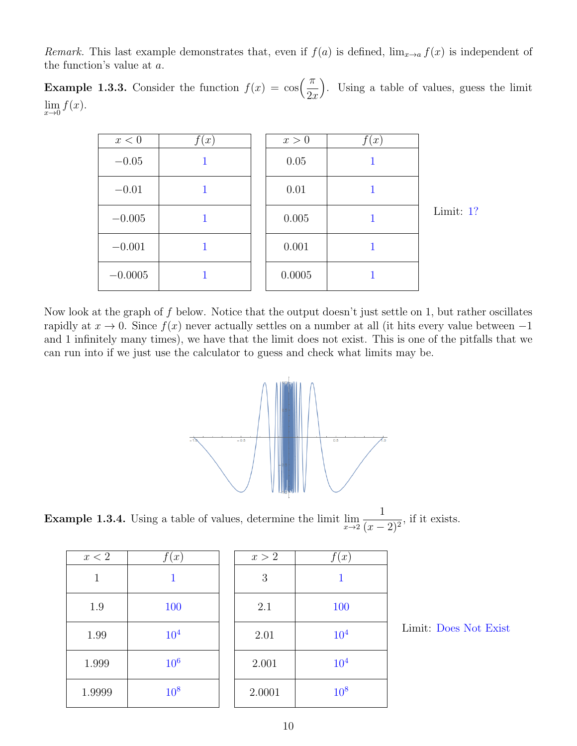*Remark.* This last example demonstrates that, even if $f(a)$ is defined, $\lim_{x\to a} f(x)$ is independent of the function's value at $a$.

**Example 1.3.3.** Consider the function $f(x) = \cos\left(\dfrac{\pi}{2x}\right)$. Using a table of values, guess the limit $\lim\limits_{x\to 0} f(x)$.

| $x < 0$ | $f(x)$ |
|---|---|
| $-0.05$ | 1 |
| $-0.01$ | 1 |
| $-0.005$ | 1 |
| $-0.001$ | 1 |
| $-0.0005$ | 1 |

| $x > 0$ | $f(x)$ |
|---|---|
| 0.05 | 1 |
| 0.01 | 1 |
| 0.005 | 1 |
| 0.001 | 1 |
| 0.0005 | 1 |

Limit: 1?

Now look at the graph of $f$ below. Notice that the output doesn't just settle on 1, but rather oscillates rapidly at $x \to 0$. Since $f(x)$ never actually settles on a number at all (it hits every value between $-1$ and 1 infinitely many times), we have that the limit does not exist. This is one of the pitfalls that we can run into if we just use the calculator to guess and check what limits may be.

**Example 1.3.4.** Using a table of values, determine the limit $\lim\limits_{x\to 2} \dfrac{1}{(x-2)^2}$, if it exists.

| $x < 2$ | $f(x)$ |
|---|---|
| 1 | 1 |
| 1.9 | 100 |
| 1.99 | $10^4$ |
| 1.999 | $10^6$ |
| 1.9999 | $10^8$ |

| $x > 2$ | $f(x)$ |
|---|---|
| 3 | 1 |
| 2.1 | 100 |
| 2.01 | $10^4$ |
| 2.001 | $10^4$ |
| 2.0001 | $10^8$ |

Limit: Does Not Exist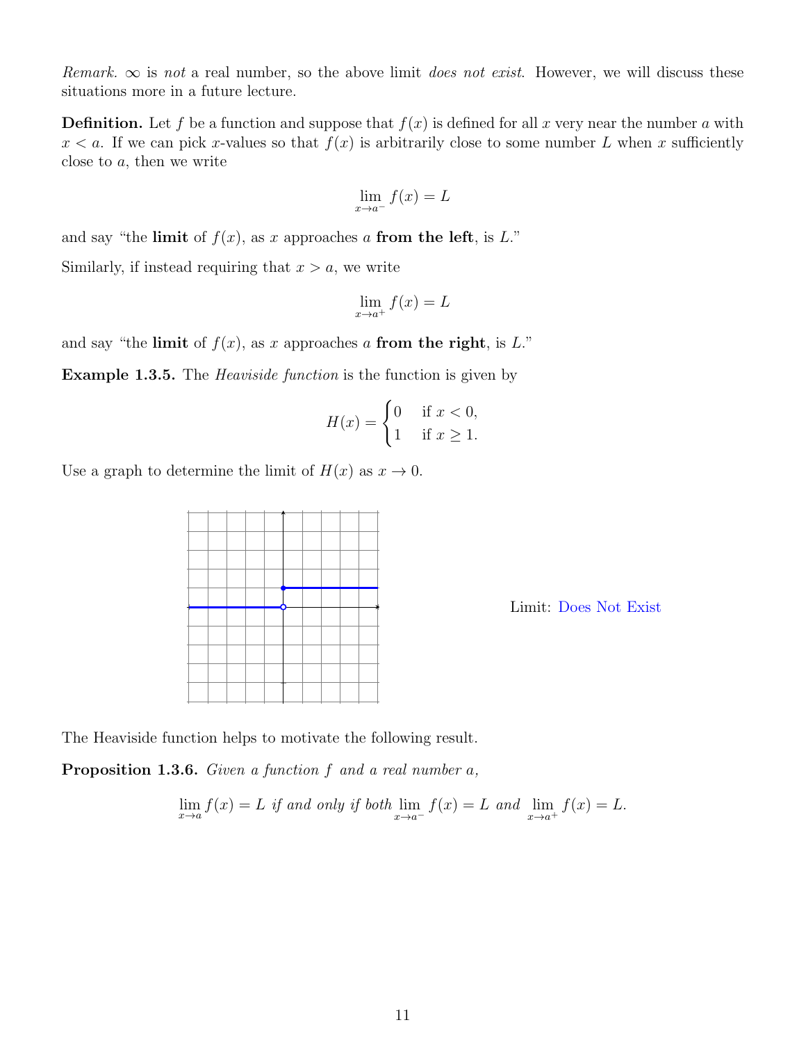*Remark.* $\infty$ is *not* a real number, so the above limit *does not exist*. However, we will discuss these situations more in a future lecture.

**Definition.** Let $f$ be a function and suppose that $f(x)$ is defined for all $x$ very near the number $a$ with $x < a$. If we can pick $x$-values so that $f(x)$ is arbitrarily close to some number $L$ when $x$ sufficiently close to $a$, then we write

$$\lim_{x \to a^-} f(x) = L$$

and say "the **limit** of $f(x)$, as $x$ approaches $a$ **from the left**, is $L$."

Similarly, if instead requiring that $x > a$, we write

$$\lim_{x \to a^+} f(x) = L$$

and say "the **limit** of $f(x)$, as $x$ approaches $a$ **from the right**, is $L$."

**Example 1.3.5.** The *Heaviside function* is the function is given by

$$H(x) = \begin{cases} 0 & \text{if } x < 0, \\ 1 & \text{if } x \geq 1. \end{cases}$$

Use a graph to determine the limit of $H(x)$ as $x \to 0$.

Limit: Does Not Exist

The Heaviside function helps to motivate the following result.

**Proposition 1.3.6.** *Given a function $f$ and a real number $a$,*

$$\lim_{x \to a} f(x) = L \text{ if and only if both } \lim_{x \to a^-} f(x) = L \text{ and } \lim_{x \to a^+} f(x) = L.$$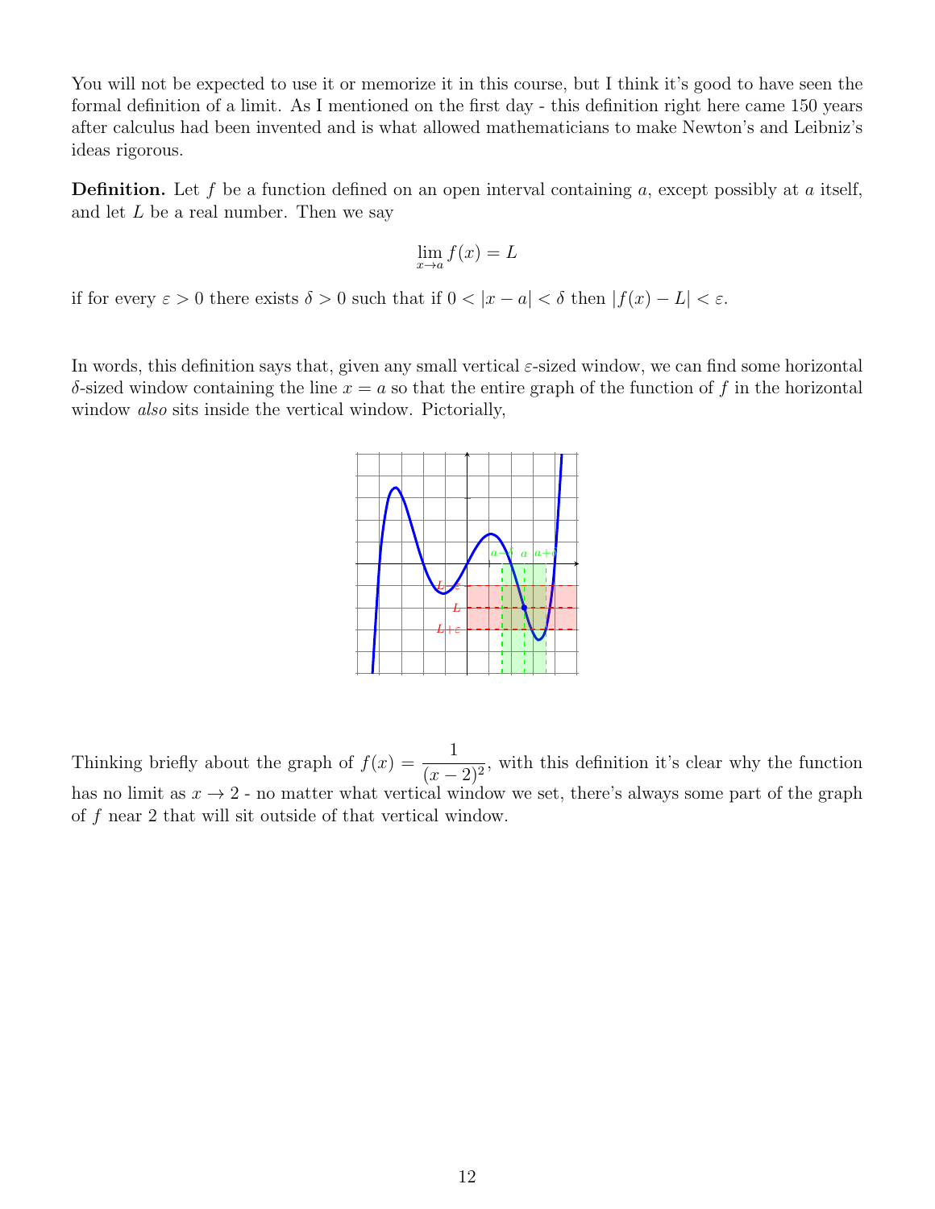You will not be expected to use it or memorize it in this course, but I think it's good to have seen the formal definition of a limit. As I mentioned on the first day - this definition right here came 150 years after calculus had been invented and is what allowed mathematicians to make Newton's and Leibniz's ideas rigorous.

**Definition.** Let $f$ be a function defined on an open interval containing $a$, except possibly at $a$ itself, and let $L$ be a real number. Then we say

$$\lim_{x \to a} f(x) = L$$

if for every $\varepsilon > 0$ there exists $\delta > 0$ such that if $0 < |x - a| < \delta$ then $|f(x) - L| < \varepsilon$.

In words, this definition says that, given any small vertical $\varepsilon$-sized window, we can find some horizontal $\delta$-sized window containing the line $x = a$ so that the entire graph of the function of $f$ in the horizontal window *also* sits inside the vertical window. Pictorially,

Thinking briefly about the graph of $f(x) = \dfrac{1}{(x-2)^2}$, with this definition it's clear why the function has no limit as $x \to 2$ - no matter what vertical window we set, there's always some part of the graph of $f$ near 2 that will sit outside of that vertical window.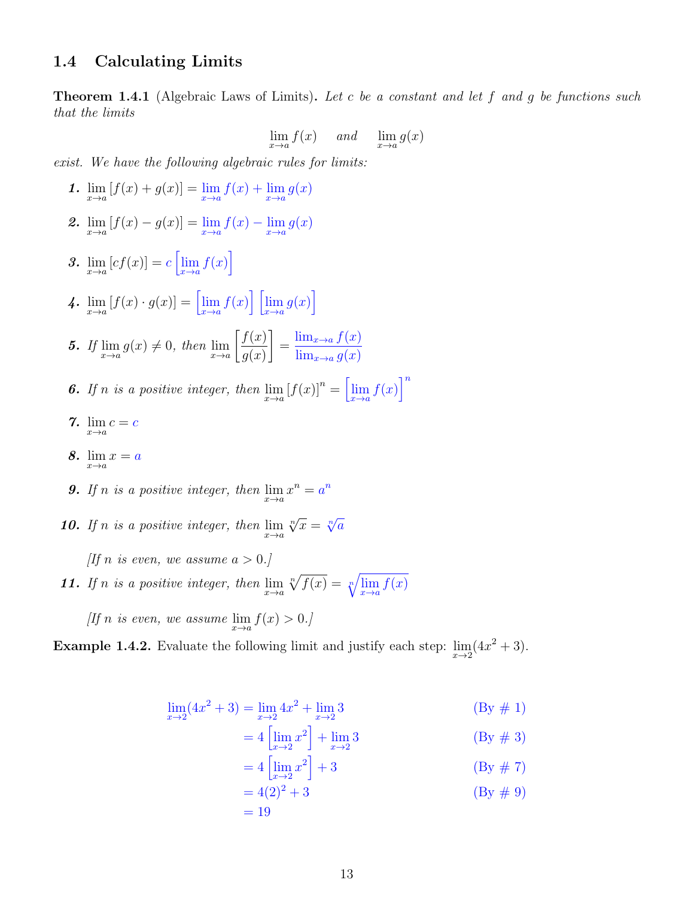## 1.4 Calculating Limits

**Theorem 1.4.1** (Algebraic Laws of Limits). *Let $c$ be a constant and let $f$ and $g$ be functions such that the limits*

$$\lim_{x\to a} f(x) \quad \text{and} \quad \lim_{x\to a} g(x)$$

*exist. We have the following algebraic rules for limits:*

1. $\lim_{x\to a} [f(x) + g(x)] = \lim_{x\to a} f(x) + \lim_{x\to a} g(x)$
2. $\lim_{x\to a} [f(x) - g(x)] = \lim_{x\to a} f(x) - \lim_{x\to a} g(x)$
3. $\lim_{x\to a} [cf(x)] = c\left[\lim_{x\to a} f(x)\right]$
4. $\lim_{x\to a} [f(x) \cdot g(x)] = \left[\lim_{x\to a} f(x)\right]\left[\lim_{x\to a} g(x)\right]$
5. *If* $\lim_{x\to a} g(x) \neq 0$, *then* $\lim_{x\to a} \left[\dfrac{f(x)}{g(x)}\right] = \dfrac{\lim_{x\to a} f(x)}{\lim_{x\to a} g(x)}$
6. *If $n$ is a positive integer, then* $\lim_{x\to a} [f(x)]^n = \left[\lim_{x\to a} f(x)\right]^n$
7. $\lim_{x\to a} c = c$
8. $\lim_{x\to a} x = a$
9. *If $n$ is a positive integer, then* $\lim_{x\to a} x^n = a^n$
10. *If $n$ is a positive integer, then* $\lim_{x\to a} \sqrt[n]{x} = \sqrt[n]{a}$

    *[If $n$ is even, we assume $a > 0$.]*
11. *If $n$ is a positive integer, then* $\lim_{x\to a} \sqrt[n]{f(x)} = \sqrt[n]{\lim_{x\to a} f(x)}$

    *[If $n$ is even, we assume $\lim_{x\to a} f(x) > 0$.]*

**Example 1.4.2.** Evaluate the following limit and justify each step: $\lim_{x\to 2}(4x^2 + 3)$.

$$\begin{aligned}
\lim_{x\to 2}(4x^2+3) &= \lim_{x\to 2} 4x^2 + \lim_{x\to 2} 3 && \text{(By \# 1)}\\
&= 4\left[\lim_{x\to 2} x^2\right] + \lim_{x\to 2} 3 && \text{(By \# 3)}\\
&= 4\left[\lim_{x\to 2} x^2\right] + 3 && \text{(By \# 7)}\\
&= 4(2)^2 + 3 && \text{(By \# 9)}\\
&= 19
\end{aligned}$$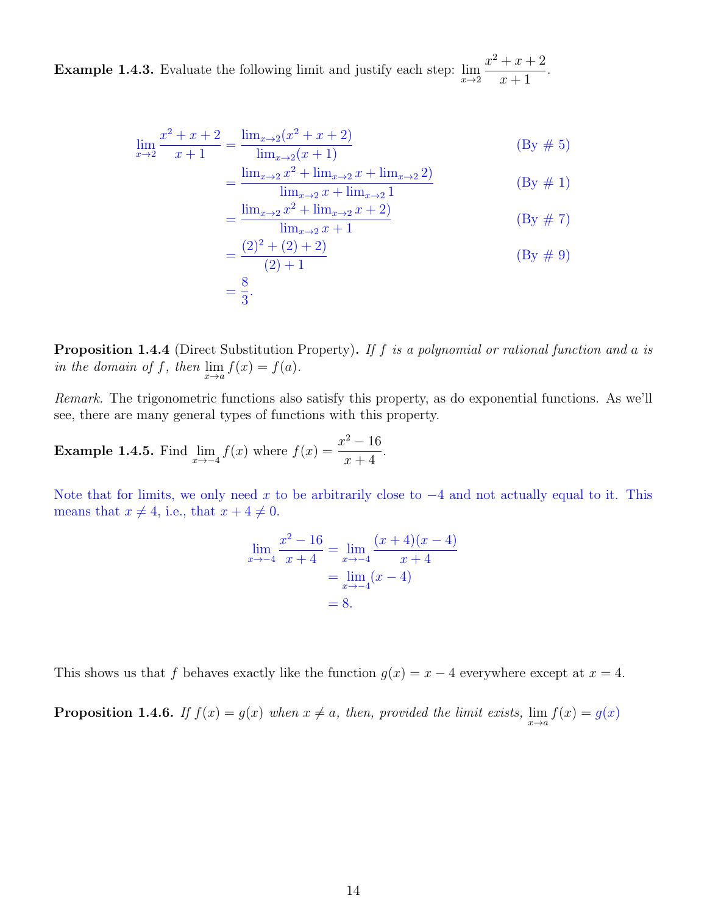**Example 1.4.3.** Evaluate the following limit and justify each step: $\lim_{x\to 2} \frac{x^2+x+2}{x+1}$.

$$
\begin{aligned}
\lim_{x\to 2} \frac{x^2+x+2}{x+1} &= \frac{\lim_{x\to 2}(x^2+x+2)}{\lim_{x\to 2}(x+1)} && \text{(By \# 5)} \\
&= \frac{\lim_{x\to 2} x^2 + \lim_{x\to 2} x + \lim_{x\to 2} 2)}{\lim_{x\to 2} x + \lim_{x\to 2} 1} && \text{(By \# 1)} \\
&= \frac{\lim_{x\to 2} x^2 + \lim_{x\to 2} x + 2)}{\lim_{x\to 2} x + 1} && \text{(By \# 7)} \\
&= \frac{(2)^2 + (2) + 2)}{(2)+1} && \text{(By \# 9)} \\
&= \frac{8}{3}.
\end{aligned}
$$

**Proposition 1.4.4** (Direct Substitution Property)**.** *If $f$ is a polynomial or rational function and $a$ is in the domain of $f$, then $\lim_{x\to a} f(x) = f(a)$.*

*Remark.* The trigonometric functions also satisfy this property, as do exponential functions. As we'll see, there are many general types of functions with this property.

**Example 1.4.5.** Find $\lim_{x\to -4} f(x)$ where $f(x) = \frac{x^2-16}{x+4}$.

Note that for limits, we only need $x$ to be arbitrarily close to $-4$ and not actually equal to it. This means that $x \neq 4$, i.e., that $x+4 \neq 0$.

$$
\begin{aligned}
\lim_{x\to -4} \frac{x^2-16}{x+4} &= \lim_{x\to -4} \frac{(x+4)(x-4)}{x+4} \\
&= \lim_{x\to -4} (x-4) \\
&= 8.
\end{aligned}
$$

This shows us that $f$ behaves exactly like the function $g(x) = x - 4$ everywhere except at $x = 4$.

**Proposition 1.4.6.** *If $f(x) = g(x)$ when $x \neq a$, then, provided the limit exists, $\lim_{x\to a} f(x) = g(x)$*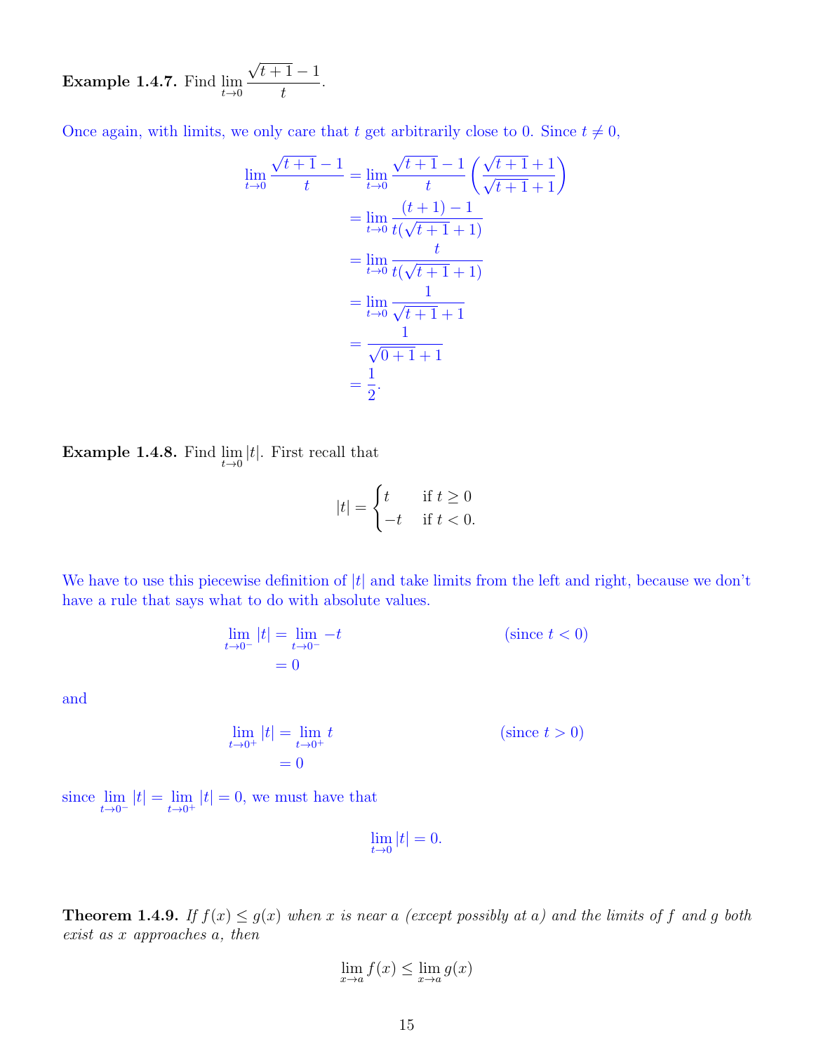**Example 1.4.7.** Find $\lim_{t\to 0} \frac{\sqrt{t+1}-1}{t}$.

Once again, with limits, we only care that $t$ get arbitrarily close to 0. Since $t \neq 0$,

$$\begin{aligned}
\lim_{t\to 0} \frac{\sqrt{t+1}-1}{t} &= \lim_{t\to 0} \frac{\sqrt{t+1}-1}{t} \left( \frac{\sqrt{t+1}+1}{\sqrt{t+1}+1} \right) \\
&= \lim_{t\to 0} \frac{(t+1)-1}{t(\sqrt{t+1}+1)} \\
&= \lim_{t\to 0} \frac{t}{t(\sqrt{t+1}+1)} \\
&= \lim_{t\to 0} \frac{1}{\sqrt{t+1}+1} \\
&= \frac{1}{\sqrt{0+1}+1} \\
&= \frac{1}{2}.
\end{aligned}$$

**Example 1.4.8.** Find $\lim_{t\to 0} |t|$. First recall that

$$|t| = \begin{cases} t & \text{if } t \geq 0 \\ -t & \text{if } t < 0. \end{cases}$$

We have to use this piecewise definition of $|t|$ and take limits from the left and right, because we don't have a rule that says what to do with absolute values.

$$\begin{aligned}
\lim_{t\to 0^-} |t| &= \lim_{t\to 0^-} -t && \text{(since } t < 0\text{)} \\
&= 0
\end{aligned}$$

and

$$\begin{aligned}
\lim_{t\to 0^+} |t| &= \lim_{t\to 0^+} t && \text{(since } t > 0\text{)} \\
&= 0
\end{aligned}$$

since $\lim_{t\to 0^-} |t| = \lim_{t\to 0^+} |t| = 0$, we must have that

$$\lim_{t\to 0} |t| = 0.$$

**Theorem 1.4.9.** *If $f(x) \leq g(x)$ when $x$ is near $a$ (except possibly at $a$) and the limits of $f$ and $g$ both exist as $x$ approaches $a$, then*

$$\lim_{x\to a} f(x) \leq \lim_{x\to a} g(x)$$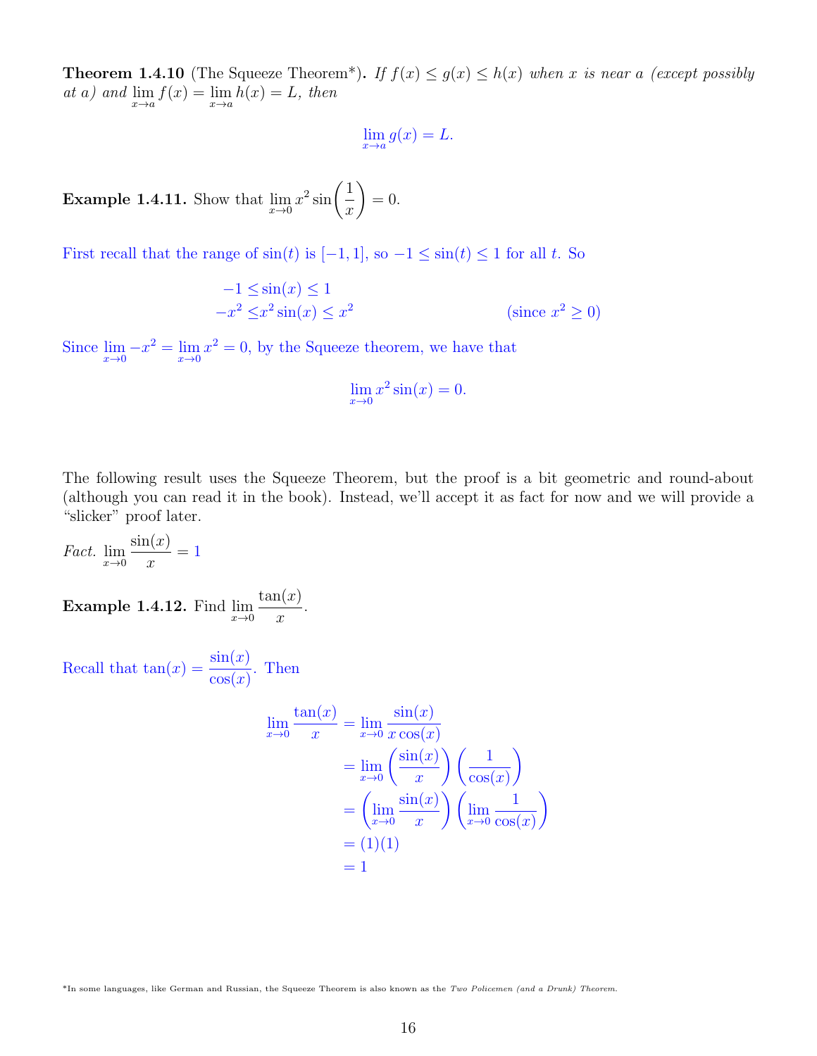**Theorem 1.4.10** (The Squeeze Theorem*)**.** *If $f(x) \leq g(x) \leq h(x)$ when $x$ is near $a$ (except possibly at $a$) and $\lim\limits_{x\to a} f(x) = \lim\limits_{x\to a} h(x) = L$, then*

$$\lim_{x\to a} g(x) = L.$$

**Example 1.4.11.** Show that $\lim\limits_{x\to 0} x^2 \sin\left(\dfrac{1}{x}\right) = 0$.

First recall that the range of $\sin(t)$ is $[-1, 1]$, so $-1 \leq \sin(t) \leq 1$ for all $t$. So

$$\begin{aligned} -1 \leq &\sin(x) \leq 1 \\ -x^2 \leq &x^2 \sin(x) \leq x^2 \qquad\qquad\qquad \text{(since } x^2 \geq 0\text{)} \end{aligned}$$

Since $\lim\limits_{x\to 0} -x^2 = \lim\limits_{x\to 0} x^2 = 0$, by the Squeeze theorem, we have that

$$\lim_{x\to 0} x^2 \sin(x) = 0.$$

The following result uses the Squeeze Theorem, but the proof is a bit geometric and round-about (although you can read it in the book). Instead, we'll accept it as fact for now and we will provide a "slicker" proof later.

*Fact.* $\lim\limits_{x\to 0} \dfrac{\sin(x)}{x} = 1$

**Example 1.4.12.** Find $\lim\limits_{x\to 0} \dfrac{\tan(x)}{x}$.

Recall that $\tan(x) = \dfrac{\sin(x)}{\cos(x)}$. Then

$$\begin{aligned} \lim_{x\to 0} \frac{\tan(x)}{x} &= \lim_{x\to 0} \frac{\sin(x)}{x\cos(x)} \\ &= \lim_{x\to 0} \left(\frac{\sin(x)}{x}\right)\left(\frac{1}{\cos(x)}\right) \\ &= \left(\lim_{x\to 0} \frac{\sin(x)}{x}\right)\left(\lim_{x\to 0} \frac{1}{\cos(x)}\right) \\ &= (1)(1) \\ &= 1 \end{aligned}$$

*In some languages, like German and Russian, the Squeeze Theorem is also known as the *Two Policemen (and a Drunk) Theorem.*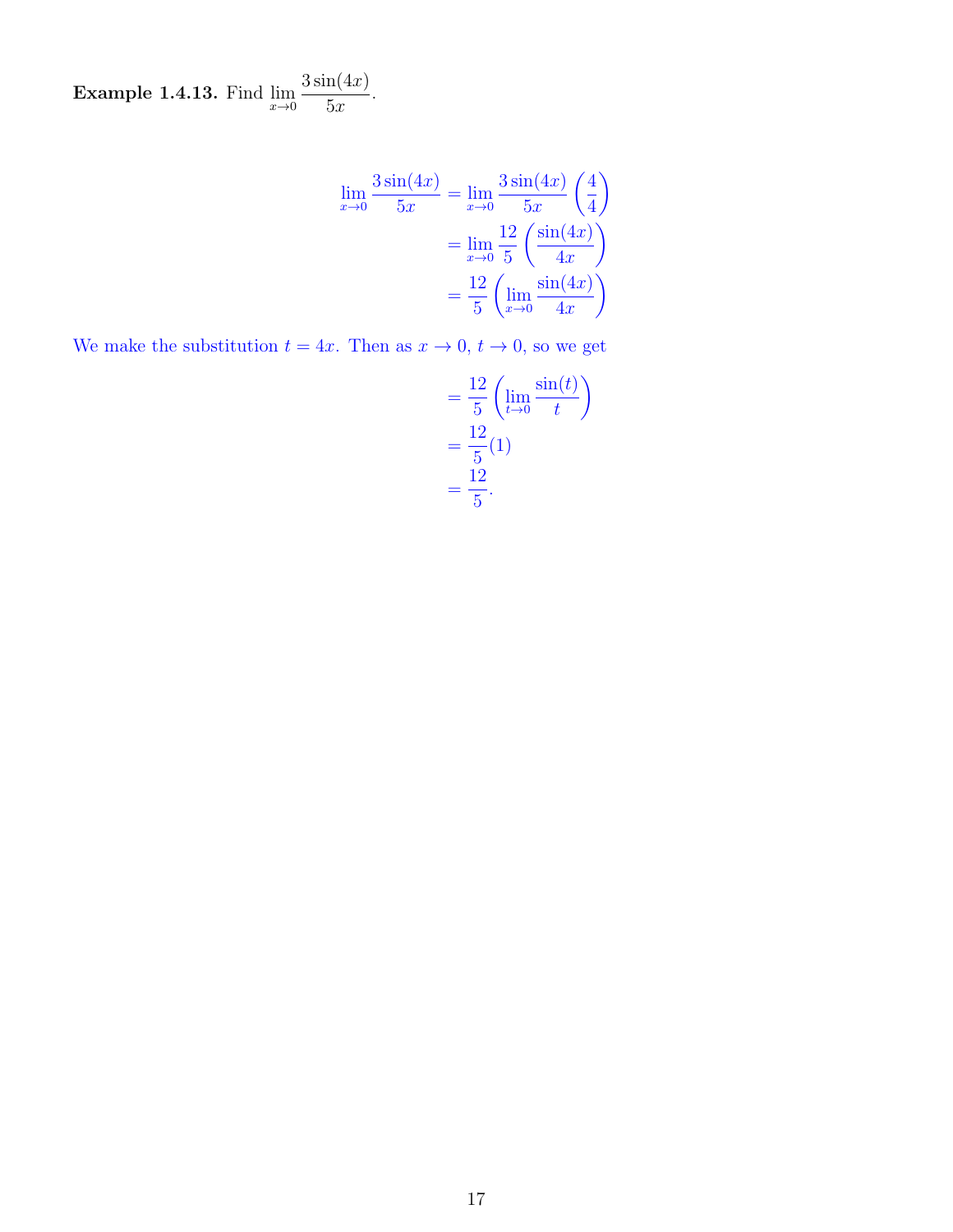**Example 1.4.13.** Find $\lim_{x\to 0} \dfrac{3\sin(4x)}{5x}$.

$$\begin{aligned}
\lim_{x\to 0} \frac{3\sin(4x)}{5x} &= \lim_{x\to 0} \frac{3\sin(4x)}{5x}\left(\frac{4}{4}\right) \\
&= \lim_{x\to 0} \frac{12}{5}\left(\frac{\sin(4x)}{4x}\right) \\
&= \frac{12}{5}\left(\lim_{x\to 0} \frac{\sin(4x)}{4x}\right)
\end{aligned}$$

We make the substitution $t = 4x$. Then as $x \to 0$, $t \to 0$, so we get

$$\begin{aligned}
&= \frac{12}{5}\left(\lim_{t\to 0} \frac{\sin(t)}{t}\right) \\
&= \frac{12}{5}(1) \\
&= \frac{12}{5}.
\end{aligned}$$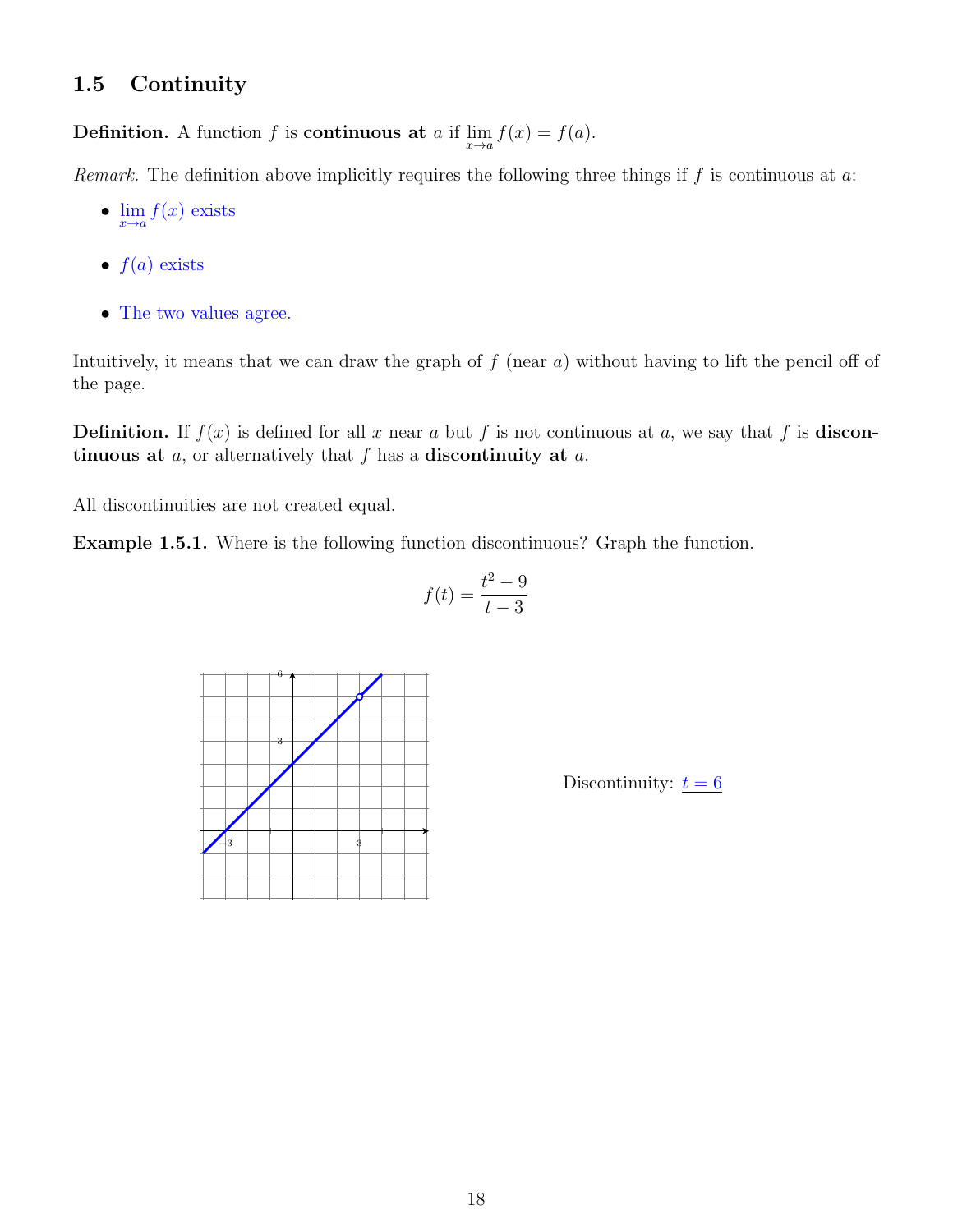## 1.5 Continuity

**Definition.** A function $f$ is **continuous at** $a$ if $\lim_{x\to a} f(x) = f(a)$.

*Remark.* The definition above implicitly requires the following three things if $f$ is continuous at $a$:

- $\lim_{x\to a} f(x)$ exists
- $f(a)$ exists
- The two values agree.

Intuitively, it means that we can draw the graph of $f$ (near $a$) without having to lift the pencil off of the page.

**Definition.** If $f(x)$ is defined for all $x$ near $a$ but $f$ is not continuous at $a$, we say that $f$ is **discontinuous at** $a$, or alternatively that $f$ has a **discontinuity at** $a$.

All discontinuities are not created equal.

**Example 1.5.1.** Where is the following function discontinuous? Graph the function.

$$f(t) = \frac{t^2 - 9}{t - 3}$$

Discontinuity: $t = 6$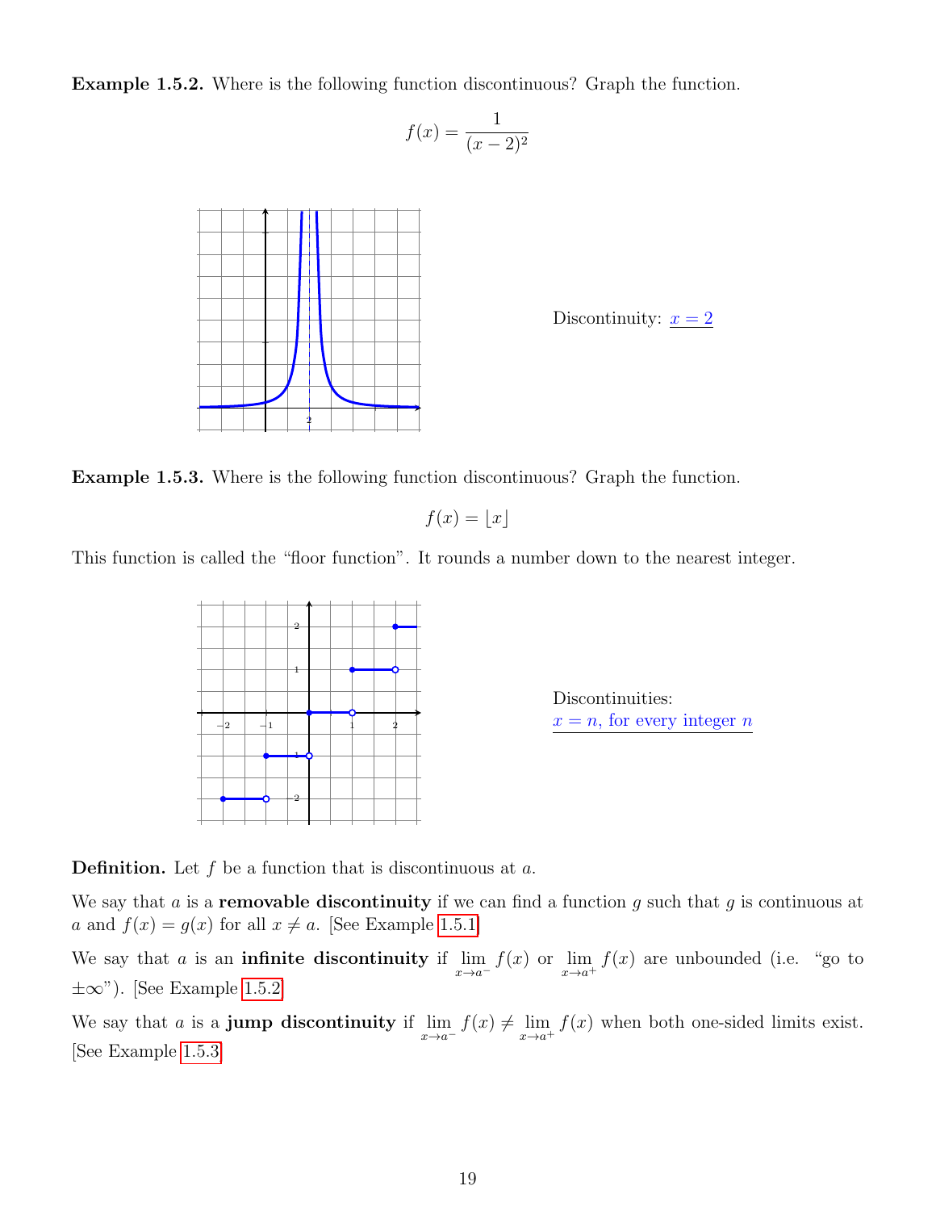**Example 1.5.2.** Where is the following function discontinuous? Graph the function.

$$f(x) = \frac{1}{(x-2)^2}$$

Discontinuity: $x = 2$

**Example 1.5.3.** Where is the following function discontinuous? Graph the function.

$$f(x) = \lfloor x \rfloor$$

This function is called the "floor function". It rounds a number down to the nearest integer.

Discontinuities:
$x = n$, for every integer $n$

**Definition.** Let $f$ be a function that is discontinuous at $a$.

We say that $a$ is a **removable discontinuity** if we can find a function $g$ such that $g$ is continuous at $a$ and $f(x) = g(x)$ for all $x \neq a$. [See Example 1.5.1]

We say that $a$ is an **infinite discontinuity** if $\lim_{x \to a^-} f(x)$ or $\lim_{x \to a^+} f(x)$ are unbounded (i.e. "go to $\pm\infty$"). [See Example 1.5.2]

We say that $a$ is a **jump discontinuity** if $\lim_{x \to a^-} f(x) \neq \lim_{x \to a^+} f(x)$ when both one-sided limits exist. [See Example 1.5.3]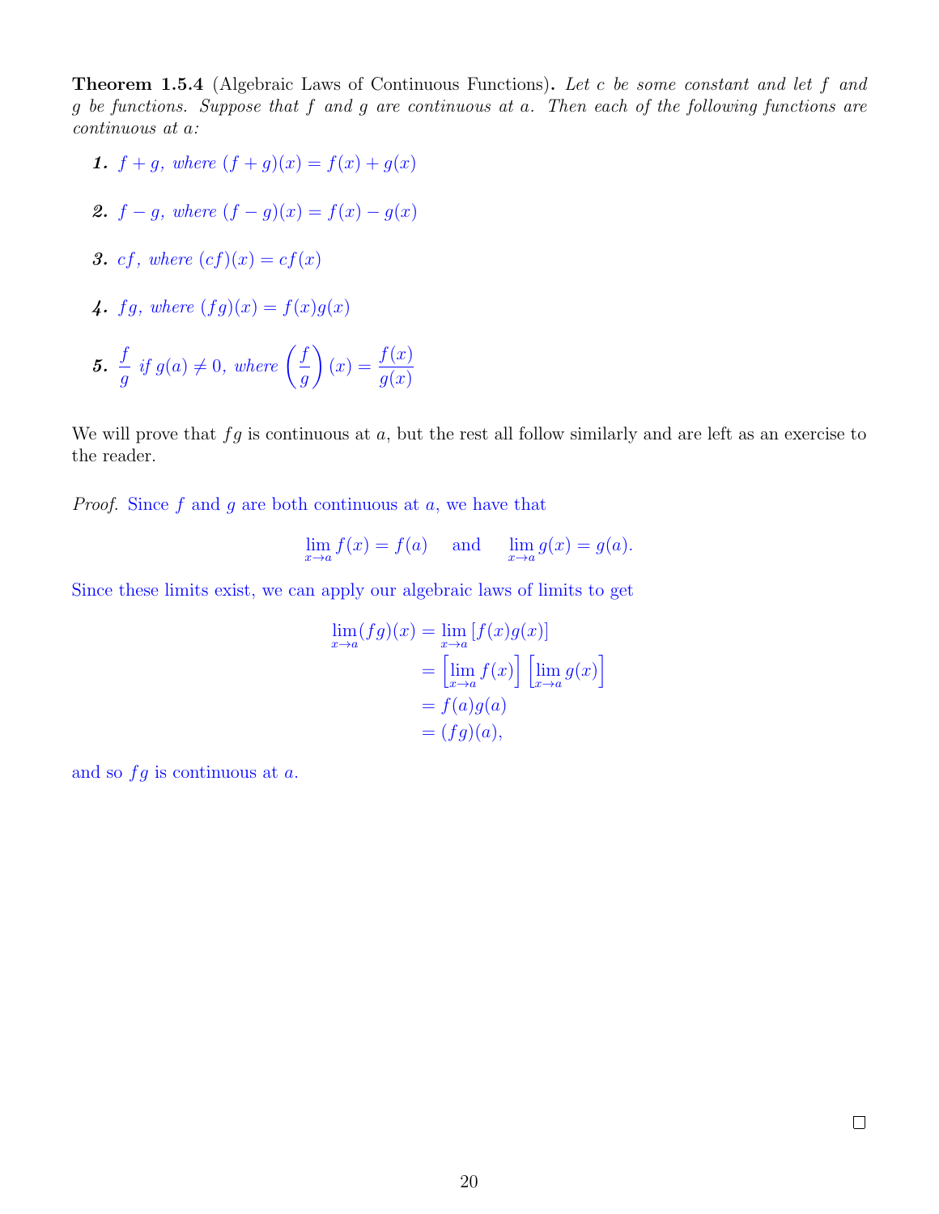**Theorem 1.5.4** (Algebraic Laws of Continuous Functions)**.** *Let $c$ be some constant and let $f$ and $g$ be functions. Suppose that $f$ and $g$ are continuous at $a$. Then each of the following functions are continuous at $a$:*

1. *$f + g$, where $(f + g)(x) = f(x) + g(x)$*

2. *$f - g$, where $(f - g)(x) = f(x) - g(x)$*

3. *$cf$, where $(cf)(x) = cf(x)$*

4. *$fg$, where $(fg)(x) = f(x)g(x)$*

5. *$\dfrac{f}{g}$ if $g(a) \neq 0$, where $\left(\dfrac{f}{g}\right)(x) = \dfrac{f(x)}{g(x)}$*

We will prove that $fg$ is continuous at $a$, but the rest all follow similarly and are left as an exercise to the reader.

*Proof.* Since $f$ and $g$ are both continuous at $a$, we have that

$$\lim_{x \to a} f(x) = f(a) \quad \text{and} \quad \lim_{x \to a} g(x) = g(a).$$

Since these limits exist, we can apply our algebraic laws of limits to get

$$\begin{aligned}
\lim_{x \to a} (fg)(x) &= \lim_{x \to a} [f(x)g(x)] \\
&= \left[\lim_{x \to a} f(x)\right] \left[\lim_{x \to a} g(x)\right] \\
&= f(a)g(a) \\
&= (fg)(a),
\end{aligned}$$

and so $fg$ is continuous at $a$.

□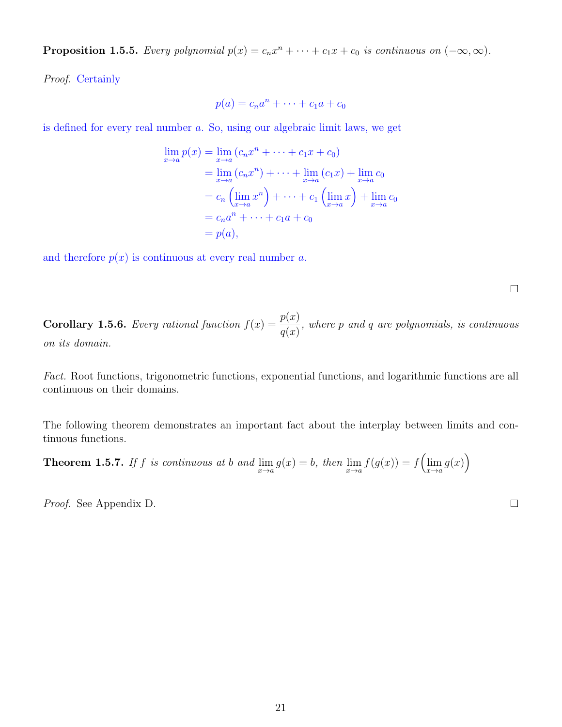**Proposition 1.5.5.** *Every polynomial $p(x) = c_n x^n + \cdots + c_1 x + c_0$ is continuous on $(-\infty, \infty)$.*

*Proof.* Certainly

$$p(a) = c_n a^n + \cdots + c_1 a + c_0$$

is defined for every real number $a$. So, using our algebraic limit laws, we get

$$\begin{aligned}
\lim_{x \to a} p(x) &= \lim_{x \to a} (c_n x^n + \cdots + c_1 x + c_0) \\
&= \lim_{x \to a} (c_n x^n) + \cdots + \lim_{x \to a} (c_1 x) + \lim_{x \to a} c_0 \\
&= c_n \left( \lim_{x \to a} x^n \right) + \cdots + c_1 \left( \lim_{x \to a} x \right) + \lim_{x \to a} c_0 \\
&= c_n a^n + \cdots + c_1 a + c_0 \\
&= p(a),
\end{aligned}$$

and therefore $p(x)$ is continuous at every real number $a$.

□

**Corollary 1.5.6.** *Every rational function $f(x) = \dfrac{p(x)}{q(x)}$, where $p$ and $q$ are polynomials, is continuous on its domain.*

*Fact.* Root functions, trigonometric functions, exponential functions, and logarithmic functions are all continuous on their domains.

The following theorem demonstrates an important fact about the interplay between limits and continuous functions.

**Theorem 1.5.7.** *If $f$ is continuous at $b$ and $\lim_{x \to a} g(x) = b$, then $\lim_{x \to a} f(g(x)) = f\Big(\lim_{x \to a} g(x)\Big)$*

*Proof.* See Appendix D. □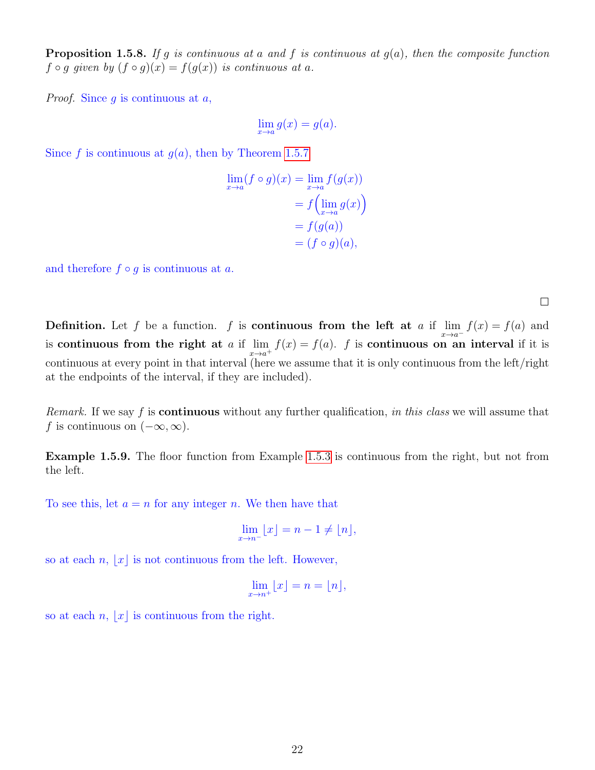**Proposition 1.5.8.** *If $g$ is continuous at $a$ and $f$ is continuous at $g(a)$, then the composite function $f \circ g$ given by $(f \circ g)(x) = f(g(x))$ is continuous at $a$.*

*Proof.* Since $g$ is continuous at $a$,

$$\lim_{x \to a} g(x) = g(a).$$

Since $f$ is continuous at $g(a)$, then by Theorem 1.5.7

$$\begin{aligned}
\lim_{x \to a} (f \circ g)(x) &= \lim_{x \to a} f(g(x)) \\
&= f\Big(\lim_{x \to a} g(x)\Big) \\
&= f(g(a)) \\
&= (f \circ g)(a),
\end{aligned}$$

and therefore $f \circ g$ is continuous at $a$.

□

**Definition.** Let $f$ be a function. $f$ is **continuous from the left at** $a$ if $\lim_{x \to a^-} f(x) = f(a)$ and is **continuous from the right at** $a$ if $\lim_{x \to a^+} f(x) = f(a)$. $f$ is **continuous on an interval** if it is continuous at every point in that interval (here we assume that it is only continuous from the left/right at the endpoints of the interval, if they are included).

*Remark.* If we say $f$ is **continuous** without any further qualification, *in this class* we will assume that $f$ is continuous on $(-\infty, \infty)$.

**Example 1.5.9.** The floor function from Example 1.5.3 is continuous from the right, but not from the left.

To see this, let $a = n$ for any integer $n$. We then have that

$$\lim_{x \to n^-} \lfloor x \rfloor = n - 1 \neq \lfloor n \rfloor,$$

so at each $n$, $\lfloor x \rfloor$ is not continuous from the left. However,

$$\lim_{x \to n^+} \lfloor x \rfloor = n = \lfloor n \rfloor,$$

so at each $n$, $\lfloor x \rfloor$ is continuous from the right.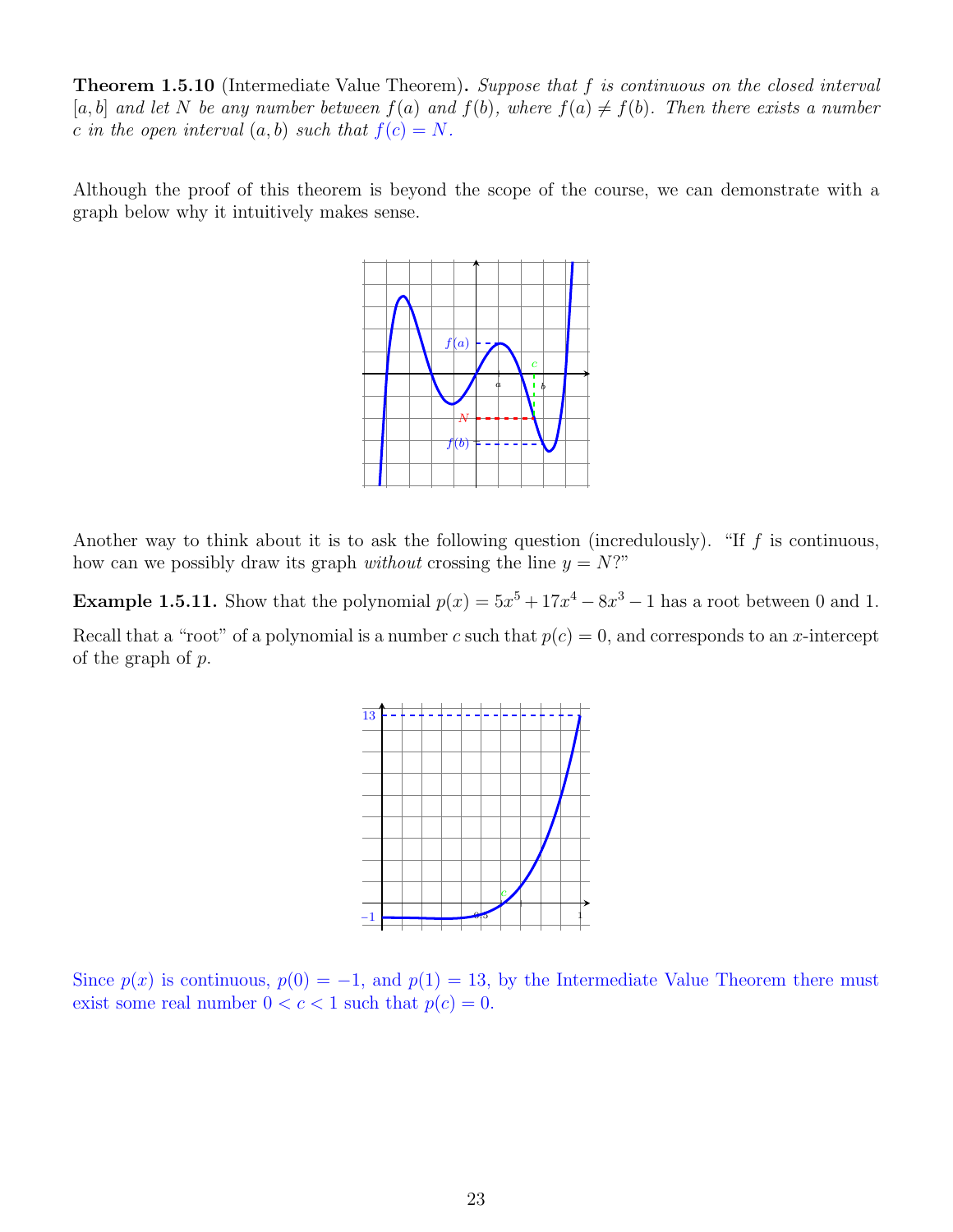**Theorem 1.5.10** (Intermediate Value Theorem)**.** *Suppose that $f$ is continuous on the closed interval $[a, b]$ and let $N$ be any number between $f(a)$ and $f(b)$, where $f(a) \neq f(b)$. Then there exists a number $c$ in the open interval $(a, b)$ such that $f(c) = N$.*

Although the proof of this theorem is beyond the scope of the course, we can demonstrate with a graph below why it intuitively makes sense.

Another way to think about it is to ask the following question (incredulously). "If $f$ is continuous, how can we possibly draw its graph *without* crossing the line $y = N$?"

**Example 1.5.11.** Show that the polynomial $p(x) = 5x^5 + 17x^4 - 8x^3 - 1$ has a root between 0 and 1.

Recall that a "root" of a polynomial is a number $c$ such that $p(c) = 0$, and corresponds to an $x$-intercept of the graph of $p$.

Since $p(x)$ is continuous, $p(0) = -1$, and $p(1) = 13$, by the Intermediate Value Theorem there must exist some real number $0 < c < 1$ such that $p(c) = 0$.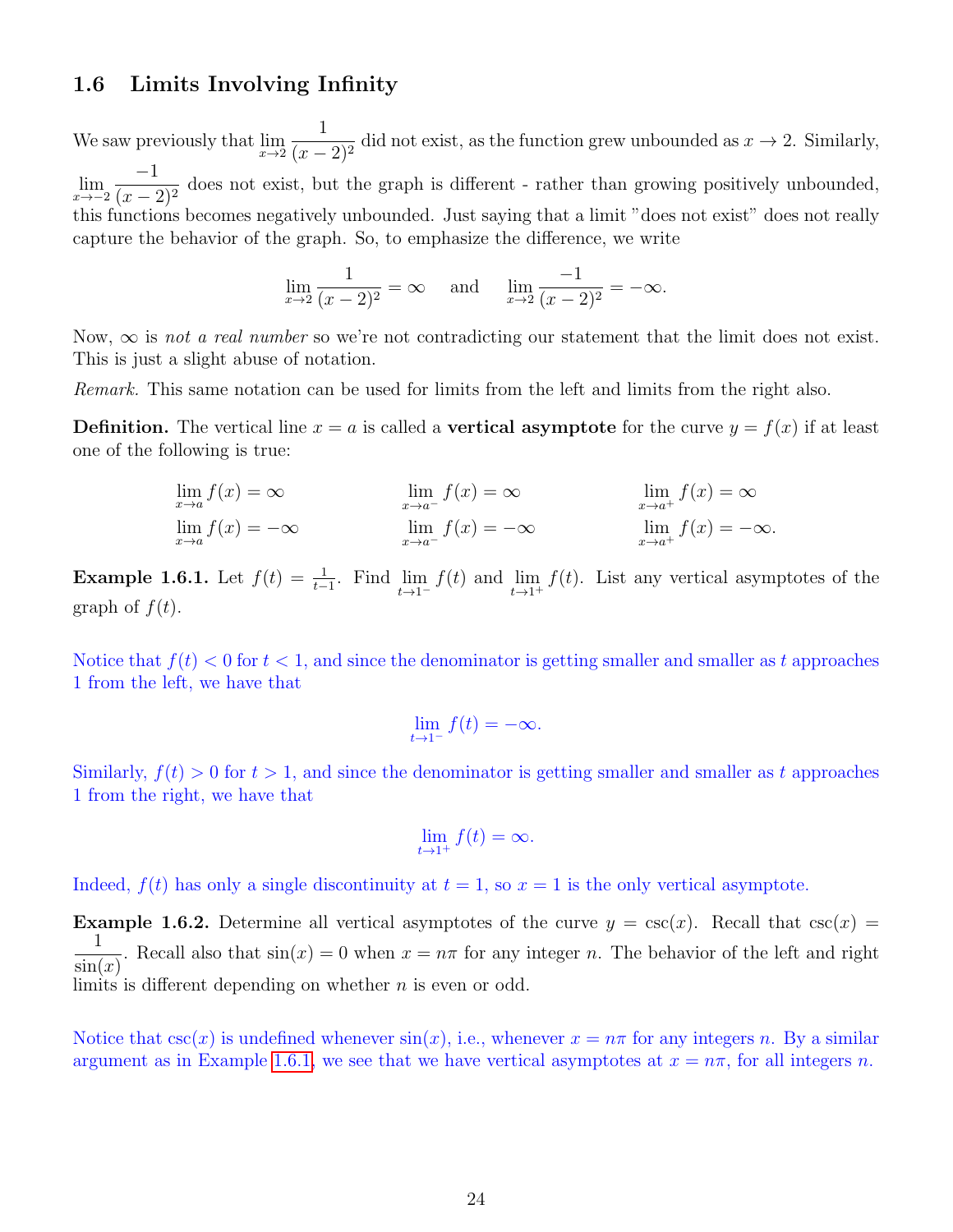## 1.6 Limits Involving Infinity

We saw previously that $\lim_{x \to 2} \frac{1}{(x-2)^2}$ did not exist, as the function grew unbounded as $x \to 2$. Similarly, $\lim_{x \to -2} \frac{-1}{(x-2)^2}$ does not exist, but the graph is different - rather than growing positively unbounded, this functions becomes negatively unbounded. Just saying that a limit "does not exist" does not really capture the behavior of the graph. So, to emphasize the difference, we write

$$\lim_{x \to 2} \frac{1}{(x-2)^2} = \infty \quad \text{and} \quad \lim_{x \to 2} \frac{-1}{(x-2)^2} = -\infty.$$

Now, $\infty$ is *not a real number* so we're not contradicting our statement that the limit does not exist. This is just a slight abuse of notation.

*Remark.* This same notation can be used for limits from the left and limits from the right also.

**Definition.** The vertical line $x = a$ is called a **vertical asymptote** for the curve $y = f(x)$ if at least one of the following is true:

$$\lim_{x \to a} f(x) = \infty \qquad \lim_{x \to a^-} f(x) = \infty \qquad \lim_{x \to a^+} f(x) = \infty$$

$$\lim_{x \to a} f(x) = -\infty \qquad \lim_{x \to a^-} f(x) = -\infty \qquad \lim_{x \to a^+} f(x) = -\infty.$$

**Example 1.6.1.** Let $f(t) = \frac{1}{t-1}$. Find $\lim_{t \to 1^-} f(t)$ and $\lim_{t \to 1^+} f(t)$. List any vertical asymptotes of the graph of $f(t)$.

Notice that $f(t) < 0$ for $t < 1$, and since the denominator is getting smaller and smaller as $t$ approaches 1 from the left, we have that

$$\lim_{t \to 1^-} f(t) = -\infty.$$

Similarly, $f(t) > 0$ for $t > 1$, and since the denominator is getting smaller and smaller as $t$ approaches 1 from the right, we have that

$$\lim_{t \to 1^+} f(t) = \infty.$$

Indeed, $f(t)$ has only a single discontinuity at $t = 1$, so $x = 1$ is the only vertical asymptote.

**Example 1.6.2.** Determine all vertical asymptotes of the curve $y = \csc(x)$. Recall that $\csc(x) = \frac{1}{\sin(x)}$. Recall also that $\sin(x) = 0$ when $x = n\pi$ for any integer $n$. The behavior of the left and right limits is different depending on whether $n$ is even or odd.

Notice that $\csc(x)$ is undefined whenever $\sin(x)$, i.e., whenever $x = n\pi$ for any integers $n$. By a similar argument as in Example 1.6.1, we see that we have vertical asymptotes at $x = n\pi$, for all integers $n$.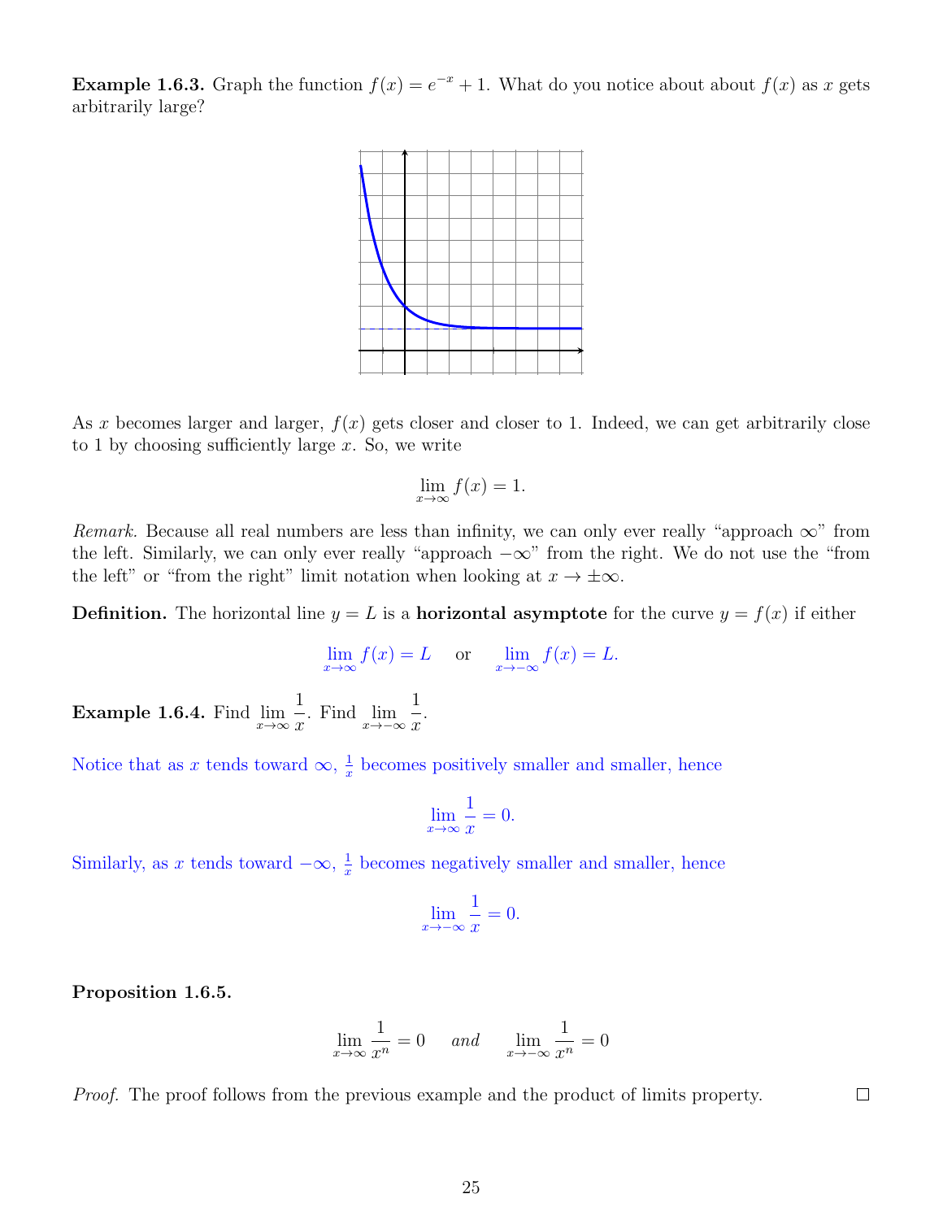**Example 1.6.3.** Graph the function $f(x) = e^{-x} + 1$. What do you notice about about $f(x)$ as $x$ gets arbitrarily large?

As $x$ becomes larger and larger, $f(x)$ gets closer and closer to 1. Indeed, we can get arbitrarily close to 1 by choosing sufficiently large $x$. So, we write

$$\lim_{x\to\infty} f(x) = 1.$$

*Remark.* Because all real numbers are less than infinity, we can only ever really "approach $\infty$" from the left. Similarly, we can only ever really "approach $-\infty$" from the right. We do not use the "from the left" or "from the right" limit notation when looking at $x \to \pm\infty$.

**Definition.** The horizontal line $y = L$ is a **horizontal asymptote** for the curve $y = f(x)$ if either

$$\lim_{x\to\infty} f(x) = L \quad \text{ or } \quad \lim_{x\to-\infty} f(x) = L.$$

**Example 1.6.4.** Find $\displaystyle\lim_{x\to\infty} \frac{1}{x}$. Find $\displaystyle\lim_{x\to-\infty} \frac{1}{x}$.

Notice that as $x$ tends toward $\infty$, $\frac{1}{x}$ becomes positively smaller and smaller, hence

$$\lim_{x\to\infty} \frac{1}{x} = 0.$$

Similarly, as $x$ tends toward $-\infty$, $\frac{1}{x}$ becomes negatively smaller and smaller, hence

$$\lim_{x\to-\infty} \frac{1}{x} = 0.$$

**Proposition 1.6.5.**

$$\lim_{x\to\infty} \frac{1}{x^n} = 0 \quad \textit{and} \quad \lim_{x\to-\infty} \frac{1}{x^n} = 0$$

*Proof.* The proof follows from the previous example and the product of limits property. $\square$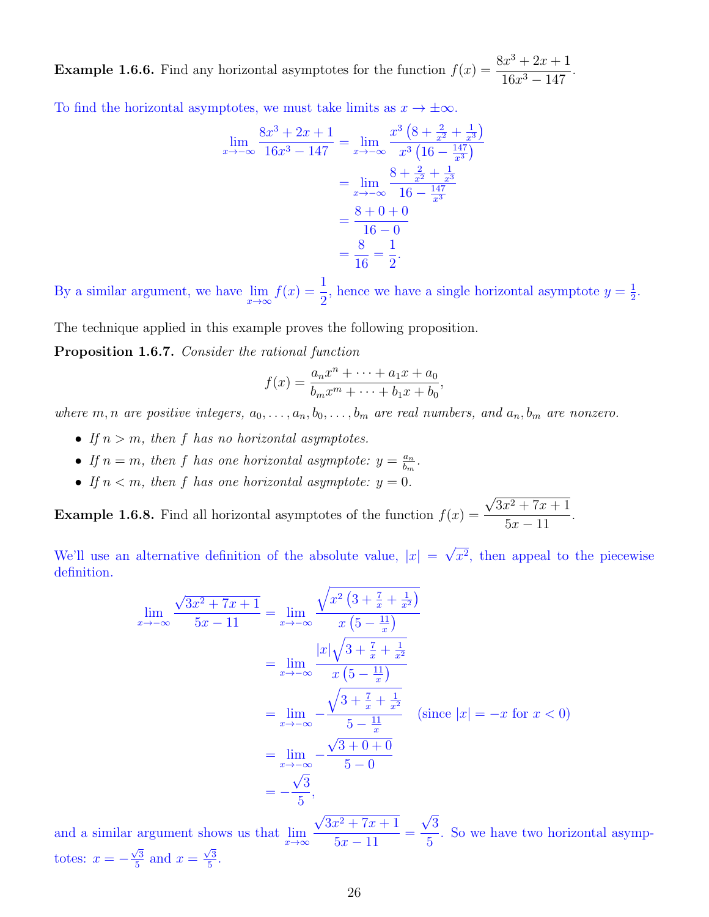**Example 1.6.6.** Find any horizontal asymptotes for the function $f(x) = \dfrac{8x^3 + 2x + 1}{16x^3 - 147}$.

To find the horizontal asymptotes, we must take limits as $x \to \pm\infty$.

$$\begin{aligned}
\lim_{x\to-\infty} \frac{8x^3 + 2x + 1}{16x^3 - 147} &= \lim_{x\to-\infty} \frac{x^3\left(8 + \frac{2}{x^2} + \frac{1}{x^3}\right)}{x^3\left(16 - \frac{147}{x^3}\right)} \\
&= \lim_{x\to-\infty} \frac{8 + \frac{2}{x^2} + \frac{1}{x^3}}{16 - \frac{147}{x^3}} \\
&= \frac{8 + 0 + 0}{16 - 0} \\
&= \frac{8}{16} = \frac{1}{2}.
\end{aligned}$$

By a similar argument, we have $\lim_{x\to\infty} f(x) = \dfrac{1}{2}$, hence we have a single horizontal asymptote $y = \frac{1}{2}$.

The technique applied in this example proves the following proposition.

**Proposition 1.6.7.** *Consider the rational function*

$$f(x) = \frac{a_n x^n + \cdots + a_1 x + a_0}{b_m x^m + \cdots + b_1 x + b_0},$$

*where $m, n$ are positive integers, $a_0, \ldots, a_n, b_0, \ldots, b_m$ are real numbers, and $a_n, b_m$ are nonzero.*

- *If $n > m$, then $f$ has no horizontal asymptotes.*
- *If $n = m$, then $f$ has one horizontal asymptote: $y = \frac{a_n}{b_m}$.*
- *If $n < m$, then $f$ has one horizontal asymptote: $y = 0$.*

**Example 1.6.8.** Find all horizontal asymptotes of the function $f(x) = \dfrac{\sqrt{3x^2 + 7x + 1}}{5x - 11}$.

We'll use an alternative definition of the absolute value, $|x| = \sqrt{x^2}$, then appeal to the piecewise definition.

$$\begin{aligned}
\lim_{x\to-\infty} \frac{\sqrt{3x^2 + 7x + 1}}{5x - 11} &= \lim_{x\to-\infty} \frac{\sqrt{x^2\left(3 + \frac{7}{x} + \frac{1}{x^2}\right)}}{x\left(5 - \frac{11}{x}\right)} \\
&= \lim_{x\to-\infty} \frac{|x|\sqrt{3 + \frac{7}{x} + \frac{1}{x^2}}}{x\left(5 - \frac{11}{x}\right)} \\
&= \lim_{x\to-\infty} -\frac{\sqrt{3 + \frac{7}{x} + \frac{1}{x^2}}}{5 - \frac{11}{x}} \quad (\text{since } |x| = -x \text{ for } x < 0) \\
&= \lim_{x\to-\infty} -\frac{\sqrt{3 + 0 + 0}}{5 - 0} \\
&= -\frac{\sqrt{3}}{5},
\end{aligned}$$

and a similar argument shows us that $\lim_{x\to\infty} \dfrac{\sqrt{3x^2 + 7x + 1}}{5x - 11} = \dfrac{\sqrt{3}}{5}$. So we have two horizontal asymptotes: $x = -\frac{\sqrt{3}}{5}$ and $x = \frac{\sqrt{3}}{5}$.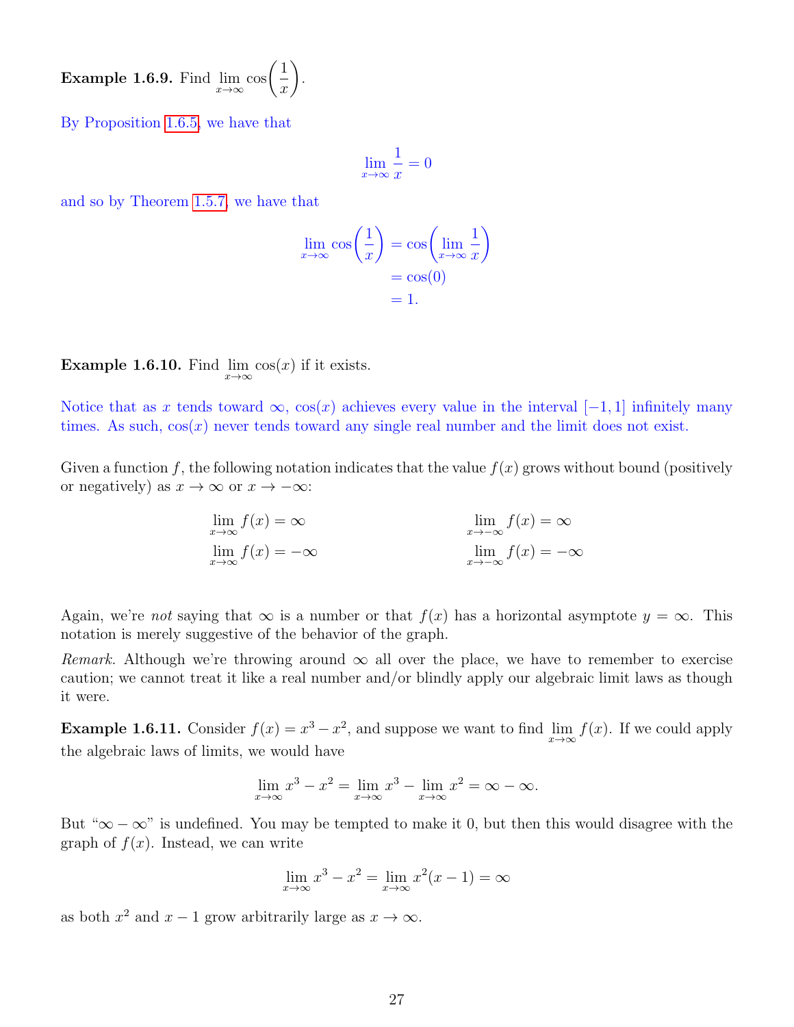**Example 1.6.9.** Find $\lim_{x\to\infty} \cos\left(\frac{1}{x}\right)$.

By Proposition 1.6.5, we have that

$$\lim_{x\to\infty} \frac{1}{x} = 0$$

and so by Theorem 1.5.7, we have that

$$\begin{aligned}
\lim_{x\to\infty} \cos\left(\frac{1}{x}\right) &= \cos\left(\lim_{x\to\infty} \frac{1}{x}\right) \\
&= \cos(0) \\
&= 1.
\end{aligned}$$

**Example 1.6.10.** Find $\lim_{x\to\infty} \cos(x)$ if it exists.

Notice that as $x$ tends toward $\infty$, $\cos(x)$ achieves every value in the interval $[-1, 1]$ infinitely many times. As such, $\cos(x)$ never tends toward any single real number and the limit does not exist.

Given a function $f$, the following notation indicates that the value $f(x)$ grows without bound (positively or negatively) as $x \to \infty$ or $x \to -\infty$:

$$\lim_{x\to\infty} f(x) = \infty \qquad\qquad \lim_{x\to-\infty} f(x) = \infty$$

$$\lim_{x\to\infty} f(x) = -\infty \qquad\qquad \lim_{x\to-\infty} f(x) = -\infty$$

Again, we're *not* saying that $\infty$ is a number or that $f(x)$ has a horizontal asymptote $y = \infty$. This notation is merely suggestive of the behavior of the graph.

*Remark.* Although we're throwing around $\infty$ all over the place, we have to remember to exercise caution; we cannot treat it like a real number and/or blindly apply our algebraic limit laws as though it were.

**Example 1.6.11.** Consider $f(x) = x^3 - x^2$, and suppose we want to find $\lim_{x\to\infty} f(x)$. If we could apply the algebraic laws of limits, we would have

$$\lim_{x\to\infty} x^3 - x^2 = \lim_{x\to\infty} x^3 - \lim_{x\to\infty} x^2 = \infty - \infty.$$

But "$\infty - \infty$" is undefined. You may be tempted to make it 0, but then this would disagree with the graph of $f(x)$. Instead, we can write

$$\lim_{x\to\infty} x^3 - x^2 = \lim_{x\to\infty} x^2(x - 1) = \infty$$

as both $x^2$ and $x - 1$ grow arbitrarily large as $x \to \infty$.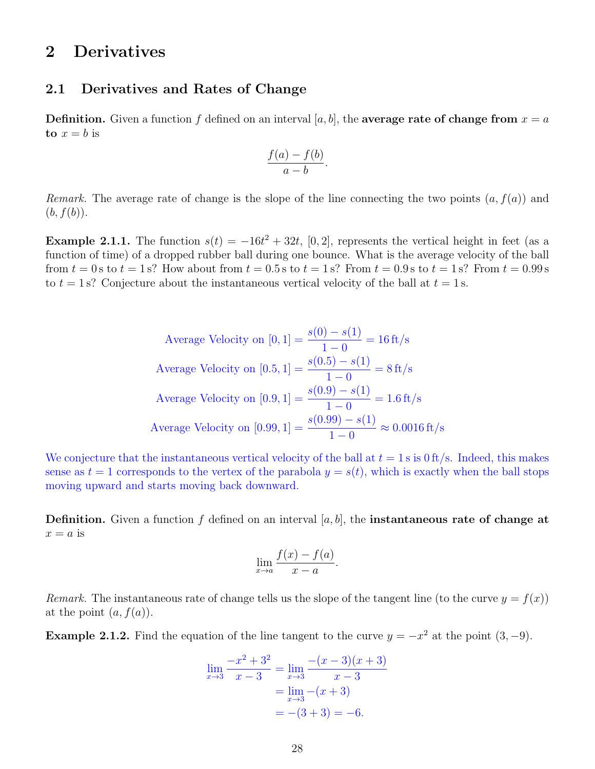# 2 Derivatives

## 2.1 Derivatives and Rates of Change

**Definition.** Given a function $f$ defined on an interval $[a, b]$, the **average rate of change from $x = a$ to $x = b$** is

$$\frac{f(a) - f(b)}{a - b}.$$

*Remark.* The average rate of change is the slope of the line connecting the two points $(a, f(a))$ and $(b, f(b))$.

**Example 2.1.1.** The function $s(t) = -16t^2 + 32t$, $[0, 2]$, represents the vertical height in feet (as a function of time) of a dropped rubber ball during one bounce. What is the average velocity of the ball from $t = 0\,\text{s}$ to $t = 1\,\text{s}$? How about from $t = 0.5\,\text{s}$ to $t = 1\,\text{s}$? From $t = 0.9\,\text{s}$ to $t = 1\,\text{s}$? From $t = 0.99\,\text{s}$ to $t = 1\,\text{s}$? Conjecture about the instantaneous vertical velocity of the ball at $t = 1\,\text{s}$.

$$\text{Average Velocity on } [0, 1] = \frac{s(0) - s(1)}{1 - 0} = 16\,\text{ft/s}$$
$$\text{Average Velocity on } [0.5, 1] = \frac{s(0.5) - s(1)}{1 - 0} = 8\,\text{ft/s}$$
$$\text{Average Velocity on } [0.9, 1] = \frac{s(0.9) - s(1)}{1 - 0} = 1.6\,\text{ft/s}$$
$$\text{Average Velocity on } [0.99, 1] = \frac{s(0.99) - s(1)}{1 - 0} \approx 0.0016\,\text{ft/s}$$

We conjecture that the instantaneous vertical velocity of the ball at $t = 1\,\text{s}$ is $0\,\text{ft/s}$. Indeed, this makes sense as $t = 1$ corresponds to the vertex of the parabola $y = s(t)$, which is exactly when the ball stops moving upward and starts moving back downward.

**Definition.** Given a function $f$ defined on an interval $[a, b]$, the **instantaneous rate of change at $x = a$** is

$$\lim_{x \to a} \frac{f(x) - f(a)}{x - a}.$$

*Remark.* The instantaneous rate of change tells us the slope of the tangent line (to the curve $y = f(x)$) at the point $(a, f(a))$.

**Example 2.1.2.** Find the equation of the line tangent to the curve $y = -x^2$ at the point $(3, -9)$.

$$\begin{aligned}
\lim_{x \to 3} \frac{-x^2 + 3^2}{x - 3} &= \lim_{x \to 3} \frac{-(x - 3)(x + 3)}{x - 3} \\
&= \lim_{x \to 3} -(x + 3) \\
&= -(3 + 3) = -6.
\end{aligned}$$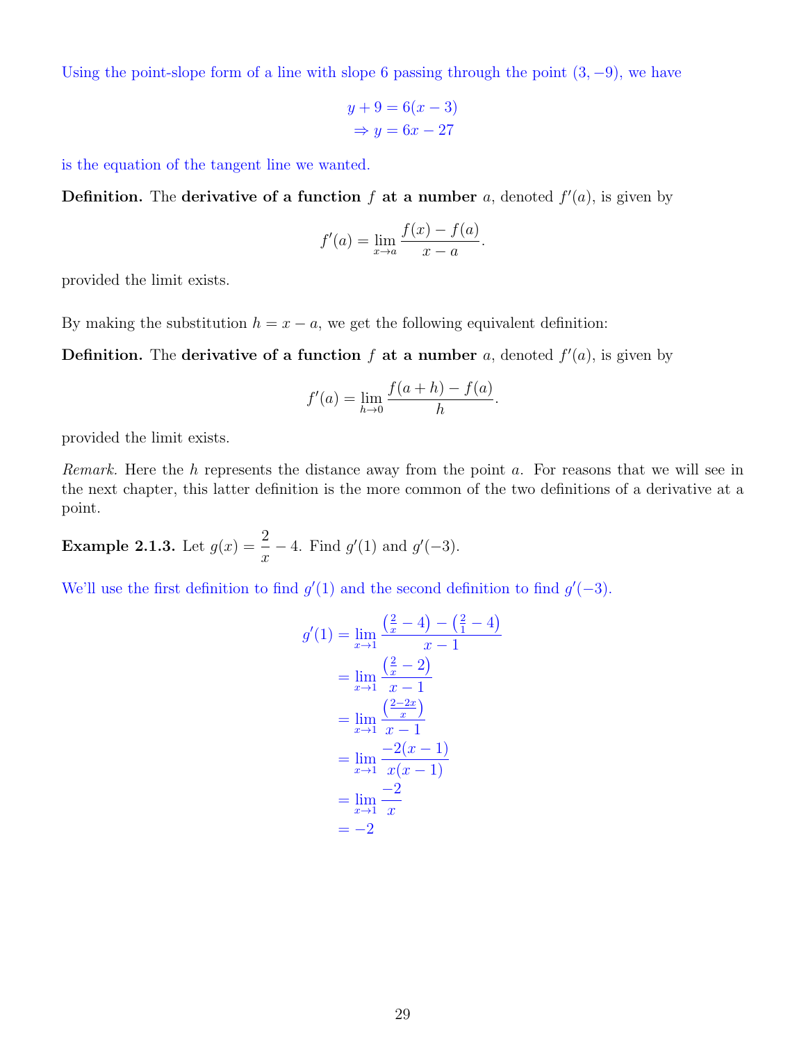Using the point-slope form of a line with slope 6 passing through the point $(3, -9)$, we have

$$
\begin{aligned}
y + 9 &= 6(x - 3) \\
\Rightarrow y &= 6x - 27
\end{aligned}
$$

is the equation of the tangent line we wanted.

**Definition.** The **derivative of a function $f$ at a number** $a$, denoted $f'(a)$, is given by

$$f'(a) = \lim_{x \to a} \frac{f(x) - f(a)}{x - a}.$$

provided the limit exists.

By making the substitution $h = x - a$, we get the following equivalent definition:

**Definition.** The **derivative of a function $f$ at a number** $a$, denoted $f'(a)$, is given by

$$f'(a) = \lim_{h \to 0} \frac{f(a + h) - f(a)}{h}.$$

provided the limit exists.

*Remark.* Here the $h$ represents the distance away from the point $a$. For reasons that we will see in the next chapter, this latter definition is the more common of the two definitions of a derivative at a point.

**Example 2.1.3.** Let $g(x) = \dfrac{2}{x} - 4$. Find $g'(1)$ and $g'(-3)$.

We'll use the first definition to find $g'(1)$ and the second definition to find $g'(-3)$.

$$
\begin{aligned}
g'(1) &= \lim_{x \to 1} \frac{\left(\frac{2}{x} - 4\right) - \left(\frac{2}{1} - 4\right)}{x - 1} \\
&= \lim_{x \to 1} \frac{\left(\frac{2}{x} - 2\right)}{x - 1} \\
&= \lim_{x \to 1} \frac{\left(\frac{2 - 2x}{x}\right)}{x - 1} \\
&= \lim_{x \to 1} \frac{-2(x - 1)}{x(x - 1)} \\
&= \lim_{x \to 1} \frac{-2}{x} \\
&= -2
\end{aligned}
$$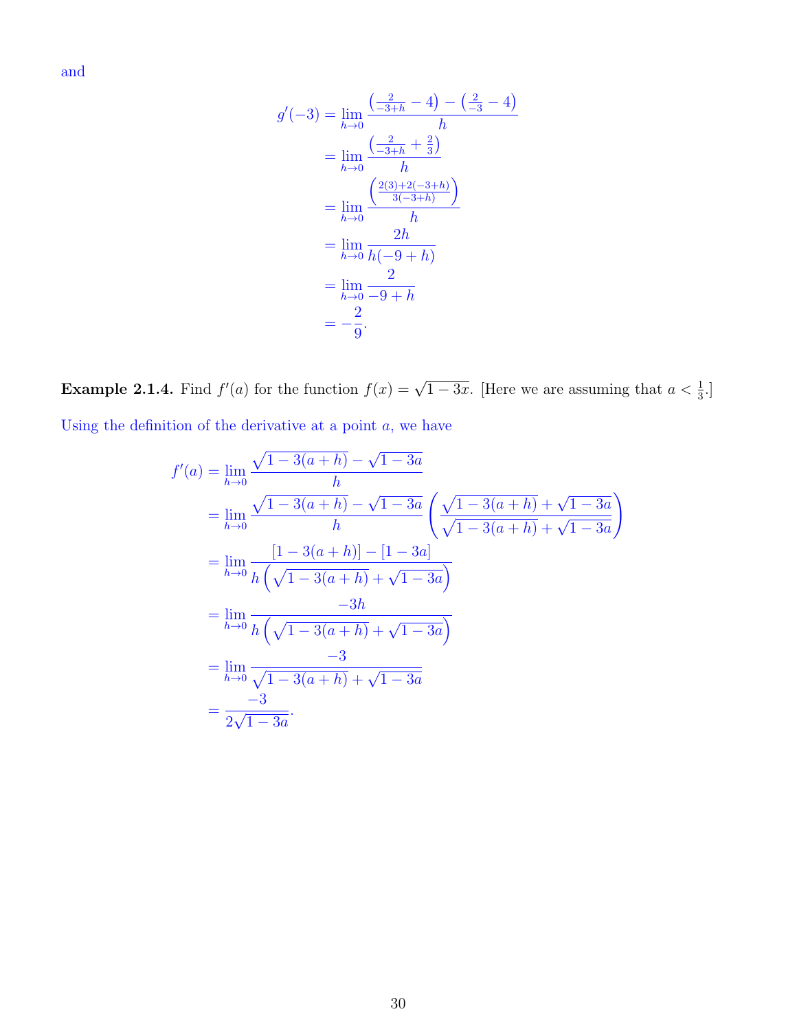and

$$
\begin{aligned}
g'(-3) &= \lim_{h\to 0} \frac{\left(\frac{2}{-3+h} - 4\right) - \left(\frac{2}{-3} - 4\right)}{h} \\
&= \lim_{h\to 0} \frac{\left(\frac{2}{-3+h} + \frac{2}{3}\right)}{h} \\
&= \lim_{h\to 0} \frac{\left(\frac{2(3)+2(-3+h)}{3(-3+h)}\right)}{h} \\
&= \lim_{h\to 0} \frac{2h}{h(-9+h)} \\
&= \lim_{h\to 0} \frac{2}{-9+h} \\
&= -\frac{2}{9}.
\end{aligned}
$$

**Example 2.1.4.** Find $f'(a)$ for the function $f(x) = \sqrt{1-3x}$. [Here we are assuming that $a < \frac{1}{3}$.]

Using the definition of the derivative at a point $a$, we have

$$
\begin{aligned}
f'(a) &= \lim_{h\to 0} \frac{\sqrt{1-3(a+h)} - \sqrt{1-3a}}{h} \\
&= \lim_{h\to 0} \frac{\sqrt{1-3(a+h)} - \sqrt{1-3a}}{h} \left(\frac{\sqrt{1-3(a+h)} + \sqrt{1-3a}}{\sqrt{1-3(a+h)} + \sqrt{1-3a}}\right) \\
&= \lim_{h\to 0} \frac{[1-3(a+h)] - [1-3a]}{h\left(\sqrt{1-3(a+h)} + \sqrt{1-3a}\right)} \\
&= \lim_{h\to 0} \frac{-3h}{h\left(\sqrt{1-3(a+h)} + \sqrt{1-3a}\right)} \\
&= \lim_{h\to 0} \frac{-3}{\sqrt{1-3(a+h)} + \sqrt{1-3a}} \\
&= \frac{-3}{2\sqrt{1-3a}}.
\end{aligned}
$$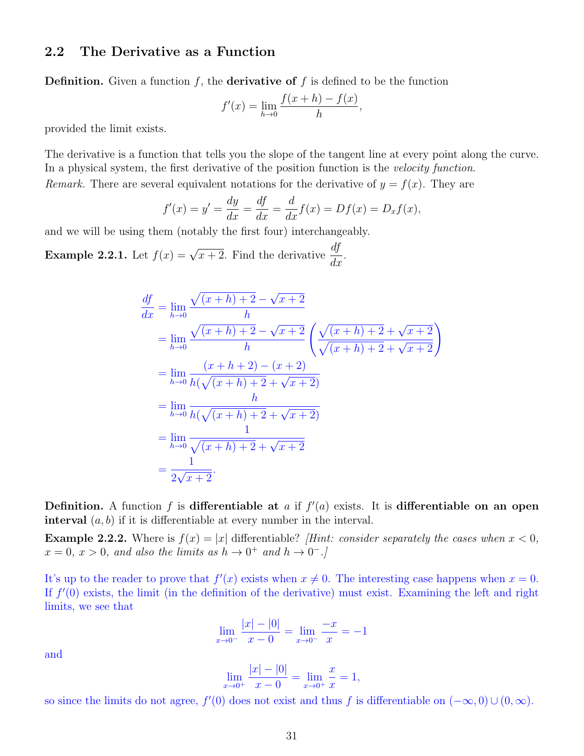## 2.2 The Derivative as a Function

**Definition.** Given a function $f$, the **derivative of** $f$ is defined to be the function

$$f'(x) = \lim_{h\to 0} \frac{f(x+h) - f(x)}{h},$$

provided the limit exists.

The derivative is a function that tells you the slope of the tangent line at every point along the curve. In a physical system, the first derivative of the position function is the *velocity function*.

*Remark.* There are several equivalent notations for the derivative of $y = f(x)$. They are

$$f'(x) = y' = \frac{dy}{dx} = \frac{df}{dx} = \frac{d}{dx}f(x) = Df(x) = D_x f(x),$$

and we will be using them (notably the first four) interchangeably.

**Example 2.2.1.** Let $f(x) = \sqrt{x+2}$. Find the derivative $\dfrac{df}{dx}$.

$$\begin{aligned}
\frac{df}{dx} &= \lim_{h\to 0} \frac{\sqrt{(x+h)+2} - \sqrt{x+2}}{h} \\
&= \lim_{h\to 0} \frac{\sqrt{(x+h)+2} - \sqrt{x+2}}{h} \left( \frac{\sqrt{(x+h)+2} + \sqrt{x+2}}{\sqrt{(x+h)+2} + \sqrt{x+2}} \right) \\
&= \lim_{h\to 0} \frac{(x+h+2) - (x+2)}{h(\sqrt{(x+h)+2} + \sqrt{x+2})} \\
&= \lim_{h\to 0} \frac{h}{h(\sqrt{(x+h)+2} + \sqrt{x+2})} \\
&= \lim_{h\to 0} \frac{1}{\sqrt{(x+h)+2} + \sqrt{x+2}} \\
&= \frac{1}{2\sqrt{x+2}}.
\end{aligned}$$

**Definition.** A function $f$ is **differentiable at** $a$ if $f'(a)$ exists. It is **differentiable on an open interval** $(a, b)$ if it is differentiable at every number in the interval.

**Example 2.2.2.** Where is $f(x) = |x|$ differentiable? *[Hint: consider separately the cases when $x < 0$, $x = 0$, $x > 0$, and also the limits as $h \to 0^+$ and $h \to 0^-$.]*

It's up to the reader to prove that $f'(x)$ exists when $x \neq 0$. The interesting case happens when $x = 0$. If $f'(0)$ exists, the limit (in the definition of the derivative) must exist. Examining the left and right limits, we see that

$$\lim_{x\to 0^-} \frac{|x| - |0|}{x - 0} = \lim_{x\to 0^-} \frac{-x}{x} = -1$$

and

$$\lim_{x\to 0^+} \frac{|x| - |0|}{x - 0} = \lim_{x\to 0^+} \frac{x}{x} = 1,$$

so since the limits do not agree, $f'(0)$ does not exist and thus $f$ is differentiable on $(-\infty, 0) \cup (0, \infty)$.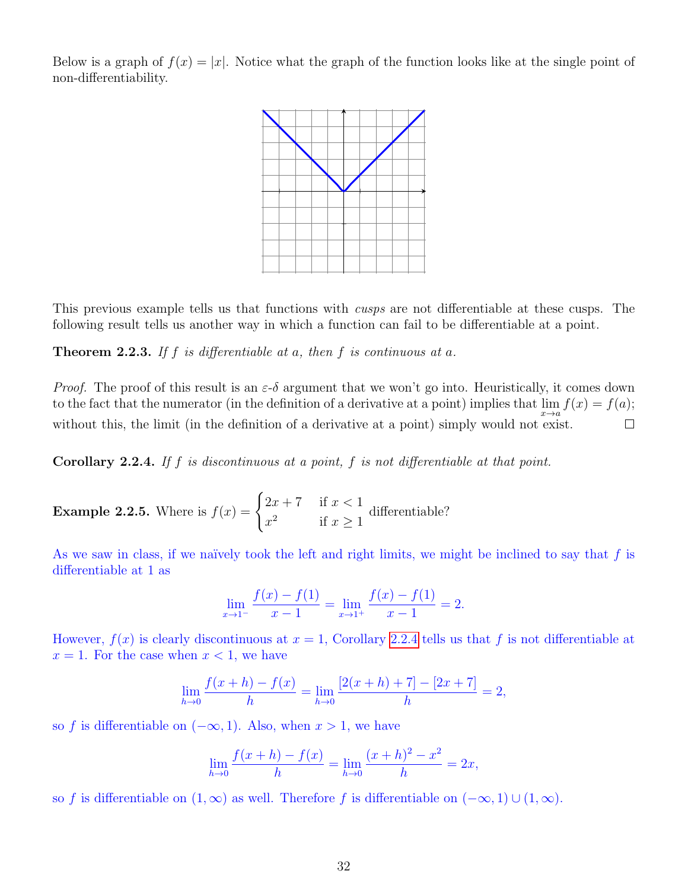Below is a graph of $f(x) = |x|$. Notice what the graph of the function looks like at the single point of non-differentiability.

This previous example tells us that functions with *cusps* are not differentiable at these cusps. The following result tells us another way in which a function can fail to be differentiable at a point.

**Theorem 2.2.3.** *If $f$ is differentiable at $a$, then $f$ is continuous at $a$.*

*Proof.* The proof of this result is an $\varepsilon$-$\delta$ argument that we won't go into. Heuristically, it comes down to the fact that the numerator (in the definition of a derivative at a point) implies that $\lim_{x \to a} f(x) = f(a)$; without this, the limit (in the definition of a derivative at a point) simply would not exist. $\square$

**Corollary 2.2.4.** *If $f$ is discontinuous at a point, $f$ is not differentiable at that point.*

**Example 2.2.5.** Where is $f(x) = \begin{cases} 2x + 7 & \text{if } x < 1 \\ x^2 & \text{if } x \geq 1 \end{cases}$ differentiable?

As we saw in class, if we naïvely took the left and right limits, we might be inclined to say that $f$ is differentiable at 1 as

$$\lim_{x \to 1^-} \frac{f(x) - f(1)}{x - 1} = \lim_{x \to 1^+} \frac{f(x) - f(1)}{x - 1} = 2.$$

However, $f(x)$ is clearly discontinuous at $x = 1$, Corollary 2.2.4 tells us that $f$ is not differentiable at $x = 1$. For the case when $x < 1$, we have

$$\lim_{h \to 0} \frac{f(x + h) - f(x)}{h} = \lim_{h \to 0} \frac{[2(x + h) + 7] - [2x + 7]}{h} = 2,$$

so $f$ is differentiable on $(-\infty, 1)$. Also, when $x > 1$, we have

$$\lim_{h \to 0} \frac{f(x + h) - f(x)}{h} = \lim_{h \to 0} \frac{(x + h)^2 - x^2}{h} = 2x,$$

so $f$ is differentiable on $(1, \infty)$ as well. Therefore $f$ is differentiable on $(-\infty, 1) \cup (1, \infty)$.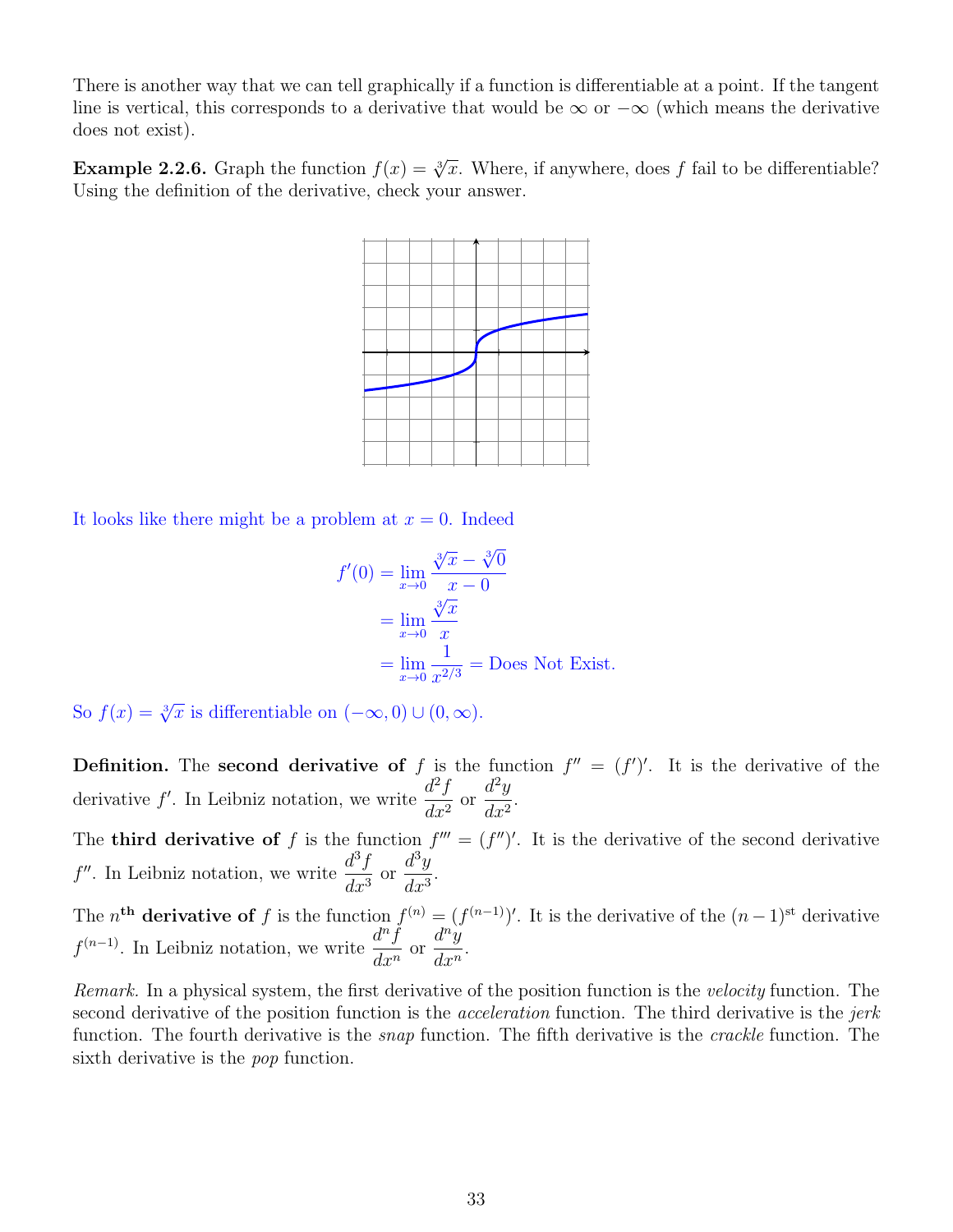There is another way that we can tell graphically if a function is differentiable at a point. If the tangent line is vertical, this corresponds to a derivative that would be $\infty$ or $-\infty$ (which means the derivative does not exist).

**Example 2.2.6.** Graph the function $f(x) = \sqrt[3]{x}$. Where, if anywhere, does $f$ fail to be differentiable? Using the definition of the derivative, check your answer.

It looks like there might be a problem at $x = 0$. Indeed

$$
\begin{aligned}
f'(0) &= \lim_{x \to 0} \frac{\sqrt[3]{x} - \sqrt[3]{0}}{x - 0} \\
&= \lim_{x \to 0} \frac{\sqrt[3]{x}}{x} \\
&= \lim_{x \to 0} \frac{1}{x^{2/3}} = \text{Does Not Exist.}
\end{aligned}
$$

So $f(x) = \sqrt[3]{x}$ is differentiable on $(-\infty, 0) \cup (0, \infty)$.

**Definition.** The **second derivative of** $f$ is the function $f'' = (f')'$. It is the derivative of the derivative $f'$. In Leibniz notation, we write $\dfrac{d^2 f}{dx^2}$ or $\dfrac{d^2 y}{dx^2}$.

The **third derivative of** $f$ is the function $f''' = (f'')'$. It is the derivative of the second derivative $f''$. In Leibniz notation, we write $\dfrac{d^3 f}{dx^3}$ or $\dfrac{d^3 y}{dx^3}$.

The $n^{\text{th}}$ **derivative of** $f$ is the function $f^{(n)} = (f^{(n-1)})'$. It is the derivative of the $(n-1)^{\text{st}}$ derivative $f^{(n-1)}$. In Leibniz notation, we write $\dfrac{d^n f}{dx^n}$ or $\dfrac{d^n y}{dx^n}$.

*Remark.* In a physical system, the first derivative of the position function is the *velocity* function. The second derivative of the position function is the *acceleration* function. The third derivative is the *jerk* function. The fourth derivative is the *snap* function. The fifth derivative is the *crackle* function. The sixth derivative is the *pop* function.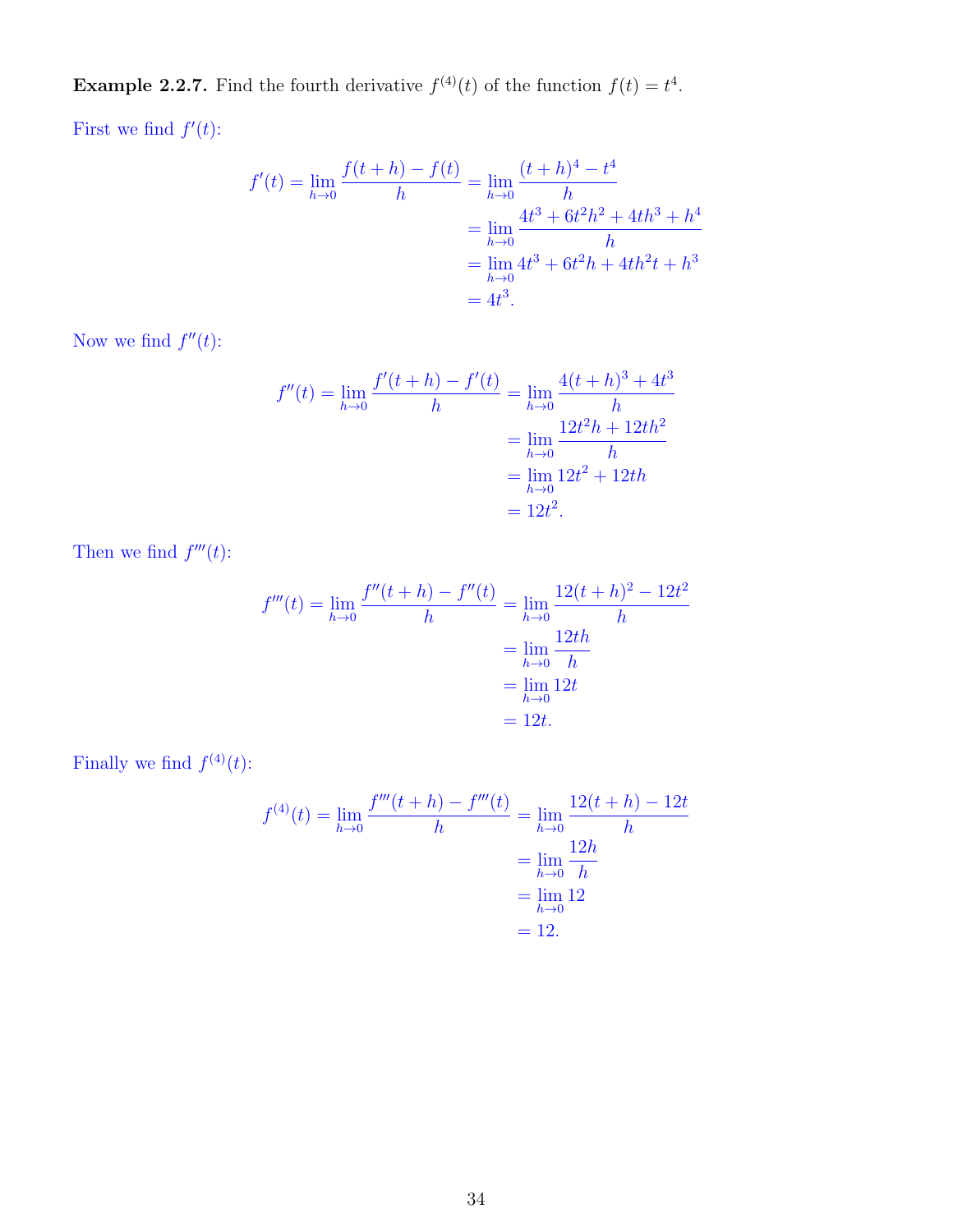**Example 2.2.7.** Find the fourth derivative $f^{(4)}(t)$ of the function $f(t) = t^4$.

First we find $f'(t)$:

$$
\begin{aligned}
f'(t) = \lim_{h \to 0} \frac{f(t+h) - f(t)}{h} &= \lim_{h \to 0} \frac{(t+h)^4 - t^4}{h} \\
&= \lim_{h \to 0} \frac{4t^3 + 6t^2h^2 + 4th^3 + h^4}{h} \\
&= \lim_{h \to 0} 4t^3 + 6t^2h + 4th^2t + h^3 \\
&= 4t^3.
\end{aligned}
$$

Now we find $f''(t)$:

$$
\begin{aligned}
f''(t) = \lim_{h \to 0} \frac{f'(t+h) - f'(t)}{h} &= \lim_{h \to 0} \frac{4(t+h)^3 + 4t^3}{h} \\
&= \lim_{h \to 0} \frac{12t^2h + 12th^2}{h} \\
&= \lim_{h \to 0} 12t^2 + 12th \\
&= 12t^2.
\end{aligned}
$$

Then we find $f'''(t)$:

$$
\begin{aligned}
f'''(t) = \lim_{h \to 0} \frac{f''(t+h) - f''(t)}{h} &= \lim_{h \to 0} \frac{12(t+h)^2 - 12t^2}{h} \\
&= \lim_{h \to 0} \frac{12th}{h} \\
&= \lim_{h \to 0} 12t \\
&= 12t.
\end{aligned}
$$

Finally we find $f^{(4)}(t)$:

$$
\begin{aligned}
f^{(4)}(t) = \lim_{h \to 0} \frac{f'''(t+h) - f'''(t)}{h} &= \lim_{h \to 0} \frac{12(t+h) - 12t}{h} \\
&= \lim_{h \to 0} \frac{12h}{h} \\
&= \lim_{h \to 0} 12 \\
&= 12.
\end{aligned}
$$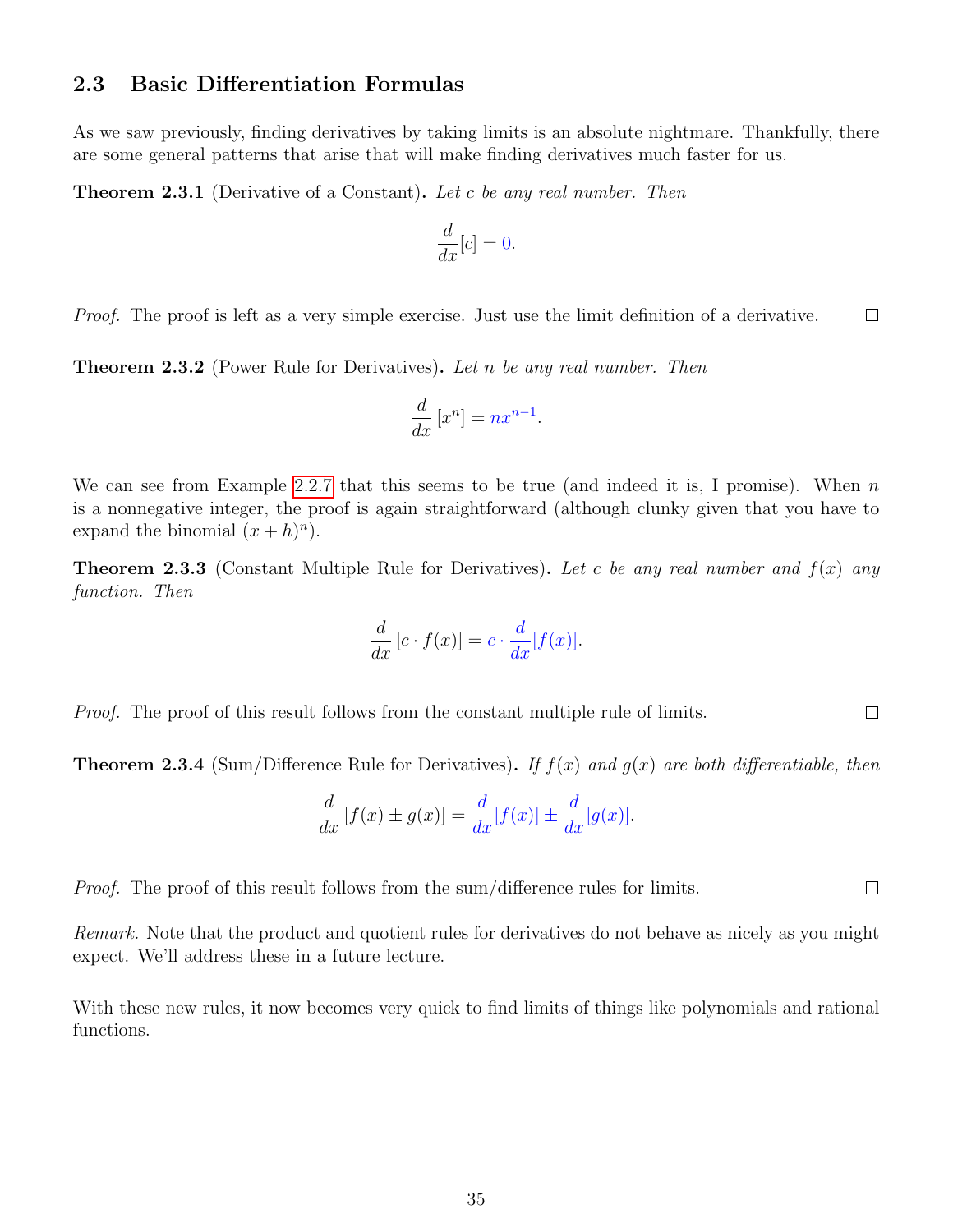## 2.3 Basic Differentiation Formulas

As we saw previously, finding derivatives by taking limits is an absolute nightmare. Thankfully, there are some general patterns that arise that will make finding derivatives much faster for us.

**Theorem 2.3.1** (Derivative of a Constant). *Let $c$ be any real number. Then*

$$\frac{d}{dx}[c] = 0.$$

*Proof.* The proof is left as a very simple exercise. Just use the limit definition of a derivative. □

**Theorem 2.3.2** (Power Rule for Derivatives). *Let $n$ be any real number. Then*

$$\frac{d}{dx}[x^n] = nx^{n-1}.$$

We can see from Example 2.2.7 that this seems to be true (and indeed it is, I promise). When $n$ is a nonnegative integer, the proof is again straightforward (although clunky given that you have to expand the binomial $(x+h)^n$).

**Theorem 2.3.3** (Constant Multiple Rule for Derivatives). *Let $c$ be any real number and $f(x)$ any function. Then*

$$\frac{d}{dx}[c \cdot f(x)] = c \cdot \frac{d}{dx}[f(x)].$$

*Proof.* The proof of this result follows from the constant multiple rule of limits. □

**Theorem 2.3.4** (Sum/Difference Rule for Derivatives). *If $f(x)$ and $g(x)$ are both differentiable, then*

$$\frac{d}{dx}[f(x) \pm g(x)] = \frac{d}{dx}[f(x)] \pm \frac{d}{dx}[g(x)].$$

*Proof.* The proof of this result follows from the sum/difference rules for limits. □

*Remark.* Note that the product and quotient rules for derivatives do not behave as nicely as you might expect. We'll address these in a future lecture.

With these new rules, it now becomes very quick to find limits of things like polynomials and rational functions.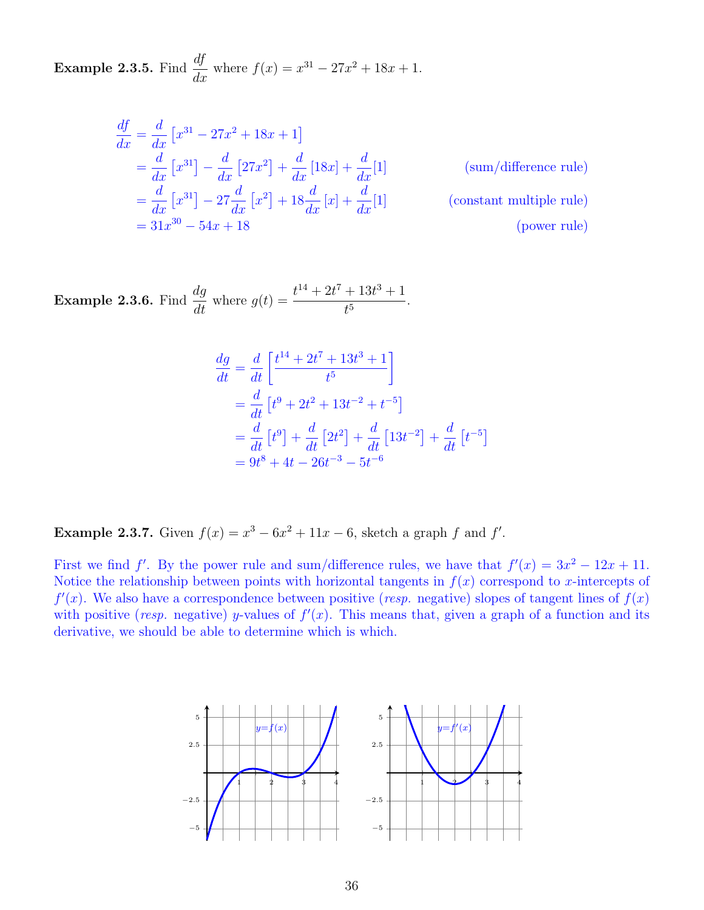**Example 2.3.5.** Find $\dfrac{df}{dx}$ where $f(x) = x^{31} - 27x^2 + 18x + 1$.

$$
\begin{aligned}
\frac{df}{dx} &= \frac{d}{dx}\left[x^{31} - 27x^2 + 18x + 1\right] \\
&= \frac{d}{dx}\left[x^{31}\right] - \frac{d}{dx}\left[27x^2\right] + \frac{d}{dx}\left[18x\right] + \frac{d}{dx}[1] && \text{(sum/difference rule)} \\
&= \frac{d}{dx}\left[x^{31}\right] - 27\frac{d}{dx}\left[x^2\right] + 18\frac{d}{dx}\left[x\right] + \frac{d}{dx}[1] && \text{(constant multiple rule)} \\
&= 31x^{30} - 54x + 18 && \text{(power rule)}
\end{aligned}
$$

**Example 2.3.6.** Find $\dfrac{dg}{dt}$ where $g(t) = \dfrac{t^{14} + 2t^7 + 13t^3 + 1}{t^5}$.

$$
\begin{aligned}
\frac{dg}{dt} &= \frac{d}{dt}\left[\frac{t^{14} + 2t^7 + 13t^3 + 1}{t^5}\right] \\
&= \frac{d}{dt}\left[t^9 + 2t^2 + 13t^{-2} + t^{-5}\right] \\
&= \frac{d}{dt}\left[t^9\right] + \frac{d}{dt}\left[2t^2\right] + \frac{d}{dt}\left[13t^{-2}\right] + \frac{d}{dt}\left[t^{-5}\right] \\
&= 9t^8 + 4t - 26t^{-3} - 5t^{-6}
\end{aligned}
$$

**Example 2.3.7.** Given $f(x) = x^3 - 6x^2 + 11x - 6$, sketch a graph $f$ and $f'$.

First we find $f'$. By the power rule and sum/difference rules, we have that $f'(x) = 3x^2 - 12x + 11$. Notice the relationship between points with horizontal tangents in $f(x)$ correspond to $x$-intercepts of $f'(x)$. We also have a correspondence between positive (*resp.* negative) slopes of tangent lines of $f(x)$ with positive (*resp.* negative) $y$-values of $f'(x)$. This means that, given a graph of a function and its derivative, we should be able to determine which is which.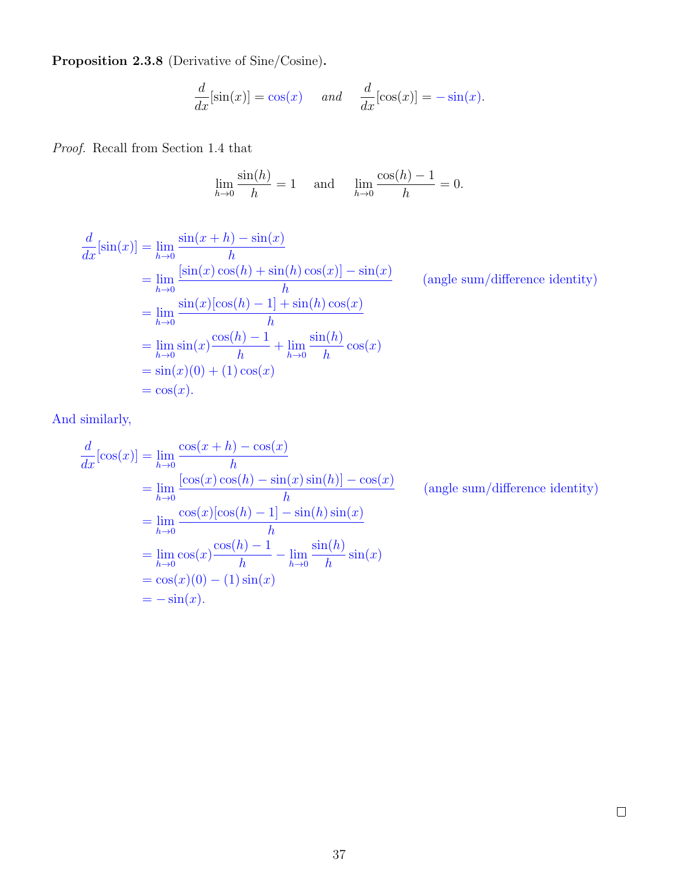**Proposition 2.3.8** (Derivative of Sine/Cosine)**.**

$$\frac{d}{dx}[\sin(x)] = \cos(x) \quad \textit{and} \quad \frac{d}{dx}[\cos(x)] = -\sin(x).$$

*Proof.* Recall from Section 1.4 that

$$\lim_{h\to 0} \frac{\sin(h)}{h} = 1 \quad \text{and} \quad \lim_{h\to 0} \frac{\cos(h)-1}{h} = 0.$$

$$\begin{aligned}
\frac{d}{dx}[\sin(x)] &= \lim_{h\to 0} \frac{\sin(x+h)-\sin(x)}{h} \\
&= \lim_{h\to 0} \frac{[\sin(x)\cos(h)+\sin(h)\cos(x)]-\sin(x)}{h} && \text{(angle sum/difference identity)} \\
&= \lim_{h\to 0} \frac{\sin(x)[\cos(h)-1]+\sin(h)\cos(x)}{h} \\
&= \lim_{h\to 0} \sin(x)\frac{\cos(h)-1}{h} + \lim_{h\to 0} \frac{\sin(h)}{h}\cos(x) \\
&= \sin(x)(0) + (1)\cos(x) \\
&= \cos(x).
\end{aligned}$$

And similarly,

$$\begin{aligned}
\frac{d}{dx}[\cos(x)] &= \lim_{h\to 0} \frac{\cos(x+h)-\cos(x)}{h} \\
&= \lim_{h\to 0} \frac{[\cos(x)\cos(h)-\sin(x)\sin(h)]-\cos(x)}{h} && \text{(angle sum/difference identity)} \\
&= \lim_{h\to 0} \frac{\cos(x)[\cos(h)-1]-\sin(h)\sin(x)}{h} \\
&= \lim_{h\to 0} \cos(x)\frac{\cos(h)-1}{h} - \lim_{h\to 0} \frac{\sin(h)}{h}\sin(x) \\
&= \cos(x)(0) - (1)\sin(x) \\
&= -\sin(x).
\end{aligned}$$

□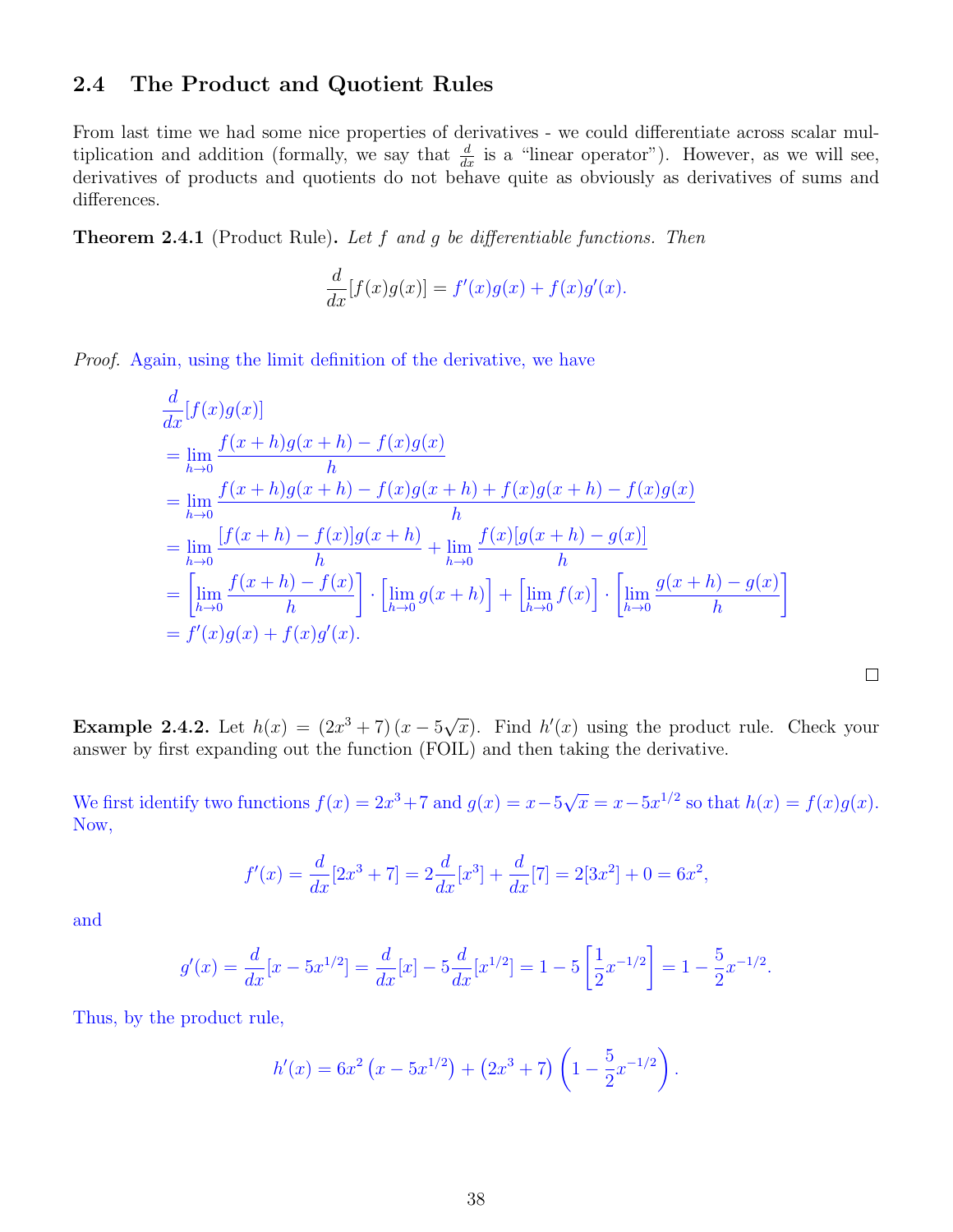## 2.4 The Product and Quotient Rules

From last time we had some nice properties of derivatives - we could differentiate across scalar multiplication and addition (formally, we say that $\frac{d}{dx}$ is a "linear operator"). However, as we will see, derivatives of products and quotients do not behave quite as obviously as derivatives of sums and differences.

**Theorem 2.4.1** (Product Rule). *Let $f$ and $g$ be differentiable functions. Then*

$$\frac{d}{dx}[f(x)g(x)] = f'(x)g(x) + f(x)g'(x).$$

*Proof.* Again, using the limit definition of the derivative, we have

$$\begin{aligned}
&\frac{d}{dx}[f(x)g(x)] \\
&= \lim_{h\to 0} \frac{f(x+h)g(x+h) - f(x)g(x)}{h} \\
&= \lim_{h\to 0} \frac{f(x+h)g(x+h) - f(x)g(x+h) + f(x)g(x+h) - f(x)g(x)}{h} \\
&= \lim_{h\to 0} \frac{[f(x+h) - f(x)]g(x+h)}{h} + \lim_{h\to 0} \frac{f(x)[g(x+h) - g(x)]}{h} \\
&= \left[\lim_{h\to 0} \frac{f(x+h) - f(x)}{h}\right] \cdot \left[\lim_{h\to 0} g(x+h)\right] + \left[\lim_{h\to 0} f(x)\right] \cdot \left[\lim_{h\to 0} \frac{g(x+h) - g(x)}{h}\right] \\
&= f'(x)g(x) + f(x)g'(x).
\end{aligned}$$

□

**Example 2.4.2.** Let $h(x) = (2x^3 + 7)(x - 5\sqrt{x})$. Find $h'(x)$ using the product rule. Check your answer by first expanding out the function (FOIL) and then taking the derivative.

We first identify two functions $f(x) = 2x^3 + 7$ and $g(x) = x - 5\sqrt{x} = x - 5x^{1/2}$ so that $h(x) = f(x)g(x)$. Now,

$$f'(x) = \frac{d}{dx}[2x^3 + 7] = 2\frac{d}{dx}[x^3] + \frac{d}{dx}[7] = 2[3x^2] + 0 = 6x^2,$$

and

$$g'(x) = \frac{d}{dx}[x - 5x^{1/2}] = \frac{d}{dx}[x] - 5\frac{d}{dx}[x^{1/2}] = 1 - 5\left[\frac{1}{2}x^{-1/2}\right] = 1 - \frac{5}{2}x^{-1/2}.$$

Thus, by the product rule,

$$h'(x) = 6x^2\left(x - 5x^{1/2}\right) + \left(2x^3 + 7\right)\left(1 - \frac{5}{2}x^{-1/2}\right).$$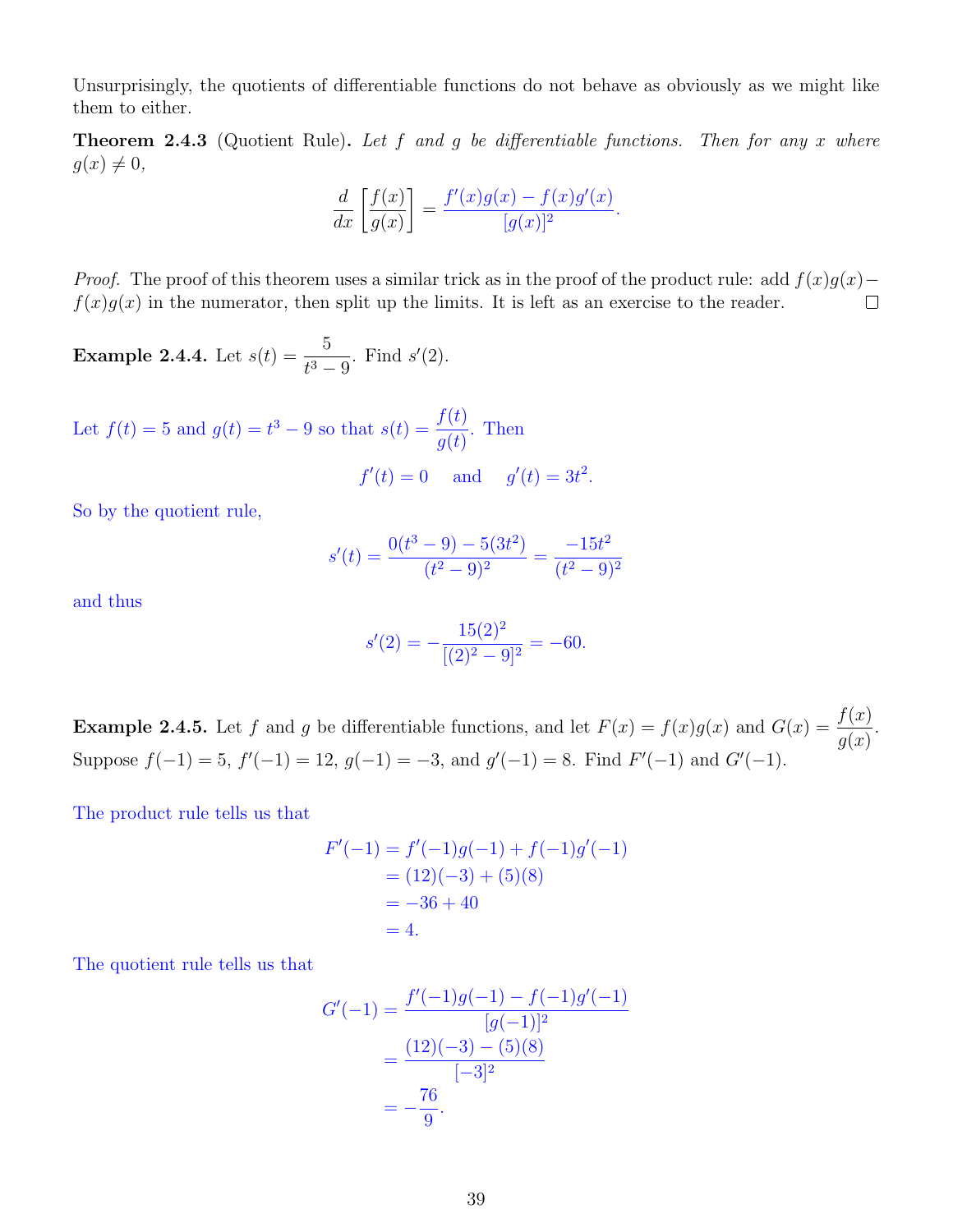Unsurprisingly, the quotients of differentiable functions do not behave as obviously as we might like them to either.

**Theorem 2.4.3** (Quotient Rule)**.** *Let $f$ and $g$ be differentiable functions. Then for any $x$ where $g(x) \neq 0$,*

$$\frac{d}{dx}\left[\frac{f(x)}{g(x)}\right] = \frac{f'(x)g(x) - f(x)g'(x)}{[g(x)]^2}.$$

*Proof.* The proof of this theorem uses a similar trick as in the proof of the product rule: add $f(x)g(x) - f(x)g(x)$ in the numerator, then split up the limits. It is left as an exercise to the reader. □

**Example 2.4.4.** Let $s(t) = \dfrac{5}{t^3 - 9}$. Find $s'(2)$.

Let $f(t) = 5$ and $g(t) = t^3 - 9$ so that $s(t) = \dfrac{f(t)}{g(t)}$. Then

$$f'(t) = 0 \quad \text{and} \quad g'(t) = 3t^2.$$

So by the quotient rule,

$$s'(t) = \frac{0(t^3 - 9) - 5(3t^2)}{(t^2 - 9)^2} = \frac{-15t^2}{(t^2 - 9)^2}$$

and thus

$$s'(2) = -\frac{15(2)^2}{[(2)^2 - 9]^2} = -60.$$

**Example 2.4.5.** Let $f$ and $g$ be differentiable functions, and let $F(x) = f(x)g(x)$ and $G(x) = \dfrac{f(x)}{g(x)}$. Suppose $f(-1) = 5$, $f'(-1) = 12$, $g(-1) = -3$, and $g'(-1) = 8$. Find $F'(-1)$ and $G'(-1)$.

The product rule tells us that

$$\begin{aligned}
F'(-1) &= f'(-1)g(-1) + f(-1)g'(-1) \\
&= (12)(-3) + (5)(8) \\
&= -36 + 40 \\
&= 4.
\end{aligned}$$

The quotient rule tells us that

$$\begin{aligned}
G'(-1) &= \frac{f'(-1)g(-1) - f(-1)g'(-1)}{[g(-1)]^2} \\
&= \frac{(12)(-3) - (5)(8)}{[-3]^2} \\
&= -\frac{76}{9}.
\end{aligned}$$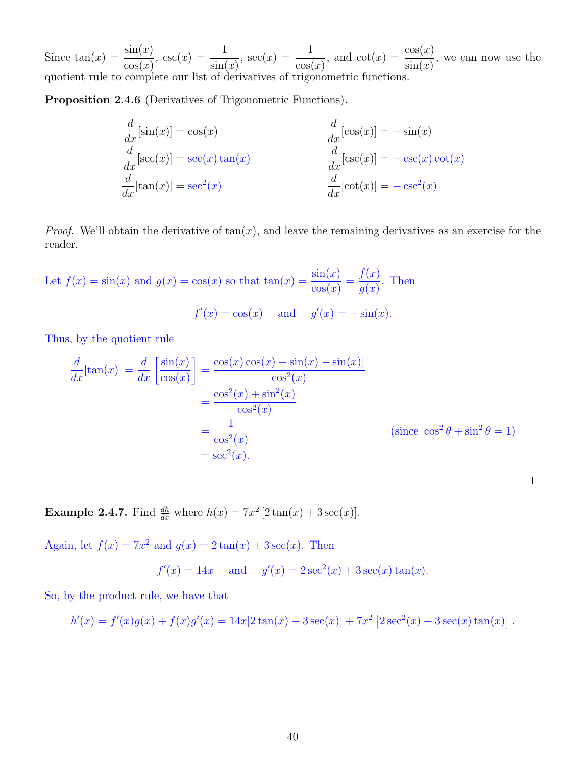Since $\tan(x) = \dfrac{\sin(x)}{\cos(x)}$, $\csc(x) = \dfrac{1}{\sin(x)}$, $\sec(x) = \dfrac{1}{\cos(x)}$, and $\cot(x) = \dfrac{\cos(x)}{\sin(x)}$, we can now use the quotient rule to complete our list of derivatives of trigonometric functions.

**Proposition 2.4.6** (Derivatives of Trigonometric Functions)**.**

$$\frac{d}{dx}[\sin(x)] = \cos(x) \qquad\qquad \frac{d}{dx}[\cos(x)] = -\sin(x)$$

$$\frac{d}{dx}[\sec(x)] = \sec(x)\tan(x) \qquad\qquad \frac{d}{dx}[\csc(x)] = -\csc(x)\cot(x)$$

$$\frac{d}{dx}[\tan(x)] = \sec^2(x) \qquad\qquad \frac{d}{dx}[\cot(x)] = -\csc^2(x)$$

*Proof.* We'll obtain the derivative of $\tan(x)$, and leave the remaining derivatives as an exercise for the reader.

Let $f(x) = \sin(x)$ and $g(x) = \cos(x)$ so that $\tan(x) = \dfrac{\sin(x)}{\cos(x)} = \dfrac{f(x)}{g(x)}$. Then

$$f'(x) = \cos(x) \quad \text{and} \quad g'(x) = -\sin(x).$$

Thus, by the quotient rule

$$\begin{aligned}
\frac{d}{dx}[\tan(x)] = \frac{d}{dx}\left[\frac{\sin(x)}{\cos(x)}\right] &= \frac{\cos(x)\cos(x) - \sin(x)[-\sin(x)]}{\cos^2(x)} \\
&= \frac{\cos^2(x) + \sin^2(x)}{\cos^2(x)} \\
&= \frac{1}{\cos^2(x)} \qquad \text{(since } \cos^2\theta + \sin^2\theta = 1\text{)} \\
&= \sec^2(x).
\end{aligned}$$

□

**Example 2.4.7.** Find $\frac{dh}{dx}$ where $h(x) = 7x^2\,[2\tan(x) + 3\sec(x)]$.

Again, let $f(x) = 7x^2$ and $g(x) = 2\tan(x) + 3\sec(x)$. Then

$$f'(x) = 14x \quad \text{and} \quad g'(x) = 2\sec^2(x) + 3\sec(x)\tan(x).$$

So, by the product rule, we have that

$$h'(x) = f'(x)g(x) + f(x)g'(x) = 14x[2\tan(x) + 3\sec(x)] + 7x^2\left[2\sec^2(x) + 3\sec(x)\tan(x)\right].$$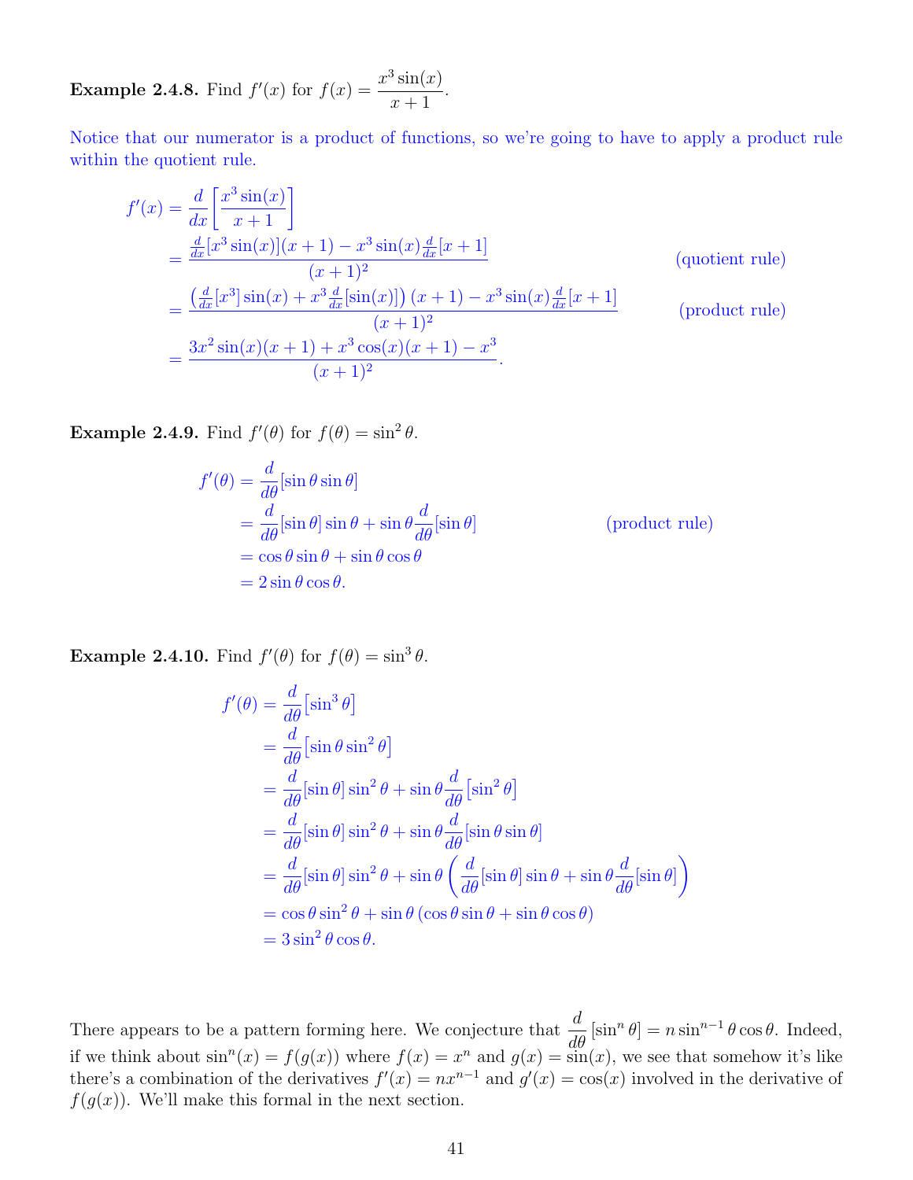**Example 2.4.8.** Find $f'(x)$ for $f(x) = \dfrac{x^3 \sin(x)}{x+1}$.

Notice that our numerator is a product of functions, so we're going to have to apply a product rule within the quotient rule.

$$
\begin{aligned}
f'(x) &= \frac{d}{dx}\left[\frac{x^3 \sin(x)}{x+1}\right] \\
&= \frac{\frac{d}{dx}[x^3 \sin(x)](x+1) - x^3 \sin(x)\frac{d}{dx}[x+1]}{(x+1)^2} && \text{(quotient rule)} \\
&= \frac{\left(\frac{d}{dx}[x^3]\sin(x) + x^3 \frac{d}{dx}[\sin(x)]\right)(x+1) - x^3 \sin(x)\frac{d}{dx}[x+1]}{(x+1)^2} && \text{(product rule)} \\
&= \frac{3x^2 \sin(x)(x+1) + x^3 \cos(x)(x+1) - x^3}{(x+1)^2}.
\end{aligned}
$$

**Example 2.4.9.** Find $f'(\theta)$ for $f(\theta) = \sin^2 \theta$.

$$
\begin{aligned}
f'(\theta) &= \frac{d}{d\theta}[\sin\theta \sin\theta] \\
&= \frac{d}{d\theta}[\sin\theta]\sin\theta + \sin\theta \frac{d}{d\theta}[\sin\theta] && \text{(product rule)} \\
&= \cos\theta \sin\theta + \sin\theta\cos\theta \\
&= 2\sin\theta\cos\theta.
\end{aligned}
$$

**Example 2.4.10.** Find $f'(\theta)$ for $f(\theta) = \sin^3 \theta$.

$$
\begin{aligned}
f'(\theta) &= \frac{d}{d\theta}\left[\sin^3\theta\right] \\
&= \frac{d}{d\theta}\left[\sin\theta \sin^2\theta\right] \\
&= \frac{d}{d\theta}[\sin\theta]\sin^2\theta + \sin\theta \frac{d}{d\theta}\left[\sin^2\theta\right] \\
&= \frac{d}{d\theta}[\sin\theta]\sin^2\theta + \sin\theta \frac{d}{d\theta}[\sin\theta\sin\theta] \\
&= \frac{d}{d\theta}[\sin\theta]\sin^2\theta + \sin\theta\left(\frac{d}{d\theta}[\sin\theta]\sin\theta + \sin\theta\frac{d}{d\theta}[\sin\theta]\right) \\
&= \cos\theta\sin^2\theta + \sin\theta\left(\cos\theta\sin\theta + \sin\theta\cos\theta\right) \\
&= 3\sin^2\theta\cos\theta.
\end{aligned}
$$

There appears to be a pattern forming here. We conjecture that $\dfrac{d}{d\theta}\left[\sin^n\theta\right] = n\sin^{n-1}\theta\cos\theta$. Indeed, if we think about $\sin^n(x) = f(g(x))$ where $f(x) = x^n$ and $g(x) = \sin(x)$, we see that somehow it's like there's a combination of the derivatives $f'(x) = nx^{n-1}$ and $g'(x) = \cos(x)$ involved in the derivative of $f(g(x))$. We'll make this formal in the next section.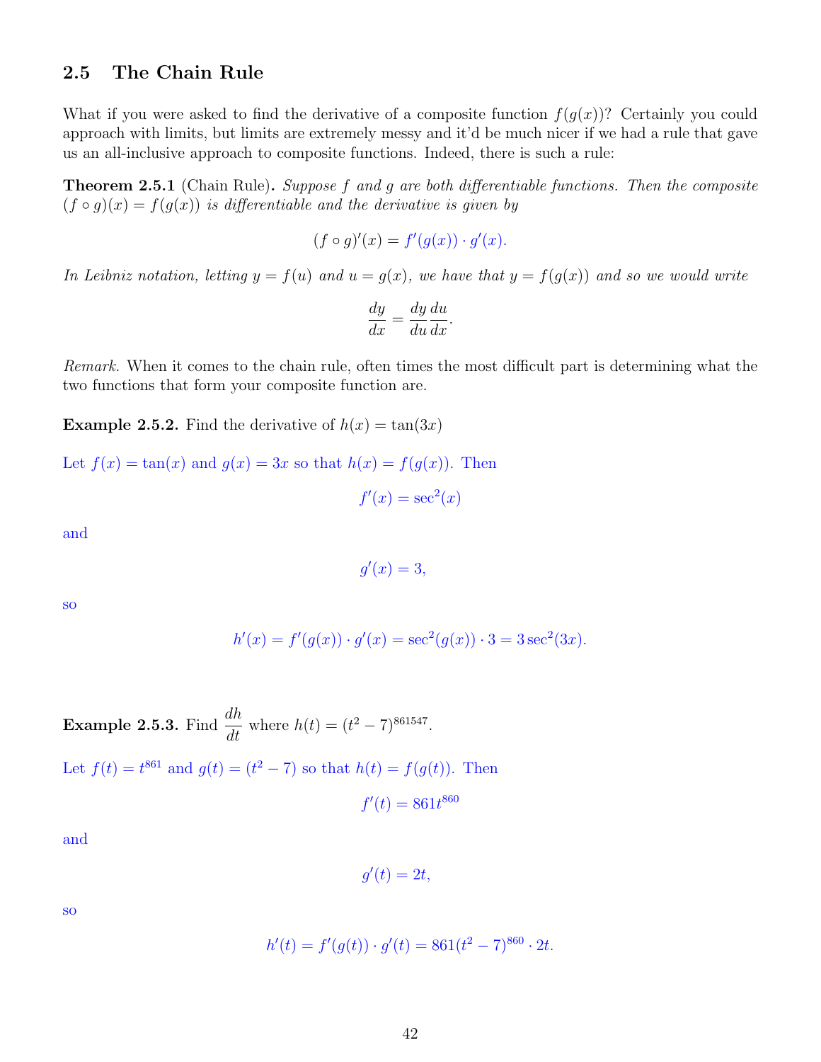## 2.5 The Chain Rule

What if you were asked to find the derivative of a composite function $f(g(x))$? Certainly you could approach with limits, but limits are extremely messy and it'd be much nicer if we had a rule that gave us an all-inclusive approach to composite functions. Indeed, there is such a rule:

**Theorem 2.5.1** (Chain Rule)**.** *Suppose $f$ and $g$ are both differentiable functions. Then the composite $(f \circ g)(x) = f(g(x))$ is differentiable and the derivative is given by*

$$(f \circ g)'(x) = f'(g(x)) \cdot g'(x).$$

*In Leibniz notation, letting $y = f(u)$ and $u = g(x)$, we have that $y = f(g(x))$ and so we would write*

$$\frac{dy}{dx} = \frac{dy}{du}\frac{du}{dx}.$$

*Remark.* When it comes to the chain rule, often times the most difficult part is determining what the two functions that form your composite function are.

**Example 2.5.2.** Find the derivative of $h(x) = \tan(3x)$

Let $f(x) = \tan(x)$ and $g(x) = 3x$ so that $h(x) = f(g(x))$. Then

$$f'(x) = \sec^2(x)$$

and

$$g'(x) = 3,$$

so

$$h'(x) = f'(g(x)) \cdot g'(x) = \sec^2(g(x)) \cdot 3 = 3\sec^2(3x).$$

**Example 2.5.3.** Find $\dfrac{dh}{dt}$ where $h(t) = (t^2 - 7)^{861547}$.

Let $f(t) = t^{861}$ and $g(t) = (t^2 - 7)$ so that $h(t) = f(g(t))$. Then

$$f'(t) = 861t^{860}$$

and

$$g'(t) = 2t,$$

so

$$h'(t) = f'(g(t)) \cdot g'(t) = 861(t^2 - 7)^{860} \cdot 2t.$$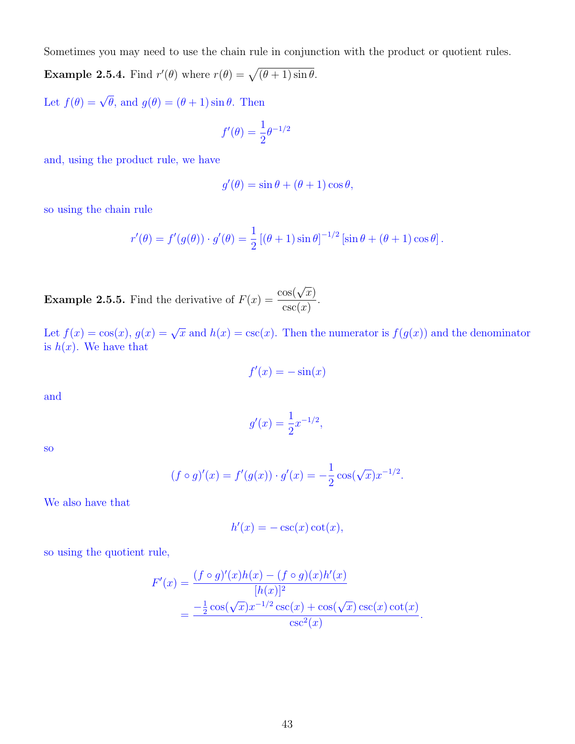Sometimes you may need to use the chain rule in conjunction with the product or quotient rules.

**Example 2.5.4.** Find $r'(\theta)$ where $r(\theta) = \sqrt{(\theta+1)\sin\theta}$.

Let $f(\theta) = \sqrt{\theta}$, and $g(\theta) = (\theta+1)\sin\theta$. Then

$$f'(\theta) = \frac{1}{2}\theta^{-1/2}$$

and, using the product rule, we have

$$g'(\theta) = \sin\theta + (\theta+1)\cos\theta,$$

so using the chain rule

$$r'(\theta) = f'(g(\theta)) \cdot g'(\theta) = \frac{1}{2}\left[(\theta+1)\sin\theta\right]^{-1/2}\left[\sin\theta + (\theta+1)\cos\theta\right].$$

**Example 2.5.5.** Find the derivative of $F(x) = \dfrac{\cos(\sqrt{x})}{\csc(x)}$.

Let $f(x) = \cos(x)$, $g(x) = \sqrt{x}$ and $h(x) = \csc(x)$. Then the numerator is $f(g(x))$ and the denominator is $h(x)$. We have that

$$f'(x) = -\sin(x)$$

and

$$g'(x) = \frac{1}{2}x^{-1/2},$$

so

$$(f \circ g)'(x) = f'(g(x)) \cdot g'(x) = -\frac{1}{2}\cos(\sqrt{x})x^{-1/2}.$$

We also have that

$$h'(x) = -\csc(x)\cot(x),$$

so using the quotient rule,

$$\begin{aligned}
F'(x) &= \frac{(f \circ g)'(x)h(x) - (f \circ g)(x)h'(x)}{[h(x)]^2} \\
&= \frac{-\frac{1}{2}\cos(\sqrt{x})x^{-1/2}\csc(x) + \cos(\sqrt{x})\csc(x)\cot(x)}{\csc^2(x)}.
\end{aligned}$$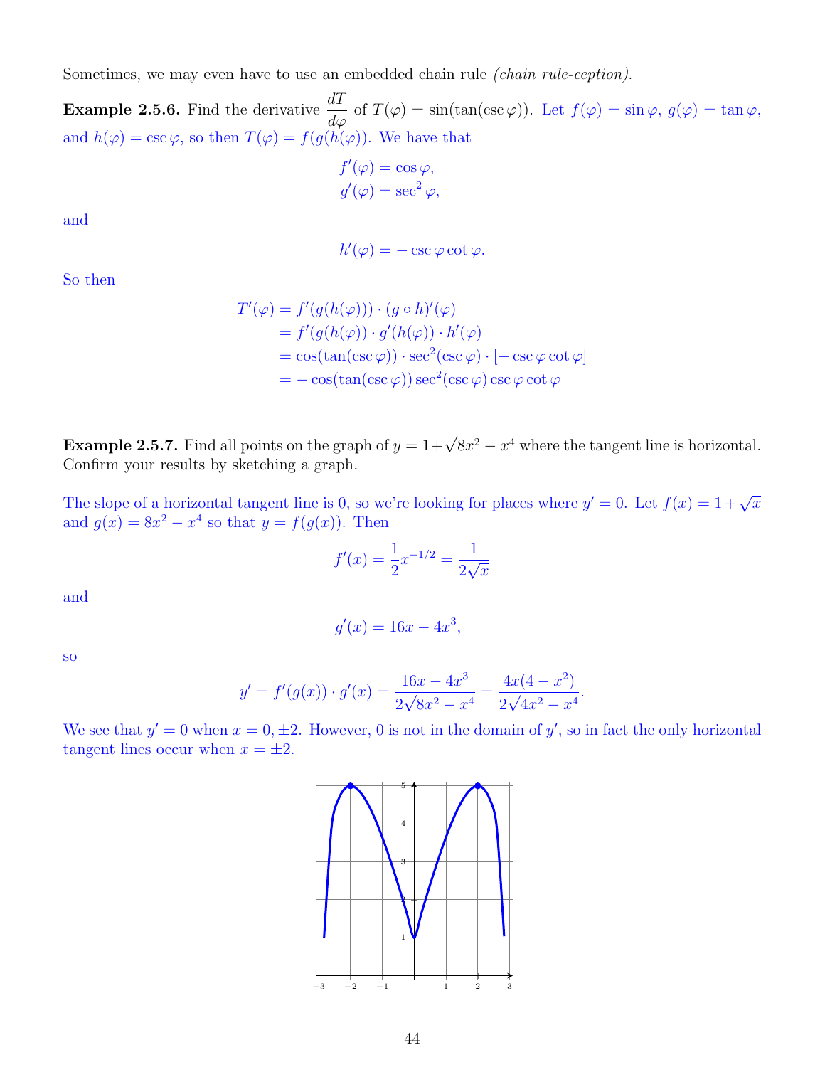Sometimes, we may even have to use an embedded chain rule *(chain rule-ception).*

**Example 2.5.6.** Find the derivative $\dfrac{dT}{d\varphi}$ of $T(\varphi) = \sin(\tan(\csc\varphi))$. Let $f(\varphi) = \sin\varphi$, $g(\varphi) = \tan\varphi$, and $h(\varphi) = \csc\varphi$, so then $T(\varphi) = f(g(h(\varphi)))$. We have that

$$f'(\varphi) = \cos\varphi,$$
$$g'(\varphi) = \sec^2\varphi,$$

and

$$h'(\varphi) = -\csc\varphi\cot\varphi.$$

So then

$$\begin{aligned}
T'(\varphi) &= f'(g(h(\varphi))) \cdot (g \circ h)'(\varphi) \\
&= f'(g(h(\varphi)) \cdot g'(h(\varphi)) \cdot h'(\varphi) \\
&= \cos(\tan(\csc\varphi)) \cdot \sec^2(\csc\varphi) \cdot [-\csc\varphi\cot\varphi] \\
&= -\cos(\tan(\csc\varphi))\sec^2(\csc\varphi)\csc\varphi\cot\varphi
\end{aligned}$$

**Example 2.5.7.** Find all points on the graph of $y = 1+\sqrt{8x^2 - x^4}$ where the tangent line is horizontal. Confirm your results by sketching a graph.

The slope of a horizontal tangent line is 0, so we're looking for places where $y' = 0$. Let $f(x) = 1 + \sqrt{x}$ and $g(x) = 8x^2 - x^4$ so that $y = f(g(x))$. Then

$$f'(x) = \frac{1}{2}x^{-1/2} = \frac{1}{2\sqrt{x}}$$

and

$$g'(x) = 16x - 4x^3,$$

so

$$y' = f'(g(x)) \cdot g'(x) = \frac{16x - 4x^3}{2\sqrt{8x^2 - x^4}} = \frac{4x(4 - x^2)}{2\sqrt{4x^2 - x^4}}.$$

We see that $y' = 0$ when $x = 0, \pm 2$. However, 0 is not in the domain of $y'$, so in fact the only horizontal tangent lines occur when $x = \pm 2$.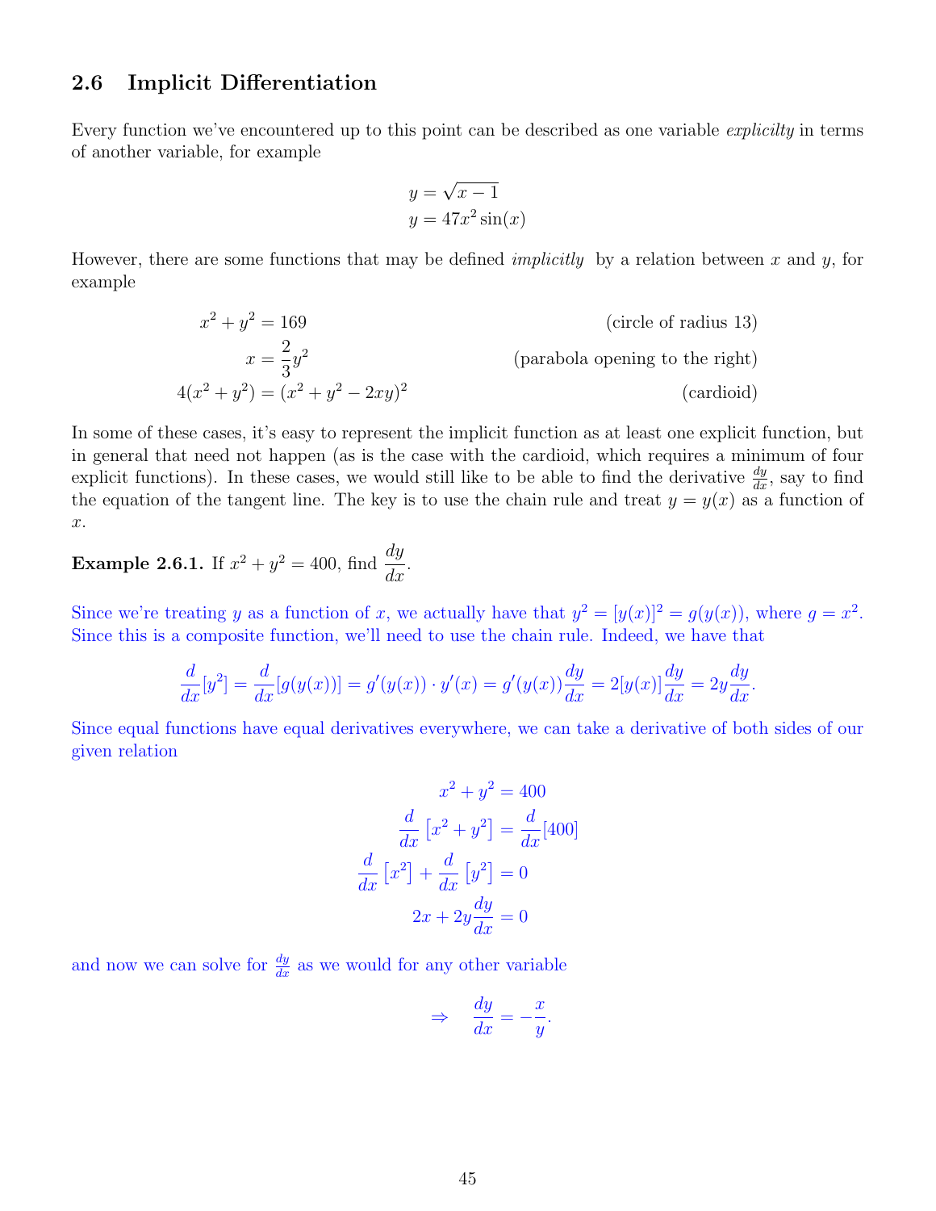## 2.6 Implicit Differentiation

Every function we've encountered up to this point can be described as one variable *explicilty* in terms of another variable, for example

$$y = \sqrt{x-1}$$
$$y = 47x^2\sin(x)$$

However, there are some functions that may be defined *implicitly* by a relation between $x$ and $y$, for example

$$x^2 + y^2 = 169 \qquad \text{(circle of radius 13)}$$
$$x = \frac{2}{3}y^2 \qquad \text{(parabola opening to the right)}$$
$$4(x^2+y^2) = (x^2+y^2-2xy)^2 \qquad \text{(cardioid)}$$

In some of these cases, it's easy to represent the implicit function as at least one explicit function, but in general that need not happen (as is the case with the cardioid, which requires a minimum of four explicit functions). In these cases, we would still like to be able to find the derivative $\frac{dy}{dx}$, say to find the equation of the tangent line. The key is to use the chain rule and treat $y = y(x)$ as a function of $x$.

**Example 2.6.1.** If $x^2 + y^2 = 400$, find $\dfrac{dy}{dx}$.

Since we're treating $y$ as a function of $x$, we actually have that $y^2 = [y(x)]^2 = g(y(x))$, where $g = x^2$. Since this is a composite function, we'll need to use the chain rule. Indeed, we have that

$$\frac{d}{dx}[y^2] = \frac{d}{dx}[g(y(x))] = g'(y(x))\cdot y'(x) = g'(y(x))\frac{dy}{dx} = 2[y(x)]\frac{dy}{dx} = 2y\frac{dy}{dx}.$$

Since equal functions have equal derivatives everywhere, we can take a derivative of both sides of our given relation

$$x^2 + y^2 = 400$$
$$\frac{d}{dx}\left[x^2+y^2\right] = \frac{d}{dx}[400]$$
$$\frac{d}{dx}\left[x^2\right] + \frac{d}{dx}\left[y^2\right] = 0$$
$$2x + 2y\frac{dy}{dx} = 0$$

and now we can solve for $\frac{dy}{dx}$ as we would for any other variable

$$\Rightarrow \quad \frac{dy}{dx} = -\frac{x}{y}.$$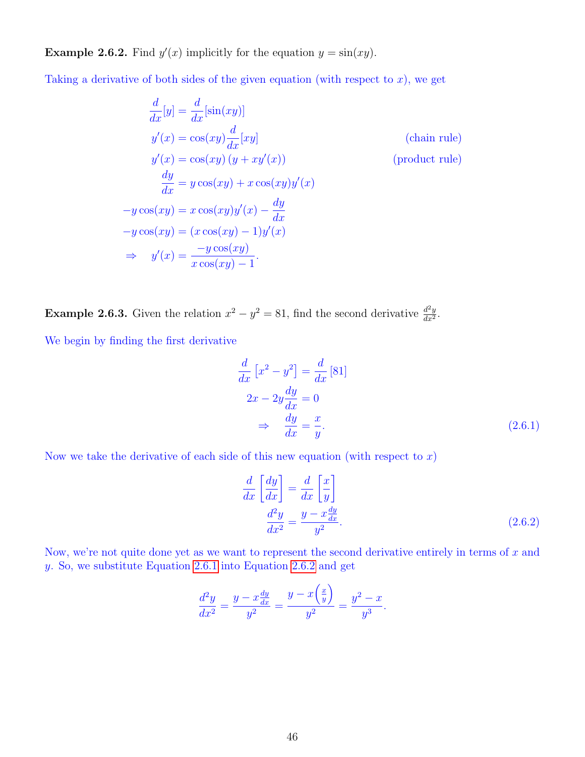**Example 2.6.2.** Find $y'(x)$ implicitly for the equation $y = \sin(xy)$.

Taking a derivative of both sides of the given equation (with respect to $x$), we get

$$
\begin{aligned}
\frac{d}{dx}[y] &= \frac{d}{dx}[\sin(xy)] \\
y'(x) &= \cos(xy)\frac{d}{dx}[xy] && \text{(chain rule)} \\
y'(x) &= \cos(xy)\left(y + xy'(x)\right) && \text{(product rule)} \\
\frac{dy}{dx} &= y\cos(xy) + x\cos(xy)y'(x) \\
-y\cos(xy) &= x\cos(xy)y'(x) - \frac{dy}{dx} \\
-y\cos(xy) &= (x\cos(xy) - 1)y'(x) \\
\Rightarrow \quad y'(x) &= \frac{-y\cos(xy)}{x\cos(xy) - 1}.
\end{aligned}
$$

**Example 2.6.3.** Given the relation $x^2 - y^2 = 81$, find the second derivative $\frac{d^2y}{dx^2}$.

We begin by finding the first derivative

$$
\begin{aligned}
\frac{d}{dx}\left[x^2 - y^2\right] &= \frac{d}{dx}\left[81\right] \\
2x - 2y\frac{dy}{dx} &= 0 \\
\Rightarrow \quad \frac{dy}{dx} &= \frac{x}{y}. \qquad (2.6.1)
\end{aligned}
$$

Now we take the derivative of each side of this new equation (with respect to $x$)

$$
\begin{aligned}
\frac{d}{dx}\left[\frac{dy}{dx}\right] &= \frac{d}{dx}\left[\frac{x}{y}\right] \\
\frac{d^2y}{dx^2} &= \frac{y - x\frac{dy}{dx}}{y^2}. \qquad (2.6.2)
\end{aligned}
$$

Now, we're not quite done yet as we want to represent the second derivative entirely in terms of $x$ and $y$. So, we substitute Equation 2.6.1 into Equation 2.6.2 and get

$$
\frac{d^2y}{dx^2} = \frac{y - x\frac{dy}{dx}}{y^2} = \frac{y - x\left(\frac{x}{y}\right)}{y^2} = \frac{y^2 - x}{y^3}.
$$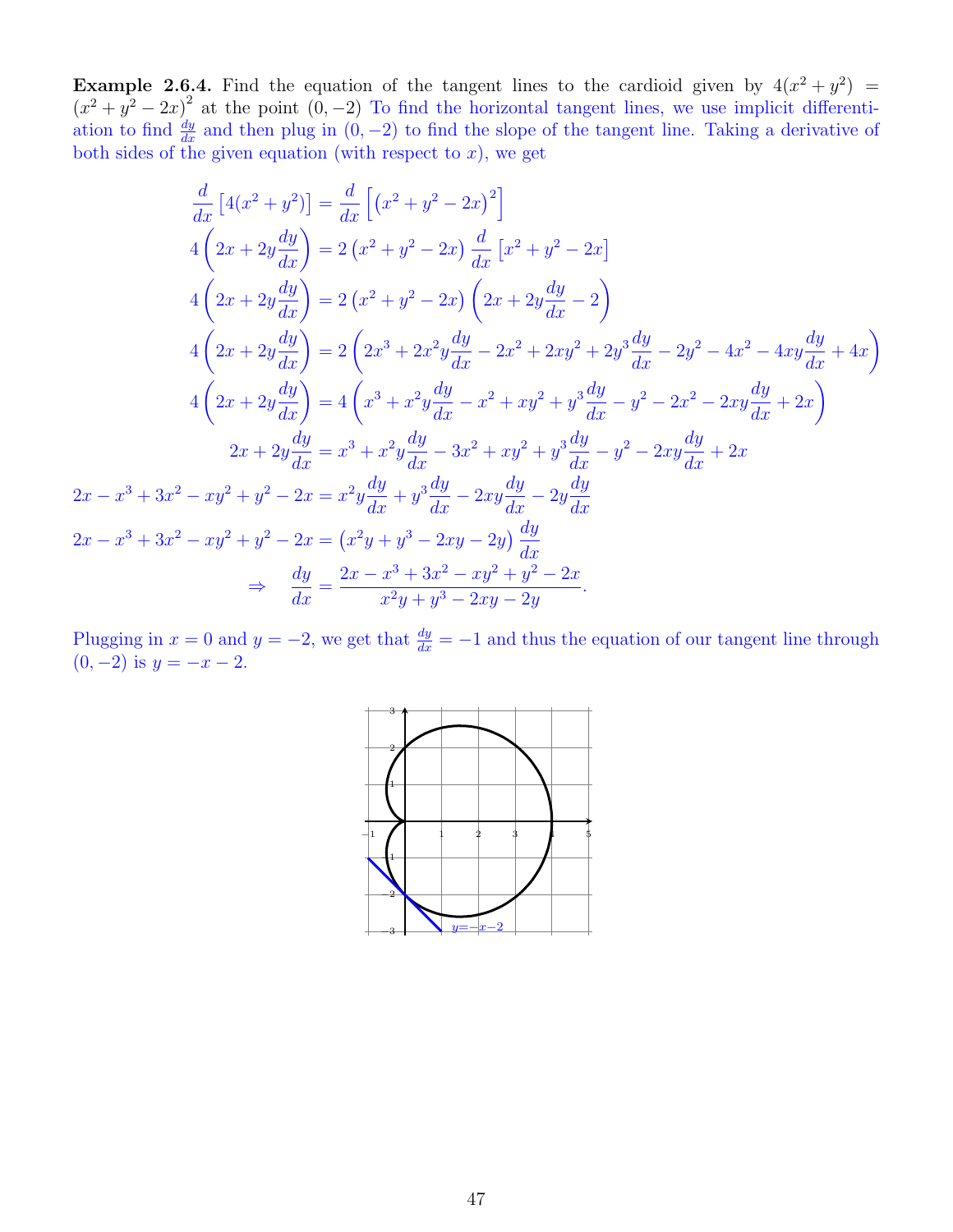**Example 2.6.4.** Find the equation of the tangent lines to the cardioid given by $4(x^2 + y^2) = (x^2 + y^2 - 2x)^2$ at the point $(0, -2)$ To find the horizontal tangent lines, we use implicit differentiation to find $\frac{dy}{dx}$ and then plug in $(0, -2)$ to find the slope of the tangent line. Taking a derivative of both sides of the given equation (with respect to $x$), we get

$$\frac{d}{dx}\left[4(x^2 + y^2)\right] = \frac{d}{dx}\left[\left(x^2 + y^2 - 2x\right)^2\right]$$

$$4\left(2x + 2y\frac{dy}{dx}\right) = 2\left(x^2 + y^2 - 2x\right)\frac{d}{dx}\left[x^2 + y^2 - 2x\right]$$

$$4\left(2x + 2y\frac{dy}{dx}\right) = 2\left(x^2 + y^2 - 2x\right)\left(2x + 2y\frac{dy}{dx} - 2\right)$$

$$4\left(2x + 2y\frac{dy}{dx}\right) = 2\left(2x^3 + 2x^2y\frac{dy}{dx} - 2x^2 + 2xy^2 + 2y^3\frac{dy}{dx} - 2y^2 - 4x^2 - 4xy\frac{dy}{dx} + 4x\right)$$

$$4\left(2x + 2y\frac{dy}{dx}\right) = 4\left(x^3 + x^2y\frac{dy}{dx} - x^2 + xy^2 + y^3\frac{dy}{dx} - y^2 - 2x^2 - 2xy\frac{dy}{dx} + 2x\right)$$

$$2x + 2y\frac{dy}{dx} = x^3 + x^2y\frac{dy}{dx} - 3x^2 + xy^2 + y^3\frac{dy}{dx} - y^2 - 2xy\frac{dy}{dx} + 2x$$

$$2x - x^3 + 3x^2 - xy^2 + y^2 - 2x = x^2y\frac{dy}{dx} + y^3\frac{dy}{dx} - 2xy\frac{dy}{dx} - 2y\frac{dy}{dx}$$

$$2x - x^3 + 3x^2 - xy^2 + y^2 - 2x = \left(x^2y + y^3 - 2xy - 2y\right)\frac{dy}{dx}$$

$$\Rightarrow \quad \frac{dy}{dx} = \frac{2x - x^3 + 3x^2 - xy^2 + y^2 - 2x}{x^2y + y^3 - 2xy - 2y}.$$

Plugging in $x = 0$ and $y = -2$, we get that $\frac{dy}{dx} = -1$ and thus the equation of our tangent line through $(0, -2)$ is $y = -x - 2$.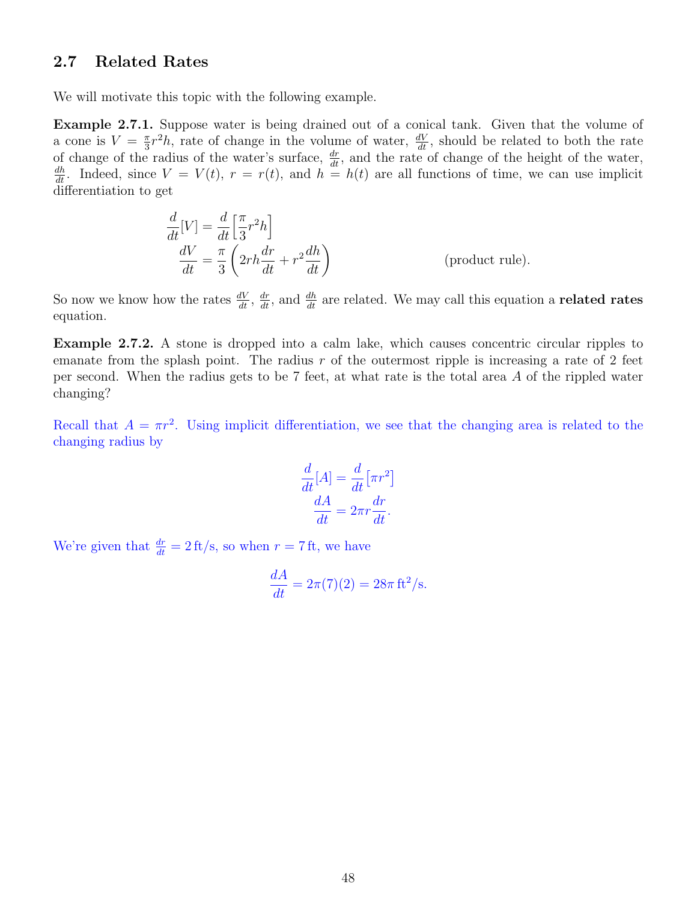## 2.7 Related Rates

We will motivate this topic with the following example.

**Example 2.7.1.** Suppose water is being drained out of a conical tank. Given that the volume of a cone is $V = \frac{\pi}{3}r^2h$, rate of change in the volume of water, $\frac{dV}{dt}$, should be related to both the rate of change of the radius of the water's surface, $\frac{dr}{dt}$, and the rate of change of the height of the water, $\frac{dh}{dt}$. Indeed, since $V = V(t)$, $r = r(t)$, and $h = h(t)$ are all functions of time, we can use implicit differentiation to get

$$\begin{aligned}
\frac{d}{dt}[V] &= \frac{d}{dt}\left[\frac{\pi}{3}r^2h\right] \\
\frac{dV}{dt} &= \frac{\pi}{3}\left(2rh\frac{dr}{dt} + r^2\frac{dh}{dt}\right) && \text{(product rule).}
\end{aligned}$$

So now we know how the rates $\frac{dV}{dt}$, $\frac{dr}{dt}$, and $\frac{dh}{dt}$ are related. We may call this equation a **related rates** equation.

**Example 2.7.2.** A stone is dropped into a calm lake, which causes concentric circular ripples to emanate from the splash point. The radius $r$ of the outermost ripple is increasing a rate of 2 feet per second. When the radius gets to be 7 feet, at what rate is the total area $A$ of the rippled water changing?

Recall that $A = \pi r^2$. Using implicit differentiation, we see that the changing area is related to the changing radius by

$$\begin{aligned}
\frac{d}{dt}[A] &= \frac{d}{dt}\left[\pi r^2\right] \\
\frac{dA}{dt} &= 2\pi r\frac{dr}{dt}.
\end{aligned}$$

We're given that $\frac{dr}{dt} = 2\,\text{ft/s}$, so when $r = 7\,\text{ft}$, we have

$$\frac{dA}{dt} = 2\pi(7)(2) = 28\pi\,\text{ft}^2/\text{s}.$$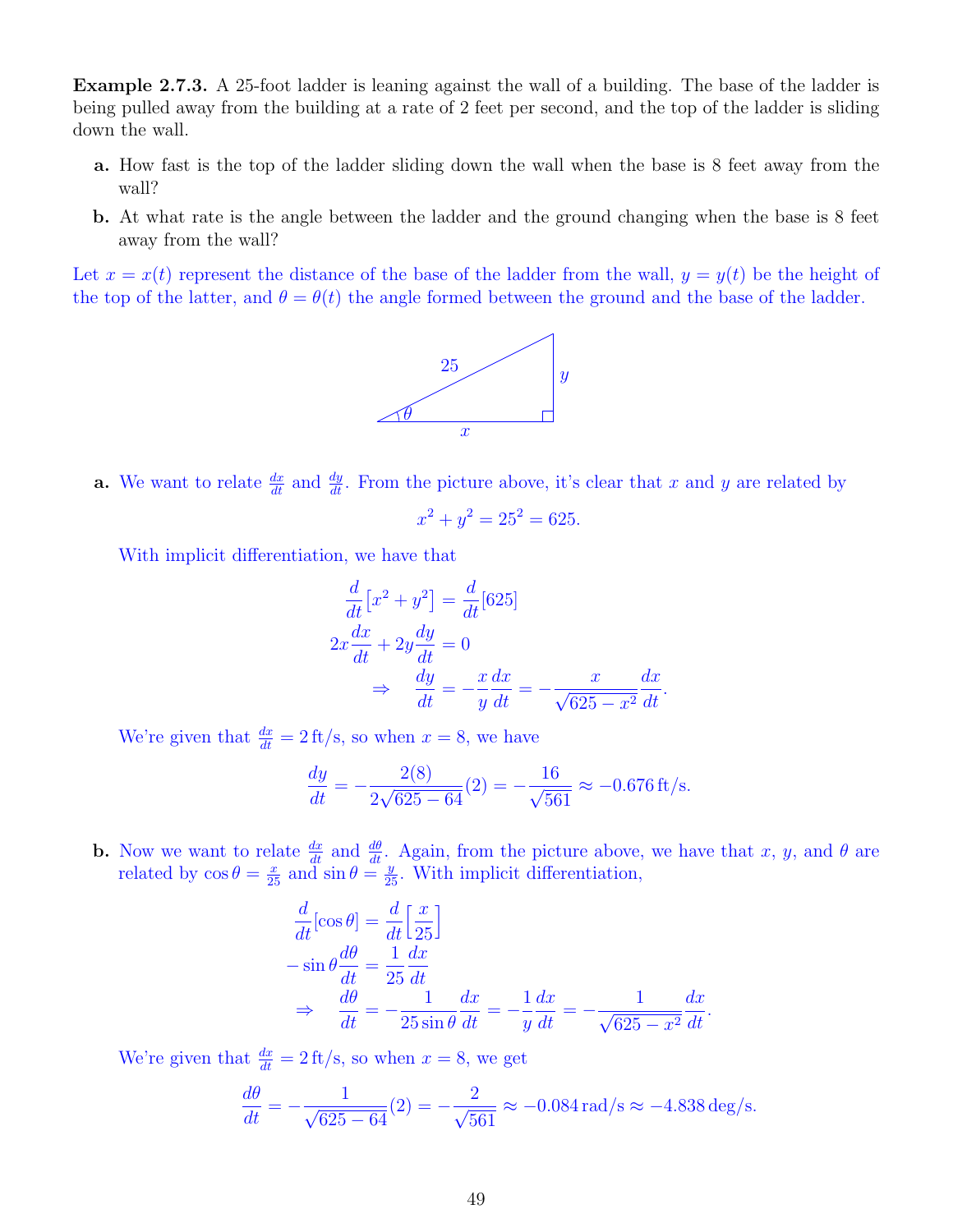**Example 2.7.3.** A 25-foot ladder is leaning against the wall of a building. The base of the ladder is being pulled away from the building at a rate of 2 feet per second, and the top of the ladder is sliding down the wall.

**a.** How fast is the top of the ladder sliding down the wall when the base is 8 feet away from the wall?

**b.** At what rate is the angle between the ladder and the ground changing when the base is 8 feet away from the wall?

Let $x = x(t)$ represent the distance of the base of the ladder from the wall, $y = y(t)$ be the height of the top of the latter, and $\theta = \theta(t)$ the angle formed between the ground and the base of the ladder.

**a.** We want to relate $\frac{dx}{dt}$ and $\frac{dy}{dt}$. From the picture above, it's clear that $x$ and $y$ are related by

$$x^2 + y^2 = 25^2 = 625.$$

With implicit differentiation, we have that

$$\frac{d}{dt}\left[x^2 + y^2\right] = \frac{d}{dt}[625]$$

$$2x\frac{dx}{dt} + 2y\frac{dy}{dt} = 0$$

$$\Rightarrow \quad \frac{dy}{dt} = -\frac{x}{y}\frac{dx}{dt} = -\frac{x}{\sqrt{625 - x^2}}\frac{dx}{dt}.$$

We're given that $\frac{dx}{dt} = 2\,\text{ft/s}$, so when $x = 8$, we have

$$\frac{dy}{dt} = -\frac{2(8)}{2\sqrt{625 - 64}}(2) = -\frac{16}{\sqrt{561}} \approx -0.676\,\text{ft/s}.$$

**b.** Now we want to relate $\frac{dx}{dt}$ and $\frac{d\theta}{dt}$. Again, from the picture above, we have that $x$, $y$, and $\theta$ are related by $\cos\theta = \frac{x}{25}$ and $\sin\theta = \frac{y}{25}$. With implicit differentiation,

$$\frac{d}{dt}[\cos\theta] = \frac{d}{dt}\left[\frac{x}{25}\right]$$

$$-\sin\theta\frac{d\theta}{dt} = \frac{1}{25}\frac{dx}{dt}$$

$$\Rightarrow \quad \frac{d\theta}{dt} = -\frac{1}{25\sin\theta}\frac{dx}{dt} = -\frac{1}{y}\frac{dx}{dt} = -\frac{1}{\sqrt{625 - x^2}}\frac{dx}{dt}.$$

We're given that $\frac{dx}{dt} = 2\,\text{ft/s}$, so when $x = 8$, we get

$$\frac{d\theta}{dt} = -\frac{1}{\sqrt{625 - 64}}(2) = -\frac{2}{\sqrt{561}} \approx -0.084\,\text{rad/s} \approx -4.838\,\text{deg/s}.$$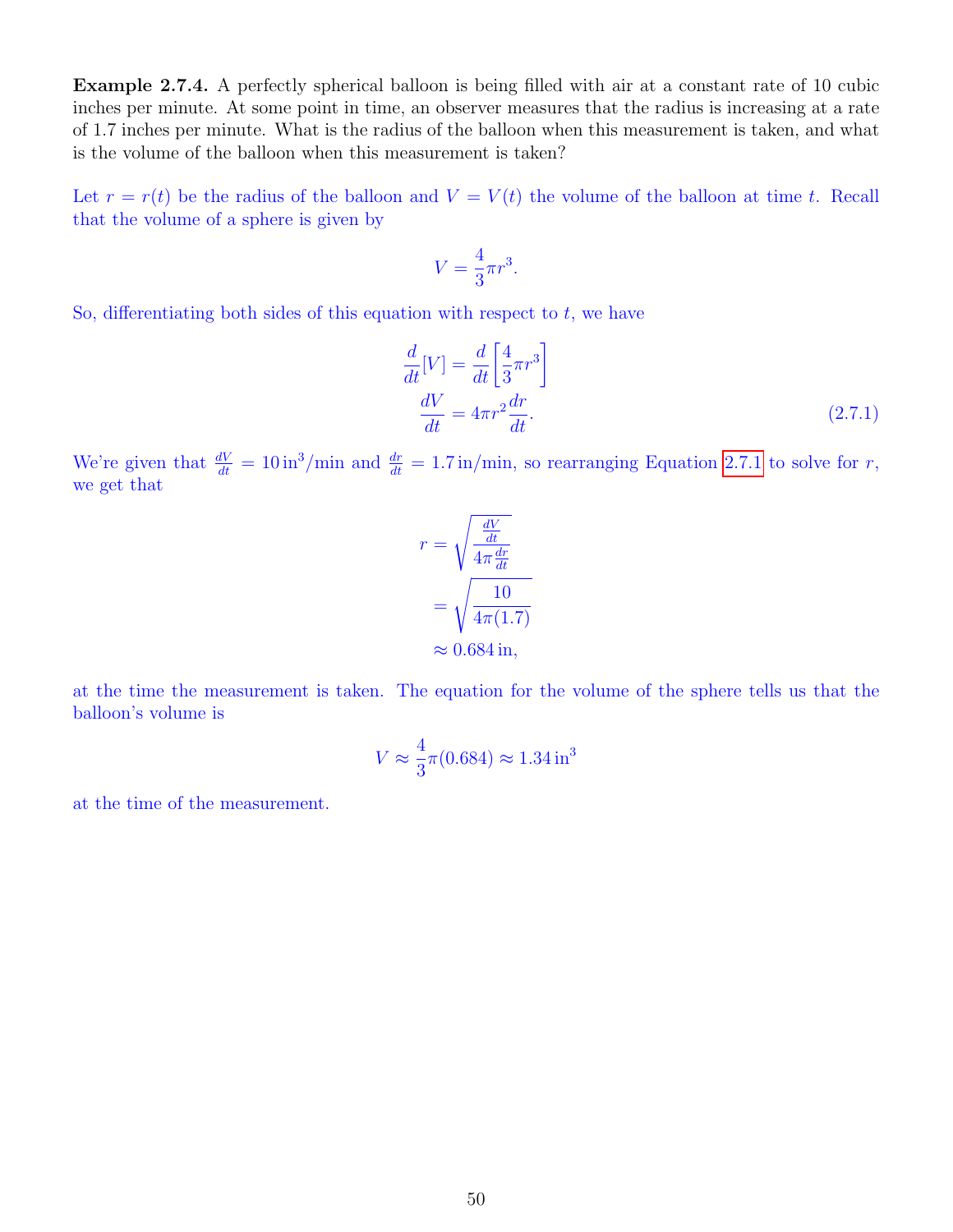**Example 2.7.4.** A perfectly spherical balloon is being filled with air at a constant rate of 10 cubic inches per minute. At some point in time, an observer measures that the radius is increasing at a rate of 1.7 inches per minute. What is the radius of the balloon when this measurement is taken, and what is the volume of the balloon when this measurement is taken?

Let $r = r(t)$ be the radius of the balloon and $V = V(t)$ the volume of the balloon at time $t$. Recall that the volume of a sphere is given by

$$V = \frac{4}{3}\pi r^3.$$

So, differentiating both sides of this equation with respect to $t$, we have

$$\begin{aligned}
\frac{d}{dt}[V] &= \frac{d}{dt}\left[\frac{4}{3}\pi r^3\right] \\
\frac{dV}{dt} &= 4\pi r^2 \frac{dr}{dt}.
\end{aligned} \tag{2.7.1}$$

We're given that $\frac{dV}{dt} = 10\,\text{in}^3/\text{min}$ and $\frac{dr}{dt} = 1.7\,\text{in/min}$, so rearranging Equation 2.7.1 to solve for $r$, we get that

$$\begin{aligned}
r &= \sqrt{\frac{\frac{dV}{dt}}{4\pi \frac{dr}{dt}}} \\
&= \sqrt{\frac{10}{4\pi(1.7)}} \\
&\approx 0.684\,\text{in},
\end{aligned}$$

at the time the measurement is taken. The equation for the volume of the sphere tells us that the balloon's volume is

$$V \approx \frac{4}{3}\pi(0.684) \approx 1.34\,\text{in}^3$$

at the time of the measurement.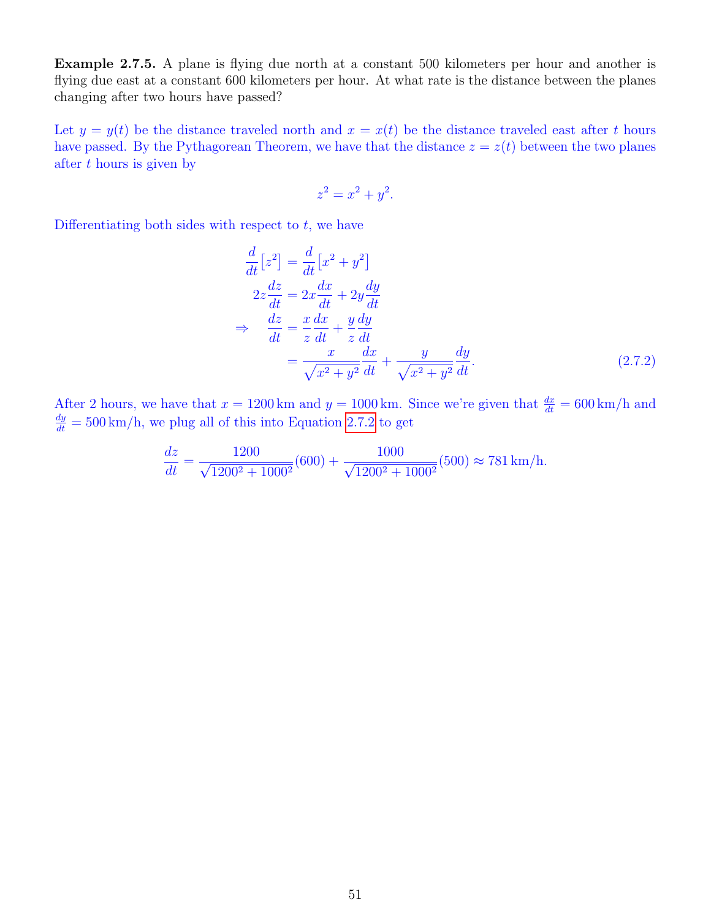**Example 2.7.5.** A plane is flying due north at a constant 500 kilometers per hour and another is flying due east at a constant 600 kilometers per hour. At what rate is the distance between the planes changing after two hours have passed?

Let $y = y(t)$ be the distance traveled north and $x = x(t)$ be the distance traveled east after $t$ hours have passed. By the Pythagorean Theorem, we have that the distance $z = z(t)$ between the two planes after $t$ hours is given by

$$z^2 = x^2 + y^2.$$

Differentiating both sides with respect to $t$, we have

$$\begin{aligned}
\frac{d}{dt}\left[z^2\right] &= \frac{d}{dt}\left[x^2 + y^2\right] \\
2z\frac{dz}{dt} &= 2x\frac{dx}{dt} + 2y\frac{dy}{dt} \\
\Rightarrow \quad \frac{dz}{dt} &= \frac{x}{z}\frac{dx}{dt} + \frac{y}{z}\frac{dy}{dt} \\
&= \frac{x}{\sqrt{x^2+y^2}}\frac{dx}{dt} + \frac{y}{\sqrt{x^2+y^2}}\frac{dy}{dt}.
\end{aligned} \tag{2.7.2}$$

After 2 hours, we have that $x = 1200\,\text{km}$ and $y = 1000\,\text{km}$. Since we're given that $\frac{dx}{dt} = 600\,\text{km/h}$ and $\frac{dy}{dt} = 500\,\text{km/h}$, we plug all of this into Equation 2.7.2 to get

$$\frac{dz}{dt} = \frac{1200}{\sqrt{1200^2 + 1000^2}}(600) + \frac{1000}{\sqrt{1200^2 + 1000^2}}(500) \approx 781\,\text{km/h}.$$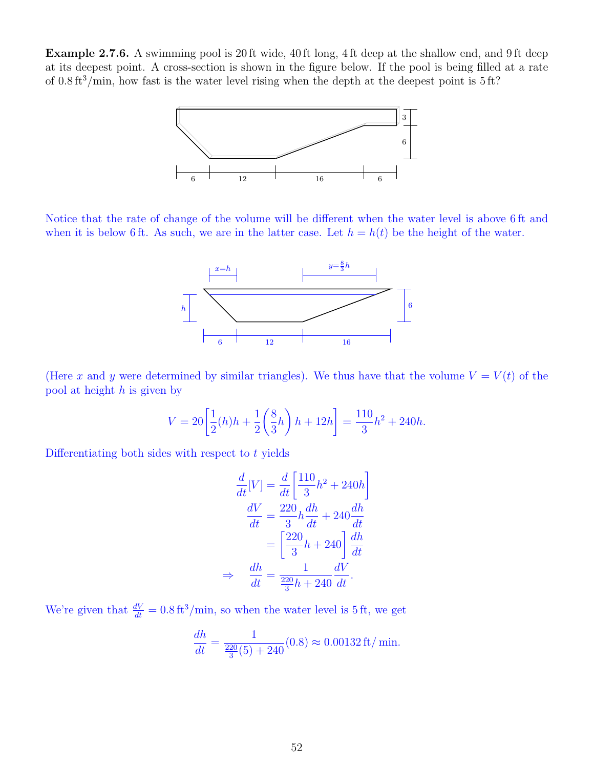**Example 2.7.6.** A swimming pool is 20 ft wide, 40 ft long, 4 ft deep at the shallow end, and 9 ft deep at its deepest point. A cross-section is shown in the figure below. If the pool is being filled at a rate of $0.8\,\text{ft}^3/\text{min}$, how fast is the water level rising when the depth at the deepest point is 5 ft?

Notice that the rate of change of the volume will be different when the water level is above 6 ft and when it is below 6 ft. As such, we are in the latter case. Let $h = h(t)$ be the height of the water.

(Here $x$ and $y$ were determined by similar triangles). We thus have that the volume $V = V(t)$ of the pool at height $h$ is given by

$$V = 20\left[\frac{1}{2}(h)h + \frac{1}{2}\left(\frac{8}{3}h\right)h + 12h\right] = \frac{110}{3}h^2 + 240h.$$

Differentiating both sides with respect to $t$ yields

$$\begin{aligned}
\frac{d}{dt}[V] &= \frac{d}{dt}\left[\frac{110}{3}h^2 + 240h\right] \\
\frac{dV}{dt} &= \frac{220}{3}h\frac{dh}{dt} + 240\frac{dh}{dt} \\
&= \left[\frac{220}{3}h + 240\right]\frac{dh}{dt} \\
\Rightarrow \quad \frac{dh}{dt} &= \frac{1}{\frac{220}{3}h + 240}\frac{dV}{dt}.
\end{aligned}$$

We're given that $\frac{dV}{dt} = 0.8\,\text{ft}^3/\text{min}$, so when the water level is 5 ft, we get

$$\frac{dh}{dt} = \frac{1}{\frac{220}{3}(5) + 240}(0.8) \approx 0.00132\,\text{ft}/\text{min}.$$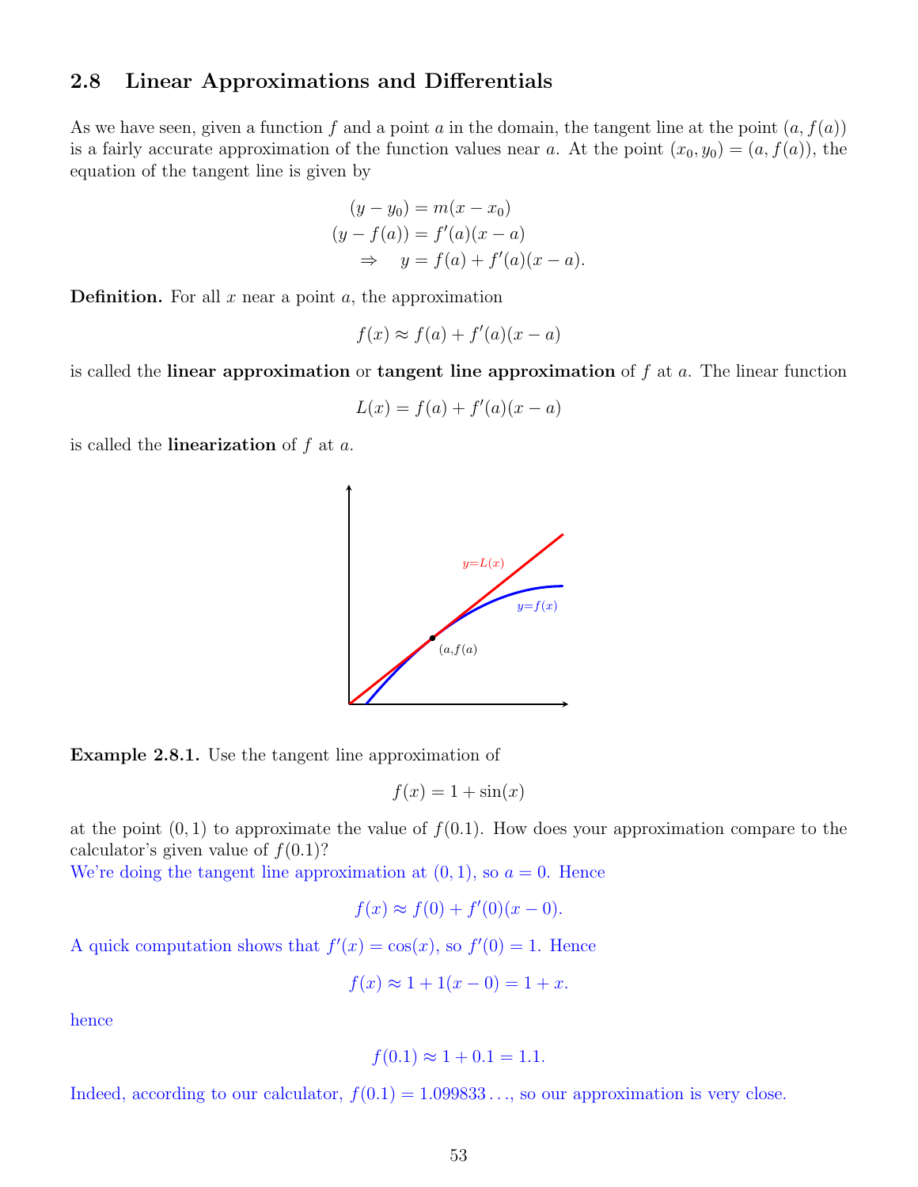## 2.8 Linear Approximations and Differentials

As we have seen, given a function $f$ and a point $a$ in the domain, the tangent line at the point $(a, f(a))$ is a fairly accurate approximation of the function values near $a$. At the point $(x_0, y_0) = (a, f(a))$, the equation of the tangent line is given by

$$\begin{aligned}(y - y_0) &= m(x - x_0)\\ (y - f(a)) &= f'(a)(x - a)\\ \Rightarrow \quad y &= f(a) + f'(a)(x - a).\end{aligned}$$

**Definition.** For all $x$ near a point $a$, the approximation

$$f(x) \approx f(a) + f'(a)(x - a)$$

is called the **linear approximation** or **tangent line approximation** of $f$ at $a$. The linear function

$$L(x) = f(a) + f'(a)(x - a)$$

is called the **linearization** of $f$ at $a$.

**Example 2.8.1.** Use the tangent line approximation of

$$f(x) = 1 + \sin(x)$$

at the point $(0, 1)$ to approximate the value of $f(0.1)$. How does your approximation compare to the calculator's given value of $f(0.1)$?

We're doing the tangent line approximation at $(0, 1)$, so $a = 0$. Hence

$$f(x) \approx f(0) + f'(0)(x - 0).$$

A quick computation shows that $f'(x) = \cos(x)$, so $f'(0) = 1$. Hence

$$f(x) \approx 1 + 1(x - 0) = 1 + x.$$

hence

$$f(0.1) \approx 1 + 0.1 = 1.1.$$

Indeed, according to our calculator, $f(0.1) = 1.099833\ldots$, so our approximation is very close.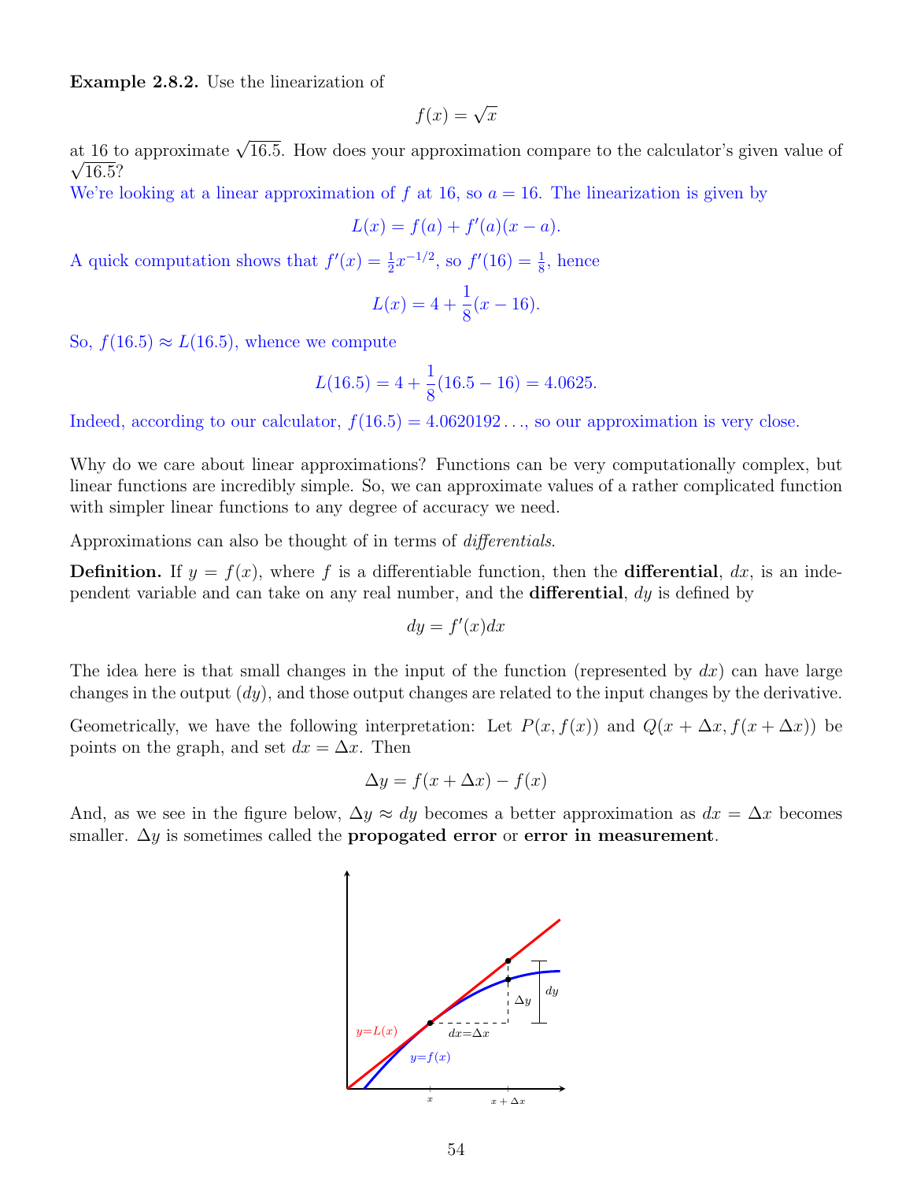**Example 2.8.2.** Use the linearization of

$$f(x) = \sqrt{x}$$

at 16 to approximate $\sqrt{16.5}$. How does your approximation compare to the calculator's given value of $\sqrt{16.5}$?

We're looking at a linear approximation of $f$ at 16, so $a = 16$. The linearization is given by

$$L(x) = f(a) + f'(a)(x - a).$$

A quick computation shows that $f'(x) = \frac{1}{2}x^{-1/2}$, so $f'(16) = \frac{1}{8}$, hence

$$L(x) = 4 + \frac{1}{8}(x - 16).$$

So, $f(16.5) \approx L(16.5)$, whence we compute

$$L(16.5) = 4 + \frac{1}{8}(16.5 - 16) = 4.0625.$$

Indeed, according to our calculator, $f(16.5) = 4.0620192\ldots$, so our approximation is very close.

Why do we care about linear approximations? Functions can be very computationally complex, but linear functions are incredibly simple. So, we can approximate values of a rather complicated function with simpler linear functions to any degree of accuracy we need.

Approximations can also be thought of in terms of *differentials*.

**Definition.** If $y = f(x)$, where $f$ is a differentiable function, then the **differential**, $dx$, is an independent variable and can take on any real number, and the **differential**, $dy$ is defined by

$$dy = f'(x)dx$$

The idea here is that small changes in the input of the function (represented by $dx$) can have large changes in the output ($dy$), and those output changes are related to the input changes by the derivative.

Geometrically, we have the following interpretation: Let $P(x, f(x))$ and $Q(x + \Delta x, f(x + \Delta x))$ be points on the graph, and set $dx = \Delta x$. Then

$$\Delta y = f(x + \Delta x) - f(x)$$

And, as we see in the figure below, $\Delta y \approx dy$ becomes a better approximation as $dx = \Delta x$ becomes smaller. $\Delta y$ is sometimes called the **propogated error** or **error in measurement**.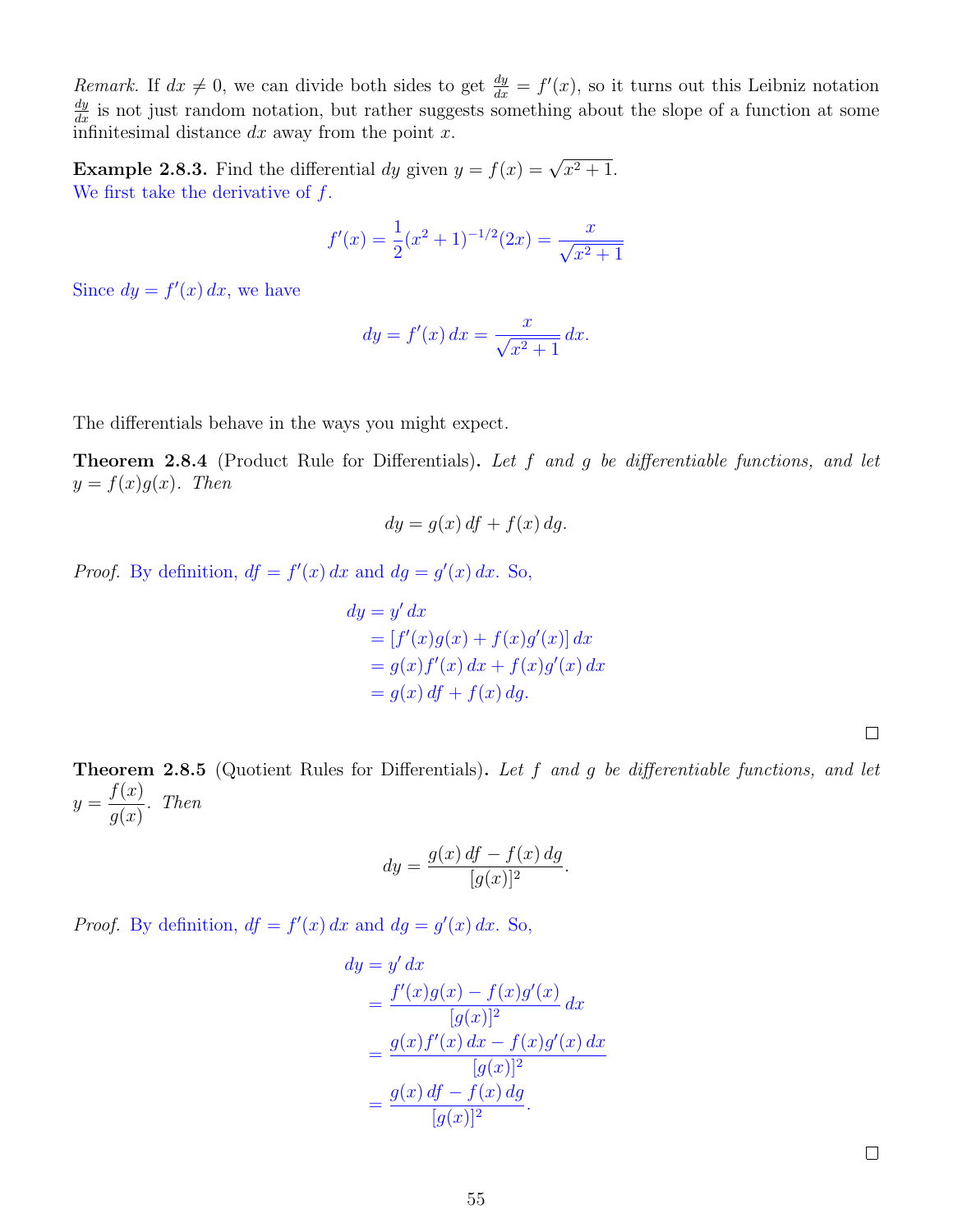*Remark.* If $dx \neq 0$, we can divide both sides to get $\frac{dy}{dx} = f'(x)$, so it turns out this Leibniz notation $\frac{dy}{dx}$ is not just random notation, but rather suggests something about the slope of a function at some infinitesimal distance $dx$ away from the point $x$.

**Example 2.8.3.** Find the differential $dy$ given $y = f(x) = \sqrt{x^2+1}$.
We first take the derivative of $f$.

$$f'(x) = \frac{1}{2}(x^2+1)^{-1/2}(2x) = \frac{x}{\sqrt{x^2+1}}$$

Since $dy = f'(x)\,dx$, we have

$$dy = f'(x)\,dx = \frac{x}{\sqrt{x^2+1}}\,dx.$$

The differentials behave in the ways you might expect.

**Theorem 2.8.4** (Product Rule for Differentials)**.** *Let $f$ and $g$ be differentiable functions, and let $y = f(x)g(x)$. Then*

$$dy = g(x)\,df + f(x)\,dg.$$

*Proof.* By definition, $df = f'(x)\,dx$ and $dg = g'(x)\,dx$. So,

$$\begin{aligned}
dy &= y'\,dx \\
&= [f'(x)g(x) + f(x)g'(x)]\,dx \\
&= g(x)f'(x)\,dx + f(x)g'(x)\,dx \\
&= g(x)\,df + f(x)\,dg.
\end{aligned}$$

□

**Theorem 2.8.5** (Quotient Rules for Differentials)**.** *Let $f$ and $g$ be differentiable functions, and let $y = \dfrac{f(x)}{g(x)}$. Then*

$$dy = \frac{g(x)\,df - f(x)\,dg}{[g(x)]^2}.$$

*Proof.* By definition, $df = f'(x)\,dx$ and $dg = g'(x)\,dx$. So,

$$\begin{aligned}
dy &= y'\,dx \\
&= \frac{f'(x)g(x) - f(x)g'(x)}{[g(x)]^2}\,dx \\
&= \frac{g(x)f'(x)\,dx - f(x)g'(x)\,dx}{[g(x)]^2} \\
&= \frac{g(x)\,df - f(x)\,dg}{[g(x)]^2}.
\end{aligned}$$

□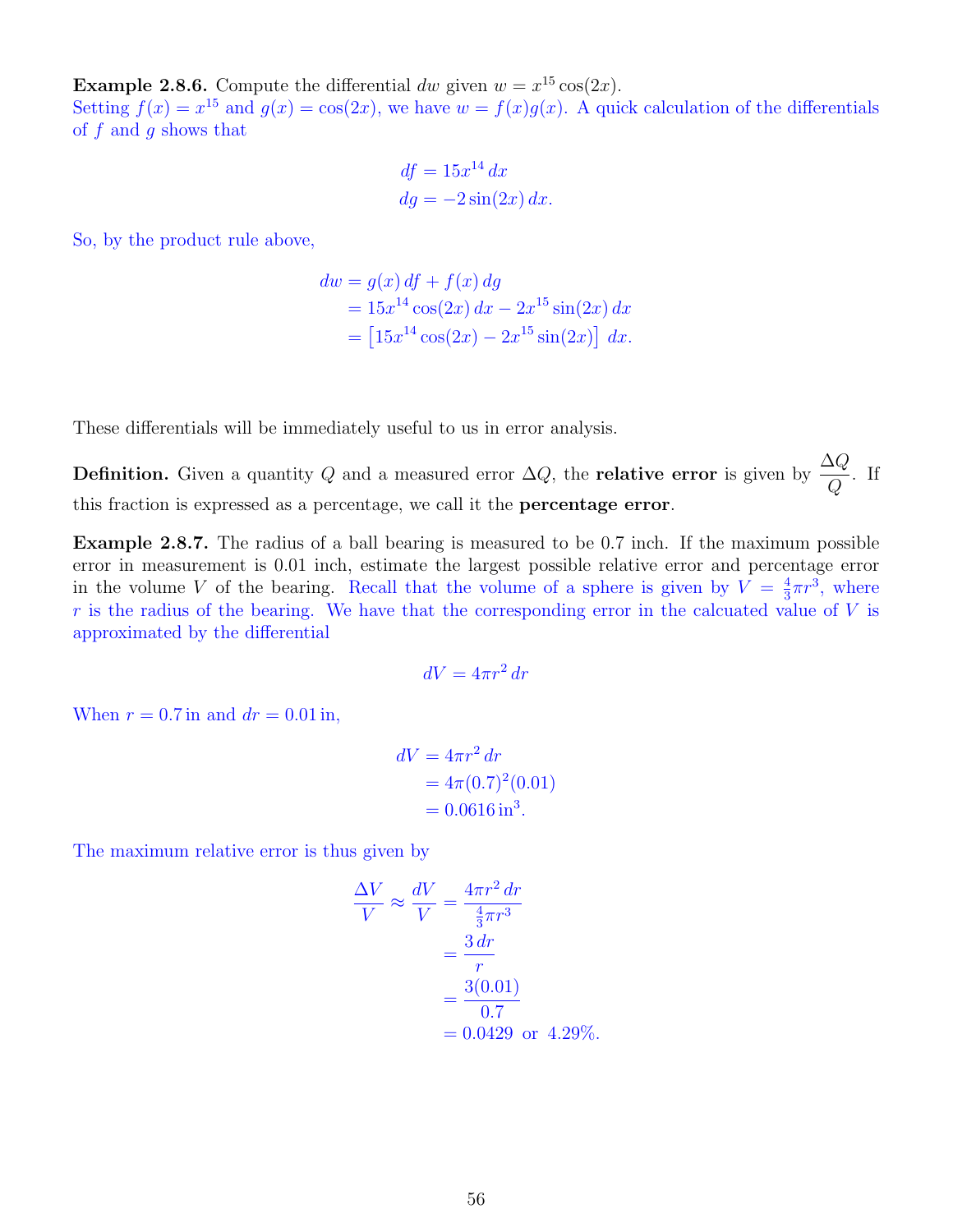**Example 2.8.6.** Compute the differential $dw$ given $w = x^{15}\cos(2x)$.
Setting $f(x) = x^{15}$ and $g(x) = \cos(2x)$, we have $w = f(x)g(x)$. A quick calculation of the differentials of $f$ and $g$ shows that

$$
\begin{aligned}
df &= 15x^{14}\,dx \\
dg &= -2\sin(2x)\,dx.
\end{aligned}
$$

So, by the product rule above,

$$
\begin{aligned}
dw &= g(x)\,df + f(x)\,dg \\
&= 15x^{14}\cos(2x)\,dx - 2x^{15}\sin(2x)\,dx \\
&= \left[15x^{14}\cos(2x) - 2x^{15}\sin(2x)\right]\,dx.
\end{aligned}
$$

These differentials will be immediately useful to us in error analysis.

**Definition.** Given a quantity $Q$ and a measured error $\Delta Q$, the **relative error** is given by $\dfrac{\Delta Q}{Q}$. If this fraction is expressed as a percentage, we call it the **percentage error**.

**Example 2.8.7.** The radius of a ball bearing is measured to be 0.7 inch. If the maximum possible error in measurement is 0.01 inch, estimate the largest possible relative error and percentage error in the volume $V$ of the bearing. Recall that the volume of a sphere is given by $V = \frac{4}{3}\pi r^3$, where $r$ is the radius of the bearing. We have that the corresponding error in the calcuated value of $V$ is approximated by the differential

$$
dV = 4\pi r^2\,dr
$$

When $r = 0.7\,\text{in}$ and $dr = 0.01\,\text{in}$,

$$
\begin{aligned}
dV &= 4\pi r^2\,dr \\
&= 4\pi(0.7)^2(0.01) \\
&= 0.0616\,\text{in}^3.
\end{aligned}
$$

The maximum relative error is thus given by

$$
\begin{aligned}
\frac{\Delta V}{V} \approx \frac{dV}{V} &= \frac{4\pi r^2\,dr}{\frac{4}{3}\pi r^3} \\
&= \frac{3\,dr}{r} \\
&= \frac{3(0.01)}{0.7} \\
&= 0.0429 \;\text{ or }\; 4.29\%.
\end{aligned}
$$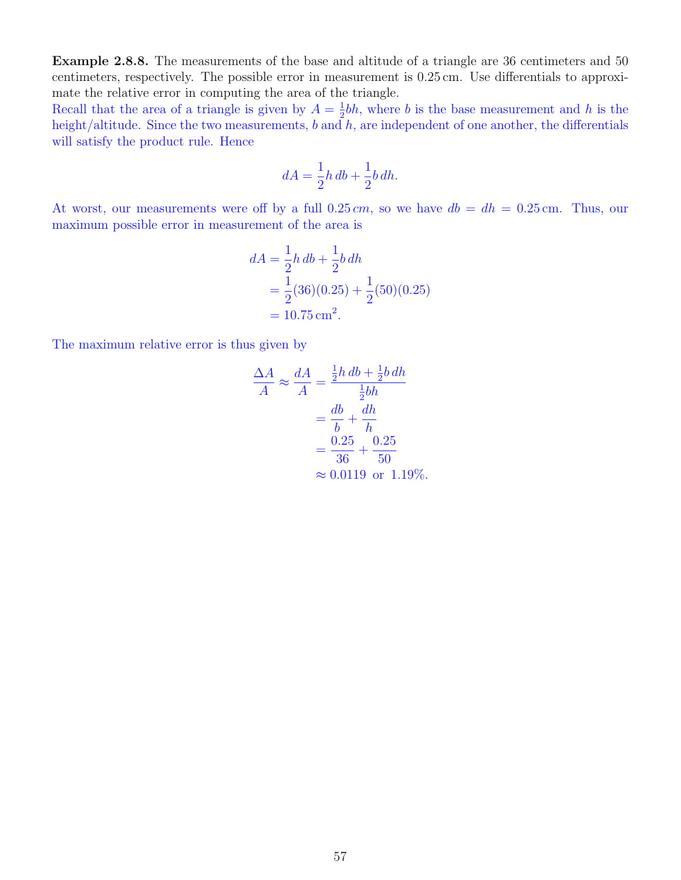**Example 2.8.8.** The measurements of the base and altitude of a triangle are 36 centimeters and 50 centimeters, respectively. The possible error in measurement is 0.25 cm. Use differentials to approximate the relative error in computing the area of the triangle.

Recall that the area of a triangle is given by $A = \frac{1}{2}bh$, where $b$ is the base measurement and $h$ is the height/altitude. Since the two measurements, $b$ and $h$, are independent of one another, the differentials will satisfy the product rule. Hence

$$dA = \frac{1}{2}h\,db + \frac{1}{2}b\,dh.$$

At worst, our measurements were off by a full $0.25\,cm$, so we have $db = dh = 0.25\,\text{cm}$. Thus, our maximum possible error in measurement of the area is

$$\begin{aligned}
dA &= \frac{1}{2}h\,db + \frac{1}{2}b\,dh \\
&= \frac{1}{2}(36)(0.25) + \frac{1}{2}(50)(0.25) \\
&= 10.75\,\text{cm}^2.
\end{aligned}$$

The maximum relative error is thus given by

$$\begin{aligned}
\frac{\Delta A}{A} \approx \frac{dA}{A} &= \frac{\frac{1}{2}h\,db + \frac{1}{2}b\,dh}{\frac{1}{2}bh} \\
&= \frac{db}{b} + \frac{dh}{h} \\
&= \frac{0.25}{36} + \frac{0.25}{50} \\
&\approx 0.0119 \text{ or } 1.19\%.
\end{aligned}$$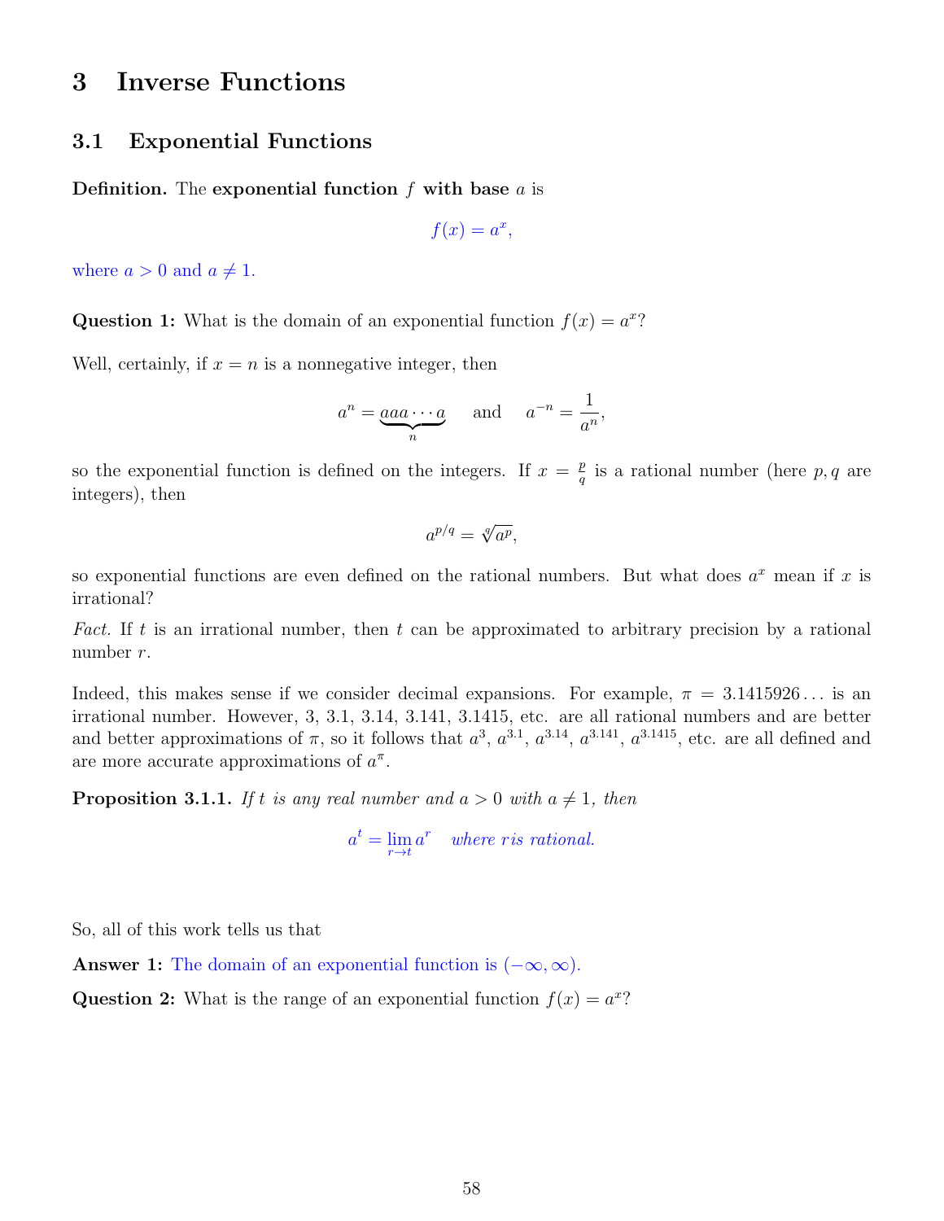# 3 Inverse Functions

## 3.1 Exponential Functions

**Definition.** The **exponential function** $f$ **with base** $a$ is

$$f(x) = a^x,$$

where $a > 0$ and $a \neq 1$.

**Question 1:** What is the domain of an exponential function $f(x) = a^x$?

Well, certainly, if $x = n$ is a nonnegative integer, then

$$a^n = \underbrace{aaa \cdots a}_{n} \quad \text{and} \quad a^{-n} = \frac{1}{a^n},$$

so the exponential function is defined on the integers. If $x = \frac{p}{q}$ is a rational number (here $p, q$ are integers), then

$$a^{p/q} = \sqrt[q]{a^p},$$

so exponential functions are even defined on the rational numbers. But what does $a^x$ mean if $x$ is irrational?

*Fact.* If $t$ is an irrational number, then $t$ can be approximated to arbitrary precision by a rational number $r$.

Indeed, this makes sense if we consider decimal expansions. For example, $\pi = 3.1415926\ldots$ is an irrational number. However, 3, 3.1, 3.14, 3.141, 3.1415, etc. are all rational numbers and are better and better approximations of $\pi$, so it follows that $a^3$, $a^{3.1}$, $a^{3.14}$, $a^{3.141}$, $a^{3.1415}$, etc. are all defined and are more accurate approximations of $a^\pi$.

**Proposition 3.1.1.** *If $t$ is any real number and $a > 0$ with $a \neq 1$, then*

$$a^t = \lim_{r \to t} a^r \quad \textit{where } r \textit{ is rational.}$$

So, all of this work tells us that

**Answer 1:** The domain of an exponential function is $(-\infty, \infty)$.

**Question 2:** What is the range of an exponential function $f(x) = a^x$?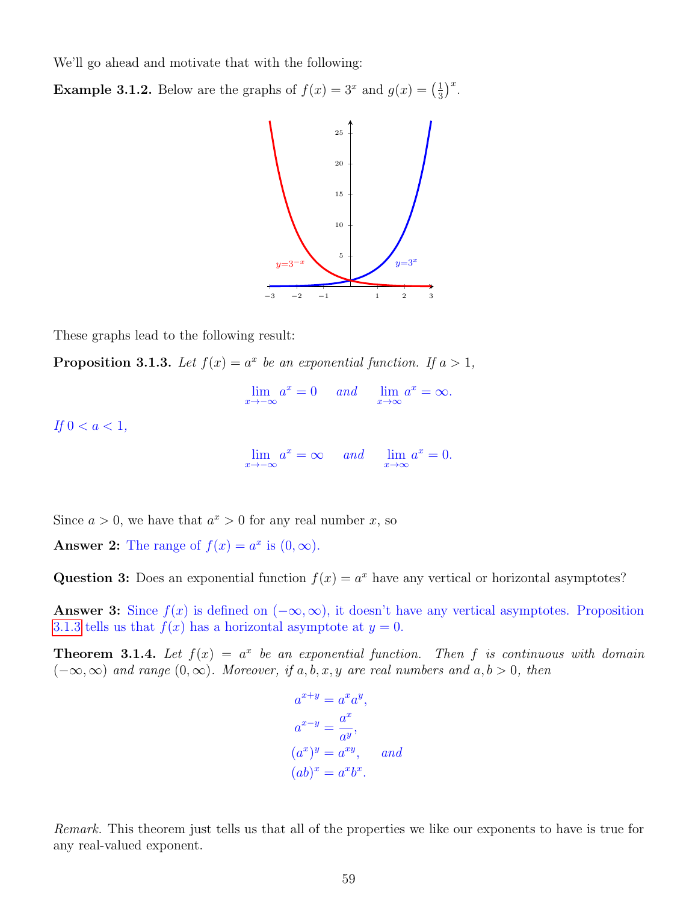We'll go ahead and motivate that with the following:

**Example 3.1.2.** Below are the graphs of $f(x) = 3^x$ and $g(x) = \left(\frac{1}{3}\right)^x$.

These graphs lead to the following result:

**Proposition 3.1.3.** *Let $f(x) = a^x$ be an exponential function. If $a > 1$,*

$$\lim_{x\to-\infty} a^x = 0 \quad \textit{and} \quad \lim_{x\to\infty} a^x = \infty.$$

*If $0 < a < 1$,*

$$\lim_{x\to-\infty} a^x = \infty \quad \textit{and} \quad \lim_{x\to\infty} a^x = 0.$$

Since $a > 0$, we have that $a^x > 0$ for any real number $x$, so

**Answer 2:** The range of $f(x) = a^x$ is $(0, \infty)$.

**Question 3:** Does an exponential function $f(x) = a^x$ have any vertical or horizontal asymptotes?

**Answer 3:** Since $f(x)$ is defined on $(-\infty, \infty)$, it doesn't have any vertical asymptotes. Proposition 3.1.3 tells us that $f(x)$ has a horizontal asymptote at $y = 0$.

**Theorem 3.1.4.** *Let $f(x) = a^x$ be an exponential function. Then $f$ is continuous with domain $(-\infty, \infty)$ and range $(0, \infty)$. Moreover, if $a, b, x, y$ are real numbers and $a, b > 0$, then*

$$\begin{aligned}
a^{x+y} &= a^x a^y, \\
a^{x-y} &= \frac{a^x}{a^y}, \\
(a^x)^y &= a^{xy}, \quad \textit{and} \\
(ab)^x &= a^x b^x.
\end{aligned}$$

*Remark.* This theorem just tells us that all of the properties we like our exponents to have is true for any real-valued exponent.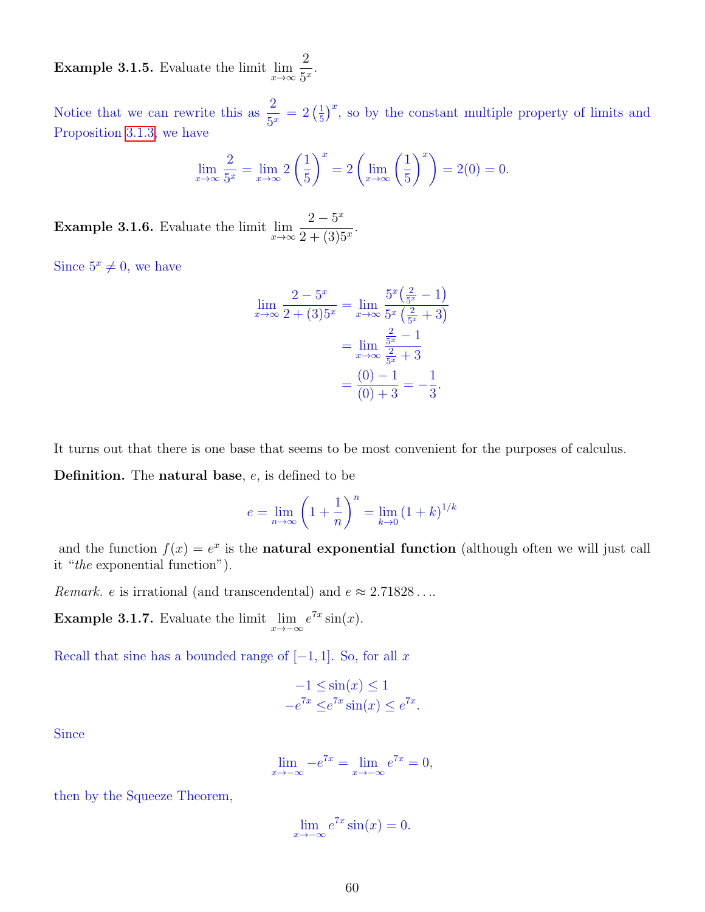**Example 3.1.5.** Evaluate the limit $\lim_{x\to\infty} \frac{2}{5^x}$.

Notice that we can rewrite this as $\frac{2}{5^x} = 2\left(\frac{1}{5}\right)^x$, so by the constant multiple property of limits and Proposition 3.1.3, we have

$$\lim_{x\to\infty} \frac{2}{5^x} = \lim_{x\to\infty} 2\left(\frac{1}{5}\right)^x = 2\left(\lim_{x\to\infty}\left(\frac{1}{5}\right)^x\right) = 2(0) = 0.$$

**Example 3.1.6.** Evaluate the limit $\lim_{x\to\infty} \frac{2-5^x}{2+(3)5^x}$.

Since $5^x \neq 0$, we have

$$\begin{aligned}
\lim_{x\to\infty} \frac{2-5^x}{2+(3)5^x} &= \lim_{x\to\infty} \frac{5^x\left(\frac{2}{5^x}-1\right)}{5^x\left(\frac{2}{5^x}+3\right)} \\
&= \lim_{x\to\infty} \frac{\frac{2}{5^x}-1}{\frac{2}{5^x}+3} \\
&= \frac{(0)-1}{(0)+3} = -\frac{1}{3}.
\end{aligned}$$

It turns out that there is one base that seems to be most convenient for the purposes of calculus.

**Definition.** The **natural base**, $e$, is defined to be

$$e = \lim_{n\to\infty}\left(1+\frac{1}{n}\right)^n = \lim_{k\to 0}(1+k)^{1/k}$$

and the function $f(x) = e^x$ is the **natural exponential function** (although often we will just call it "*the* exponential function").

*Remark.* $e$ is irrational (and transcendental) and $e \approx 2.71828\ldots$.

**Example 3.1.7.** Evaluate the limit $\lim_{x\to-\infty} e^{7x}\sin(x)$.

Recall that sine has a bounded range of $[-1,1]$. So, for all $x$

$$\begin{aligned}
-1 \leq \sin(x) &\leq 1 \\
-e^{7x} \leq e^{7x}\sin(x) &\leq e^{7x}.
\end{aligned}$$

Since

$$\lim_{x\to-\infty} -e^{7x} = \lim_{x\to-\infty} e^{7x} = 0,$$

then by the Squeeze Theorem,

$$\lim_{x\to-\infty} e^{7x}\sin(x) = 0.$$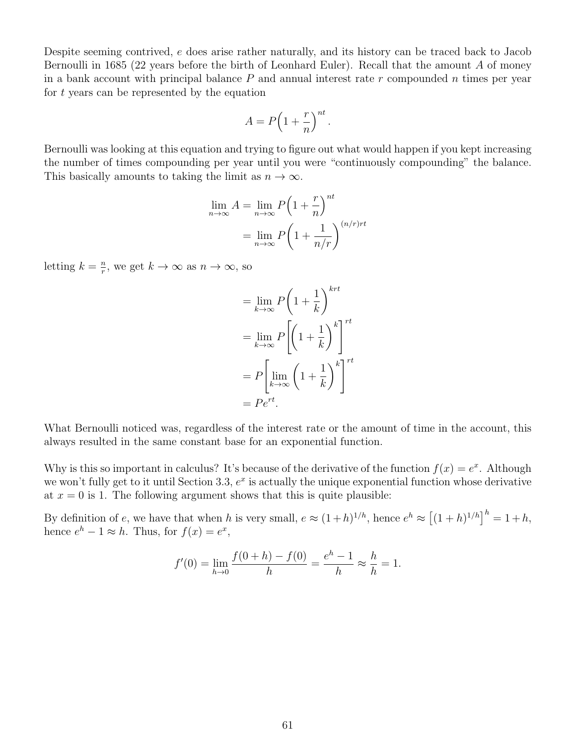Despite seeming contrived, $e$ does arise rather naturally, and its history can be traced back to Jacob Bernoulli in 1685 (22 years before the birth of Leonhard Euler). Recall that the amount $A$ of money in a bank account with principal balance $P$ and annual interest rate $r$ compounded $n$ times per year for $t$ years can be represented by the equation

$$A = P\Big(1 + \frac{r}{n}\Big)^{nt}.$$

Bernoulli was looking at this equation and trying to figure out what would happen if you kept increasing the number of times compounding per year until you were "continuously compounding" the balance. This basically amounts to taking the limit as $n \to \infty$.

$$\begin{aligned}
\lim_{n\to\infty} A &= \lim_{n\to\infty} P\Big(1 + \frac{r}{n}\Big)^{nt} \\
&= \lim_{n\to\infty} P\bigg(1 + \frac{1}{n/r}\bigg)^{(n/r)rt}
\end{aligned}$$

letting $k = \frac{n}{r}$, we get $k \to \infty$ as $n \to \infty$, so

$$\begin{aligned}
&= \lim_{k\to\infty} P\bigg(1 + \frac{1}{k}\bigg)^{krt} \\
&= \lim_{k\to\infty} P\Bigg[\bigg(1 + \frac{1}{k}\bigg)^{k}\Bigg]^{rt} \\
&= P\Bigg[\lim_{k\to\infty}\bigg(1 + \frac{1}{k}\bigg)^{k}\Bigg]^{rt} \\
&= Pe^{rt}.
\end{aligned}$$

What Bernoulli noticed was, regardless of the interest rate or the amount of time in the account, this always resulted in the same constant base for an exponential function.

Why is this so important in calculus? It's because of the derivative of the function $f(x) = e^x$. Although we won't fully get to it until Section 3.3, $e^x$ is actually the unique exponential function whose derivative at $x = 0$ is 1. The following argument shows that this is quite plausible:

By definition of $e$, we have that when $h$ is very small, $e \approx (1+h)^{1/h}$, hence $e^h \approx \big[(1+h)^{1/h}\big]^h = 1+h$, hence $e^h - 1 \approx h$. Thus, for $f(x) = e^x$,

$$f'(0) = \lim_{h\to 0}\frac{f(0+h) - f(0)}{h} = \frac{e^h - 1}{h} \approx \frac{h}{h} = 1.$$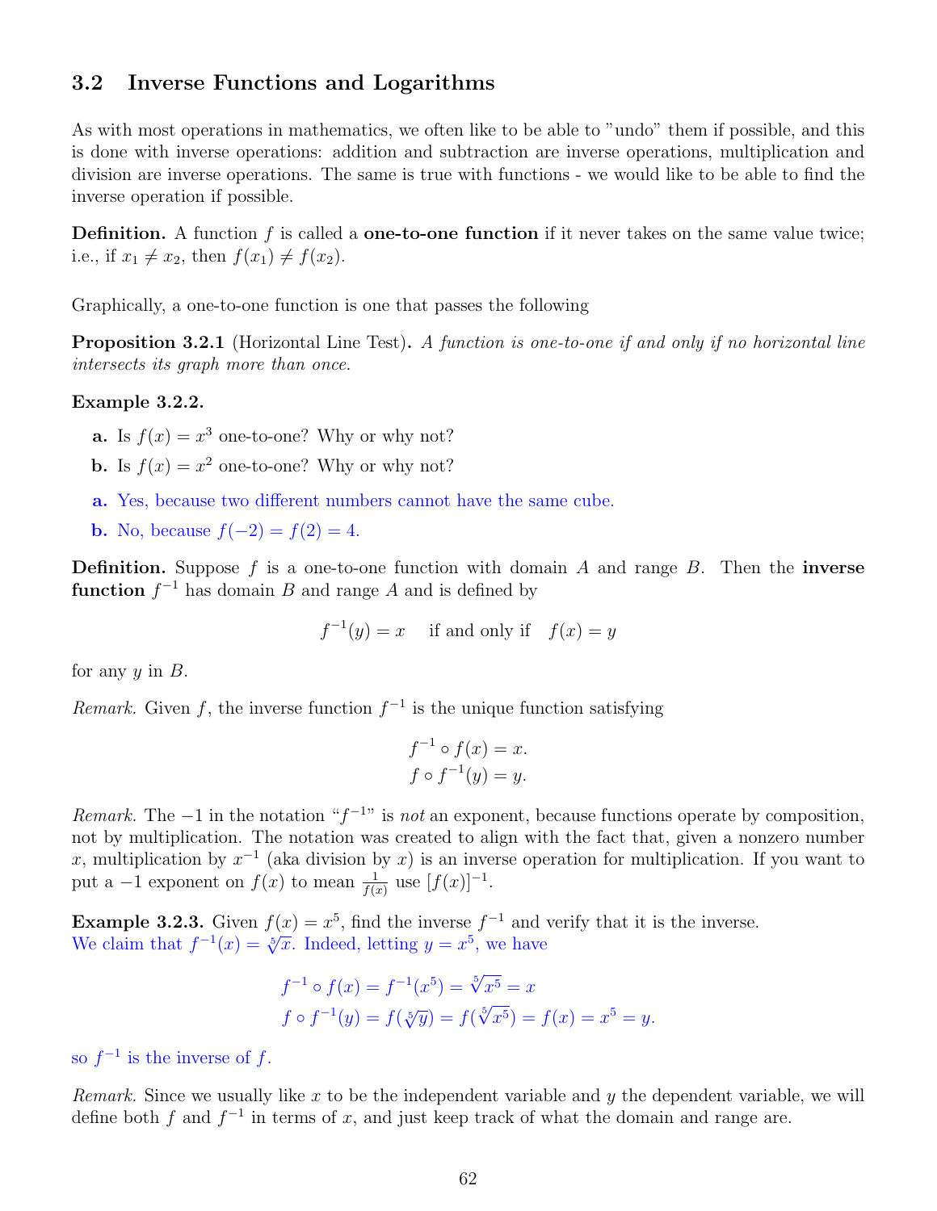## 3.2 Inverse Functions and Logarithms

As with most operations in mathematics, we often like to be able to "undo" them if possible, and this is done with inverse operations: addition and subtraction are inverse operations, multiplication and division are inverse operations. The same is true with functions - we would like to be able to find the inverse operation if possible.

**Definition.** A function $f$ is called a **one-to-one function** if it never takes on the same value twice; i.e., if $x_1 \neq x_2$, then $f(x_1) \neq f(x_2)$.

Graphically, a one-to-one function is one that passes the following

**Proposition 3.2.1** (Horizontal Line Test)**.** *A function is one-to-one if and only if no horizontal line intersects its graph more than once.*

**Example 3.2.2.**

**a.** Is $f(x) = x^3$ one-to-one? Why or why not?

**b.** Is $f(x) = x^2$ one-to-one? Why or why not?

**a.** Yes, because two different numbers cannot have the same cube.

**b.** No, because $f(-2) = f(2) = 4$.

**Definition.** Suppose $f$ is a one-to-one function with domain $A$ and range $B$. Then the **inverse function** $f^{-1}$ has domain $B$ and range $A$ and is defined by

$$f^{-1}(y) = x \quad \text{if and only if} \quad f(x) = y$$

for any $y$ in $B$.

*Remark.* Given $f$, the inverse function $f^{-1}$ is the unique function satisfying

$$f^{-1} \circ f(x) = x.$$
$$f \circ f^{-1}(y) = y.$$

*Remark.* The $-1$ in the notation "$f^{-1}$" is *not* an exponent, because functions operate by composition, not by multiplication. The notation was created to align with the fact that, given a nonzero number $x$, multiplication by $x^{-1}$ (aka division by $x$) is an inverse operation for multiplication. If you want to put a $-1$ exponent on $f(x)$ to mean $\frac{1}{f(x)}$ use $[f(x)]^{-1}$.

**Example 3.2.3.** Given $f(x) = x^5$, find the inverse $f^{-1}$ and verify that it is the inverse.
We claim that $f^{-1}(x) = \sqrt[5]{x}$. Indeed, letting $y = x^5$, we have

$$f^{-1} \circ f(x) = f^{-1}(x^5) = \sqrt[5]{x^5} = x$$
$$f \circ f^{-1}(y) = f(\sqrt[5]{y}) = f(\sqrt[5]{x^5}) = f(x) = x^5 = y.$$

so $f^{-1}$ is the inverse of $f$.

*Remark.* Since we usually like $x$ to be the independent variable and $y$ the dependent variable, we will define both $f$ and $f^{-1}$ in terms of $x$, and just keep track of what the domain and range are.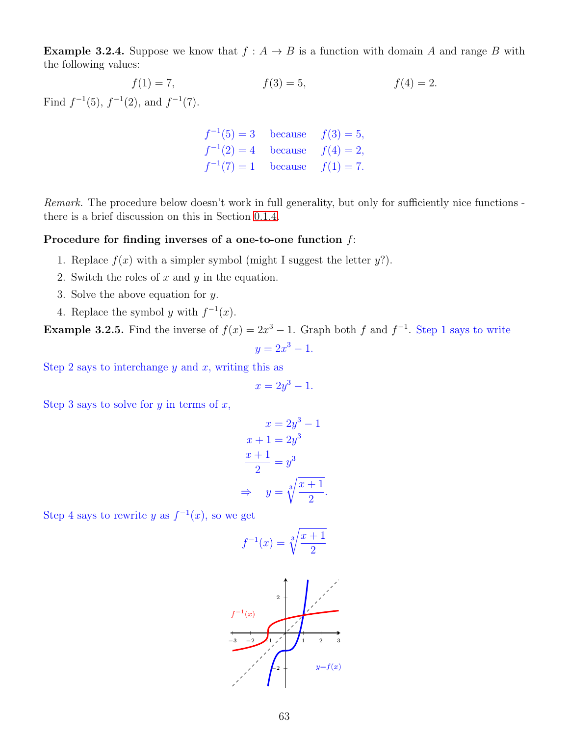**Example 3.2.4.** Suppose we know that $f : A \to B$ is a function with domain $A$ and range $B$ with the following values:

$$f(1) = 7, \qquad f(3) = 5, \qquad f(4) = 2.$$

Find $f^{-1}(5)$, $f^{-1}(2)$, and $f^{-1}(7)$.

$$\begin{aligned} f^{-1}(5) &= 3 \quad \text{because} \quad f(3) = 5, \\ f^{-1}(2) &= 4 \quad \text{because} \quad f(4) = 2, \\ f^{-1}(7) &= 1 \quad \text{because} \quad f(1) = 7. \end{aligned}$$

*Remark.* The procedure below doesn't work in full generality, but only for sufficiently nice functions - there is a brief discussion on this in Section 0.1.4.

**Procedure for finding inverses of a one-to-one function $f$:**

1. Replace $f(x)$ with a simpler symbol (might I suggest the letter $y$?).
2. Switch the roles of $x$ and $y$ in the equation.
3. Solve the above equation for $y$.
4. Replace the symbol $y$ with $f^{-1}(x)$.

**Example 3.2.5.** Find the inverse of $f(x) = 2x^3 - 1$. Graph both $f$ and $f^{-1}$. Step 1 says to write

$$y = 2x^3 - 1.$$

Step 2 says to interchange $y$ and $x$, writing this as

$$x = 2y^3 - 1.$$

Step 3 says to solve for $y$ in terms of $x$,

$$\begin{aligned} x &= 2y^3 - 1 \\ x + 1 &= 2y^3 \\ \frac{x+1}{2} &= y^3 \\ \Rightarrow \quad y &= \sqrt[3]{\frac{x+1}{2}}. \end{aligned}$$

Step 4 says to rewrite $y$ as $f^{-1}(x)$, so we get

$$f^{-1}(x) = \sqrt[3]{\frac{x+1}{2}}$$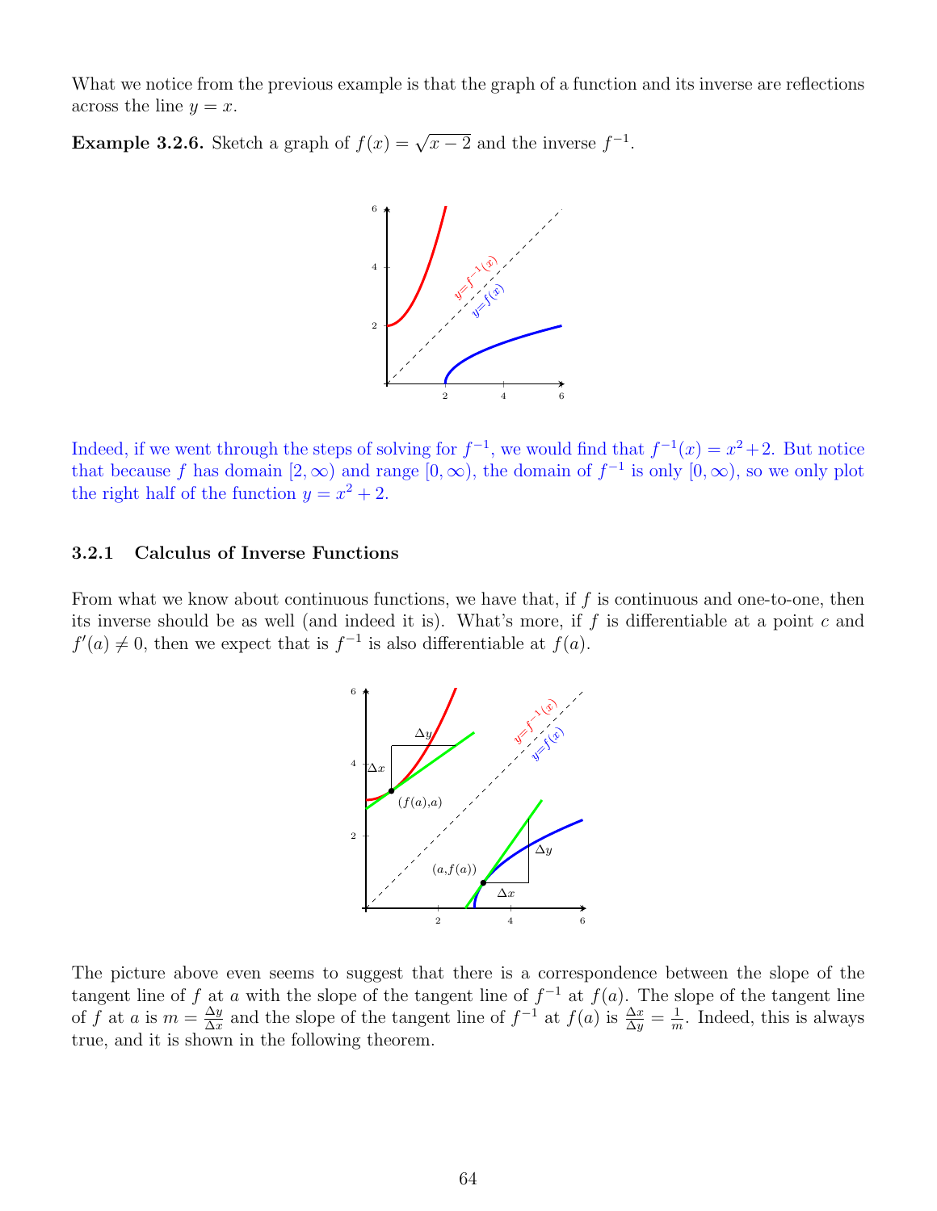What we notice from the previous example is that the graph of a function and its inverse are reflections across the line $y = x$.

**Example 3.2.6.** Sketch a graph of $f(x) = \sqrt{x-2}$ and the inverse $f^{-1}$.

Indeed, if we went through the steps of solving for $f^{-1}$, we would find that $f^{-1}(x) = x^2+2$. But notice that because $f$ has domain $[2, \infty)$ and range $[0, \infty)$, the domain of $f^{-1}$ is only $[0, \infty)$, so we only plot the right half of the function $y = x^2 + 2$.

### 3.2.1 Calculus of Inverse Functions

From what we know about continuous functions, we have that, if $f$ is continuous and one-to-one, then its inverse should be as well (and indeed it is). What's more, if $f$ is differentiable at a point $c$ and $f'(a) \neq 0$, then we expect that is $f^{-1}$ is also differentiable at $f(a)$.

The picture above even seems to suggest that there is a correspondence between the slope of the tangent line of $f$ at $a$ with the slope of the tangent line of $f^{-1}$ at $f(a)$. The slope of the tangent line of $f$ at $a$ is $m = \frac{\Delta y}{\Delta x}$ and the slope of the tangent line of $f^{-1}$ at $f(a)$ is $\frac{\Delta x}{\Delta y} = \frac{1}{m}$. Indeed, this is always true, and it is shown in the following theorem.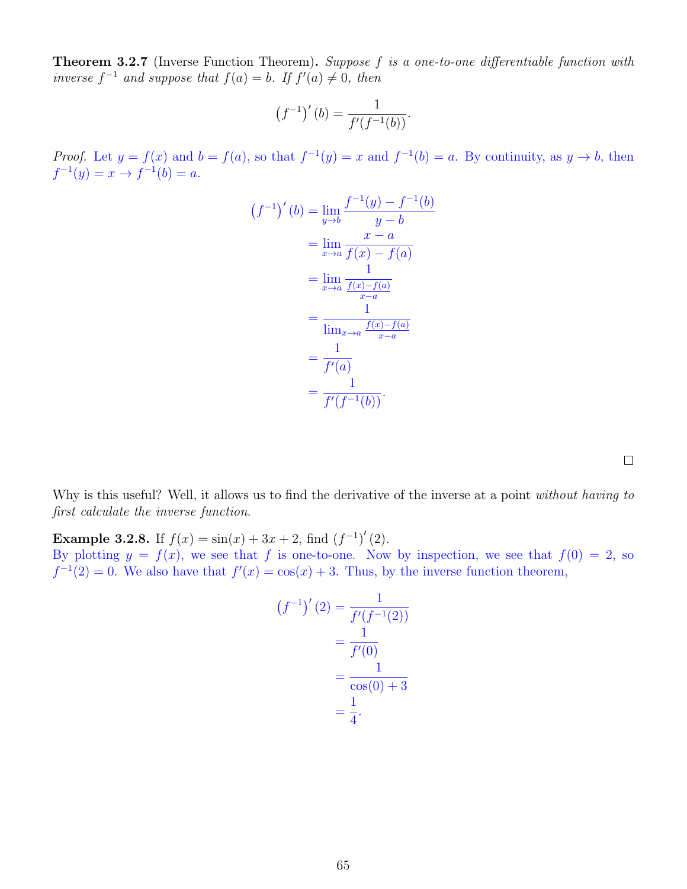**Theorem 3.2.7** (Inverse Function Theorem)**.** *Suppose $f$ is a one-to-one differentiable function with inverse $f^{-1}$ and suppose that $f(a) = b$. If $f'(a) \neq 0$, then*

$$\left(f^{-1}\right)'(b) = \frac{1}{f'(f^{-1}(b))}.$$

*Proof.* Let $y = f(x)$ and $b = f(a)$, so that $f^{-1}(y) = x$ and $f^{-1}(b) = a$. By continuity, as $y \to b$, then $f^{-1}(y) = x \to f^{-1}(b) = a$.

$$\begin{aligned}
\left(f^{-1}\right)'(b) &= \lim_{y \to b} \frac{f^{-1}(y) - f^{-1}(b)}{y - b} \\
&= \lim_{x \to a} \frac{x - a}{f(x) - f(a)} \\
&= \lim_{x \to a} \frac{1}{\frac{f(x)-f(a)}{x-a}} \\
&= \frac{1}{\lim_{x \to a} \frac{f(x)-f(a)}{x-a}} \\
&= \frac{1}{f'(a)} \\
&= \frac{1}{f'(f^{-1}(b))}.
\end{aligned}$$

□

Why is this useful? Well, it allows us to find the derivative of the inverse at a point *without having to first calculate the inverse function.*

**Example 3.2.8.** If $f(x) = \sin(x) + 3x + 2$, find $\left(f^{-1}\right)'(2)$.
By plotting $y = f(x)$, we see that $f$ is one-to-one. Now by inspection, we see that $f(0) = 2$, so $f^{-1}(2) = 0$. We also have that $f'(x) = \cos(x) + 3$. Thus, by the inverse function theorem,

$$\begin{aligned}
\left(f^{-1}\right)'(2) &= \frac{1}{f'(f^{-1}(2))} \\
&= \frac{1}{f'(0)} \\
&= \frac{1}{\cos(0) + 3} \\
&= \frac{1}{4}.
\end{aligned}$$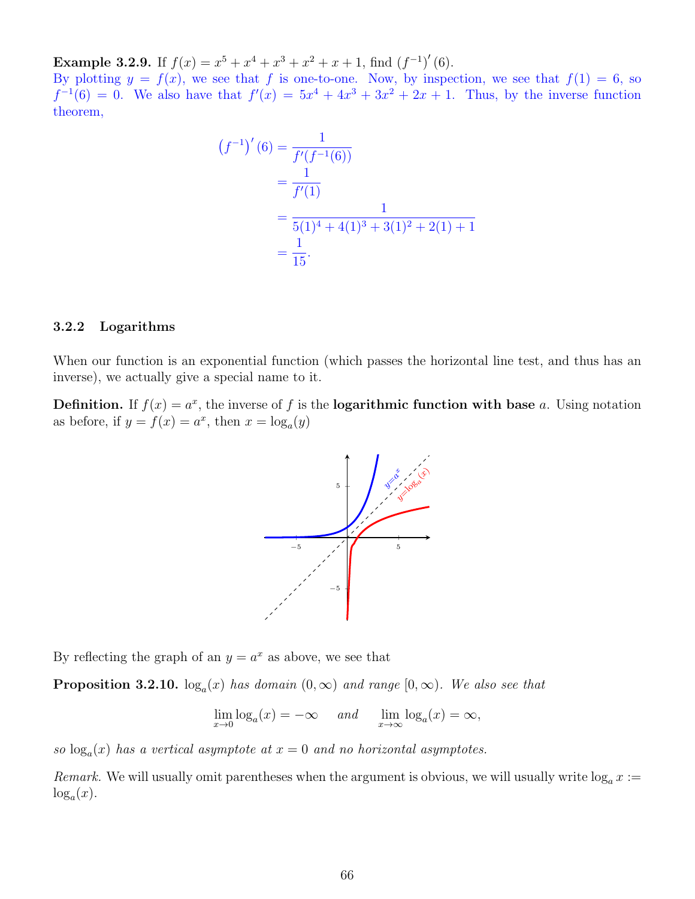**Example 3.2.9.** If $f(x) = x^5 + x^4 + x^3 + x^2 + x + 1$, find $\left(f^{-1}\right)'(6)$.

By plotting $y = f(x)$, we see that $f$ is one-to-one. Now, by inspection, we see that $f(1) = 6$, so $f^{-1}(6) = 0$. We also have that $f'(x) = 5x^4 + 4x^3 + 3x^2 + 2x + 1$. Thus, by the inverse function theorem,

$$\begin{aligned}
\left(f^{-1}\right)'(6) &= \frac{1}{f'(f^{-1}(6))} \\
&= \frac{1}{f'(1)} \\
&= \frac{1}{5(1)^4 + 4(1)^3 + 3(1)^2 + 2(1) + 1} \\
&= \frac{1}{15}.
\end{aligned}$$

### 3.2.2 Logarithms

When our function is an exponential function (which passes the horizontal line test, and thus has an inverse), we actually give a special name to it.

**Definition.** If $f(x) = a^x$, the inverse of $f$ is the **logarithmic function with base** $a$. Using notation as before, if $y = f(x) = a^x$, then $x = \log_a(y)$

By reflecting the graph of an $y = a^x$ as above, we see that

**Proposition 3.2.10.** *$\log_a(x)$ has domain $(0, \infty)$ and range $[0, \infty)$. We also see that*

$$\lim_{x \to 0} \log_a(x) = -\infty \quad \text{and} \quad \lim_{x \to \infty} \log_a(x) = \infty,$$

*so $\log_a(x)$ has a vertical asymptote at $x = 0$ and no horizontal asymptotes.*

*Remark.* We will usually omit parentheses when the argument is obvious, we will usually write $\log_a x := \log_a(x)$.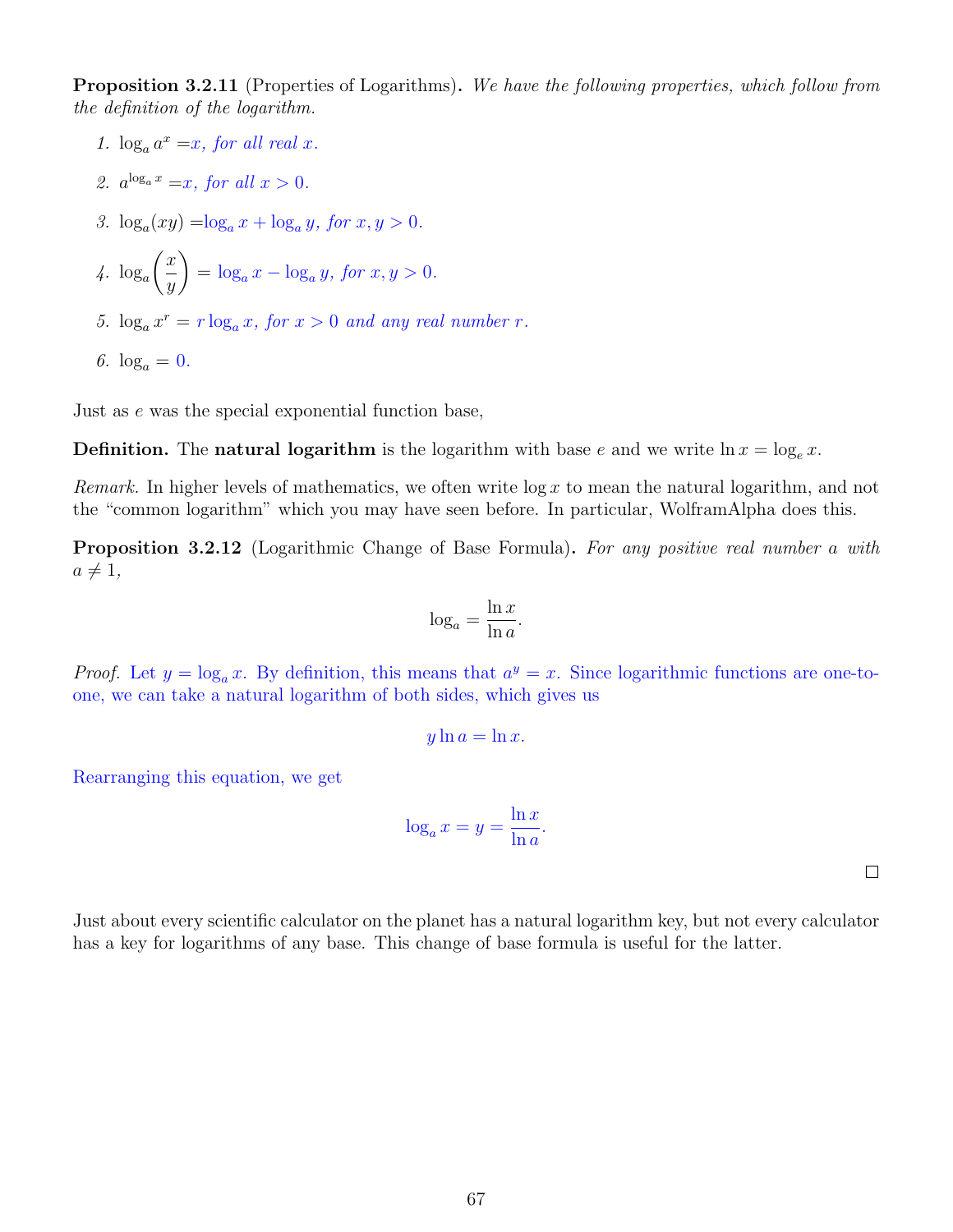**Proposition 3.2.11** (Properties of Logarithms)**.** *We have the following properties, which follow from the definition of the logarithm.*

1. $\log_a a^x = x$*, for all real* $x$*.*
2. $a^{\log_a x} = x$*, for all* $x > 0$*.*
3. $\log_a(xy) = \log_a x + \log_a y$*, for* $x, y > 0$*.*
4. $\log_a \left(\dfrac{x}{y}\right) = \log_a x - \log_a y$*, for* $x, y > 0$*.*
5. $\log_a x^r = r \log_a x$*, for* $x > 0$ *and any real number* $r$*.*
6. $\log_a = 0$*.*

Just as $e$ was the special exponential function base,

**Definition.** The **natural logarithm** is the logarithm with base $e$ and we write $\ln x = \log_e x$.

*Remark.* In higher levels of mathematics, we often write $\log x$ to mean the natural logarithm, and not the "common logarithm" which you may have seen before. In particular, WolframAlpha does this.

**Proposition 3.2.12** (Logarithmic Change of Base Formula)**.** *For any positive real number* $a$ *with* $a \neq 1$*,*

$$\log_a = \frac{\ln x}{\ln a}.$$

*Proof.* Let $y = \log_a x$. By definition, this means that $a^y = x$. Since logarithmic functions are one-to-one, we can take a natural logarithm of both sides, which gives us

$$y \ln a = \ln x.$$

Rearranging this equation, we get

$$\log_a x = y = \frac{\ln x}{\ln a}.$$

□

Just about every scientific calculator on the planet has a natural logarithm key, but not every calculator has a key for logarithms of any base. This change of base formula is useful for the latter.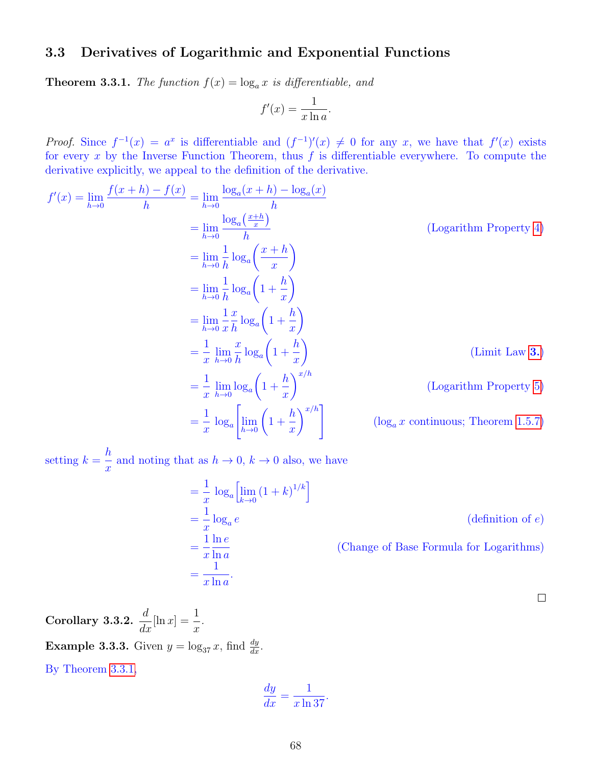## 3.3 Derivatives of Logarithmic and Exponential Functions

**Theorem 3.3.1.** *The function $f(x) = \log_a x$ is differentiable, and*

$$f'(x) = \frac{1}{x \ln a}.$$

*Proof.* Since $f^{-1}(x) = a^x$ is differentiable and $(f^{-1})'(x) \neq 0$ for any $x$, we have that $f'(x)$ exists for every $x$ by the Inverse Function Theorem, thus $f$ is differentiable everywhere. To compute the derivative explicitly, we appeal to the definition of the derivative.

$$\begin{aligned}
f'(x) = \lim_{h \to 0} \frac{f(x+h) - f(x)}{h} &= \lim_{h \to 0} \frac{\log_a(x+h) - \log_a(x)}{h} \\
&= \lim_{h \to 0} \frac{\log_a\left(\frac{x+h}{x}\right)}{h} && \text{(Logarithm Property 4)} \\
&= \lim_{h \to 0} \frac{1}{h} \log_a\left(\frac{x+h}{x}\right) \\
&= \lim_{h \to 0} \frac{1}{h} \log_a\left(1 + \frac{h}{x}\right) \\
&= \lim_{h \to 0} \frac{1}{x} \frac{x}{h} \log_a\left(1 + \frac{h}{x}\right) \\
&= \frac{1}{x} \lim_{h \to 0} \frac{x}{h} \log_a\left(1 + \frac{h}{x}\right) && \text{(Limit Law 3.)} \\
&= \frac{1}{x} \lim_{h \to 0} \log_a\left(1 + \frac{h}{x}\right)^{x/h} && \text{(Logarithm Property 5)} \\
&= \frac{1}{x} \log_a\left[\lim_{h \to 0}\left(1 + \frac{h}{x}\right)^{x/h}\right] && (\log_a x \text{ continuous; Theorem 1.5.7})
\end{aligned}$$

setting $k = \frac{h}{x}$ and noting that as $h \to 0$, $k \to 0$ also, we have

$$\begin{aligned}
&= \frac{1}{x} \log_a\left[\lim_{k \to 0} (1+k)^{1/k}\right] \\
&= \frac{1}{x} \log_a e && \text{(definition of } e\text{)} \\
&= \frac{1}{x} \frac{\ln e}{\ln a} && \text{(Change of Base Formula for Logarithms)} \\
&= \frac{1}{x \ln a}.
\end{aligned}$$

□

**Corollary 3.3.2.** $\frac{d}{dx}[\ln x] = \frac{1}{x}$.

**Example 3.3.3.** Given $y = \log_{37} x$, find $\frac{dy}{dx}$.

By Theorem 3.3.1,

$$\frac{dy}{dx} = \frac{1}{x \ln 37}.$$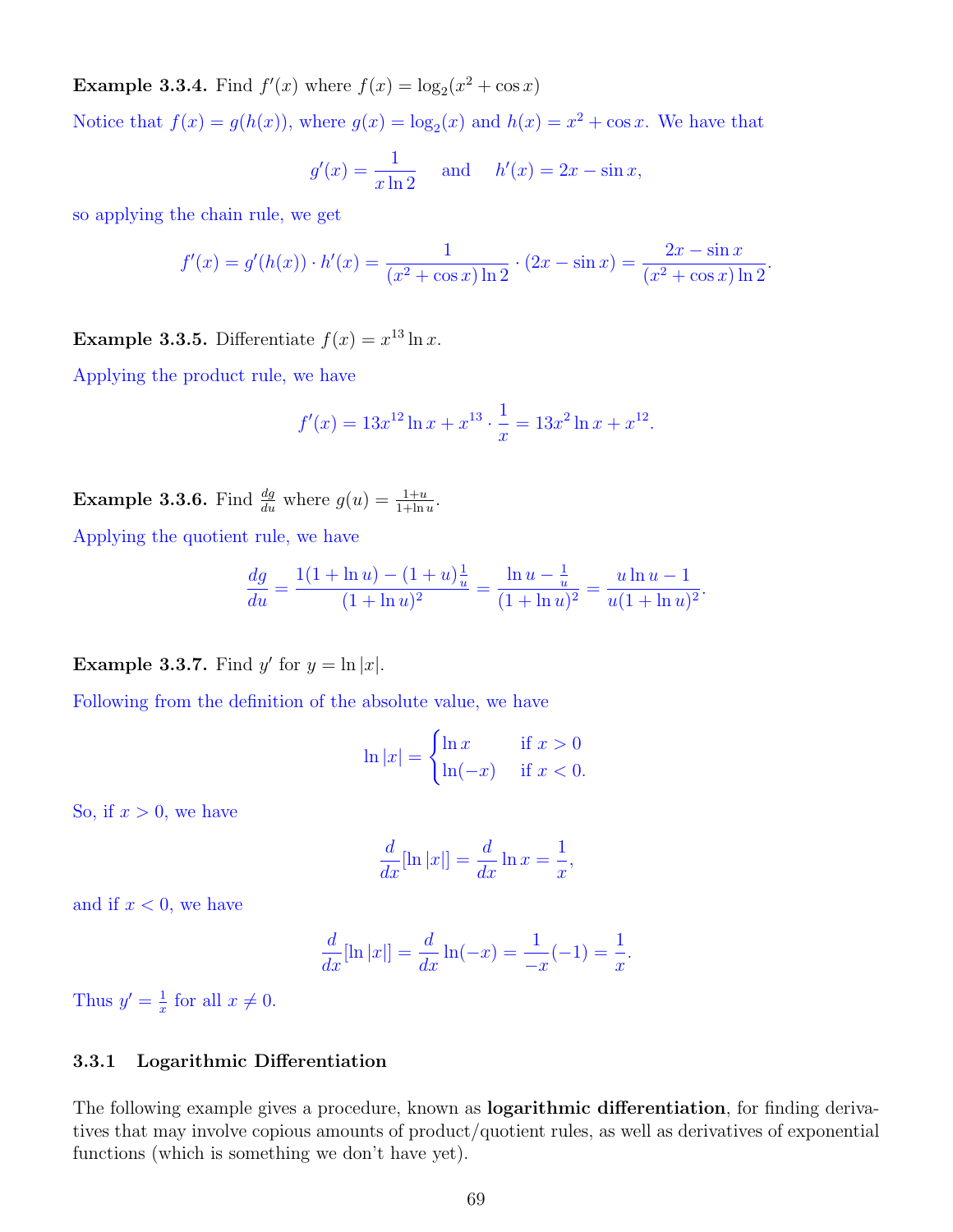**Example 3.3.4.** Find $f'(x)$ where $f(x) = \log_2(x^2 + \cos x)$

Notice that $f(x) = g(h(x))$, where $g(x) = \log_2(x)$ and $h(x) = x^2 + \cos x$. We have that

$$g'(x) = \frac{1}{x \ln 2} \quad \text{and} \quad h'(x) = 2x - \sin x,$$

so applying the chain rule, we get

$$f'(x) = g'(h(x)) \cdot h'(x) = \frac{1}{(x^2 + \cos x)\ln 2} \cdot (2x - \sin x) = \frac{2x - \sin x}{(x^2 + \cos x)\ln 2}.$$

**Example 3.3.5.** Differentiate $f(x) = x^{13} \ln x$.

Applying the product rule, we have

$$f'(x) = 13x^{12} \ln x + x^{13} \cdot \frac{1}{x} = 13x^2 \ln x + x^{12}.$$

**Example 3.3.6.** Find $\frac{dg}{du}$ where $g(u) = \frac{1+u}{1+\ln u}$.

Applying the quotient rule, we have

$$\frac{dg}{du} = \frac{1(1 + \ln u) - (1+u)\frac{1}{u}}{(1 + \ln u)^2} = \frac{\ln u - \frac{1}{u}}{(1 + \ln u)^2} = \frac{u \ln u - 1}{u(1 + \ln u)^2}.$$

**Example 3.3.7.** Find $y'$ for $y = \ln|x|$.

Following from the definition of the absolute value, we have

$$\ln|x| = \begin{cases} \ln x & \text{if } x > 0 \\ \ln(-x) & \text{if } x < 0. \end{cases}$$

So, if $x > 0$, we have

$$\frac{d}{dx}[\ln|x|] = \frac{d}{dx}\ln x = \frac{1}{x},$$

and if $x < 0$, we have

$$\frac{d}{dx}[\ln|x|] = \frac{d}{dx}\ln(-x) = \frac{1}{-x}(-1) = \frac{1}{x}.$$

Thus $y' = \frac{1}{x}$ for all $x \neq 0$.

### 3.3.1 Logarithmic Differentiation

The following example gives a procedure, known as **logarithmic differentiation**, for finding derivatives that may involve copious amounts of product/quotient rules, as well as derivatives of exponential functions (which is something we don't have yet).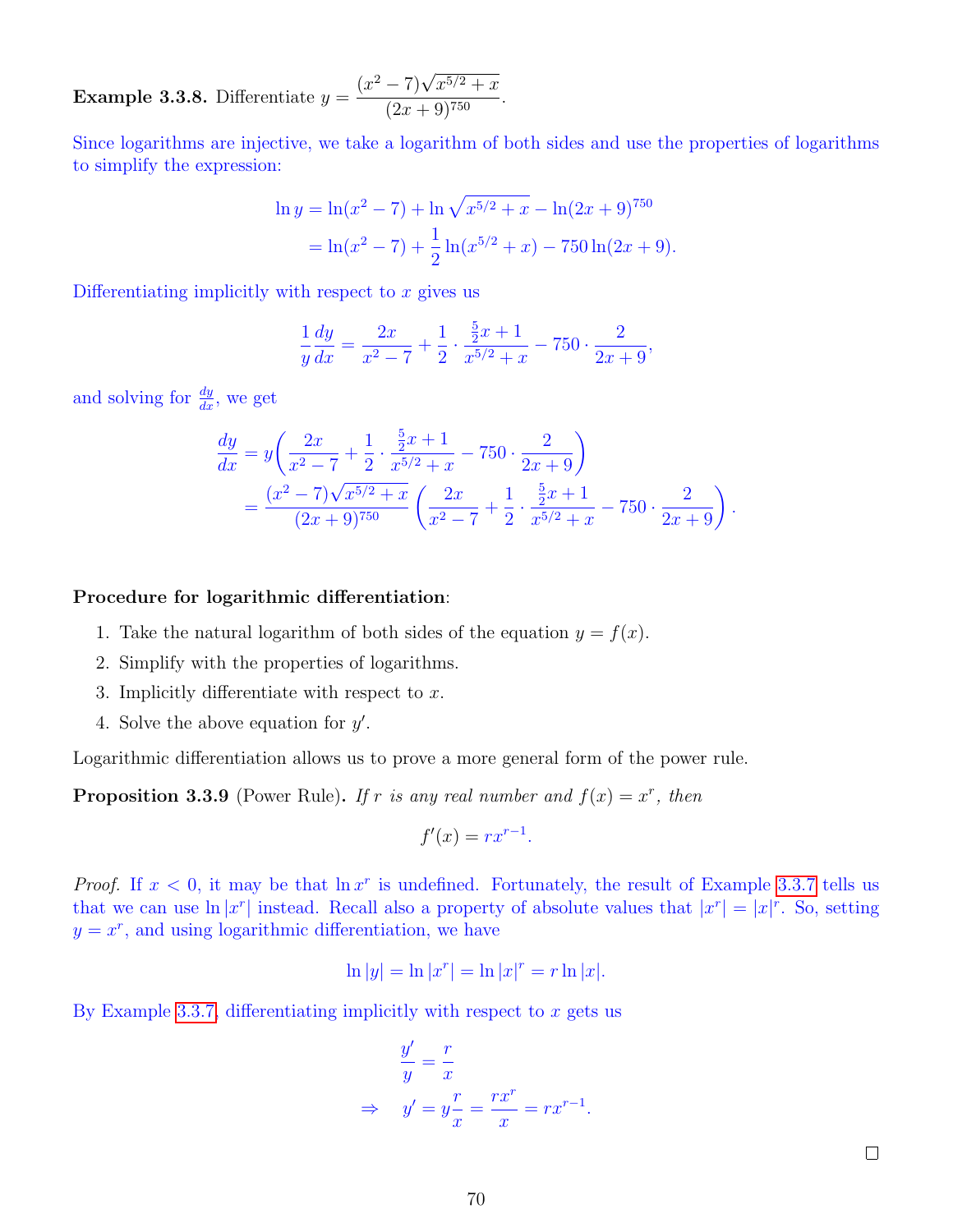**Example 3.3.8.** Differentiate $y = \dfrac{(x^2-7)\sqrt{x^{5/2}+x}}{(2x+9)^{750}}$.

Since logarithms are injective, we take a logarithm of both sides and use the properties of logarithms to simplify the expression:

$$\begin{aligned}
\ln y &= \ln(x^2-7) + \ln\sqrt{x^{5/2}+x} - \ln(2x+9)^{750} \\
&= \ln(x^2-7) + \frac{1}{2}\ln(x^{5/2}+x) - 750\ln(2x+9).
\end{aligned}$$

Differentiating implicitly with respect to $x$ gives us

$$\frac{1}{y}\frac{dy}{dx} = \frac{2x}{x^2-7} + \frac{1}{2}\cdot\frac{\frac{5}{2}x+1}{x^{5/2}+x} - 750\cdot\frac{2}{2x+9},$$

and solving for $\frac{dy}{dx}$, we get

$$\begin{aligned}
\frac{dy}{dx} &= y\left(\frac{2x}{x^2-7} + \frac{1}{2}\cdot\frac{\frac{5}{2}x+1}{x^{5/2}+x} - 750\cdot\frac{2}{2x+9}\right) \\
&= \frac{(x^2-7)\sqrt{x^{5/2}+x}}{(2x+9)^{750}}\left(\frac{2x}{x^2-7} + \frac{1}{2}\cdot\frac{\frac{5}{2}x+1}{x^{5/2}+x} - 750\cdot\frac{2}{2x+9}\right).
\end{aligned}$$

**Procedure for logarithmic differentiation**:

1. Take the natural logarithm of both sides of the equation $y = f(x)$.
2. Simplify with the properties of logarithms.
3. Implicitly differentiate with respect to $x$.
4. Solve the above equation for $y'$.

Logarithmic differentiation allows us to prove a more general form of the power rule.

**Proposition 3.3.9** (Power Rule)**.** *If $r$ is any real number and $f(x) = x^r$, then*

$$f'(x) = rx^{r-1}.$$

*Proof.* If $x < 0$, it may be that $\ln x^r$ is undefined. Fortunately, the result of Example 3.3.7 tells us that we can use $\ln|x^r|$ instead. Recall also a property of absolute values that $|x^r| = |x|^r$. So, setting $y = x^r$, and using logarithmic differentiation, we have

$$\ln|y| = \ln|x^r| = \ln|x|^r = r\ln|x|.$$

By Example 3.3.7, differentiating implicitly with respect to $x$ gets us

$$\begin{aligned}
&\frac{y'}{y} = \frac{r}{x} \\
\Rightarrow \quad & y' = y\frac{r}{x} = \frac{rx^r}{x} = rx^{r-1}.
\end{aligned}$$

□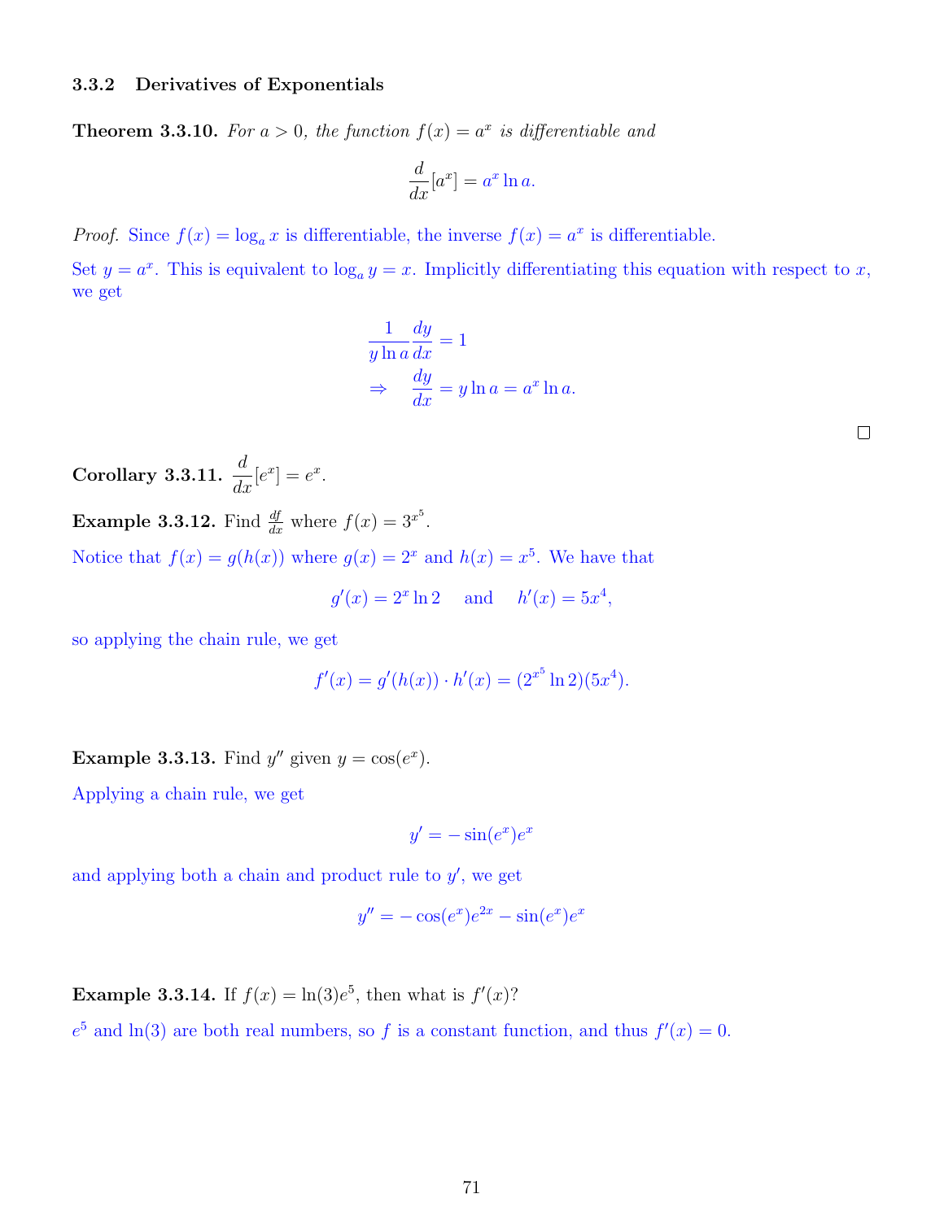### 3.3.2 Derivatives of Exponentials

**Theorem 3.3.10.** *For $a > 0$, the function $f(x) = a^x$ is differentiable and*

$$\frac{d}{dx}[a^x] = a^x \ln a.$$

*Proof.* Since $f(x) = \log_a x$ is differentiable, the inverse $f(x) = a^x$ is differentiable.

Set $y = a^x$. This is equivalent to $\log_a y = x$. Implicitly differentiating this equation with respect to $x$, we get

$$\frac{1}{y \ln a} \frac{dy}{dx} = 1$$
$$\Rightarrow \quad \frac{dy}{dx} = y \ln a = a^x \ln a.$$

□

**Corollary 3.3.11.** $\dfrac{d}{dx}[e^x] = e^x$.

**Example 3.3.12.** Find $\frac{df}{dx}$ where $f(x) = 3^{x^5}$.

Notice that $f(x) = g(h(x))$ where $g(x) = 2^x$ and $h(x) = x^5$. We have that

$$g'(x) = 2^x \ln 2 \quad \text{and} \quad h'(x) = 5x^4,$$

so applying the chain rule, we get

$$f'(x) = g'(h(x)) \cdot h'(x) = (2^{x^5} \ln 2)(5x^4).$$

**Example 3.3.13.** Find $y''$ given $y = \cos(e^x)$.

Applying a chain rule, we get

$$y' = -\sin(e^x)e^x$$

and applying both a chain and product rule to $y'$, we get

$$y'' = -\cos(e^x)e^{2x} - \sin(e^x)e^x$$

**Example 3.3.14.** If $f(x) = \ln(3)e^5$, then what is $f'(x)$?

$e^5$ and $\ln(3)$ are both real numbers, so $f$ is a constant function, and thus $f'(x) = 0$.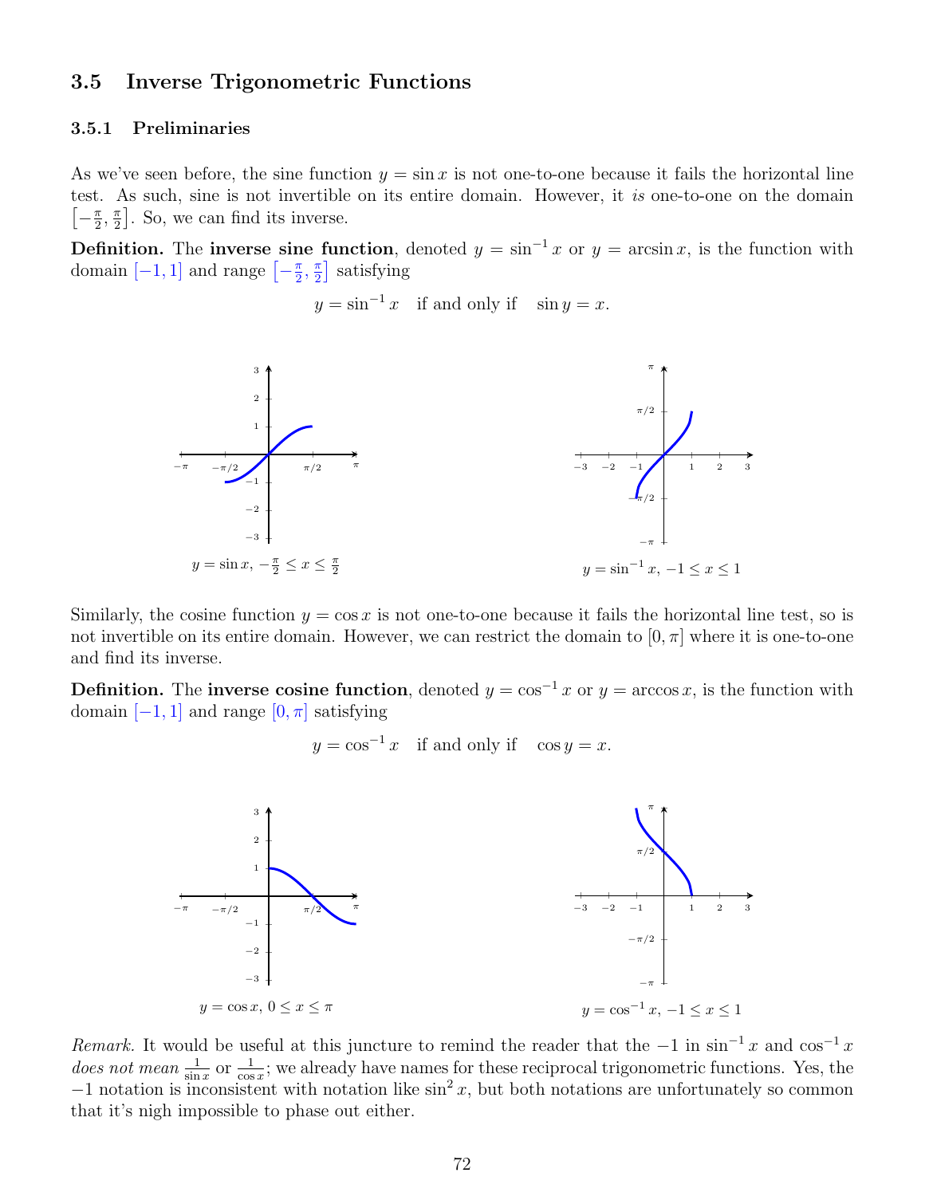## 3.5 Inverse Trigonometric Functions

### 3.5.1 Preliminaries

As we've seen before, the sine function $y = \sin x$ is not one-to-one because it fails the horizontal line test. As such, sine is not invertible on its entire domain. However, it *is* one-to-one on the domain $\left[-\frac{\pi}{2}, \frac{\pi}{2}\right]$. So, we can find its inverse.

**Definition.** The **inverse sine function**, denoted $y = \sin^{-1} x$ or $y = \arcsin x$, is the function with domain $[-1, 1]$ and range $\left[-\frac{\pi}{2}, \frac{\pi}{2}\right]$ satisfying

$$y = \sin^{-1} x \quad \text{if and only if} \quad \sin y = x.$$

$y = \sin x$, $-\frac{\pi}{2} \leq x \leq \frac{\pi}{2}$

$y = \sin^{-1} x$, $-1 \leq x \leq 1$

Similarly, the cosine function $y = \cos x$ is not one-to-one because it fails the horizontal line test, so is not invertible on its entire domain. However, we can restrict the domain to $[0, \pi]$ where it is one-to-one and find its inverse.

**Definition.** The **inverse cosine function**, denoted $y = \cos^{-1} x$ or $y = \arccos x$, is the function with domain $[-1, 1]$ and range $[0, \pi]$ satisfying

$$y = \cos^{-1} x \quad \text{if and only if} \quad \cos y = x.$$

$y = \cos x$, $0 \leq x \leq \pi$

$y = \cos^{-1} x$, $-1 \leq x \leq 1$

*Remark.* It would be useful at this juncture to remind the reader that the $-1$ in $\sin^{-1} x$ and $\cos^{-1} x$ *does not mean* $\frac{1}{\sin x}$ or $\frac{1}{\cos x}$; we already have names for these reciprocal trigonometric functions. Yes, the $-1$ notation is inconsistent with notation like $\sin^2 x$, but both notations are unfortunately so common that it's nigh impossible to phase out either.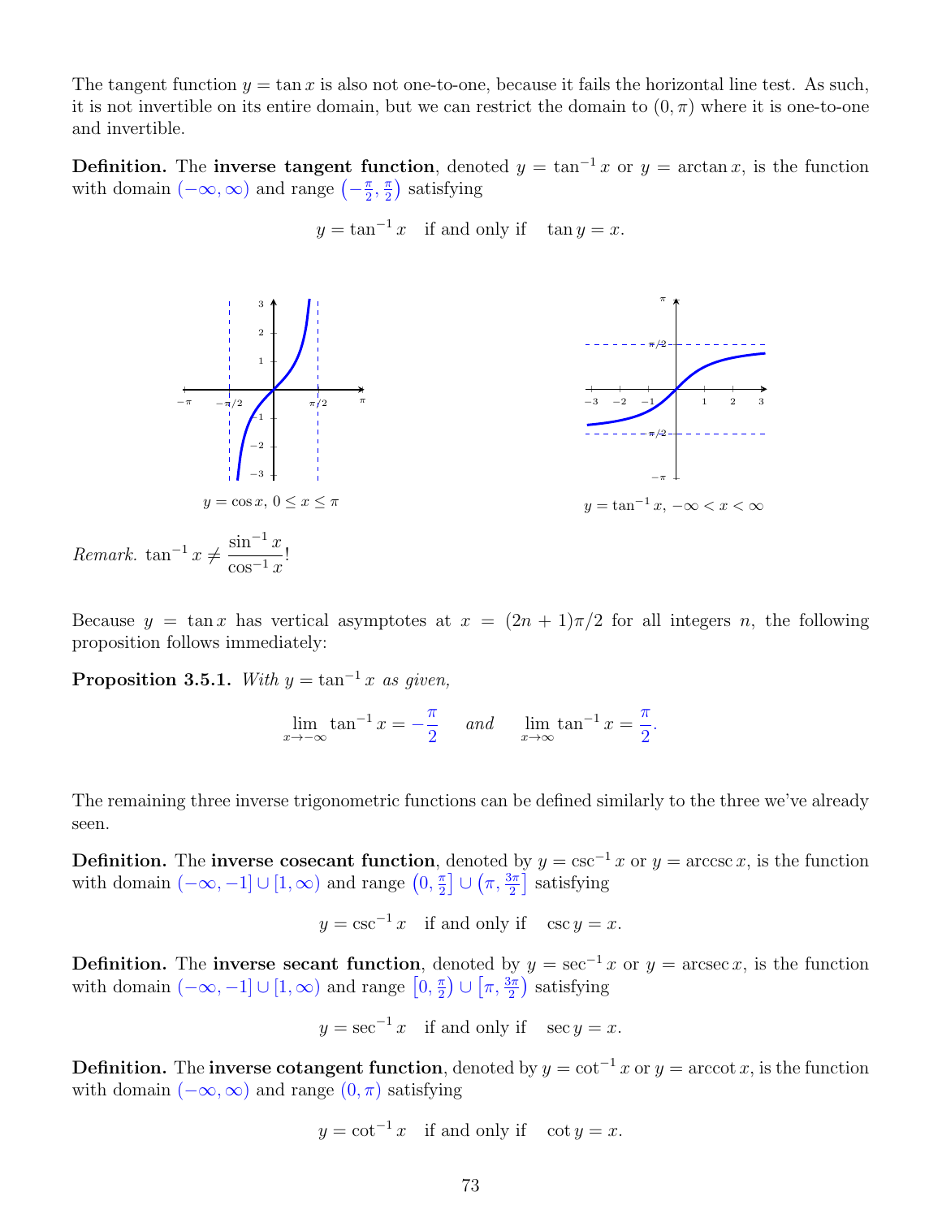The tangent function $y = \tan x$ is also not one-to-one, because it fails the horizontal line test. As such, it is not invertible on its entire domain, but we can restrict the domain to $(0, \pi)$ where it is one-to-one and invertible.

**Definition.** The **inverse tangent function**, denoted $y = \tan^{-1} x$ or $y = \arctan x$, is the function with domain $(-\infty, \infty)$ and range $\left(-\frac{\pi}{2}, \frac{\pi}{2}\right)$ satisfying

$$y = \tan^{-1} x \quad \text{if and only if} \quad \tan y = x.$$

$y = \cos x$, $0 \le x \le \pi$

$y = \tan^{-1} x$, $-\infty < x < \infty$

*Remark.* $\tan^{-1} x \neq \dfrac{\sin^{-1} x}{\cos^{-1} x}$!

Because $y = \tan x$ has vertical asymptotes at $x = (2n+1)\pi/2$ for all integers $n$, the following proposition follows immediately:

**Proposition 3.5.1.** *With $y = \tan^{-1} x$ as given,*

$$\lim_{x \to -\infty} \tan^{-1} x = -\frac{\pi}{2} \quad \text{and} \quad \lim_{x \to \infty} \tan^{-1} x = \frac{\pi}{2}.$$

The remaining three inverse trigonometric functions can be defined similarly to the three we've already seen.

**Definition.** The **inverse cosecant function**, denoted by $y = \csc^{-1} x$ or $y = \operatorname{arccsc} x$, is the function with domain $(-\infty, -1] \cup [1, \infty)$ and range $\left(0, \frac{\pi}{2}\right] \cup \left(\pi, \frac{3\pi}{2}\right]$ satisfying

$$y = \csc^{-1} x \quad \text{if and only if} \quad \csc y = x.$$

**Definition.** The **inverse secant function**, denoted by $y = \sec^{-1} x$ or $y = \operatorname{arcsec} x$, is the function with domain $(-\infty, -1] \cup [1, \infty)$ and range $\left[0, \frac{\pi}{2}\right) \cup \left[\pi, \frac{3\pi}{2}\right)$ satisfying

$$y = \sec^{-1} x \quad \text{if and only if} \quad \sec y = x.$$

**Definition.** The **inverse cotangent function**, denoted by $y = \cot^{-1} x$ or $y = \operatorname{arccot} x$, is the function with domain $(-\infty, \infty)$ and range $(0, \pi)$ satisfying

$$y = \cot^{-1} x \quad \text{if and only if} \quad \cot y = x.$$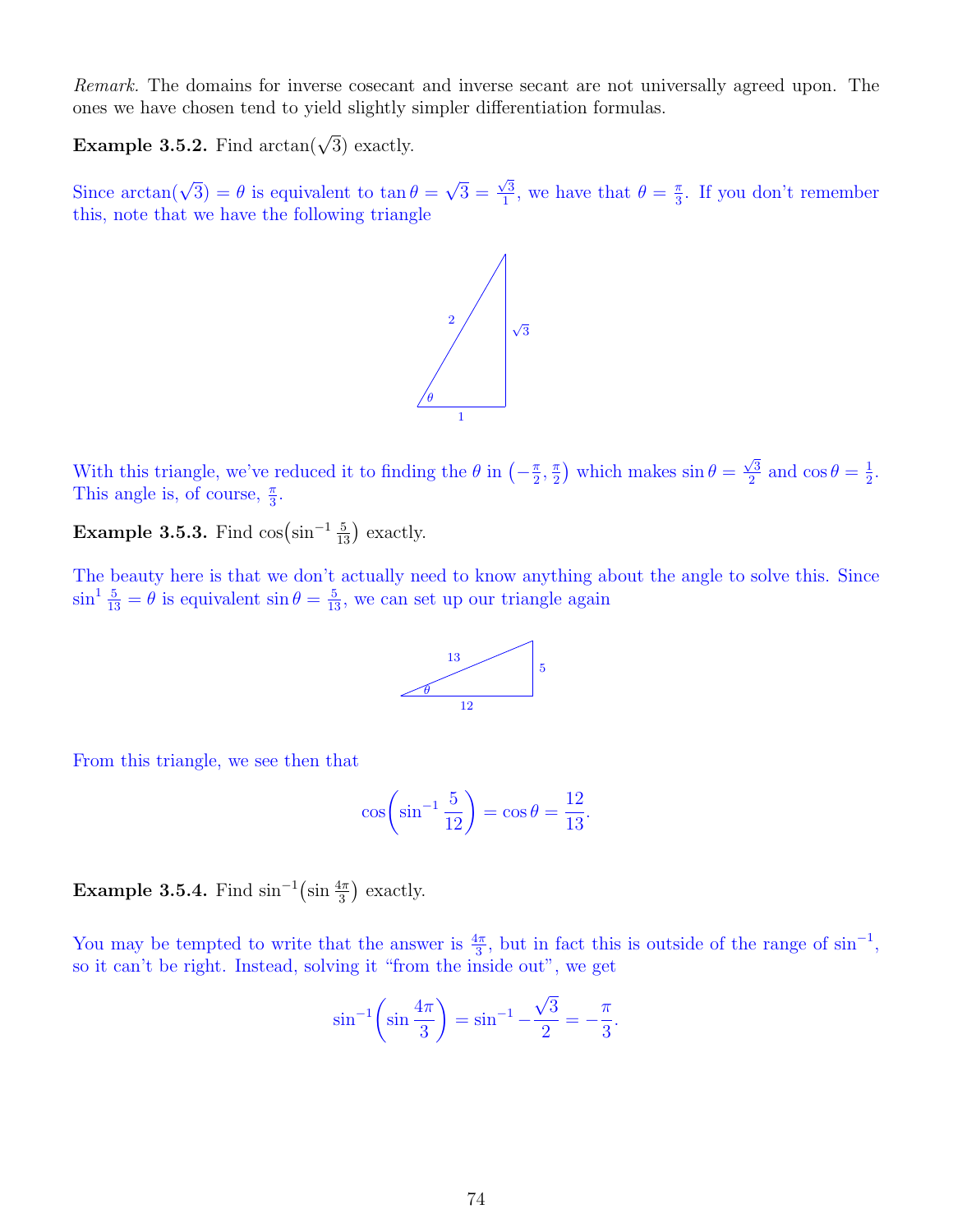*Remark.* The domains for inverse cosecant and inverse secant are not universally agreed upon. The ones we have chosen tend to yield slightly simpler differentiation formulas.

**Example 3.5.2.** Find $\arctan(\sqrt{3})$ exactly.

Since $\arctan(\sqrt{3}) = \theta$ is equivalent to $\tan\theta = \sqrt{3} = \frac{\sqrt{3}}{1}$, we have that $\theta = \frac{\pi}{3}$. If you don't remember this, note that we have the following triangle

With this triangle, we've reduced it to finding the $\theta$ in $\left(-\frac{\pi}{2}, \frac{\pi}{2}\right)$ which makes $\sin\theta = \frac{\sqrt{3}}{2}$ and $\cos\theta = \frac{1}{2}$. This angle is, of course, $\frac{\pi}{3}$.

**Example 3.5.3.** Find $\cos\left(\sin^{-1}\frac{5}{13}\right)$ exactly.

The beauty here is that we don't actually need to know anything about the angle to solve this. Since $\sin^{1}\frac{5}{13} = \theta$ is equivalent $\sin\theta = \frac{5}{13}$, we can set up our triangle again

From this triangle, we see then that

$$\cos\left(\sin^{-1}\frac{5}{12}\right) = \cos\theta = \frac{12}{13}.$$

**Example 3.5.4.** Find $\sin^{-1}\left(\sin\frac{4\pi}{3}\right)$ exactly.

You may be tempted to write that the answer is $\frac{4\pi}{3}$, but in fact this is outside of the range of $\sin^{-1}$, so it can't be right. Instead, solving it "from the inside out", we get

$$\sin^{-1}\left(\sin\frac{4\pi}{3}\right) = \sin^{-1} -\frac{\sqrt{3}}{2} = -\frac{\pi}{3}.$$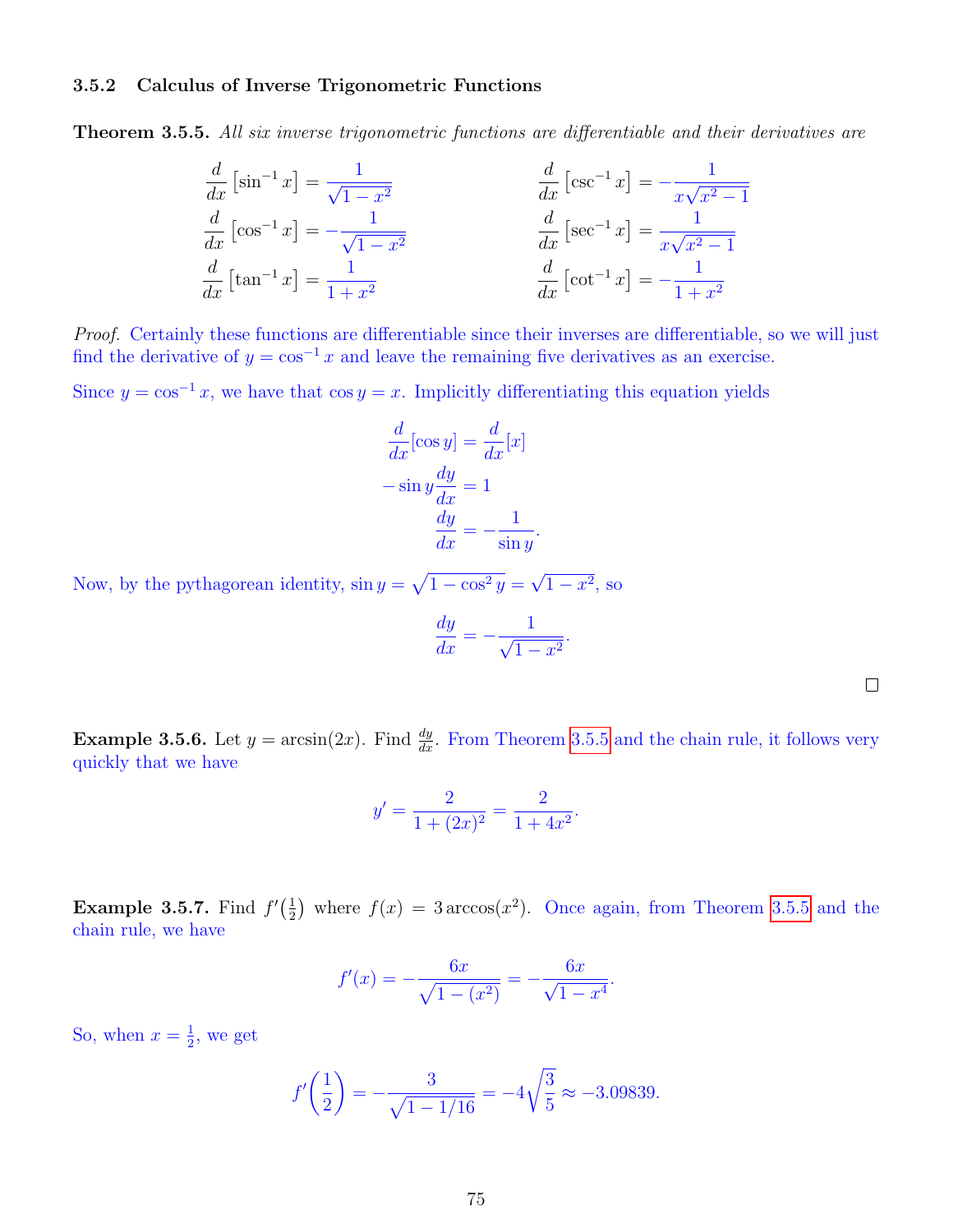### 3.5.2 Calculus of Inverse Trigonometric Functions

**Theorem 3.5.5.** *All six inverse trigonometric functions are differentiable and their derivatives are*

$$\frac{d}{dx}\left[\sin^{-1} x\right] = \frac{1}{\sqrt{1-x^2}} \qquad \frac{d}{dx}\left[\csc^{-1} x\right] = -\frac{1}{x\sqrt{x^2-1}}$$

$$\frac{d}{dx}\left[\cos^{-1} x\right] = -\frac{1}{\sqrt{1-x^2}} \qquad \frac{d}{dx}\left[\sec^{-1} x\right] = \frac{1}{x\sqrt{x^2-1}}$$

$$\frac{d}{dx}\left[\tan^{-1} x\right] = \frac{1}{1+x^2} \qquad \frac{d}{dx}\left[\cot^{-1} x\right] = -\frac{1}{1+x^2}$$

*Proof.* Certainly these functions are differentiable since their inverses are differentiable, so we will just find the derivative of $y = \cos^{-1} x$ and leave the remaining five derivatives as an exercise.

Since $y = \cos^{-1} x$, we have that $\cos y = x$. Implicitly differentiating this equation yields

$$\begin{aligned}
\frac{d}{dx}[\cos y] &= \frac{d}{dx}[x] \\
-\sin y \frac{dy}{dx} &= 1 \\
\frac{dy}{dx} &= -\frac{1}{\sin y}.
\end{aligned}$$

Now, by the pythagorean identity, $\sin y = \sqrt{1-\cos^2 y} = \sqrt{1-x^2}$, so

$$\frac{dy}{dx} = -\frac{1}{\sqrt{1-x^2}}.$$

□

**Example 3.5.6.** Let $y = \arcsin(2x)$. Find $\frac{dy}{dx}$. From Theorem 3.5.5 and the chain rule, it follows very quickly that we have

$$y' = \frac{2}{1+(2x)^2} = \frac{2}{1+4x^2}.$$

**Example 3.5.7.** Find $f'\left(\frac{1}{2}\right)$ where $f(x) = 3\arccos(x^2)$. Once again, from Theorem 3.5.5 and the chain rule, we have

$$f'(x) = -\frac{6x}{\sqrt{1-(x^2)}} = -\frac{6x}{\sqrt{1-x^4}}.$$

So, when $x = \frac{1}{2}$, we get

$$f'\left(\frac{1}{2}\right) = -\frac{3}{\sqrt{1-1/16}} = -4\sqrt{\frac{3}{5}} \approx -3.09839.$$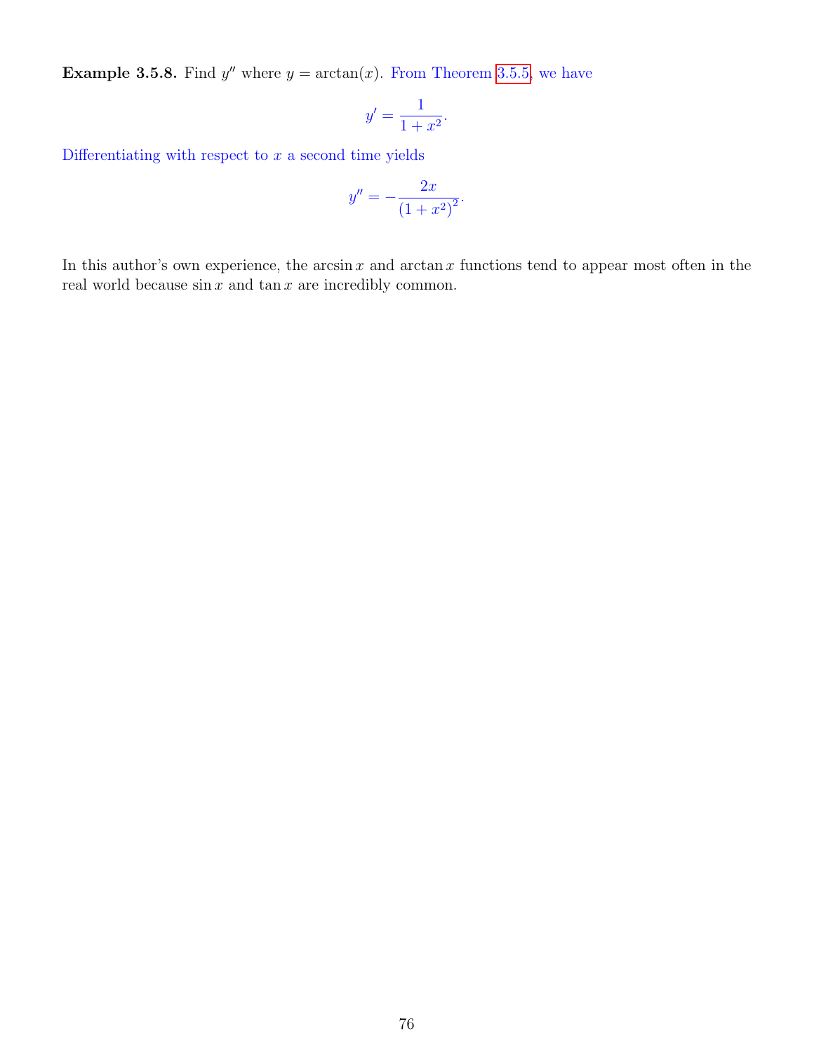**Example 3.5.8.** Find $y''$ where $y = \arctan(x)$. From Theorem 3.5.5, we have

$$y' = \frac{1}{1+x^2}.$$

Differentiating with respect to $x$ a second time yields

$$y'' = -\frac{2x}{(1+x^2)^2}.$$

In this author's own experience, the $\arcsin x$ and $\arctan x$ functions tend to appear most often in the real world because $\sin x$ and $\tan x$ are incredibly common.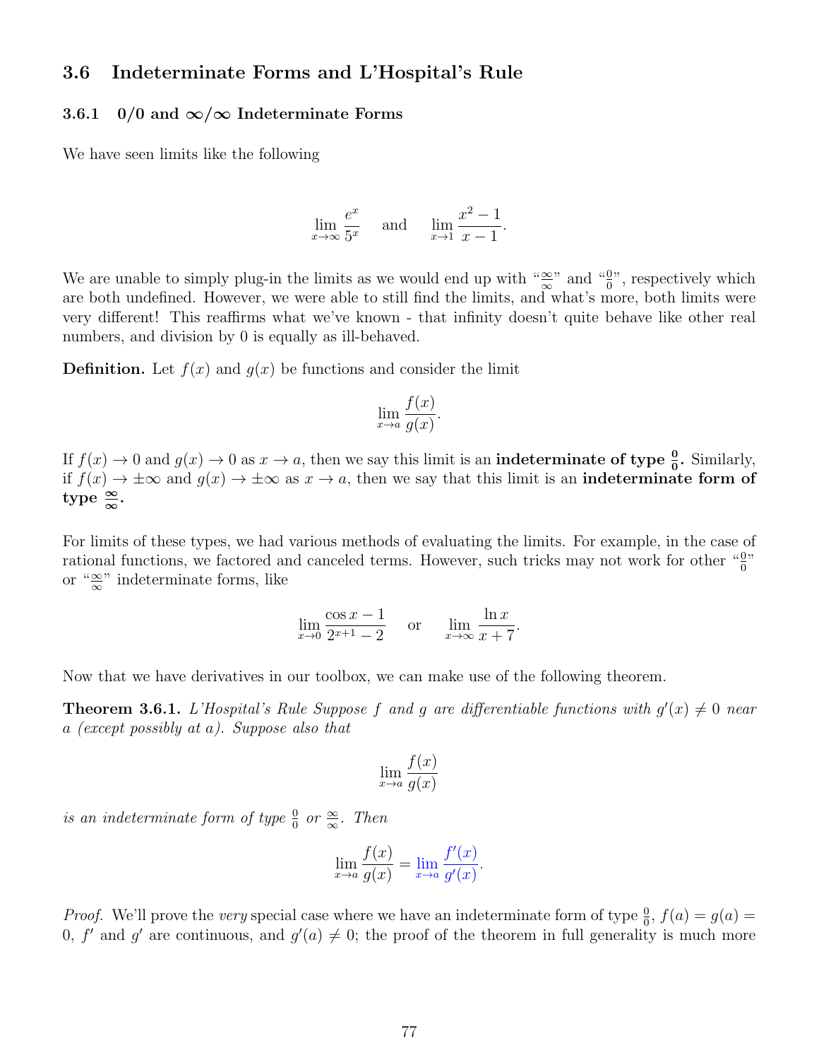## 3.6 Indeterminate Forms and L'Hospital's Rule

### 3.6.1 0/0 and $\infty/\infty$ Indeterminate Forms

We have seen limits like the following

$$\lim_{x\to\infty} \frac{e^x}{5^x} \quad \text{and} \quad \lim_{x\to 1} \frac{x^2-1}{x-1}.$$

We are unable to simply plug-in the limits as we would end up with "$\frac{\infty}{\infty}$" and "$\frac{0}{0}$", respectively which are both undefined. However, we were able to still find the limits, and what's more, both limits were very different! This reaffirms what we've known - that infinity doesn't quite behave like other real numbers, and division by 0 is equally as ill-behaved.

**Definition.** Let $f(x)$ and $g(x)$ be functions and consider the limit

$$\lim_{x\to a} \frac{f(x)}{g(x)}.$$

If $f(x) \to 0$ and $g(x) \to 0$ as $x \to a$, then we say this limit is an **indeterminate of type $\frac{0}{0}$.** Similarly, if $f(x) \to \pm\infty$ and $g(x) \to \pm\infty$ as $x \to a$, then we say that this limit is an **indeterminate form of type $\frac{\infty}{\infty}$.**

For limits of these types, we had various methods of evaluating the limits. For example, in the case of rational functions, we factored and canceled terms. However, such tricks may not work for other "$\frac{0}{0}$" or "$\frac{\infty}{\infty}$" indeterminate forms, like

$$\lim_{x\to 0} \frac{\cos x - 1}{2^{x+1}-2} \quad \text{or} \quad \lim_{x\to\infty} \frac{\ln x}{x+7}.$$

Now that we have derivatives in our toolbox, we can make use of the following theorem.

**Theorem 3.6.1.** *L'Hospital's Rule Suppose $f$ and $g$ are differentiable functions with $g'(x) \neq 0$ near $a$ (except possibly at $a$). Suppose also that*

$$\lim_{x\to a} \frac{f(x)}{g(x)}$$

*is an indeterminate form of type $\frac{0}{0}$ or $\frac{\infty}{\infty}$. Then*

$$\lim_{x\to a} \frac{f(x)}{g(x)} = \lim_{x\to a} \frac{f'(x)}{g'(x)}.$$

*Proof.* We'll prove the *very* special case where we have an indeterminate form of type $\frac{0}{0}$, $f(a) = g(a) = 0$, $f'$ and $g'$ are continuous, and $g'(a) \neq 0$; the proof of the theorem in full generality is much more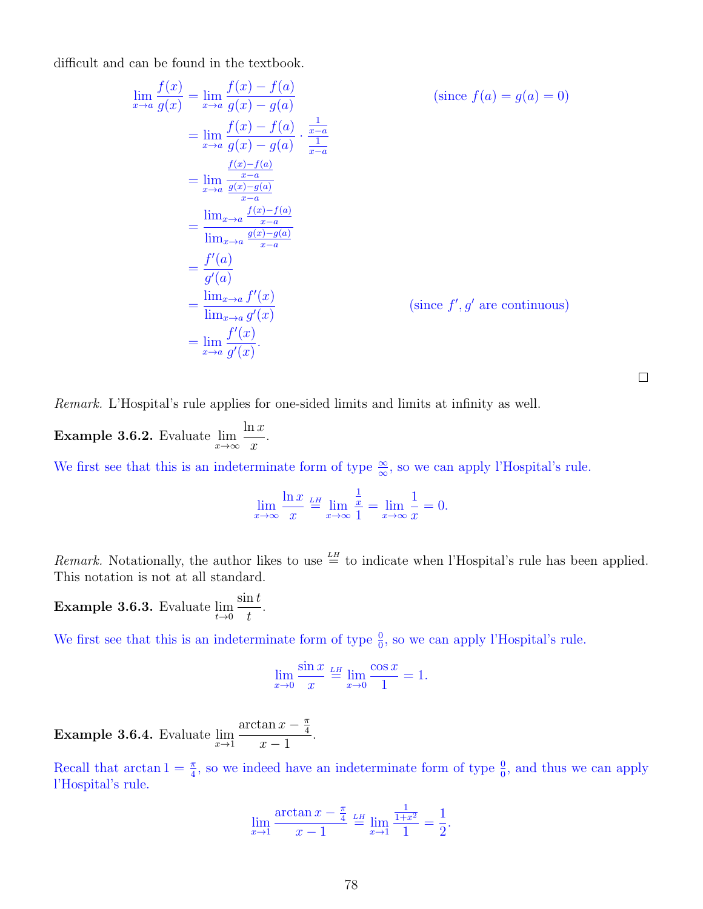difficult and can be found in the textbook.

$$
\begin{aligned}
\lim_{x\to a} \frac{f(x)}{g(x)} &= \lim_{x\to a} \frac{f(x)-f(a)}{g(x)-g(a)} && \text{(since } f(a)=g(a)=0\text{)}\\
&= \lim_{x\to a} \frac{f(x)-f(a)}{g(x)-g(a)} \cdot \frac{\frac{1}{x-a}}{\frac{1}{x-a}}\\
&= \lim_{x\to a} \frac{\frac{f(x)-f(a)}{x-a}}{\frac{g(x)-g(a)}{x-a}}\\
&= \frac{\lim_{x\to a} \frac{f(x)-f(a)}{x-a}}{\lim_{x\to a} \frac{g(x)-g(a)}{x-a}}\\
&= \frac{f'(a)}{g'(a)}\\
&= \frac{\lim_{x\to a} f'(x)}{\lim_{x\to a} g'(x)} && \text{(since } f', g' \text{ are continuous)}\\
&= \lim_{x\to a} \frac{f'(x)}{g'(x)}.
\end{aligned}
$$

□

*Remark.* L'Hospital's rule applies for one-sided limits and limits at infinity as well.

**Example 3.6.2.** Evaluate $\lim_{x\to\infty} \frac{\ln x}{x}$.

We first see that this is an indeterminate form of type $\frac{\infty}{\infty}$, so we can apply l'Hospital's rule.

$$\lim_{x\to\infty} \frac{\ln x}{x} \overset{LH}{=} \lim_{x\to\infty} \frac{\frac{1}{x}}{1} = \lim_{x\to\infty} \frac{1}{x} = 0.$$

*Remark.* Notationally, the author likes to use $\overset{LH}{=}$ to indicate when l'Hospital's rule has been applied. This notation is not at all standard.

**Example 3.6.3.** Evaluate $\lim_{t\to 0} \frac{\sin t}{t}$.

We first see that this is an indeterminate form of type $\frac{0}{0}$, so we can apply l'Hospital's rule.

$$\lim_{x\to 0} \frac{\sin x}{x} \overset{LH}{=} \lim_{x\to 0} \frac{\cos x}{1} = 1.$$

**Example 3.6.4.** Evaluate $\lim_{x\to 1} \frac{\arctan x - \frac{\pi}{4}}{x-1}$.

Recall that $\arctan 1 = \frac{\pi}{4}$, so we indeed have an indeterminate form of type $\frac{0}{0}$, and thus we can apply l'Hospital's rule.

$$\lim_{x\to 1} \frac{\arctan x - \frac{\pi}{4}}{x-1} \overset{LH}{=} \lim_{x\to 1} \frac{\frac{1}{1+x^2}}{1} = \frac{1}{2}.$$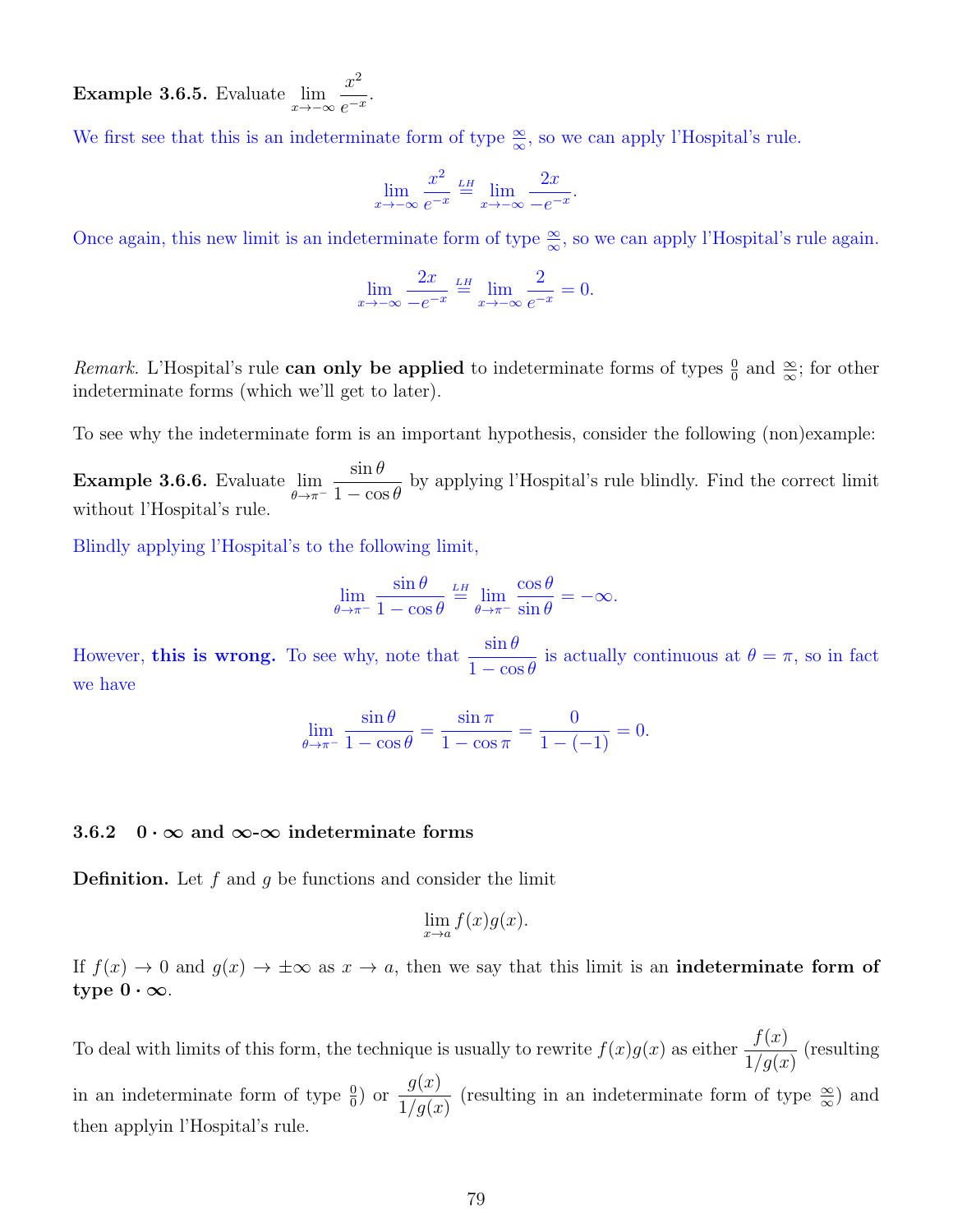**Example 3.6.5.** Evaluate $\lim_{x\to-\infty} \frac{x^2}{e^{-x}}$.

We first see that this is an indeterminate form of type $\frac{\infty}{\infty}$, so we can apply l'Hospital's rule.

$$\lim_{x\to-\infty} \frac{x^2}{e^{-x}} \overset{LH}{=} \lim_{x\to-\infty} \frac{2x}{-e^{-x}}.$$

Once again, this new limit is an indeterminate form of type $\frac{\infty}{\infty}$, so we can apply l'Hospital's rule again.

$$\lim_{x\to-\infty} \frac{2x}{-e^{-x}} \overset{LH}{=} \lim_{x\to-\infty} \frac{2}{e^{-x}} = 0.$$

*Remark.* L'Hospital's rule **can only be applied** to indeterminate forms of types $\frac{0}{0}$ and $\frac{\infty}{\infty}$; for other indeterminate forms (which we'll get to later).

To see why the indeterminate form is an important hypothesis, consider the following (non)example:

**Example 3.6.6.** Evaluate $\lim_{\theta\to\pi^-} \frac{\sin\theta}{1-\cos\theta}$ by applying l'Hospital's rule blindly. Find the correct limit without l'Hospital's rule.

Blindly applying l'Hospital's to the following limit,

$$\lim_{\theta\to\pi^-} \frac{\sin\theta}{1-\cos\theta} \overset{LH}{=} \lim_{\theta\to\pi^-} \frac{\cos\theta}{\sin\theta} = -\infty.$$

However, **this is wrong.** To see why, note that $\frac{\sin\theta}{1-\cos\theta}$ is actually continuous at $\theta = \pi$, so in fact we have

$$\lim_{\theta\to\pi^-} \frac{\sin\theta}{1-\cos\theta} = \frac{\sin\pi}{1-\cos\pi} = \frac{0}{1-(-1)} = 0.$$

### 3.6.2 $0 \cdot \infty$ and $\infty$-$\infty$ indeterminate forms

**Definition.** Let $f$ and $g$ be functions and consider the limit

$$\lim_{x\to a} f(x)g(x).$$

If $f(x) \to 0$ and $g(x) \to \pm\infty$ as $x \to a$, then we say that this limit is an **indeterminate form of type $0 \cdot \infty$**.

To deal with limits of this form, the technique is usually to rewrite $f(x)g(x)$ as either $\frac{f(x)}{1/g(x)}$ (resulting in an indeterminate form of type $\frac{0}{0}$) or $\frac{g(x)}{1/g(x)}$ (resulting in an indeterminate form of type $\frac{\infty}{\infty}$) and then applyin l'Hospital's rule.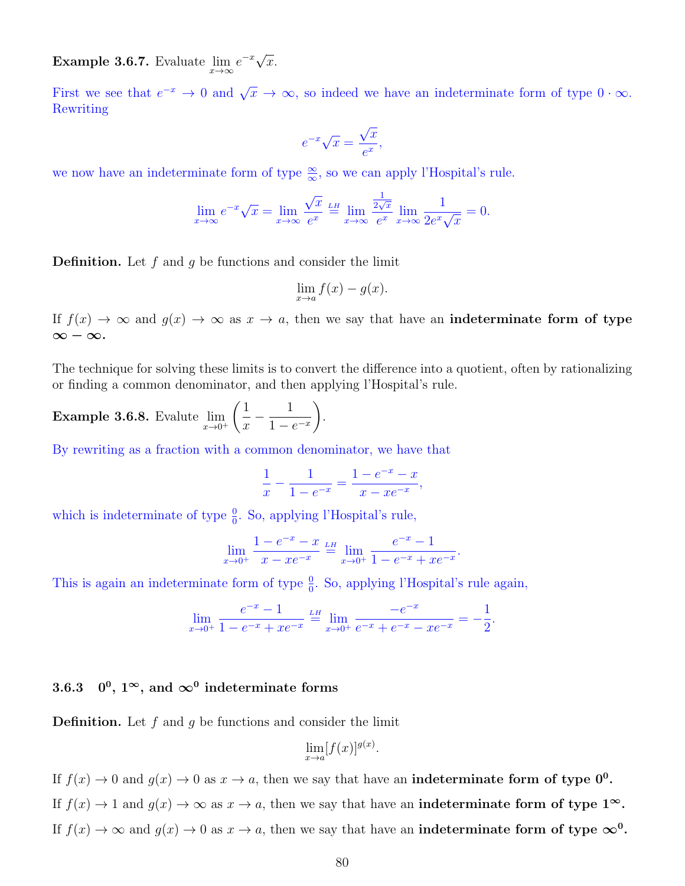**Example 3.6.7.** Evaluate $\lim_{x\to\infty} e^{-x}\sqrt{x}$.

First we see that $e^{-x} \to 0$ and $\sqrt{x} \to \infty$, so indeed we have an indeterminate form of type $0 \cdot \infty$. Rewriting

$$e^{-x}\sqrt{x} = \frac{\sqrt{x}}{e^x},$$

we now have an indeterminate form of type $\frac{\infty}{\infty}$, so we can apply l'Hospital's rule.

$$\lim_{x\to\infty} e^{-x}\sqrt{x} = \lim_{x\to\infty} \frac{\sqrt{x}}{e^x} \overset{LH}{=} \lim_{x\to\infty} \frac{\frac{1}{2\sqrt{x}}}{e^x} \lim_{x\to\infty} \frac{1}{2e^x\sqrt{x}} = 0.$$

**Definition.** Let $f$ and $g$ be functions and consider the limit

$$\lim_{x\to a} f(x) - g(x).$$

If $f(x) \to \infty$ and $g(x) \to \infty$ as $x \to a$, then we say that have an **indeterminate form of type $\infty - \infty$.**

The technique for solving these limits is to convert the difference into a quotient, often by rationalizing or finding a common denominator, and then applying l'Hospital's rule.

**Example 3.6.8.** Evalute $\lim_{x\to 0^+} \left(\frac{1}{x} - \frac{1}{1-e^{-x}}\right)$.

By rewriting as a fraction with a common denominator, we have that

$$\frac{1}{x} - \frac{1}{1-e^{-x}} = \frac{1-e^{-x}-x}{x-xe^{-x}},$$

which is indeterminate of type $\frac{0}{0}$. So, applying l'Hospital's rule,

$$\lim_{x\to 0^+} \frac{1-e^{-x}-x}{x-xe^{-x}} \overset{LH}{=} \lim_{x\to 0^+} \frac{e^{-x}-1}{1-e^{-x}+xe^{-x}}.$$

This is again an indeterminate form of type $\frac{0}{0}$. So, applying l'Hospital's rule again,

$$\lim_{x\to 0^+} \frac{e^{-x}-1}{1-e^{-x}+xe^{-x}} \overset{LH}{=} \lim_{x\to 0^+} \frac{-e^{-x}}{e^{-x}+e^{-x}-xe^{-x}} = -\frac{1}{2}.$$

### 3.6.3 $0^0$, $1^\infty$, and $\infty^0$ indeterminate forms

**Definition.** Let $f$ and $g$ be functions and consider the limit

$$\lim_{x\to a} [f(x)]^{g(x)}.$$

If $f(x) \to 0$ and $g(x) \to 0$ as $x \to a$, then we say that have an **indeterminate form of type $0^0$.**

If $f(x) \to 1$ and $g(x) \to \infty$ as $x \to a$, then we say that have an **indeterminate form of type $1^\infty$.**

If $f(x) \to \infty$ and $g(x) \to 0$ as $x \to a$, then we say that have an **indeterminate form of type $\infty^0$.**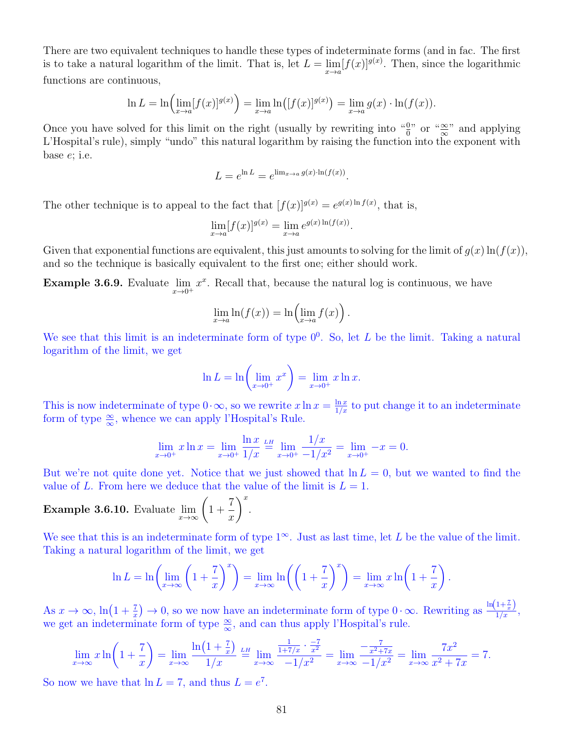There are two equivalent techniques to handle these types of indeterminate forms (and in fac. The first is to take a natural logarithm of the limit. That is, let $L = \lim_{x\to a}[f(x)]^{g(x)}$. Then, since the logarithmic functions are continuous,

$$\ln L = \ln\Big(\lim_{x\to a}[f(x)]^{g(x)}\Big) = \lim_{x\to a}\ln\big([f(x)]^{g(x)}\big) = \lim_{x\to a} g(x)\cdot \ln(f(x)).$$

Once you have solved for this limit on the right (usually by rewriting into "$\frac{0}{0}$" or "$\frac{\infty}{\infty}$" and applying L'Hospital's rule), simply "undo" this natural logarithm by raising the function into the exponent with base $e$; i.e.

$$L = e^{\ln L} = e^{\lim_{x\to a} g(x)\cdot \ln(f(x))}.$$

The other technique is to appeal to the fact that $[f(x)]^{g(x)} = e^{g(x)\ln f(x)}$, that is,

$$\lim_{x\to a}[f(x)]^{g(x)} = \lim_{x\to a} e^{g(x)\ln(f(x))}.$$

Given that exponential functions are equivalent, this just amounts to solving for the limit of $g(x)\ln(f(x))$, and so the technique is basically equivalent to the first one; either should work.

**Example 3.6.9.** Evaluate $\lim_{x\to 0^+} x^x$. Recall that, because the natural log is continuous, we have

$$\lim_{x\to a}\ln(f(x)) = \ln\Big(\lim_{x\to a} f(x)\Big).$$

We see that this limit is an indeterminate form of type $0^0$. So, let $L$ be the limit. Taking a natural logarithm of the limit, we get

$$\ln L = \ln\left(\lim_{x\to 0^+} x^x\right) = \lim_{x\to 0^+} x\ln x.$$

This is now indeterminate of type $0\cdot\infty$, so we rewrite $x\ln x = \frac{\ln x}{1/x}$ to put change it to an indeterminate form of type $\frac{\infty}{\infty}$, whence we can apply l'Hospital's Rule.

$$\lim_{x\to 0^+} x\ln x = \lim_{x\to 0^+}\frac{\ln x}{1/x} \overset{LH}{=} \lim_{x\to 0^+}\frac{1/x}{-1/x^2} = \lim_{x\to 0^+} -x = 0.$$

But we're not quite done yet. Notice that we just showed that $\ln L = 0$, but we wanted to find the value of $L$. From here we deduce that the value of the limit is $L = 1$.

**Example 3.6.10.** Evaluate $\lim_{x\to\infty}\left(1+\frac{7}{x}\right)^x$.

We see that this is an indeterminate form of type $1^\infty$. Just as last time, let $L$ be the value of the limit. Taking a natural logarithm of the limit, we get

$$\ln L = \ln\left(\lim_{x\to\infty}\left(1+\frac{7}{x}\right)^x\right) = \lim_{x\to\infty}\ln\left(\left(1+\frac{7}{x}\right)^x\right) = \lim_{x\to\infty} x\ln\left(1+\frac{7}{x}\right).$$

As $x\to\infty$, $\ln\big(1+\frac{7}{x}\big)\to 0$, so we now have an indeterminate form of type $0\cdot\infty$. Rewriting as $\frac{\ln\left(1+\frac{7}{x}\right)}{1/x}$, we get an indeterminate form of type $\frac{\infty}{\infty}$, and can thus apply l'Hospital's rule.

$$\lim_{x\to\infty} x\ln\left(1+\frac{7}{x}\right) = \lim_{x\to\infty}\frac{\ln\big(1+\frac{7}{x}\big)}{1/x} \overset{LH}{=} \lim_{x\to\infty}\frac{\frac{1}{1+7/x}\cdot\frac{-7}{x^2}}{-1/x^2} = \lim_{x\to\infty}\frac{-\frac{7}{x^2+7x}}{-1/x^2} = \lim_{x\to\infty}\frac{7x^2}{x^2+7x} = 7.$$

So now we have that $\ln L = 7$, and thus $L = e^7$.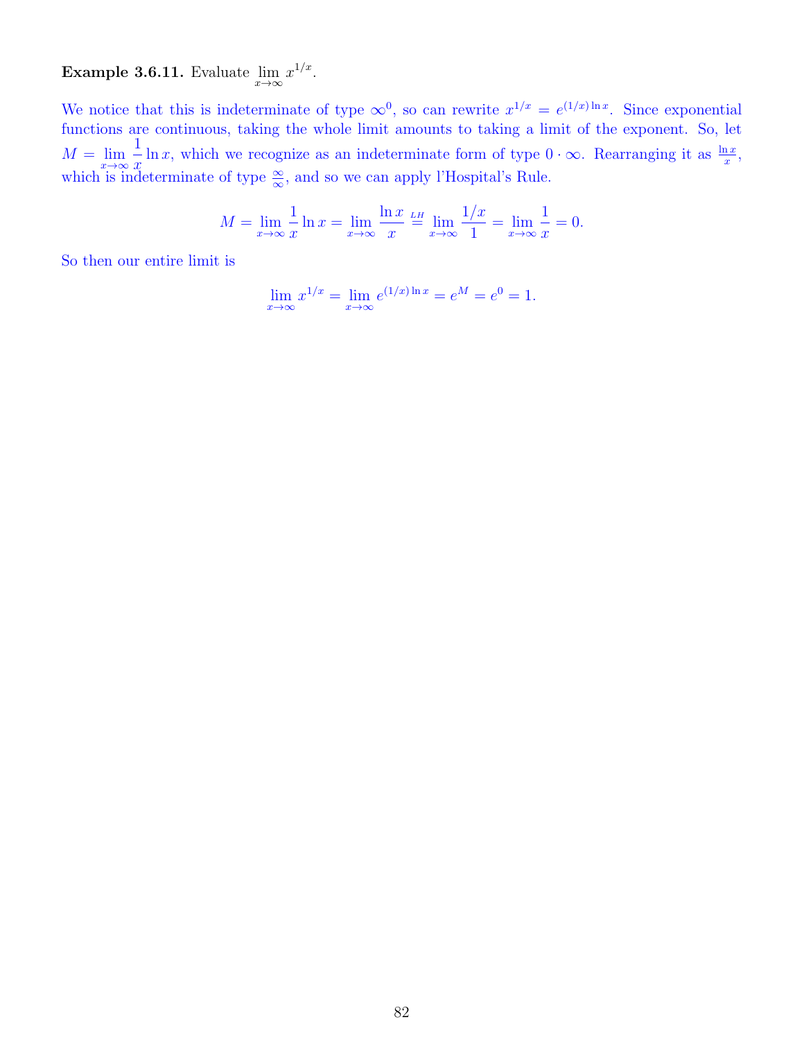**Example 3.6.11.** Evaluate $\lim_{x\to\infty} x^{1/x}$.

We notice that this is indeterminate of type $\infty^0$, so can rewrite $x^{1/x} = e^{(1/x)\ln x}$. Since exponential functions are continuous, taking the whole limit amounts to taking a limit of the exponent. So, let $M = \lim_{x\to\infty} \frac{1}{x}\ln x$, which we recognize as an indeterminate form of type $0 \cdot \infty$. Rearranging it as $\frac{\ln x}{x}$, which is indeterminate of type $\frac{\infty}{\infty}$, and so we can apply l'Hospital's Rule.

$$M = \lim_{x\to\infty} \frac{1}{x}\ln x = \lim_{x\to\infty} \frac{\ln x}{x} \overset{LH}{=} \lim_{x\to\infty} \frac{1/x}{1} = \lim_{x\to\infty} \frac{1}{x} = 0.$$

So then our entire limit is

$$\lim_{x\to\infty} x^{1/x} = \lim_{x\to\infty} e^{(1/x)\ln x} = e^M = e^0 = 1.$$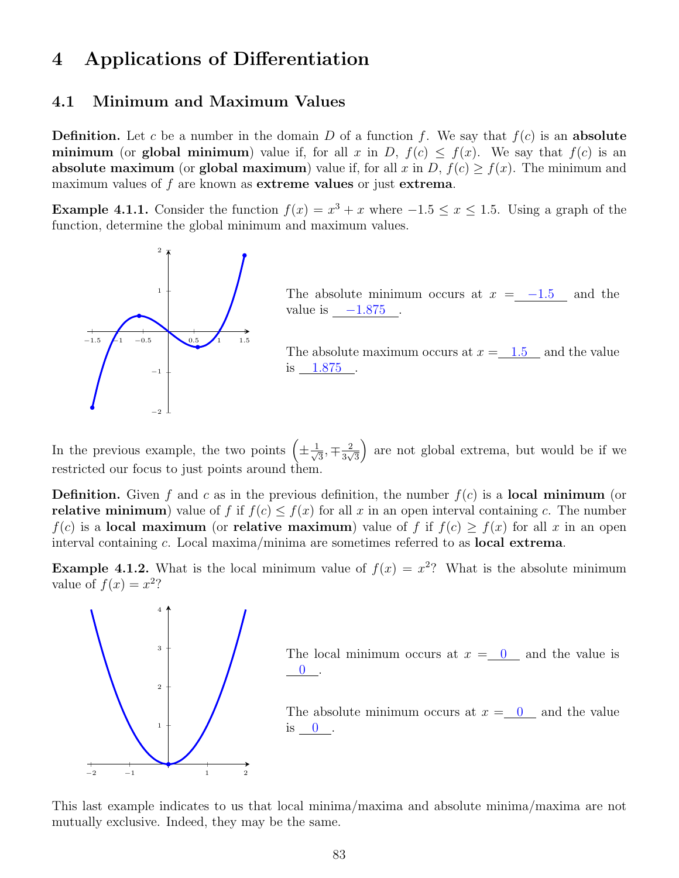// Analysis: Page 83 of a calculus text, Section 4.1 on minimum and maximum values. No images were detected, so the two graphs are skipped, their axis labels are left out as figure content, and the filled-in answers next to the blanks are kept.

# 4 Applications of Differentiation

## 4.1 Minimum and Maximum Values

**Definition.** Let $c$ be a number in the domain $D$ of a function $f$. We say that $f(c)$ is an **absolute minimum** (or **global minimum**) value if, for all $x$ in $D$, $f(c) \leq f(x)$. We say that $f(c)$ is an **absolute maximum** (or **global maximum**) value if, for all $x$ in $D$, $f(c) \geq f(x)$. The minimum and maximum values of $f$ are known as **extreme values** or just **extrema**.

**Example 4.1.1.** Consider the function $f(x) = x^3 + x$ where $-1.5 \leq x \leq 1.5$. Using a graph of the function, determine the global minimum and maximum values.

The absolute minimum occurs at $x =$ $-1.5$ and the value is $-1.875$.

The absolute maximum occurs at $x =$ $1.5$ and the value is $1.875$.

In the previous example, the two points $\left(\pm\frac{1}{\sqrt{3}}, \mp\frac{2}{3\sqrt{3}}\right)$ are not global extrema, but would be if we restricted our focus to just points around them.

**Definition.** Given $f$ and $c$ as in the previous definition, the number $f(c)$ is a **local minimum** (or **relative minimum**) value of $f$ if $f(c) \leq f(x)$ for all $x$ in an open interval containing $c$. The number $f(c)$ is a **local maximum** (or **relative maximum**) value of $f$ if $f(c) \geq f(x)$ for all $x$ in an open interval containing $c$. Local maxima/minima are sometimes referred to as **local extrema**.

**Example 4.1.2.** What is the local minimum value of $f(x) = x^2$? What is the absolute minimum value of $f(x) = x^2$?

The local minimum occurs at $x =$ $0$ and the value is $0$.

The absolute minimum occurs at $x =$ $0$ and the value is $0$.

This last example indicates to us that local minima/maxima and absolute minima/maxima are not mutually exclusive. Indeed, they may be the same.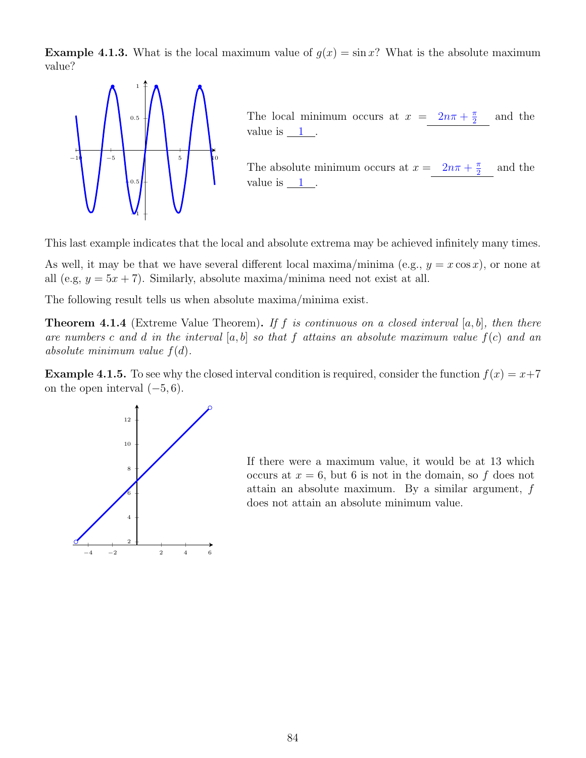**Example 4.1.3.** What is the local maximum value of $g(x) = \sin x$? What is the absolute maximum value?

The local minimum occurs at $x =$ $2n\pi + \frac{\pi}{2}$ and the value is $1$.

The absolute minimum occurs at $x =$ $2n\pi + \frac{\pi}{2}$ and the value is $1$.

This last example indicates that the local and absolute extrema may be achieved infinitely many times.

As well, it may be that we have several different local maxima/minima (e.g., $y = x\cos x$), or none at all (e.g, $y = 5x + 7$). Similarly, absolute maxima/minima need not exist at all.

The following result tells us when absolute maxima/minima exist.

**Theorem 4.1.4** (Extreme Value Theorem)**.** *If $f$ is continuous on a closed interval $[a, b]$, then there are numbers $c$ and $d$ in the interval $[a, b]$ so that $f$ attains an absolute maximum value $f(c)$ and an absolute minimum value $f(d)$.*

**Example 4.1.5.** To see why the closed interval condition is required, consider the function $f(x) = x+7$ on the open interval $(-5, 6)$.

If there were a maximum value, it would be at 13 which occurs at $x = 6$, but 6 is not in the domain, so $f$ does not attain an absolute maximum. By a similar argument, $f$ does not attain an absolute minimum value.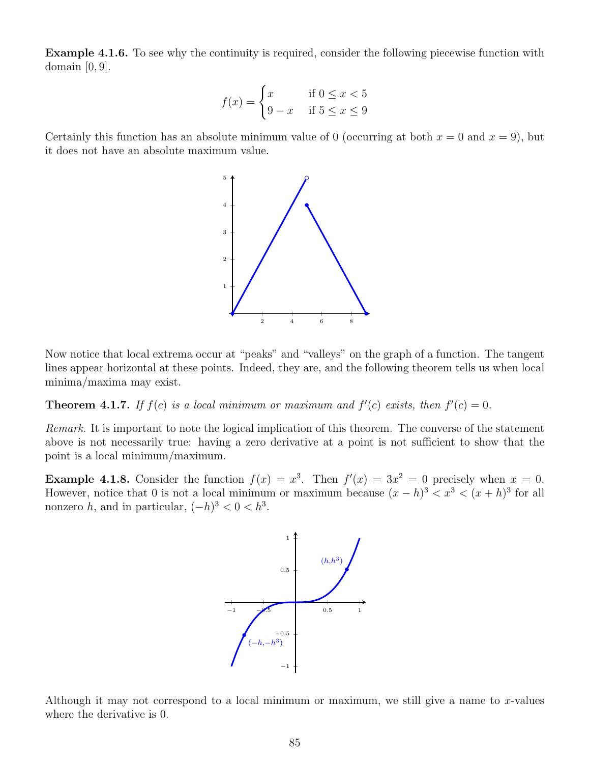**Example 4.1.6.** To see why the continuity is required, consider the following piecewise function with domain $[0, 9]$.

$$f(x) = \begin{cases} x & \text{if } 0 \leq x < 5 \\ 9 - x & \text{if } 5 \leq x \leq 9 \end{cases}$$

Certainly this function has an absolute minimum value of 0 (occurring at both $x = 0$ and $x = 9$), but it does not have an absolute maximum value.

Now notice that local extrema occur at "peaks" and "valleys" on the graph of a function. The tangent lines appear horizontal at these points. Indeed, they are, and the following theorem tells us when local minima/maxima may exist.

**Theorem 4.1.7.** *If $f(c)$ is a local minimum or maximum and $f'(c)$ exists, then $f'(c) = 0$.*

*Remark.* It is important to note the logical implication of this theorem. The converse of the statement above is not necessarily true: having a zero derivative at a point is not sufficient to show that the point is a local minimum/maximum.

**Example 4.1.8.** Consider the function $f(x) = x^3$. Then $f'(x) = 3x^2 = 0$ precisely when $x = 0$. However, notice that 0 is not a local minimum or maximum because $(x - h)^3 < x^3 < (x + h)^3$ for all nonzero $h$, and in particular, $(-h)^3 < 0 < h^3$.

Although it may not correspond to a local minimum or maximum, we still give a name to $x$-values where the derivative is 0.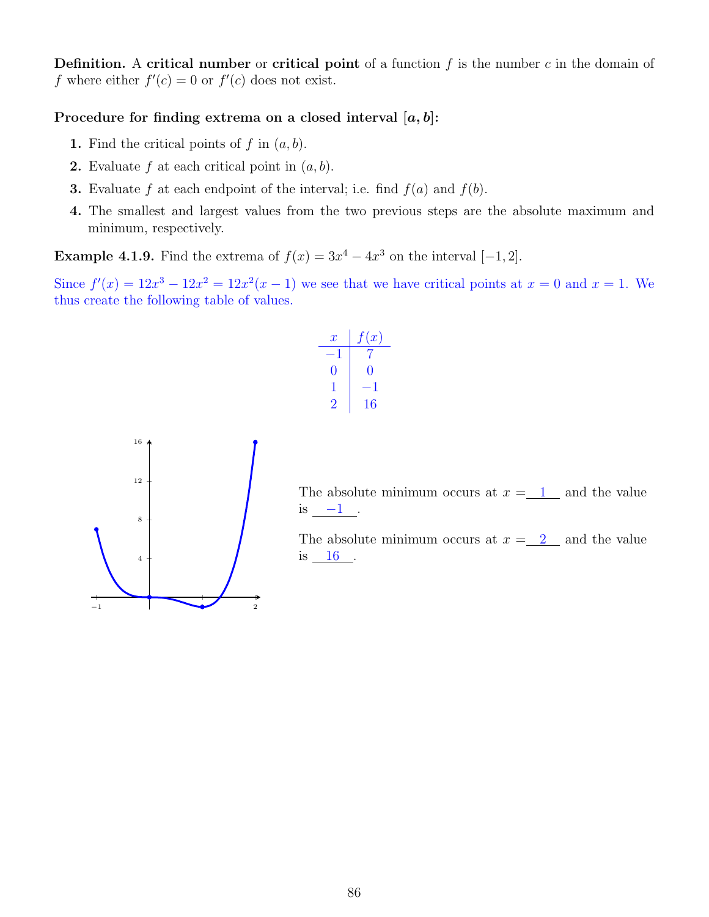**Definition.** A **critical number** or **critical point** of a function $f$ is the number $c$ in the domain of $f$ where either $f'(c) = 0$ or $f'(c)$ does not exist.

**Procedure for finding extrema on a closed interval $[a, b]$:**

1. Find the critical points of $f$ in $(a, b)$.
2. Evaluate $f$ at each critical point in $(a, b)$.
3. Evaluate $f$ at each endpoint of the interval; i.e. find $f(a)$ and $f(b)$.
4. The smallest and largest values from the two previous steps are the absolute maximum and minimum, respectively.

**Example 4.1.9.** Find the extrema of $f(x) = 3x^4 - 4x^3$ on the interval $[-1, 2]$.

Since $f'(x) = 12x^3 - 12x^2 = 12x^2(x-1)$ we see that we have critical points at $x = 0$ and $x = 1$. We thus create the following table of values.

| $x$ | $f(x)$ |
|---|---|
| $-1$ | 7 |
| 0 | 0 |
| 1 | $-1$ |
| 2 | 16 |

The absolute minimum occurs at $x =$ 1 and the value is $-1$.

The absolute minimum occurs at $x =$ 2 and the value is 16.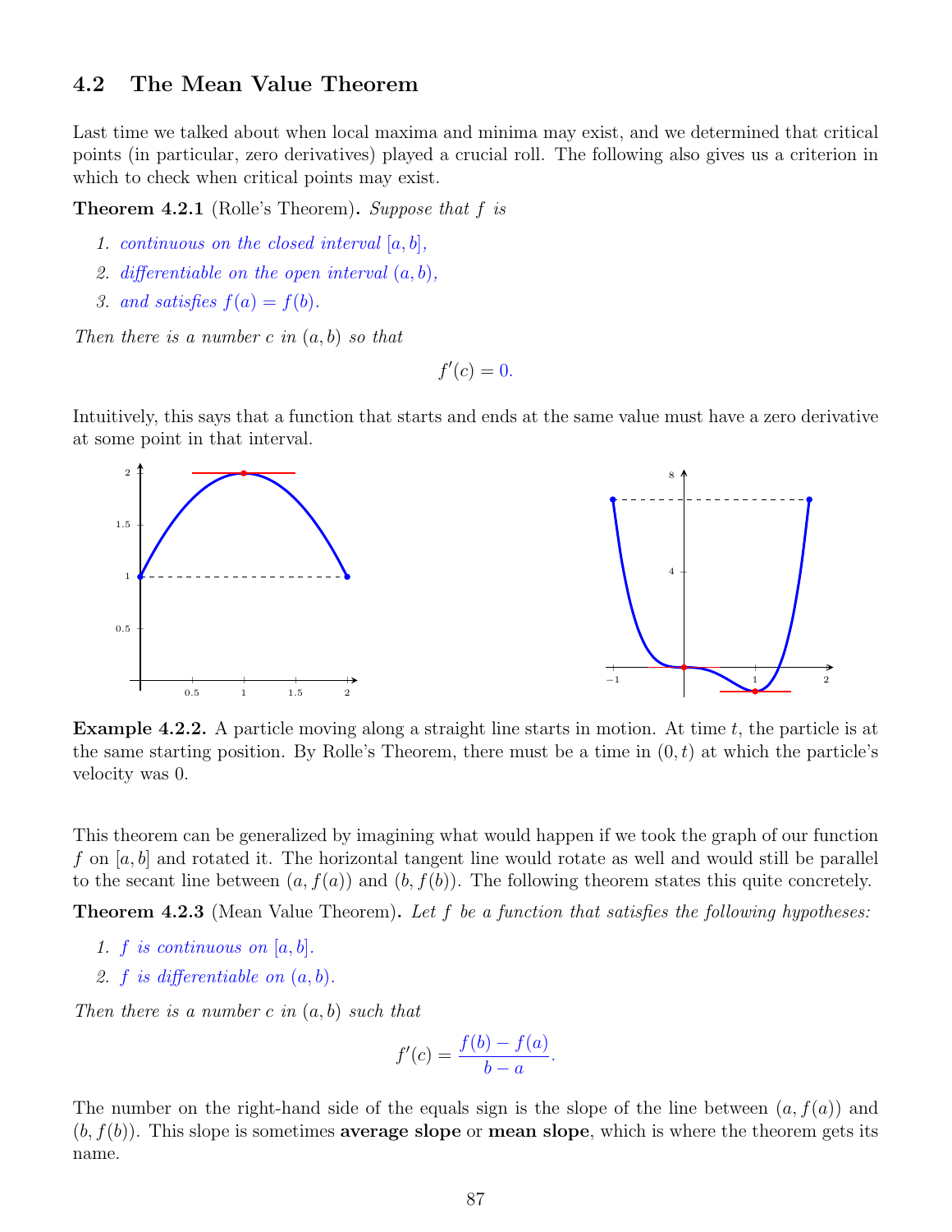## 4.2 The Mean Value Theorem

Last time we talked about when local maxima and minima may exist, and we determined that critical points (in particular, zero derivatives) played a crucial roll. The following also gives us a criterion in which to check when critical points may exist.

**Theorem 4.2.1** (Rolle's Theorem)**.** *Suppose that $f$ is*

1. *continuous on the closed interval $[a, b]$,*
2. *differentiable on the open interval $(a, b)$,*
3. *and satisfies $f(a) = f(b)$.*

*Then there is a number $c$ in $(a, b)$ so that*

$$f'(c) = 0.$$

Intuitively, this says that a function that starts and ends at the same value must have a zero derivative at some point in that interval.

**Example 4.2.2.** A particle moving along a straight line starts in motion. At time $t$, the particle is at the same starting position. By Rolle's Theorem, there must be a time in $(0, t)$ at which the particle's velocity was 0.

This theorem can be generalized by imagining what would happen if we took the graph of our function $f$ on $[a, b]$ and rotated it. The horizontal tangent line would rotate as well and would still be parallel to the secant line between $(a, f(a))$ and $(b, f(b))$. The following theorem states this quite concretely.

**Theorem 4.2.3** (Mean Value Theorem)**.** *Let $f$ be a function that satisfies the following hypotheses:*

1. *$f$ is continuous on $[a, b]$.*
2. *$f$ is differentiable on $(a, b)$.*

*Then there is a number $c$ in $(a, b)$ such that*

$$f'(c) = \frac{f(b) - f(a)}{b - a}.$$

The number on the right-hand side of the equals sign is the slope of the line between $(a, f(a))$ and $(b, f(b))$. This slope is sometimes **average slope** or **mean slope**, which is where the theorem gets its name.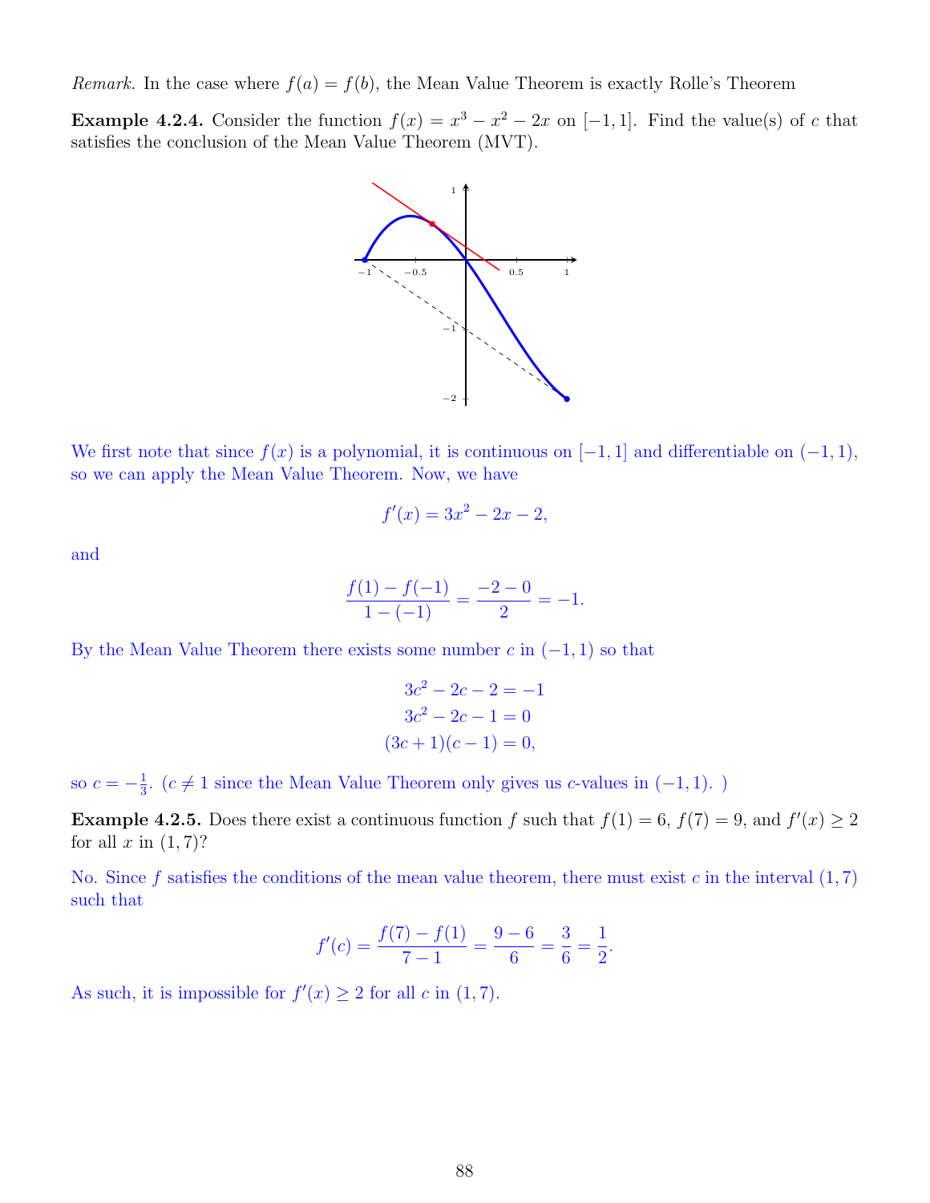*Remark.* In the case where $f(a) = f(b)$, the Mean Value Theorem is exactly Rolle's Theorem

**Example 4.2.4.** Consider the function $f(x) = x^3 - x^2 - 2x$ on $[-1, 1]$. Find the value(s) of $c$ that satisfies the conclusion of the Mean Value Theorem (MVT).

We first note that since $f(x)$ is a polynomial, it is continuous on $[-1, 1]$ and differentiable on $(-1, 1)$, so we can apply the Mean Value Theorem. Now, we have

$$f'(x) = 3x^2 - 2x - 2,$$

and

$$\frac{f(1) - f(-1)}{1 - (-1)} = \frac{-2 - 0}{2} = -1.$$

By the Mean Value Theorem there exists some number $c$ in $(-1, 1)$ so that

$$3c^2 - 2c - 2 = -1$$
$$3c^2 - 2c - 1 = 0$$
$$(3c + 1)(c - 1) = 0,$$

so $c = -\frac{1}{3}$. ($c \neq 1$ since the Mean Value Theorem only gives us $c$-values in $(-1, 1)$. )

**Example 4.2.5.** Does there exist a continuous function $f$ such that $f(1) = 6$, $f(7) = 9$, and $f'(x) \geq 2$ for all $x$ in $(1, 7)$?

No. Since $f$ satisfies the conditions of the mean value theorem, there must exist $c$ in the interval $(1, 7)$ such that

$$f'(c) = \frac{f(7) - f(1)}{7 - 1} = \frac{9 - 6}{6} = \frac{3}{6} = \frac{1}{2}.$$

As such, it is impossible for $f'(x) \geq 2$ for all $c$ in $(1, 7)$.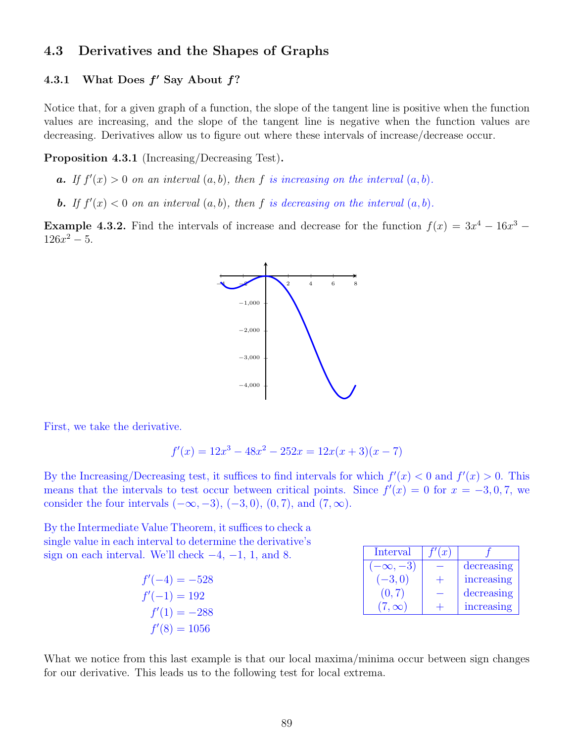## 4.3 Derivatives and the Shapes of Graphs

### 4.3.1 What Does $f'$ Say About $f$?

Notice that, for a given graph of a function, the slope of the tangent line is positive when the function values are increasing, and the slope of the tangent line is negative when the function values are decreasing. Derivatives allow us to figure out where these intervals of increase/decrease occur.

**Proposition 4.3.1** (Increasing/Decreasing Test)**.**

***a.*** *If $f'(x) > 0$ on an interval $(a, b)$, then $f$ is increasing on the interval $(a, b)$.*

***b.*** *If $f'(x) < 0$ on an interval $(a, b)$, then $f$ is decreasing on the interval $(a, b)$.*

**Example 4.3.2.** Find the intervals of increase and decrease for the function $f(x) = 3x^4 - 16x^3 - 126x^2 - 5$.

First, we take the derivative.

$$f'(x) = 12x^3 - 48x^2 - 252x = 12x(x + 3)(x - 7)$$

By the Increasing/Decreasing test, it suffices to find intervals for which $f'(x) < 0$ and $f'(x) > 0$. This means that the intervals to test occur between critical points. Since $f'(x) = 0$ for $x = -3, 0, 7$, we consider the four intervals $(-\infty, -3)$, $(-3, 0)$, $(0, 7)$, and $(7, \infty)$.

By the Intermediate Value Theorem, it suffices to check a single value in each interval to determine the derivative's sign on each interval. We'll check $-4$, $-1$, $1$, and $8$.

$$f'(-4) = -528$$
$$f'(-1) = 192$$
$$f'(1) = -288$$
$$f'(8) = 1056$$

| Interval | $f'(x)$ | $f$ |
|---|---|---|
| $(-\infty, -3)$ | $-$ | decreasing |
| $(-3, 0)$ | $+$ | increasing |
| $(0, 7)$ | $-$ | decreasing |
| $(7, \infty)$ | $+$ | increasing |

What we notice from this last example is that our local maxima/minima occur between sign changes for our derivative. This leads us to the following test for local extrema.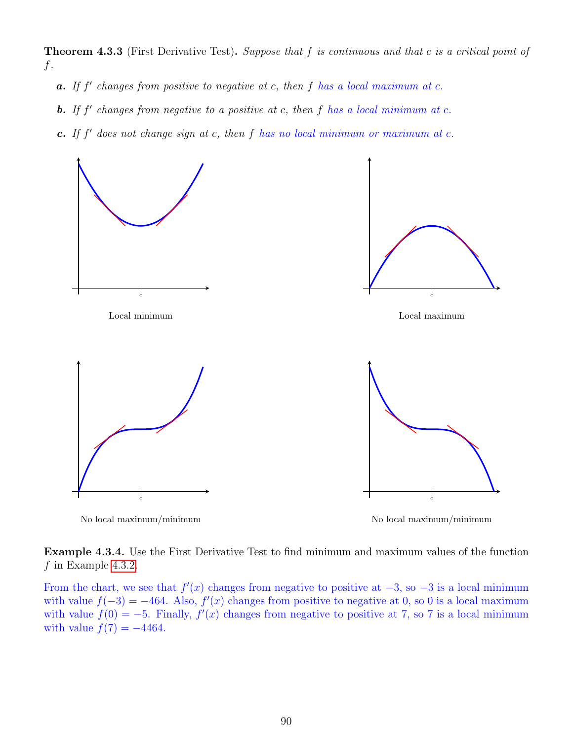**Theorem 4.3.3** (First Derivative Test)**.** *Suppose that $f$ is continuous and that $c$ is a critical point of $f$.*

***a.*** *If $f'$ changes from positive to negative at $c$, then $f$ has a local maximum at $c$.*

***b.*** *If $f'$ changes from negative to a positive at $c$, then $f$ has a local minimum at $c$.*

***c.*** *If $f'$ does not change sign at $c$, then $f$ has no local minimum or maximum at $c$.*

Local minimum

Local maximum

No local maximum/minimum

No local maximum/minimum

**Example 4.3.4.** Use the First Derivative Test to find minimum and maximum values of the function $f$ in Example 4.3.2.

From the chart, we see that $f'(x)$ changes from negative to positive at $-3$, so $-3$ is a local minimum with value $f(-3) = -464$. Also, $f'(x)$ changes from positive to negative at 0, so 0 is a local maximum with value $f(0) = -5$. Finally, $f'(x)$ changes from negative to positive at 7, so 7 is a local minimum with value $f(7) = -4464$.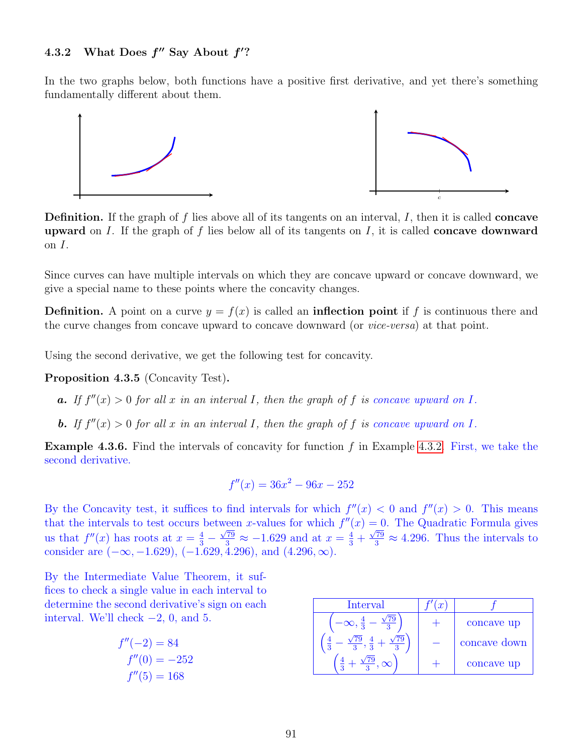### 4.3.2 What Does $f''$ Say About $f'$?

In the two graphs below, both functions have a positive first derivative, and yet there's something fundamentally different about them.

**Definition.** If the graph of $f$ lies above all of its tangents on an interval, $I$, then it is called **concave upward** on $I$. If the graph of $f$ lies below all of its tangents on $I$, it is called **concave downward** on $I$.

Since curves can have multiple intervals on which they are concave upward or concave downward, we give a special name to these points where the concavity changes.

**Definition.** A point on a curve $y = f(x)$ is called an **inflection point** if $f$ is continuous there and the curve changes from concave upward to concave downward (or *vice-versa*) at that point.

Using the second derivative, we get the following test for concavity.

**Proposition 4.3.5** (Concavity Test)**.**

***a.*** *If $f''(x) > 0$ for all $x$ in an interval $I$, then the graph of $f$ is concave upward on $I$.*

***b.*** *If $f''(x) > 0$ for all $x$ in an interval $I$, then the graph of $f$ is concave upward on $I$.*

**Example 4.3.6.** Find the intervals of concavity for function $f$ in Example 4.3.2. First, we take the second derivative.

$$f''(x) = 36x^2 - 96x - 252$$

By the Concavity test, it suffices to find intervals for which $f''(x) < 0$ and $f''(x) > 0$. This means that the intervals to test occurs between $x$-values for which $f''(x) = 0$. The Quadratic Formula gives us that $f''(x)$ has roots at $x = \frac{4}{3} - \frac{\sqrt{79}}{3} \approx -1.629$ and at $x = \frac{4}{3} + \frac{\sqrt{79}}{3} \approx 4.296$. Thus the intervals to consider are $(-\infty, -1.629)$, $(-1.629, 4.296)$, and $(4.296, \infty)$.

By the Intermediate Value Theorem, it suffices to check a single value in each interval to determine the second derivative's sign on each interval. We'll check $-2$, $0$, and $5$.

$$f''(-2) = 84$$
$$f''(0) = -252$$
$$f''(5) = 168$$

| Interval | $f'(x)$ | $f$ |
|---|---|---|
| $\left(-\infty, \frac{4}{3} - \frac{\sqrt{79}}{3}\right)$ | $+$ | concave up |
| $\left(\frac{4}{3} - \frac{\sqrt{79}}{3}, \frac{4}{3} + \frac{\sqrt{79}}{3}\right)$ | $-$ | concave down |
| $\left(\frac{4}{3} + \frac{\sqrt{79}}{3}, \infty\right)$ | $+$ | concave up |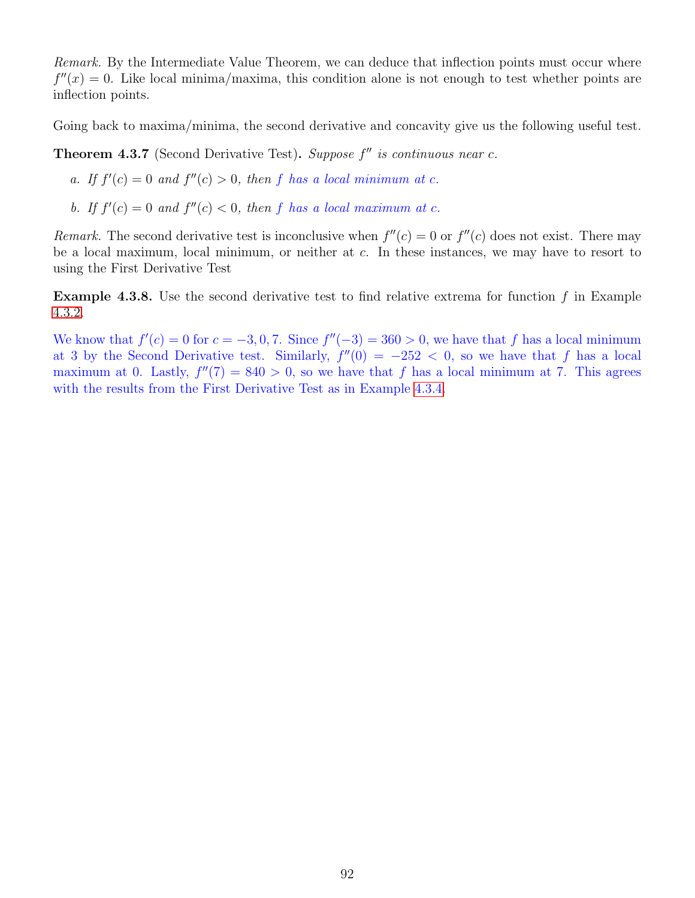*Remark.* By the Intermediate Value Theorem, we can deduce that inflection points must occur where $f''(x) = 0$. Like local minima/maxima, this condition alone is not enough to test whether points are inflection points.

Going back to maxima/minima, the second derivative and concavity give us the following useful test.

**Theorem 4.3.7** (Second Derivative Test)**.** *Suppose $f''$ is continuous near $c$.*

*a. If $f'(c) = 0$ and $f''(c) > 0$, then $f$ has a local minimum at $c$.*

*b. If $f'(c) = 0$ and $f''(c) < 0$, then $f$ has a local maximum at $c$.*

*Remark.* The second derivative test is inconclusive when $f''(c) = 0$ or $f''(c)$ does not exist. There may be a local maximum, local minimum, or neither at $c$. In these instances, we may have to resort to using the First Derivative Test

**Example 4.3.8.** Use the second derivative test to find relative extrema for function $f$ in Example 4.3.2.

We know that $f'(c) = 0$ for $c = -3, 0, 7$. Since $f''(-3) = 360 > 0$, we have that $f$ has a local minimum at 3 by the Second Derivative test. Similarly, $f''(0) = -252 < 0$, so we have that $f$ has a local maximum at 0. Lastly, $f''(7) = 840 > 0$, so we have that $f$ has a local minimum at 7. This agrees with the results from the First Derivative Test as in Example 4.3.4.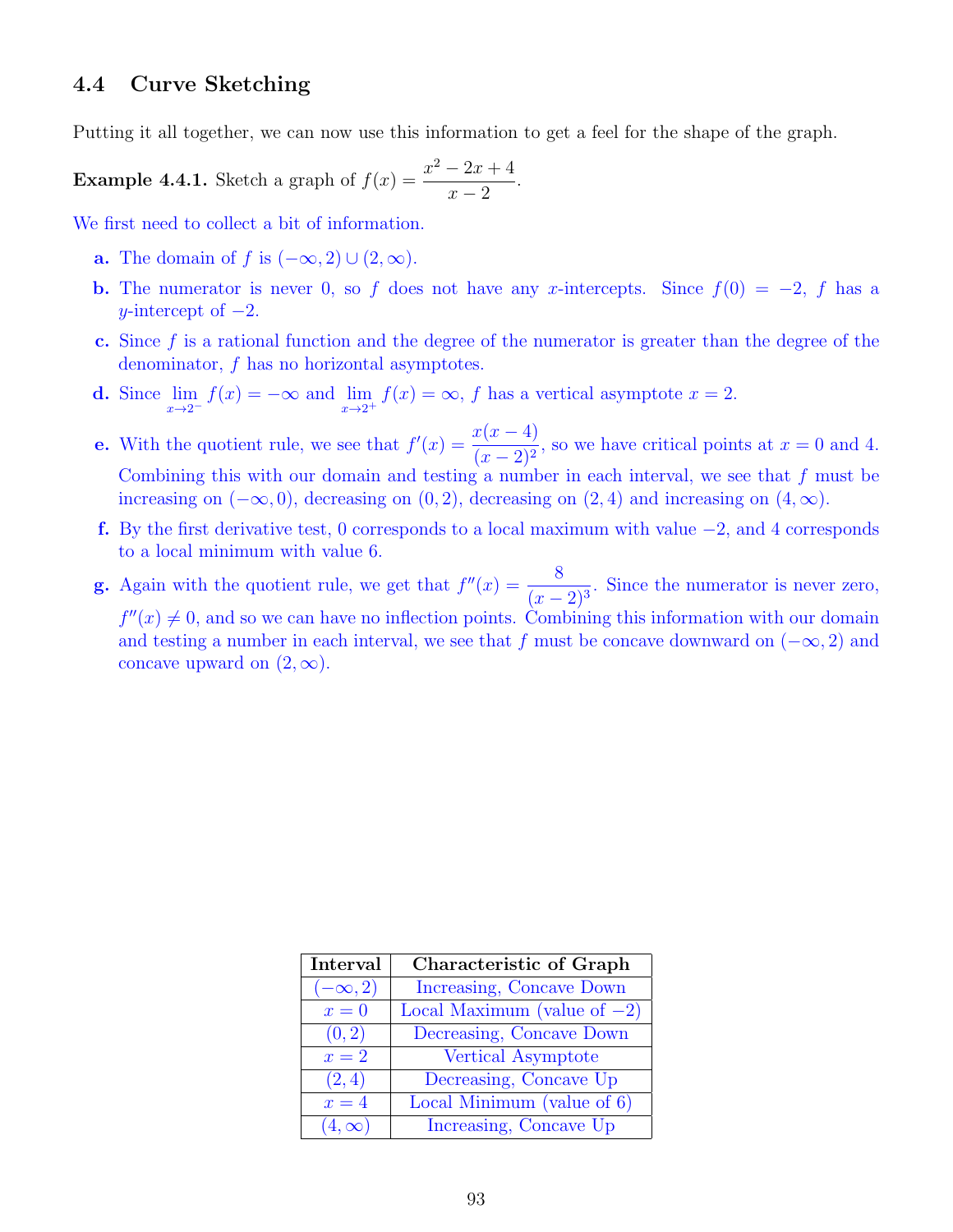## 4.4 Curve Sketching

Putting it all together, we can now use this information to get a feel for the shape of the graph.

**Example 4.4.1.** Sketch a graph of $f(x) = \dfrac{x^2 - 2x + 4}{x - 2}$.

We first need to collect a bit of information.

**a.** The domain of $f$ is $(-\infty, 2) \cup (2, \infty)$.

**b.** The numerator is never 0, so $f$ does not have any $x$-intercepts. Since $f(0) = -2$, $f$ has a $y$-intercept of $-2$.

**c.** Since $f$ is a rational function and the degree of the numerator is greater than the degree of the denominator, $f$ has no horizontal asymptotes.

**d.** Since $\lim\limits_{x \to 2^-} f(x) = -\infty$ and $\lim\limits_{x \to 2^+} f(x) = \infty$, $f$ has a vertical asymptote $x = 2$.

**e.** With the quotient rule, we see that $f'(x) = \dfrac{x(x-4)}{(x-2)^2}$, so we have critical points at $x = 0$ and $4$. Combining this with our domain and testing a number in each interval, we see that $f$ must be increasing on $(-\infty, 0)$, decreasing on $(0, 2)$, decreasing on $(2, 4)$ and increasing on $(4, \infty)$.

**f.** By the first derivative test, 0 corresponds to a local maximum with value $-2$, and 4 corresponds to a local minimum with value 6.

**g.** Again with the quotient rule, we get that $f''(x) = \dfrac{8}{(x-2)^3}$. Since the numerator is never zero, $f''(x) \neq 0$, and so we can have no inflection points. Combining this information with our domain and testing a number in each interval, we see that $f$ must be concave downward on $(-\infty, 2)$ and concave upward on $(2, \infty)$.

| Interval | Characteristic of Graph |
|---|---|
| $(-\infty, 2)$ | Increasing, Concave Down |
| $x = 0$ | Local Maximum (value of $-2$) |
| $(0, 2)$ | Decreasing, Concave Down |
| $x = 2$ | Vertical Asymptote |
| $(2, 4)$ | Decreasing, Concave Up |
| $x = 4$ | Local Minimum (value of 6) |
| $(4, \infty)$ | Increasing, Concave Up |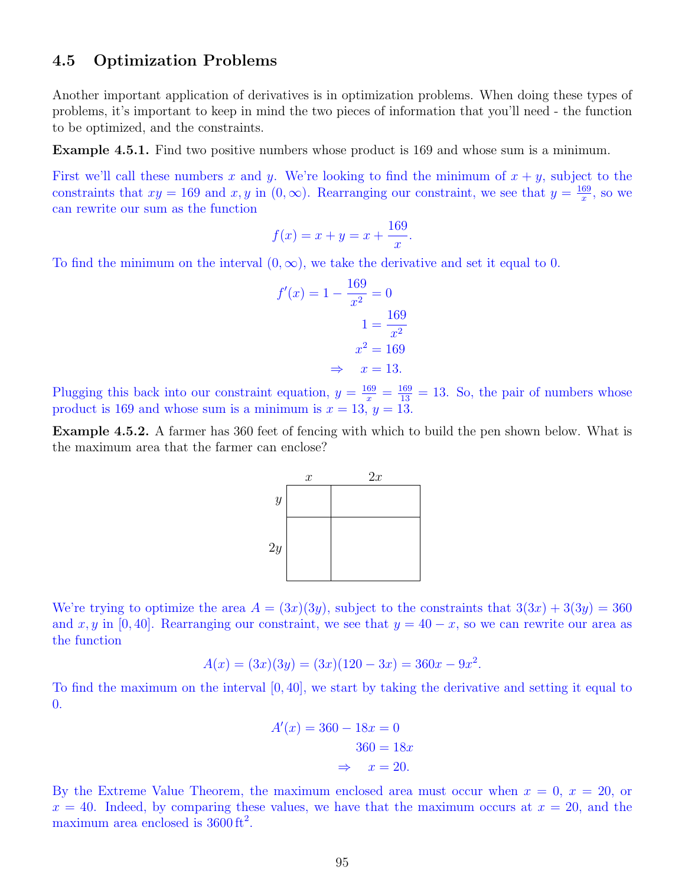## 4.5 Optimization Problems

Another important application of derivatives is in optimization problems. When doing these types of problems, it's important to keep in mind the two pieces of information that you'll need - the function to be optimized, and the constraints.

**Example 4.5.1.** Find two positive numbers whose product is 169 and whose sum is a minimum.

First we'll call these numbers $x$ and $y$. We're looking to find the minimum of $x + y$, subject to the constraints that $xy = 169$ and $x, y$ in $(0, \infty)$. Rearranging our constraint, we see that $y = \frac{169}{x}$, so we can rewrite our sum as the function

$$f(x) = x + y = x + \frac{169}{x}.$$

To find the minimum on the interval $(0, \infty)$, we take the derivative and set it equal to 0.

$$\begin{aligned} f'(x) = 1 - \frac{169}{x^2} &= 0 \\ 1 &= \frac{169}{x^2} \\ x^2 &= 169 \\ \Rightarrow \quad x &= 13. \end{aligned}$$

Plugging this back into our constraint equation, $y = \frac{169}{x} = \frac{169}{13} = 13$. So, the pair of numbers whose product is 169 and whose sum is a minimum is $x = 13$, $y = 13$.

**Example 4.5.2.** A farmer has 360 feet of fencing with which to build the pen shown below. What is the maximum area that the farmer can enclose?

We're trying to optimize the area $A = (3x)(3y)$, subject to the constraints that $3(3x) + 3(3y) = 360$ and $x, y$ in $[0, 40]$. Rearranging our constraint, we see that $y = 40 - x$, so we can rewrite our area as the function

$$A(x) = (3x)(3y) = (3x)(120 - 3x) = 360x - 9x^2.$$

To find the maximum on the interval $[0, 40]$, we start by taking the derivative and setting it equal to 0.

$$\begin{aligned} A'(x) = 360 - 18x &= 0 \\ 360 &= 18x \\ \Rightarrow \quad x &= 20. \end{aligned}$$

By the Extreme Value Theorem, the maximum enclosed area must occur when $x = 0$, $x = 20$, or $x = 40$. Indeed, by comparing these values, we have that the maximum occurs at $x = 20$, and the maximum area enclosed is $3600\,\text{ft}^2$.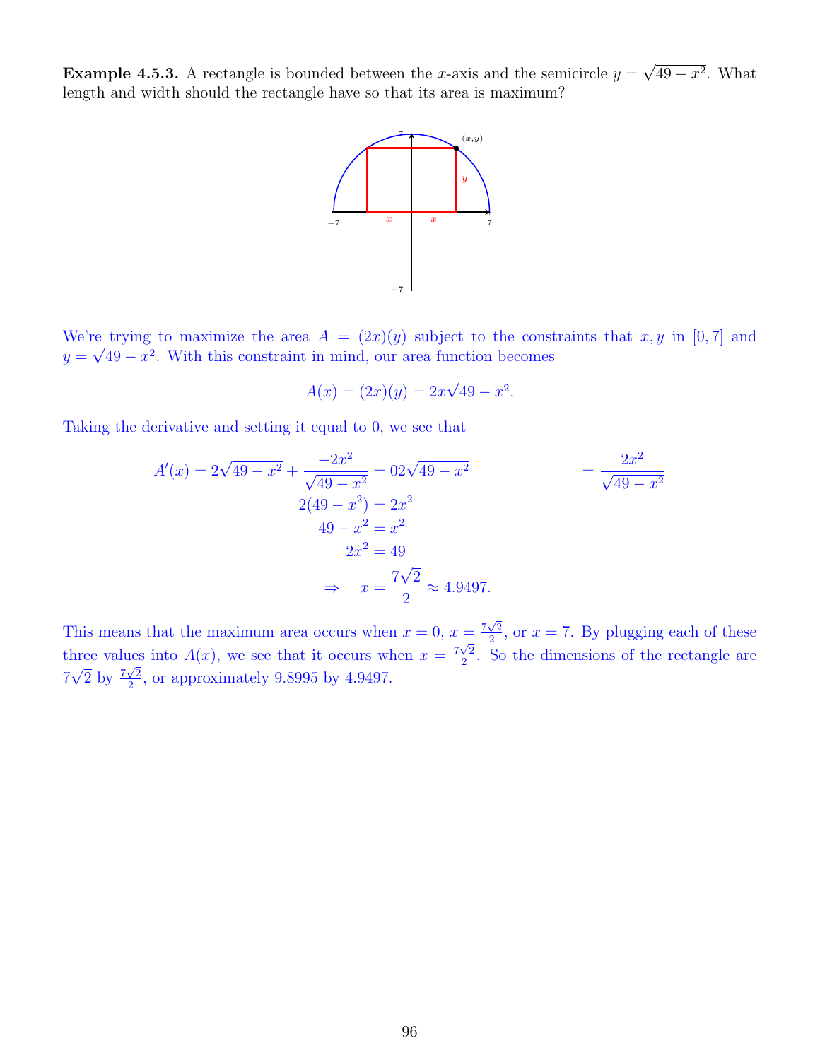**Example 4.5.3.** A rectangle is bounded between the $x$-axis and the semicircle $y = \sqrt{49 - x^2}$. What length and width should the rectangle have so that its area is maximum?

We're trying to maximize the area $A = (2x)(y)$ subject to the constraints that $x, y$ in $[0, 7]$ and $y = \sqrt{49 - x^2}$. With this constraint in mind, our area function becomes

$$A(x) = (2x)(y) = 2x\sqrt{49 - x^2}.$$

Taking the derivative and setting it equal to 0, we see that

$$A'(x) = 2\sqrt{49 - x^2} + \frac{-2x^2}{\sqrt{49 - x^2}} = 0 2\sqrt{49 - x^2} \qquad = \frac{2x^2}{\sqrt{49 - x^2}}$$

$$2(49 - x^2) = 2x^2$$

$$49 - x^2 = x^2$$

$$2x^2 = 49$$

$$\Rightarrow \quad x = \frac{7\sqrt{2}}{2} \approx 4.9497.$$

This means that the maximum area occurs when $x = 0$, $x = \frac{7\sqrt{2}}{2}$, or $x = 7$. By plugging each of these three values into $A(x)$, we see that it occurs when $x = \frac{7\sqrt{2}}{2}$. So the dimensions of the rectangle are $7\sqrt{2}$ by $\frac{7\sqrt{2}}{2}$, or approximately 9.8995 by 4.9497.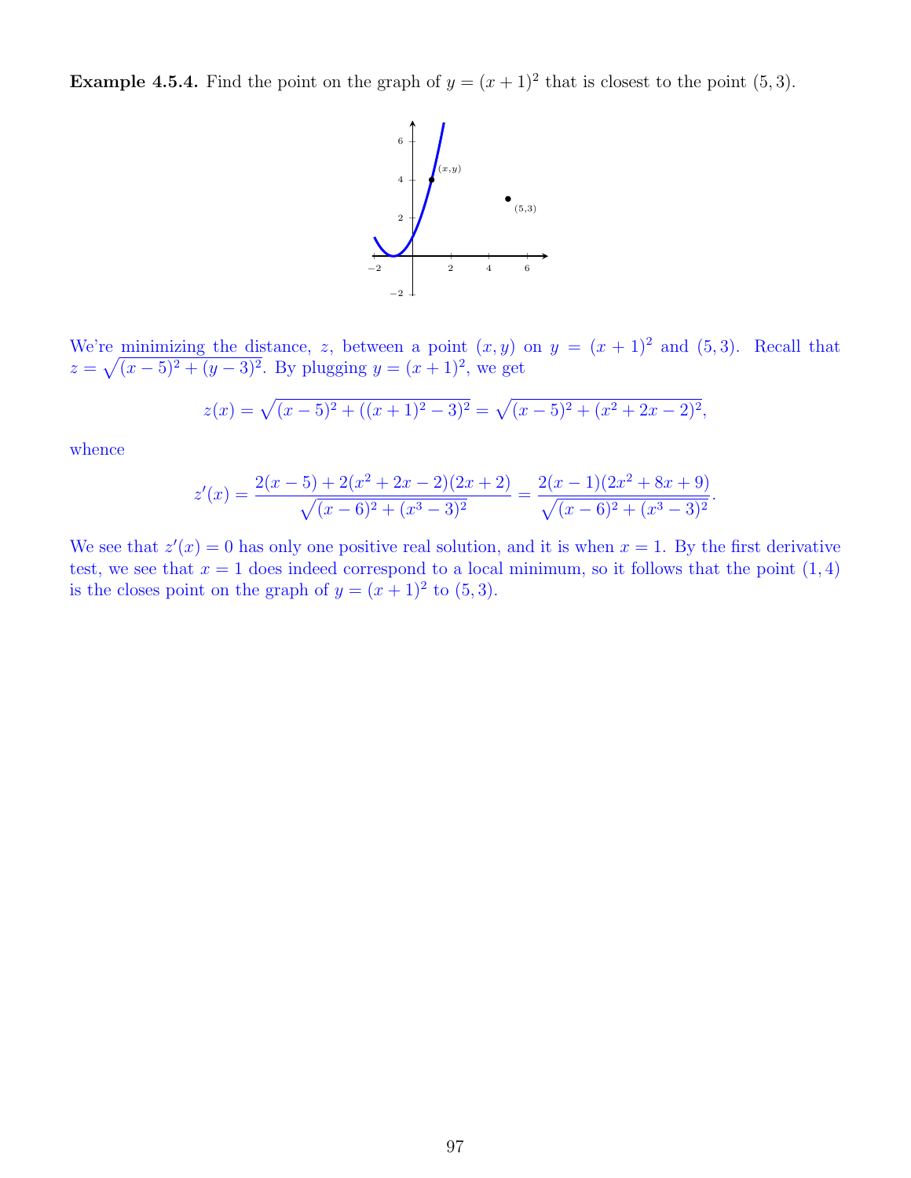**Example 4.5.4.** Find the point on the graph of $y = (x+1)^2$ that is closest to the point $(5, 3)$.

We're minimizing the distance, $z$, between a point $(x, y)$ on $y = (x+1)^2$ and $(5, 3)$. Recall that $z = \sqrt{(x-5)^2 + (y-3)^2}$. By plugging $y = (x+1)^2$, we get

$$z(x) = \sqrt{(x-5)^2 + ((x+1)^2 - 3)^2} = \sqrt{(x-5)^2 + (x^2 + 2x - 2)^2},$$

whence

$$z'(x) = \frac{2(x-5) + 2(x^2 + 2x - 2)(2x + 2)}{\sqrt{(x-6)^2 + (x^3 - 3)^2}} = \frac{2(x-1)(2x^2 + 8x + 9)}{\sqrt{(x-6)^2 + (x^3 - 3)^2}}.$$

We see that $z'(x) = 0$ has only one positive real solution, and it is when $x = 1$. By the first derivative test, we see that $x = 1$ does indeed correspond to a local minimum, so it follows that the point $(1, 4)$ is the closes point on the graph of $y = (x+1)^2$ to $(5, 3)$.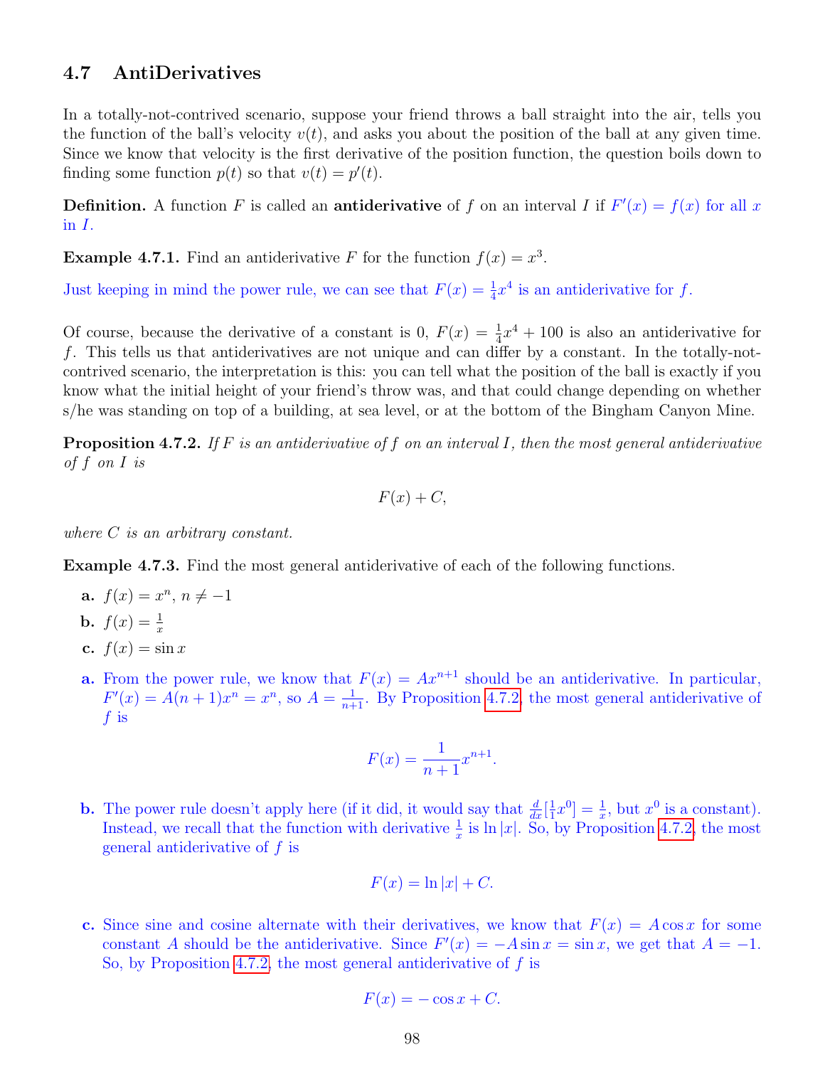## 4.7 AntiDerivatives

In a totally-not-contrived scenario, suppose your friend throws a ball straight into the air, tells you the function of the ball's velocity $v(t)$, and asks you about the position of the ball at any given time. Since we know that velocity is the first derivative of the position function, the question boils down to finding some function $p(t)$ so that $v(t) = p'(t)$.

**Definition.** A function $F$ is called an **antiderivative** of $f$ on an interval $I$ if $F'(x) = f(x)$ for all $x$ in $I$.

**Example 4.7.1.** Find an antiderivative $F$ for the function $f(x) = x^3$.

Just keeping in mind the power rule, we can see that $F(x) = \frac{1}{4}x^4$ is an antiderivative for $f$.

Of course, because the derivative of a constant is 0, $F(x) = \frac{1}{4}x^4 + 100$ is also an antiderivative for $f$. This tells us that antiderivatives are not unique and can differ by a constant. In the totally-not-contrived scenario, the interpretation is this: you can tell what the position of the ball is exactly if you know what the initial height of your friend's throw was, and that could change depending on whether s/he was standing on top of a building, at sea level, or at the bottom of the Bingham Canyon Mine.

**Proposition 4.7.2.** *If $F$ is an antiderivative of $f$ on an interval $I$, then the most general antiderivative of $f$ on $I$ is*

$$F(x) + C,$$

*where $C$ is an arbitrary constant.*

**Example 4.7.3.** Find the most general antiderivative of each of the following functions.

- **a.** $f(x) = x^n$, $n \neq -1$
- **b.** $f(x) = \frac{1}{x}$
- **c.** $f(x) = \sin x$

**a.** From the power rule, we know that $F(x) = Ax^{n+1}$ should be an antiderivative. In particular, $F'(x) = A(n+1)x^n = x^n$, so $A = \frac{1}{n+1}$. By Proposition 4.7.2, the most general antiderivative of $f$ is

$$F(x) = \frac{1}{n+1}x^{n+1}.$$

**b.** The power rule doesn't apply here (if it did, it would say that $\frac{d}{dx}[\frac{1}{1}x^0] = \frac{1}{x}$, but $x^0$ is a constant). Instead, we recall that the function with derivative $\frac{1}{x}$ is $\ln|x|$. So, by Proposition 4.7.2, the most general antiderivative of $f$ is

$$F(x) = \ln|x| + C.$$

**c.** Since sine and cosine alternate with their derivatives, we know that $F(x) = A\cos x$ for some constant $A$ should be the antiderivative. Since $F'(x) = -A\sin x = \sin x$, we get that $A = -1$. So, by Proposition 4.7.2, the most general antiderivative of $f$ is

$$F(x) = -\cos x + C.$$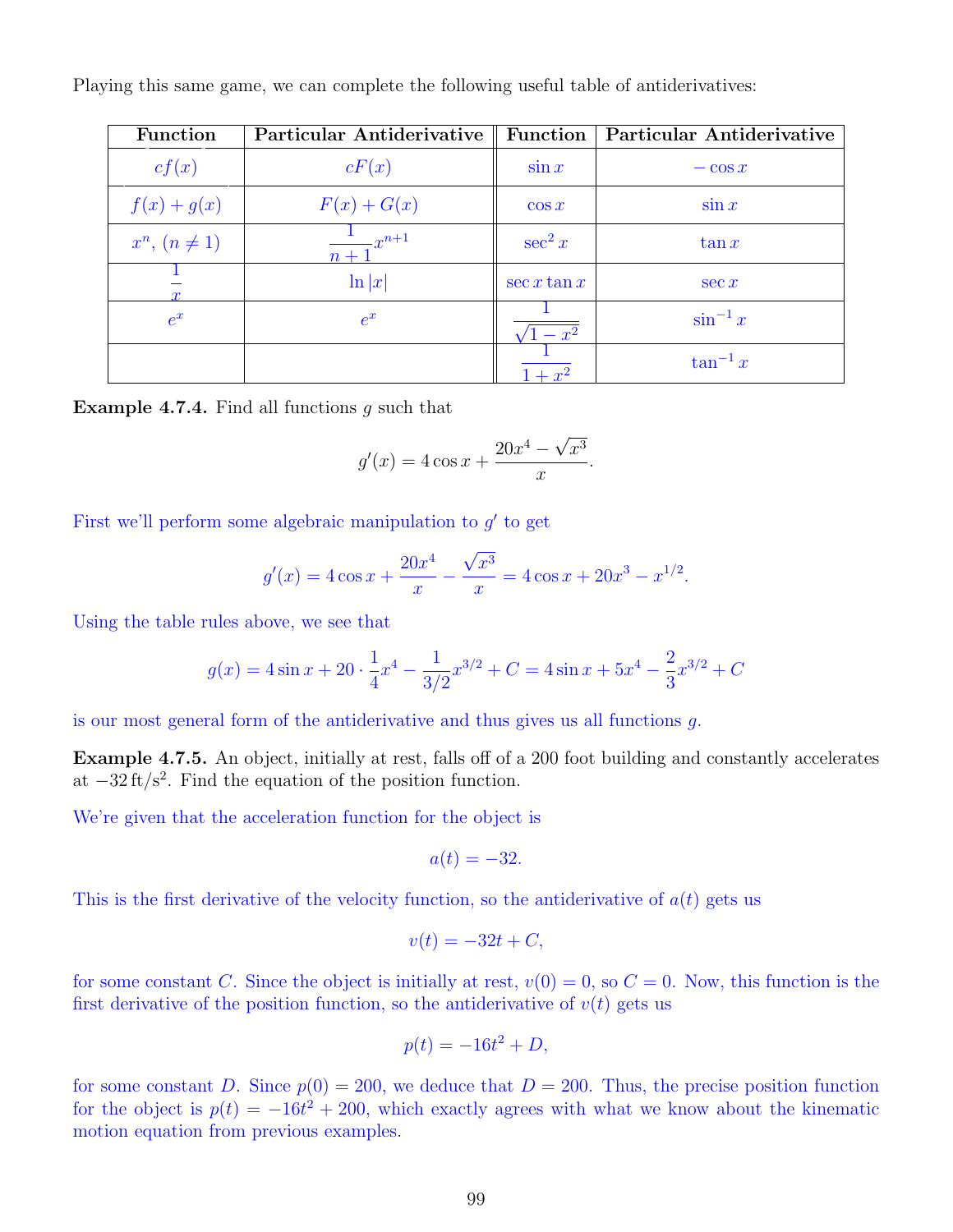Playing this same game, we can complete the following useful table of antiderivatives:

| Function | Particular Antiderivative | Function | Particular Antiderivative |
|---|---|---|---|
| $cf(x)$ | $cF(x)$ | $\sin x$ | $-\cos x$ |
| $f(x)+g(x)$ | $F(x)+G(x)$ | $\cos x$ | $\sin x$ |
| $x^n$, $(n \neq 1)$ | $\dfrac{1}{n+1}x^{n+1}$ | $\sec^2 x$ | $\tan x$ |
| $\dfrac{1}{x}$ | $\ln\lvert x\rvert$ | $\sec x \tan x$ | $\sec x$ |
| $e^x$ | $e^x$ | $\dfrac{1}{\sqrt{1-x^2}}$ | $\sin^{-1} x$ |
| | | $\dfrac{1}{1+x^2}$ | $\tan^{-1} x$ |

**Example 4.7.4.** Find all functions $g$ such that

$$g'(x) = 4\cos x + \frac{20x^4 - \sqrt{x^3}}{x}.$$

First we'll perform some algebraic manipulation to $g'$ to get

$$g'(x) = 4\cos x + \frac{20x^4}{x} - \frac{\sqrt{x^3}}{x} = 4\cos x + 20x^3 - x^{1/2}.$$

Using the table rules above, we see that

$$g(x) = 4\sin x + 20 \cdot \frac{1}{4}x^4 - \frac{1}{3/2}x^{3/2} + C = 4\sin x + 5x^4 - \frac{2}{3}x^{3/2} + C$$

is our most general form of the antiderivative and thus gives us all functions $g$.

**Example 4.7.5.** An object, initially at rest, falls off of a 200 foot building and constantly accelerates at $-32\,\text{ft/s}^2$. Find the equation of the position function.

We're given that the acceleration function for the object is

$$a(t) = -32.$$

This is the first derivative of the velocity function, so the antiderivative of $a(t)$ gets us

$$v(t) = -32t + C,$$

for some constant $C$. Since the object is initially at rest, $v(0) = 0$, so $C = 0$. Now, this function is the first derivative of the position function, so the antiderivative of $v(t)$ gets us

$$p(t) = -16t^2 + D,$$

for some constant $D$. Since $p(0) = 200$, we deduce that $D = 200$. Thus, the precise position function for the object is $p(t) = -16t^2 + 200$, which exactly agrees with what we know about the kinematic motion equation from previous examples.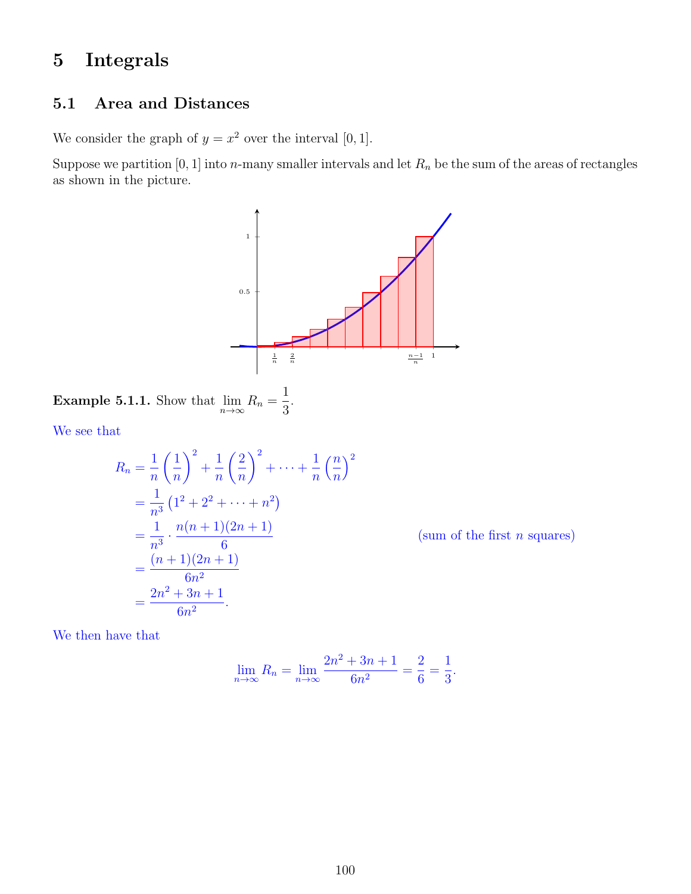# 5 Integrals

## 5.1 Area and Distances

We consider the graph of $y = x^2$ over the interval $[0, 1]$.

Suppose we partition $[0, 1]$ into $n$-many smaller intervals and let $R_n$ be the sum of the areas of rectangles as shown in the picture.

**Example 5.1.1.** Show that $\lim_{n\to\infty} R_n = \dfrac{1}{3}$.

We see that

$$
\begin{aligned}
R_n &= \frac{1}{n}\left(\frac{1}{n}\right)^2 + \frac{1}{n}\left(\frac{2}{n}\right)^2 + \cdots + \frac{1}{n}\left(\frac{n}{n}\right)^2 \\
&= \frac{1}{n^3}\left(1^2 + 2^2 + \cdots + n^2\right) \\
&= \frac{1}{n^3} \cdot \frac{n(n+1)(2n+1)}{6} \qquad \text{(sum of the first } n \text{ squares)} \\
&= \frac{(n+1)(2n+1)}{6n^2} \\
&= \frac{2n^2 + 3n + 1}{6n^2}.
\end{aligned}
$$

We then have that

$$
\lim_{n\to\infty} R_n = \lim_{n\to\infty} \frac{2n^2 + 3n + 1}{6n^2} = \frac{2}{6} = \frac{1}{3}.
$$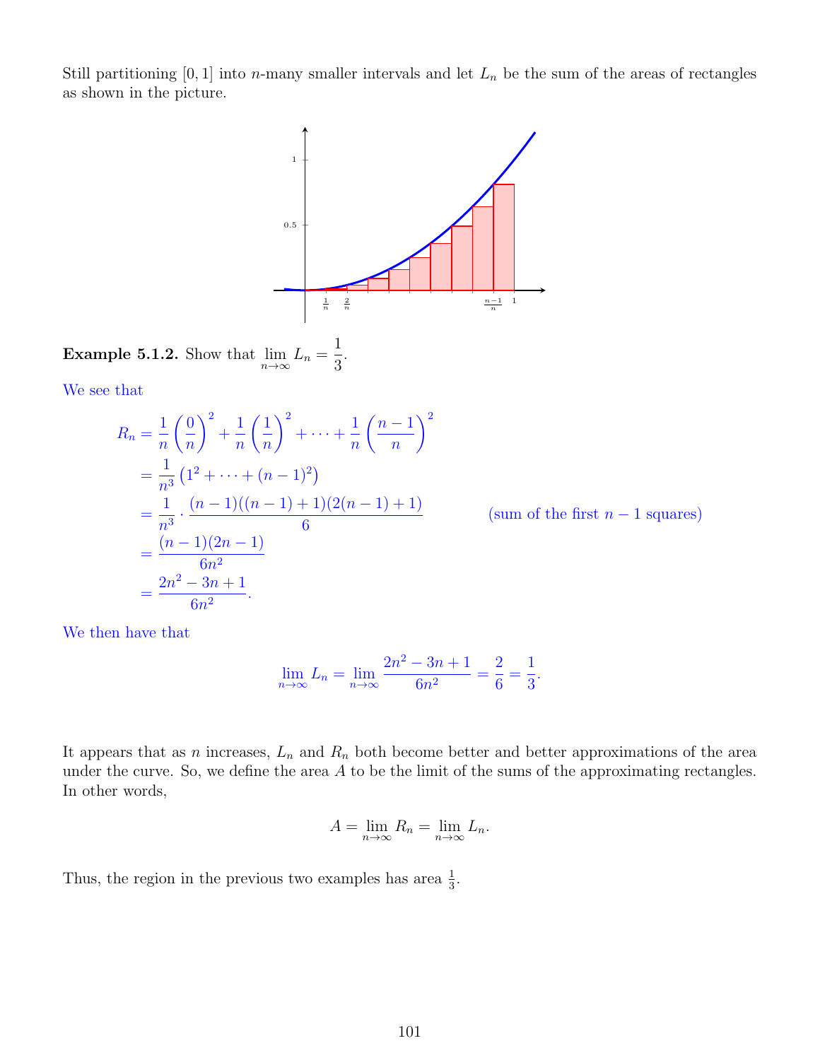Still partitioning $[0, 1]$ into $n$-many smaller intervals and let $L_n$ be the sum of the areas of rectangles as shown in the picture.

**Example 5.1.2.** Show that $\lim_{n\to\infty} L_n = \frac{1}{3}$.

We see that

$$
\begin{aligned}
R_n &= \frac{1}{n}\left(\frac{0}{n}\right)^2 + \frac{1}{n}\left(\frac{1}{n}\right)^2 + \cdots + \frac{1}{n}\left(\frac{n-1}{n}\right)^2 \\
&= \frac{1}{n^3}\left(1^2 + \cdots + (n-1)^2\right) \\
&= \frac{1}{n^3} \cdot \frac{(n-1)((n-1)+1)(2(n-1)+1)}{6} \qquad \text{(sum of the first } n-1 \text{ squares)} \\
&= \frac{(n-1)(2n-1)}{6n^2} \\
&= \frac{2n^2 - 3n + 1}{6n^2}.
\end{aligned}
$$

We then have that

$$
\lim_{n\to\infty} L_n = \lim_{n\to\infty} \frac{2n^2 - 3n + 1}{6n^2} = \frac{2}{6} = \frac{1}{3}.
$$

It appears that as $n$ increases, $L_n$ and $R_n$ both become better and better approximations of the area under the curve. So, we define the area $A$ to be the limit of the sums of the approximating rectangles. In other words,

$$
A = \lim_{n\to\infty} R_n = \lim_{n\to\infty} L_n.
$$

Thus, the region in the previous two examples has area $\frac{1}{3}$.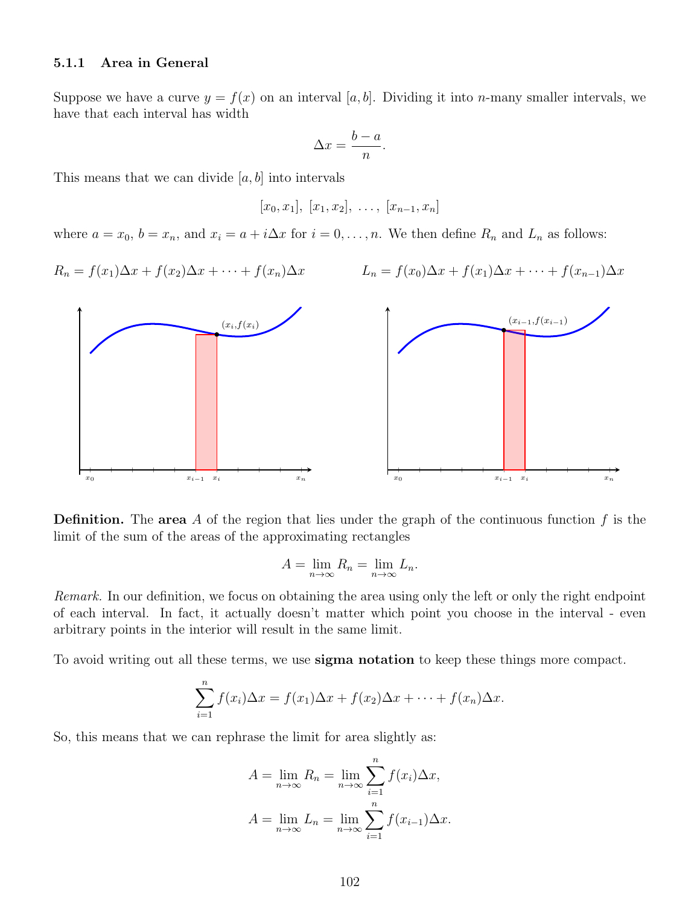### 5.1.1 Area in General

Suppose we have a curve $y = f(x)$ on an interval $[a, b]$. Dividing it into $n$-many smaller intervals, we have that each interval has width

$$\Delta x = \frac{b-a}{n}.$$

This means that we can divide $[a, b]$ into intervals

$$[x_0, x_1],\ [x_1, x_2],\ \ldots,\ [x_{n-1}, x_n]$$

where $a = x_0$, $b = x_n$, and $x_i = a + i\Delta x$ for $i = 0, \ldots, n$. We then define $R_n$ and $L_n$ as follows:

$$R_n = f(x_1)\Delta x + f(x_2)\Delta x + \cdots + f(x_n)\Delta x \qquad L_n = f(x_0)\Delta x + f(x_1)\Delta x + \cdots + f(x_{n-1})\Delta x$$

**Definition.** The **area** $A$ of the region that lies under the graph of the continuous function $f$ is the limit of the sum of the areas of the approximating rectangles

$$A = \lim_{n\to\infty} R_n = \lim_{n\to\infty} L_n.$$

*Remark.* In our definition, we focus on obtaining the area using only the left or only the right endpoint of each interval. In fact, it actually doesn't matter which point you choose in the interval - even arbitrary points in the interior will result in the same limit.

To avoid writing out all these terms, we use **sigma notation** to keep these things more compact.

$$\sum_{i=1}^{n} f(x_i)\Delta x = f(x_1)\Delta x + f(x_2)\Delta x + \cdots + f(x_n)\Delta x.$$

So, this means that we can rephrase the limit for area slightly as:

$$A = \lim_{n\to\infty} R_n = \lim_{n\to\infty} \sum_{i=1}^{n} f(x_i)\Delta x,$$

$$A = \lim_{n\to\infty} L_n = \lim_{n\to\infty} \sum_{i=1}^{n} f(x_{i-1})\Delta x.$$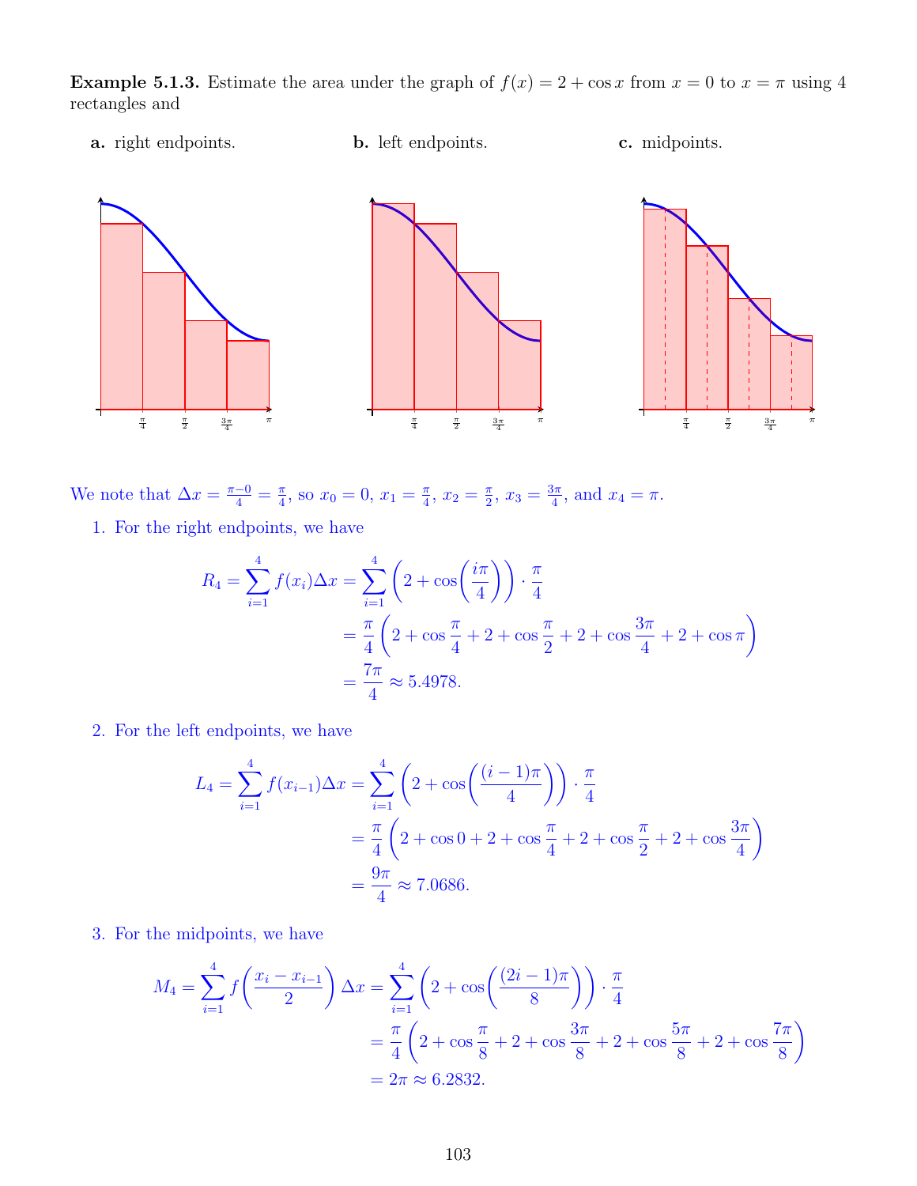**Example 5.1.3.** Estimate the area under the graph of $f(x) = 2 + \cos x$ from $x = 0$ to $x = \pi$ using 4 rectangles and

**a.** right endpoints. **b.** left endpoints. **c.** midpoints.

We note that $\Delta x = \frac{\pi - 0}{4} = \frac{\pi}{4}$, so $x_0 = 0$, $x_1 = \frac{\pi}{4}$, $x_2 = \frac{\pi}{2}$, $x_3 = \frac{3\pi}{4}$, and $x_4 = \pi$.

1. For the right endpoints, we have

$$R_4 = \sum_{i=1}^{4} f(x_i)\Delta x = \sum_{i=1}^{4} \left(2 + \cos\left(\frac{i\pi}{4}\right)\right) \cdot \frac{\pi}{4}$$
$$= \frac{\pi}{4}\left(2 + \cos\frac{\pi}{4} + 2 + \cos\frac{\pi}{2} + 2 + \cos\frac{3\pi}{4} + 2 + \cos\pi\right)$$
$$= \frac{7\pi}{4} \approx 5.4978.$$

2. For the left endpoints, we have

$$L_4 = \sum_{i=1}^{4} f(x_{i-1})\Delta x = \sum_{i=1}^{4} \left(2 + \cos\left(\frac{(i-1)\pi}{4}\right)\right) \cdot \frac{\pi}{4}$$
$$= \frac{\pi}{4}\left(2 + \cos 0 + 2 + \cos\frac{\pi}{4} + 2 + \cos\frac{\pi}{2} + 2 + \cos\frac{3\pi}{4}\right)$$
$$= \frac{9\pi}{4} \approx 7.0686.$$

3. For the midpoints, we have

$$M_4 = \sum_{i=1}^{4} f\left(\frac{x_i - x_{i-1}}{2}\right)\Delta x = \sum_{i=1}^{4} \left(2 + \cos\left(\frac{(2i-1)\pi}{8}\right)\right) \cdot \frac{\pi}{4}$$
$$= \frac{\pi}{4}\left(2 + \cos\frac{\pi}{8} + 2 + \cos\frac{3\pi}{8} + 2 + \cos\frac{5\pi}{8} + 2 + \cos\frac{7\pi}{8}\right)$$
$$= 2\pi \approx 6.2832.$$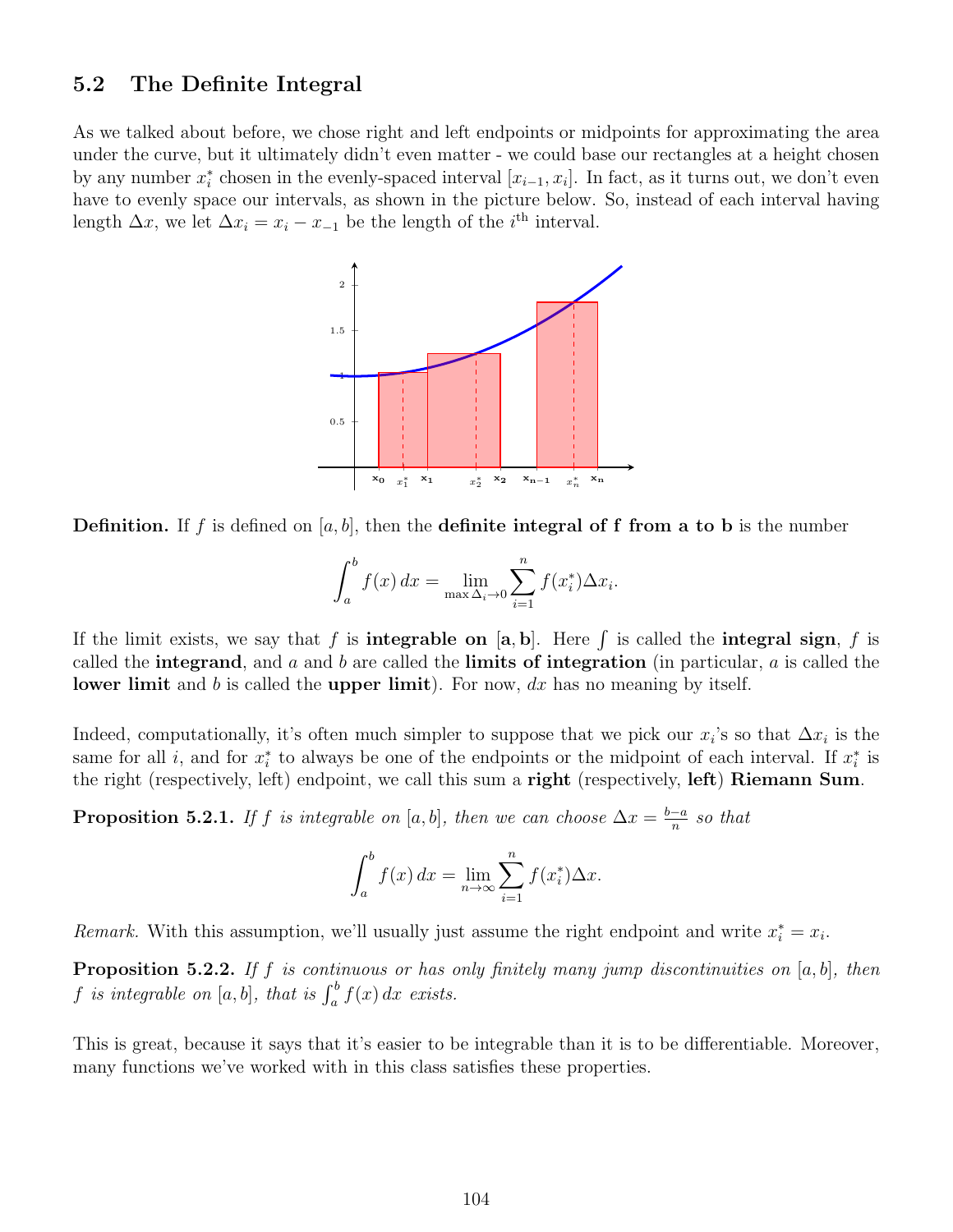## 5.2 The Definite Integral

As we talked about before, we chose right and left endpoints or midpoints for approximating the area under the curve, but it ultimately didn't even matter - we could base our rectangles at a height chosen by any number $x_i^*$ chosen in the evenly-spaced interval $[x_{i-1}, x_i]$. In fact, as it turns out, we don't even have to evenly space our intervals, as shown in the picture below. So, instead of each interval having length $\Delta x$, we let $\Delta x_i = x_i - x_{-1}$ be the length of the $i^{\text{th}}$ interval.

**Definition.** If $f$ is defined on $[a, b]$, then the **definite integral of f from a to b** is the number

$$\int_a^b f(x)\,dx = \lim_{\max \Delta_i \to 0} \sum_{i=1}^{n} f(x_i^*)\Delta x_i.$$

If the limit exists, we say that $f$ is **integrable on** $[\mathbf{a}, \mathbf{b}]$. Here $\int$ is called the **integral sign**, $f$ is called the **integrand**, and $a$ and $b$ are called the **limits of integration** (in particular, $a$ is called the **lower limit** and $b$ is called the **upper limit**). For now, $dx$ has no meaning by itself.

Indeed, computationally, it's often much simpler to suppose that we pick our $x_i$'s so that $\Delta x_i$ is the same for all $i$, and for $x_i^*$ to always be one of the endpoints or the midpoint of each interval. If $x_i^*$ is the right (respectively, left) endpoint, we call this sum a **right** (respectively, **left**) **Riemann Sum**.

**Proposition 5.2.1.** *If $f$ is integrable on $[a, b]$, then we can choose $\Delta x = \frac{b-a}{n}$ so that*

$$\int_a^b f(x)\,dx = \lim_{n\to\infty} \sum_{i=1}^{n} f(x_i^*)\Delta x.$$

*Remark.* With this assumption, we'll usually just assume the right endpoint and write $x_i^* = x_i$.

**Proposition 5.2.2.** *If $f$ is continuous or has only finitely many jump discontinuities on $[a, b]$, then $f$ is integrable on $[a, b]$, that is $\int_a^b f(x)\,dx$ exists.*

This is great, because it says that it's easier to be integrable than it is to be differentiable. Moreover, many functions we've worked with in this class satisfies these properties.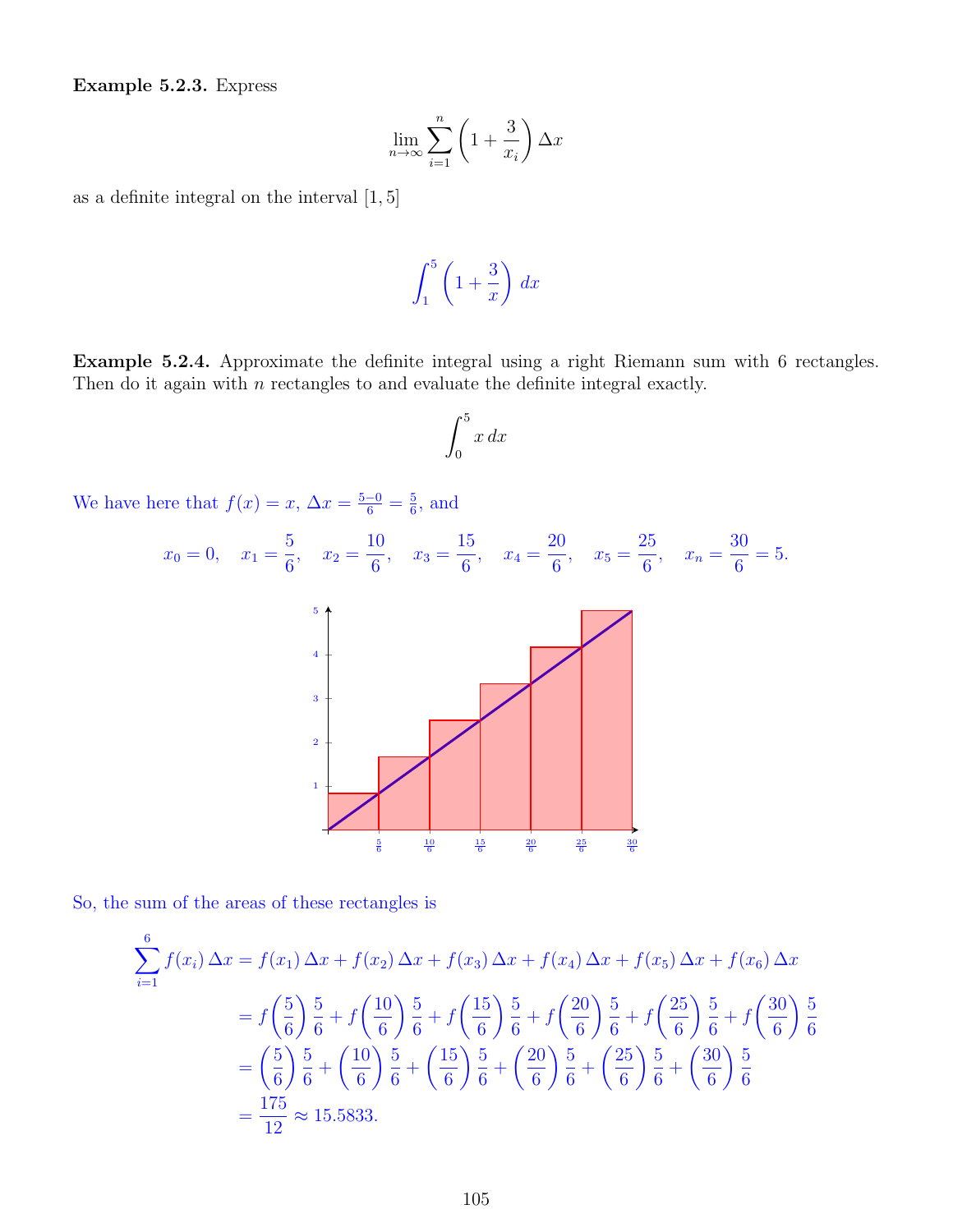**Example 5.2.3.** Express

$$\lim_{n\to\infty} \sum_{i=1}^{n} \left(1 + \frac{3}{x_i}\right) \Delta x$$

as a definite integral on the interval $[1, 5]$

$$\int_1^5 \left(1 + \frac{3}{x}\right) dx$$

**Example 5.2.4.** Approximate the definite integral using a right Riemann sum with 6 rectangles. Then do it again with $n$ rectangles to and evaluate the definite integral exactly.

$$\int_0^5 x \, dx$$

We have here that $f(x) = x$, $\Delta x = \frac{5-0}{6} = \frac{5}{6}$, and

$$x_0 = 0, \quad x_1 = \frac{5}{6}, \quad x_2 = \frac{10}{6}, \quad x_3 = \frac{15}{6}, \quad x_4 = \frac{20}{6}, \quad x_5 = \frac{25}{6}, \quad x_n = \frac{30}{6} = 5.$$

So, the sum of the areas of these rectangles is

$$\begin{aligned}
\sum_{i=1}^{6} f(x_i)\,\Delta x &= f(x_1)\,\Delta x + f(x_2)\,\Delta x + f(x_3)\,\Delta x + f(x_4)\,\Delta x + f(x_5)\,\Delta x + f(x_6)\,\Delta x \\
&= f\left(\frac{5}{6}\right)\frac{5}{6} + f\left(\frac{10}{6}\right)\frac{5}{6} + f\left(\frac{15}{6}\right)\frac{5}{6} + f\left(\frac{20}{6}\right)\frac{5}{6} + f\left(\frac{25}{6}\right)\frac{5}{6} + f\left(\frac{30}{6}\right)\frac{5}{6} \\
&= \left(\frac{5}{6}\right)\frac{5}{6} + \left(\frac{10}{6}\right)\frac{5}{6} + \left(\frac{15}{6}\right)\frac{5}{6} + \left(\frac{20}{6}\right)\frac{5}{6} + \left(\frac{25}{6}\right)\frac{5}{6} + \left(\frac{30}{6}\right)\frac{5}{6} \\
&= \frac{175}{12} \approx 15.5833.
\end{aligned}$$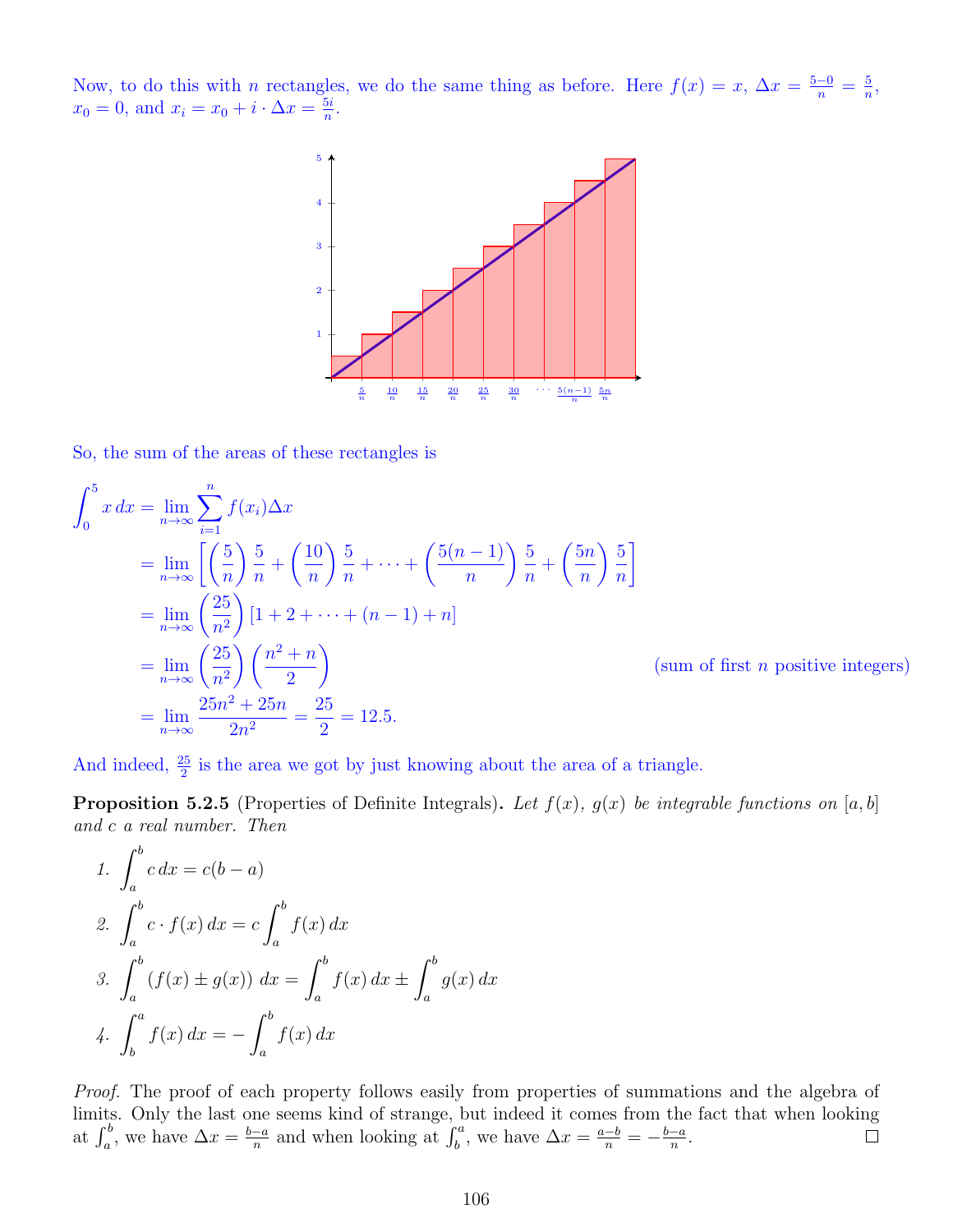Now, to do this with $n$ rectangles, we do the same thing as before. Here $f(x) = x$, $\Delta x = \frac{5-0}{n} = \frac{5}{n}$, $x_0 = 0$, and $x_i = x_0 + i \cdot \Delta x = \frac{5i}{n}$.

So, the sum of the areas of these rectangles is

$$
\begin{aligned}
\int_0^5 x\,dx &= \lim_{n\to\infty} \sum_{i=1}^{n} f(x_i)\Delta x \\
&= \lim_{n\to\infty} \left[ \left(\frac{5}{n}\right)\frac{5}{n} + \left(\frac{10}{n}\right)\frac{5}{n} + \cdots + \left(\frac{5(n-1)}{n}\right)\frac{5}{n} + \left(\frac{5n}{n}\right)\frac{5}{n} \right] \\
&= \lim_{n\to\infty} \left(\frac{25}{n^2}\right)[1 + 2 + \cdots + (n-1) + n] \\
&= \lim_{n\to\infty} \left(\frac{25}{n^2}\right)\left(\frac{n^2+n}{2}\right) \qquad \text{(sum of first } n \text{ positive integers)} \\
&= \lim_{n\to\infty} \frac{25n^2 + 25n}{2n^2} = \frac{25}{2} = 12.5.
\end{aligned}
$$

And indeed, $\frac{25}{2}$ is the area we got by just knowing about the area of a triangle.

**Proposition 5.2.5** (Properties of Definite Integrals). *Let $f(x)$, $g(x)$ be integrable functions on $[a, b]$ and $c$ a real number. Then*

1. $\displaystyle\int_a^b c\,dx = c(b-a)$
2. $\displaystyle\int_a^b c \cdot f(x)\,dx = c\int_a^b f(x)\,dx$
3. $\displaystyle\int_a^b (f(x) \pm g(x))\,dx = \int_a^b f(x)\,dx \pm \int_a^b g(x)\,dx$
4. $\displaystyle\int_b^a f(x)\,dx = -\int_a^b f(x)\,dx$

*Proof.* The proof of each property follows easily from properties of summations and the algebra of limits. Only the last one seems kind of strange, but indeed it comes from the fact that when looking at $\int_a^b$, we have $\Delta x = \frac{b-a}{n}$ and when looking at $\int_b^a$, we have $\Delta x = \frac{a-b}{n} = -\frac{b-a}{n}$. □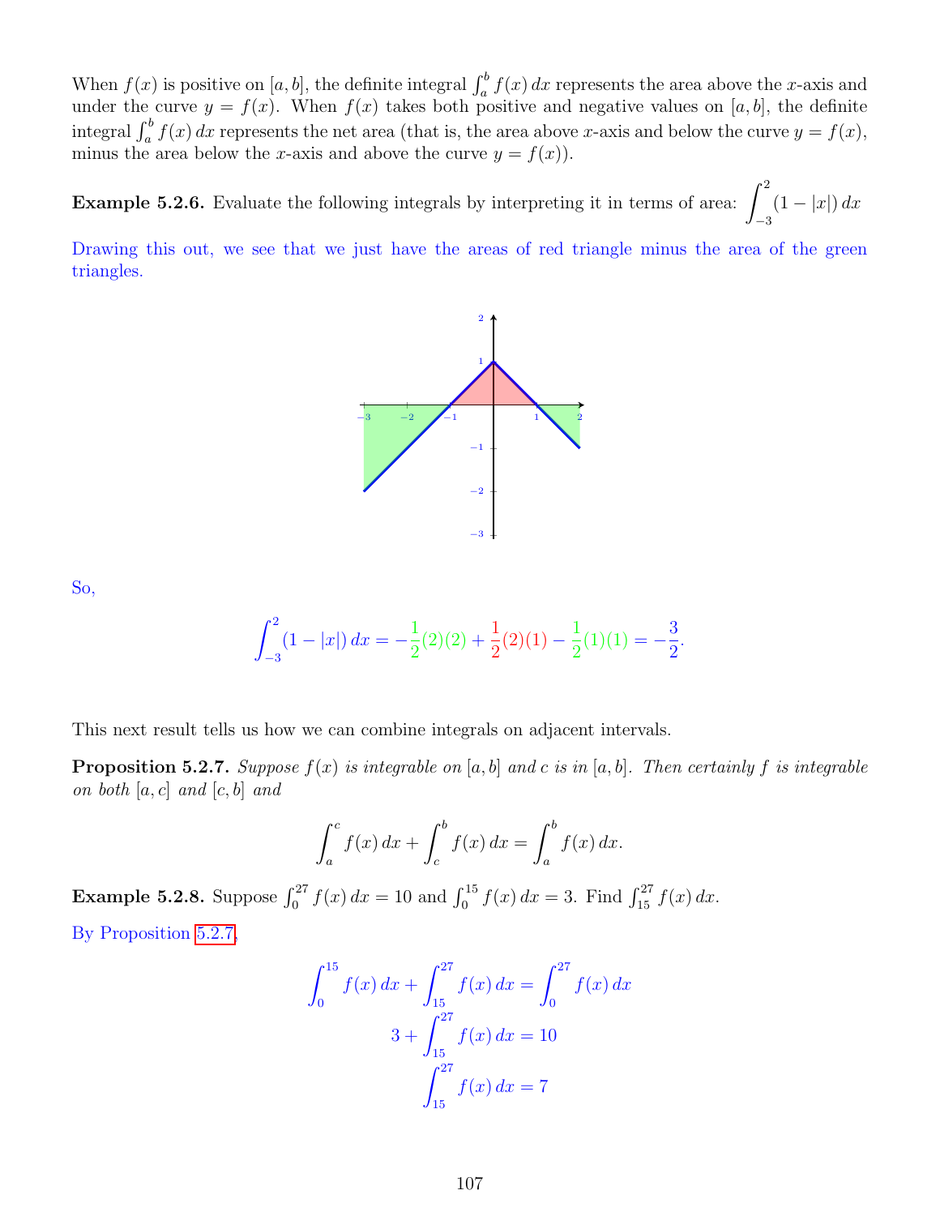When $f(x)$ is positive on $[a, b]$, the definite integral $\int_a^b f(x)\,dx$ represents the area above the $x$-axis and under the curve $y = f(x)$. When $f(x)$ takes both positive and negative values on $[a, b]$, the definite integral $\int_a^b f(x)\,dx$ represents the net area (that is, the area above $x$-axis and below the curve $y = f(x)$, minus the area below the $x$-axis and above the curve $y = f(x)$).

**Example 5.2.6.** Evaluate the following integrals by interpreting it in terms of area: $\displaystyle\int_{-3}^{2} (1 - |x|)\,dx$

Drawing this out, we see that we just have the areas of red triangle minus the area of the green triangles.

So,

$$\int_{-3}^{2} (1 - |x|)\,dx = -\frac{1}{2}(2)(2) + \frac{1}{2}(2)(1) - \frac{1}{2}(1)(1) = -\frac{3}{2}.$$

This next result tells us how we can combine integrals on adjacent intervals.

**Proposition 5.2.7.** *Suppose $f(x)$ is integrable on $[a, b]$ and $c$ is in $[a, b]$. Then certainly $f$ is integrable on both $[a, c]$ and $[c, b]$ and*

$$\int_a^c f(x)\,dx + \int_c^b f(x)\,dx = \int_a^b f(x)\,dx.$$

**Example 5.2.8.** Suppose $\int_0^{27} f(x)\,dx = 10$ and $\int_0^{15} f(x)\,dx = 3$. Find $\int_{15}^{27} f(x)\,dx$.

By Proposition 5.2.7,

$$\int_0^{15} f(x)\,dx + \int_{15}^{27} f(x)\,dx = \int_0^{27} f(x)\,dx$$

$$3 + \int_{15}^{27} f(x)\,dx = 10$$

$$\int_{15}^{27} f(x)\,dx = 7$$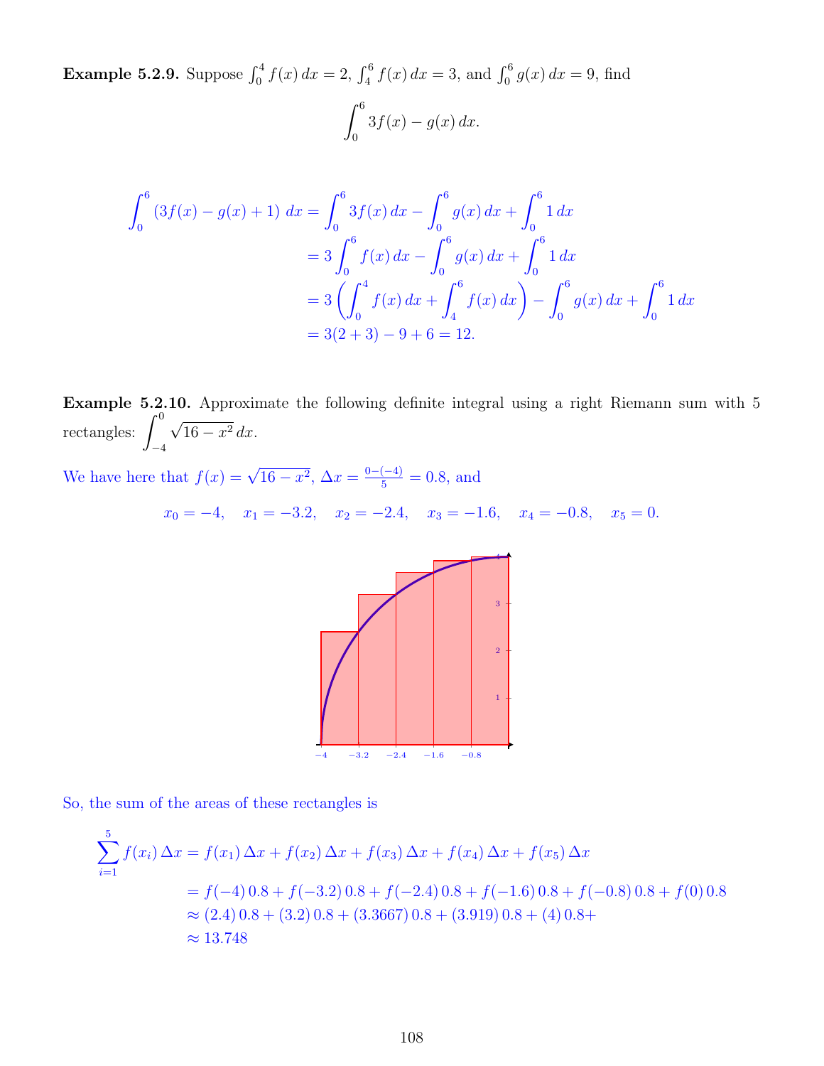**Example 5.2.9.** Suppose $\int_0^4 f(x)\,dx = 2$, $\int_4^6 f(x)\,dx = 3$, and $\int_0^6 g(x)\,dx = 9$, find

$$\int_0^6 3f(x) - g(x)\,dx.$$

$$\begin{aligned}
\int_0^6 (3f(x) - g(x) + 1)\,dx &= \int_0^6 3f(x)\,dx - \int_0^6 g(x)\,dx + \int_0^6 1\,dx \\
&= 3\int_0^6 f(x)\,dx - \int_0^6 g(x)\,dx + \int_0^6 1\,dx \\
&= 3\left(\int_0^4 f(x)\,dx + \int_4^6 f(x)\,dx\right) - \int_0^6 g(x)\,dx + \int_0^6 1\,dx \\
&= 3(2+3) - 9 + 6 = 12.
\end{aligned}$$

**Example 5.2.10.** Approximate the following definite integral using a right Riemann sum with 5 rectangles: $\displaystyle\int_{-4}^{0} \sqrt{16 - x^2}\,dx$.

We have here that $f(x) = \sqrt{16 - x^2}$, $\Delta x = \frac{0-(-4)}{5} = 0.8$, and

$$x_0 = -4, \quad x_1 = -3.2, \quad x_2 = -2.4, \quad x_3 = -1.6, \quad x_4 = -0.8, \quad x_5 = 0.$$

So, the sum of the areas of these rectangles is

$$\begin{aligned}
\sum_{i=1}^{5} f(x_i)\,\Delta x &= f(x_1)\,\Delta x + f(x_2)\,\Delta x + f(x_3)\,\Delta x + f(x_4)\,\Delta x + f(x_5)\,\Delta x \\
&= f(-4)\,0.8 + f(-3.2)\,0.8 + f(-2.4)\,0.8 + f(-1.6)\,0.8 + f(-0.8)\,0.8 + f(0)\,0.8 \\
&\approx (2.4)\,0.8 + (3.2)\,0.8 + (3.3667)\,0.8 + (3.919)\,0.8 + (4)\,0.8 + \\
&\approx 13.748
\end{aligned}$$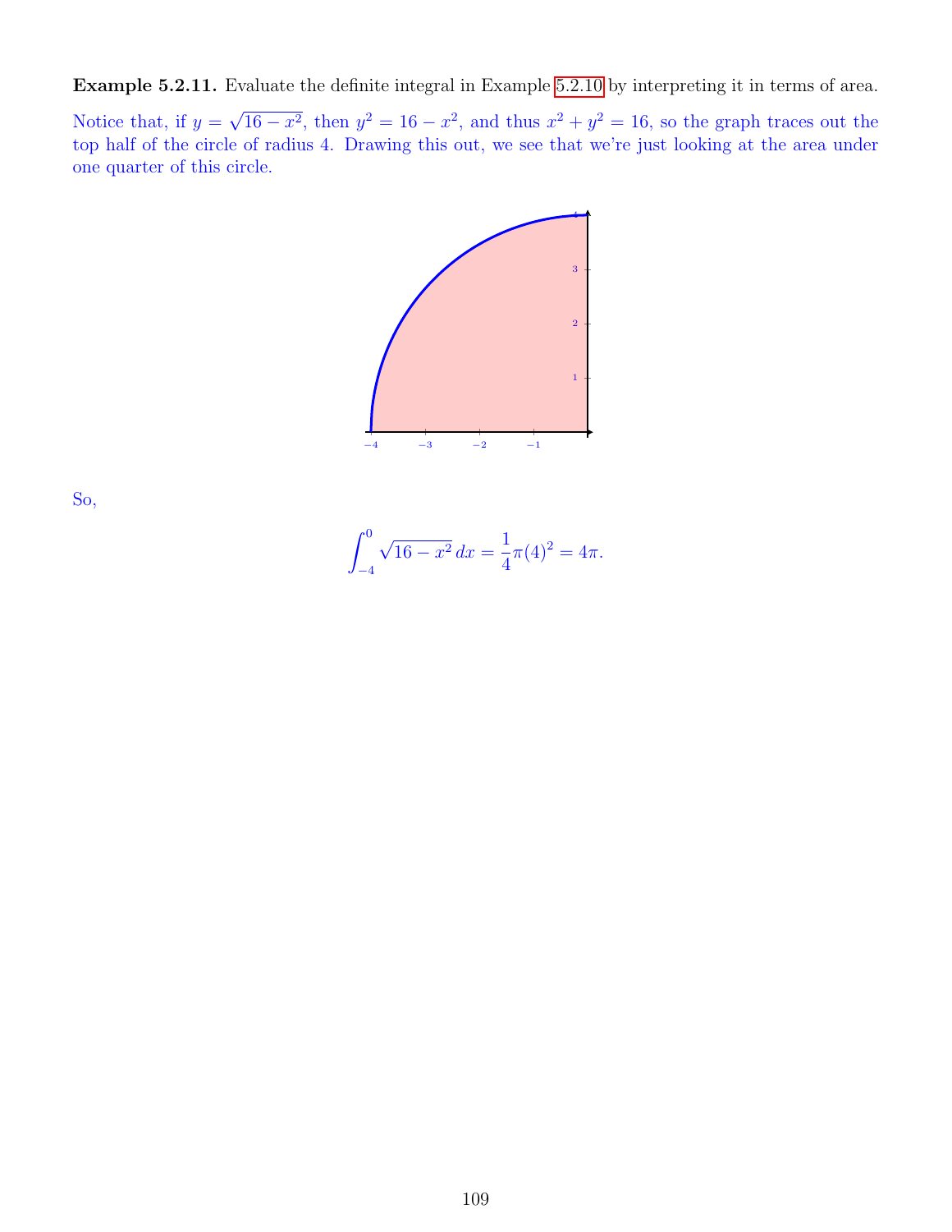**Example 5.2.11.** Evaluate the definite integral in Example 5.2.10 by interpreting it in terms of area.

Notice that, if $y = \sqrt{16 - x^2}$, then $y^2 = 16 - x^2$, and thus $x^2 + y^2 = 16$, so the graph traces out the top half of the circle of radius 4. Drawing this out, we see that we're just looking at the area under one quarter of this circle.

So,

$$\int_{-4}^{0} \sqrt{16 - x^2}\, dx = \frac{1}{4}\pi(4)^2 = 4\pi.$$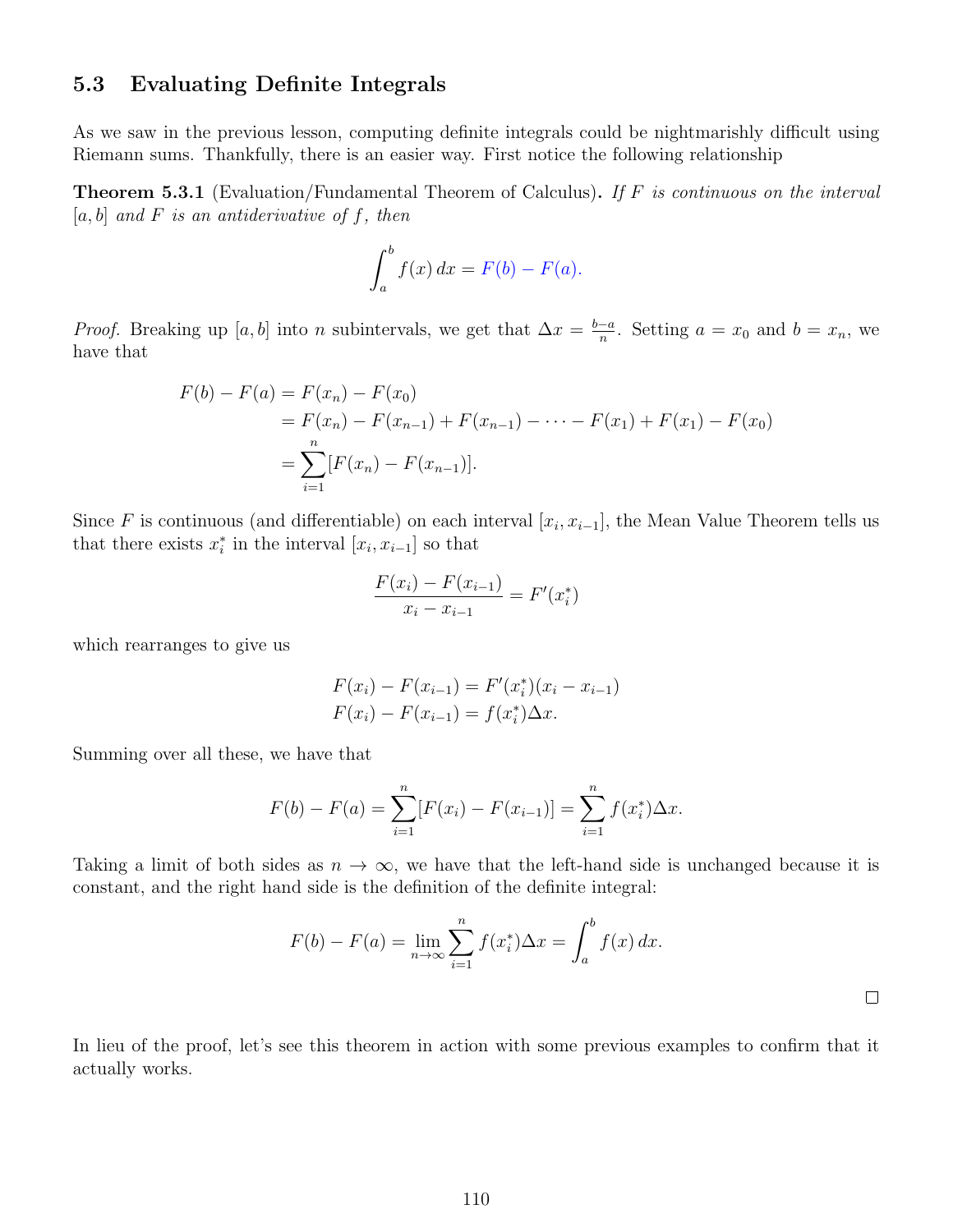## 5.3 Evaluating Definite Integrals

As we saw in the previous lesson, computing definite integrals could be nightmarishly difficult using Riemann sums. Thankfully, there is an easier way. First notice the following relationship

**Theorem 5.3.1** (Evaluation/Fundamental Theorem of Calculus)**.** *If $F$ is continuous on the interval $[a, b]$ and $F$ is an antiderivative of $f$, then*

$$\int_a^b f(x)\,dx = F(b) - F(a).$$

*Proof.* Breaking up $[a, b]$ into $n$ subintervals, we get that $\Delta x = \frac{b-a}{n}$. Setting $a = x_0$ and $b = x_n$, we have that

$$\begin{aligned}
F(b) - F(a) &= F(x_n) - F(x_0) \\
&= F(x_n) - F(x_{n-1}) + F(x_{n-1}) - \cdots - F(x_1) + F(x_1) - F(x_0) \\
&= \sum_{i=1}^{n} [F(x_n) - F(x_{n-1})].
\end{aligned}$$

Since $F$ is continuous (and differentiable) on each interval $[x_i, x_{i-1}]$, the Mean Value Theorem tells us that there exists $x_i^*$ in the interval $[x_i, x_{i-1}]$ so that

$$\frac{F(x_i) - F(x_{i-1})}{x_i - x_{i-1}} = F'(x_i^*)$$

which rearranges to give us

$$\begin{aligned}
F(x_i) - F(x_{i-1}) &= F'(x_i^*)(x_i - x_{i-1}) \\
F(x_i) - F(x_{i-1}) &= f(x_i^*)\Delta x.
\end{aligned}$$

Summing over all these, we have that

$$F(b) - F(a) = \sum_{i=1}^{n} [F(x_i) - F(x_{i-1})] = \sum_{i=1}^{n} f(x_i^*)\Delta x.$$

Taking a limit of both sides as $n \to \infty$, we have that the left-hand side is unchanged because it is constant, and the right hand side is the definition of the definite integral:

$$F(b) - F(a) = \lim_{n\to\infty} \sum_{i=1}^{n} f(x_i^*)\Delta x = \int_a^b f(x)\,dx.$$

□

In lieu of the proof, let's see this theorem in action with some previous examples to confirm that it actually works.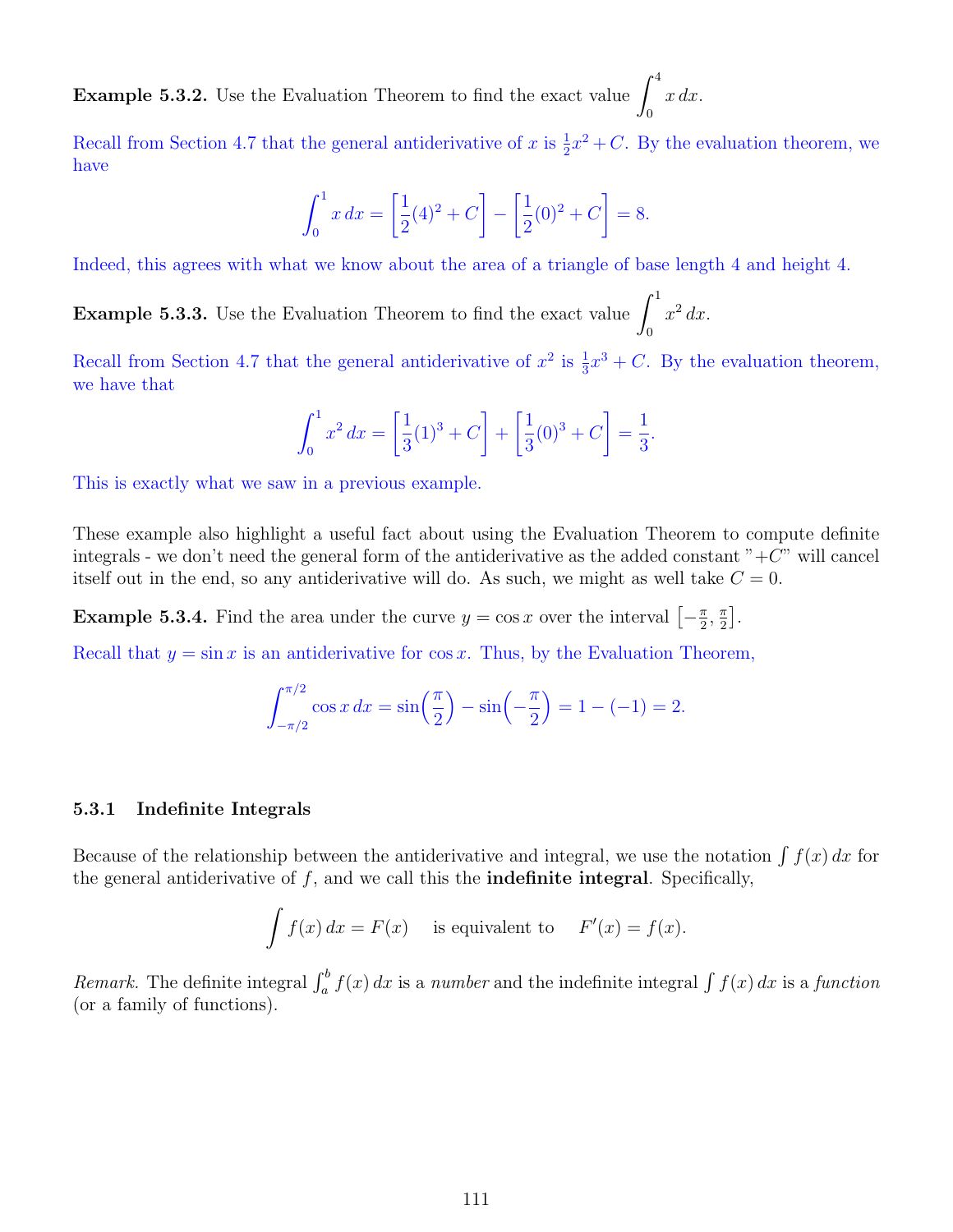**Example 5.3.2.** Use the Evaluation Theorem to find the exact value $\int_0^4 x\,dx$.

Recall from Section 4.7 that the general antiderivative of $x$ is $\frac{1}{2}x^2 + C$. By the evaluation theorem, we have

$$\int_0^1 x\,dx = \left[\frac{1}{2}(4)^2 + C\right] - \left[\frac{1}{2}(0)^2 + C\right] = 8.$$

Indeed, this agrees with what we know about the area of a triangle of base length 4 and height 4.

**Example 5.3.3.** Use the Evaluation Theorem to find the exact value $\int_0^1 x^2\,dx$.

Recall from Section 4.7 that the general antiderivative of $x^2$ is $\frac{1}{3}x^3 + C$. By the evaluation theorem, we have that

$$\int_0^1 x^2\,dx = \left[\frac{1}{3}(1)^3 + C\right] + \left[\frac{1}{3}(0)^3 + C\right] = \frac{1}{3}.$$

This is exactly what we saw in a previous example.

These example also highlight a useful fact about using the Evaluation Theorem to compute definite integrals - we don't need the general form of the antiderivative as the added constant "$+C$" will cancel itself out in the end, so any antiderivative will do. As such, we might as well take $C = 0$.

**Example 5.3.4.** Find the area under the curve $y = \cos x$ over the interval $\left[-\frac{\pi}{2}, \frac{\pi}{2}\right]$.

Recall that $y = \sin x$ is an antiderivative for $\cos x$. Thus, by the Evaluation Theorem,

$$\int_{-\pi/2}^{\pi/2} \cos x\,dx = \sin\left(\frac{\pi}{2}\right) - \sin\left(-\frac{\pi}{2}\right) = 1 - (-1) = 2.$$

### 5.3.1 Indefinite Integrals

Because of the relationship between the antiderivative and integral, we use the notation $\int f(x)\,dx$ for the general antiderivative of $f$, and we call this the **indefinite integral**. Specifically,

$$\int f(x)\,dx = F(x) \quad \text{is equivalent to} \quad F'(x) = f(x).$$

*Remark.* The definite integral $\int_a^b f(x)\,dx$ is a *number* and the indefinite integral $\int f(x)\,dx$ is a *function* (or a family of functions).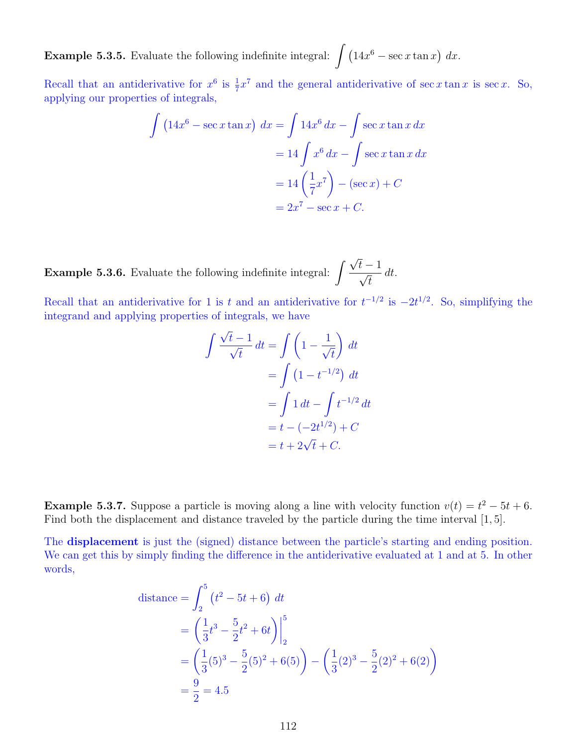**Example 5.3.5.** Evaluate the following indefinite integral: $\displaystyle\int \left(14x^6 - \sec x \tan x\right)\, dx$.

Recall that an antiderivative for $x^6$ is $\frac{1}{7}x^7$ and the general antiderivative of $\sec x \tan x$ is $\sec x$. So, applying our properties of integrals,

$$
\begin{aligned}
\int \left(14x^6 - \sec x \tan x\right)\, dx &= \int 14x^6\, dx - \int \sec x \tan x\, dx \\
&= 14 \int x^6\, dx - \int \sec x \tan x\, dx \\
&= 14\left(\frac{1}{7}x^7\right) - (\sec x) + C \\
&= 2x^7 - \sec x + C.
\end{aligned}
$$

**Example 5.3.6.** Evaluate the following indefinite integral: $\displaystyle\int \frac{\sqrt{t} - 1}{\sqrt{t}}\, dt$.

Recall that an antiderivative for 1 is $t$ and an antiderivative for $t^{-1/2}$ is $-2t^{1/2}$. So, simplifying the integrand and applying properties of integrals, we have

$$
\begin{aligned}
\int \frac{\sqrt{t} - 1}{\sqrt{t}}\, dt &= \int \left(1 - \frac{1}{\sqrt{t}}\right)\, dt \\
&= \int \left(1 - t^{-1/2}\right)\, dt \\
&= \int 1\, dt - \int t^{-1/2}\, dt \\
&= t - (-2t^{1/2}) + C \\
&= t + 2\sqrt{t} + C.
\end{aligned}
$$

**Example 5.3.7.** Suppose a particle is moving along a line with velocity function $v(t) = t^2 - 5t + 6$. Find both the displacement and distance traveled by the particle during the time interval $[1, 5]$.

The **displacement** is just the (signed) distance between the particle's starting and ending position. We can get this by simply finding the difference in the antiderivative evaluated at 1 and at 5. In other words,

$$
\begin{aligned}
\text{distance} &= \int_2^5 \left(t^2 - 5t + 6\right)\, dt \\
&= \left(\frac{1}{3}t^3 - \frac{5}{2}t^2 + 6t\right)\Big|_2^5 \\
&= \left(\frac{1}{3}(5)^3 - \frac{5}{2}(5)^2 + 6(5)\right) - \left(\frac{1}{3}(2)^3 - \frac{5}{2}(2)^2 + 6(2)\right) \\
&= \frac{9}{2} = 4.5
\end{aligned}
$$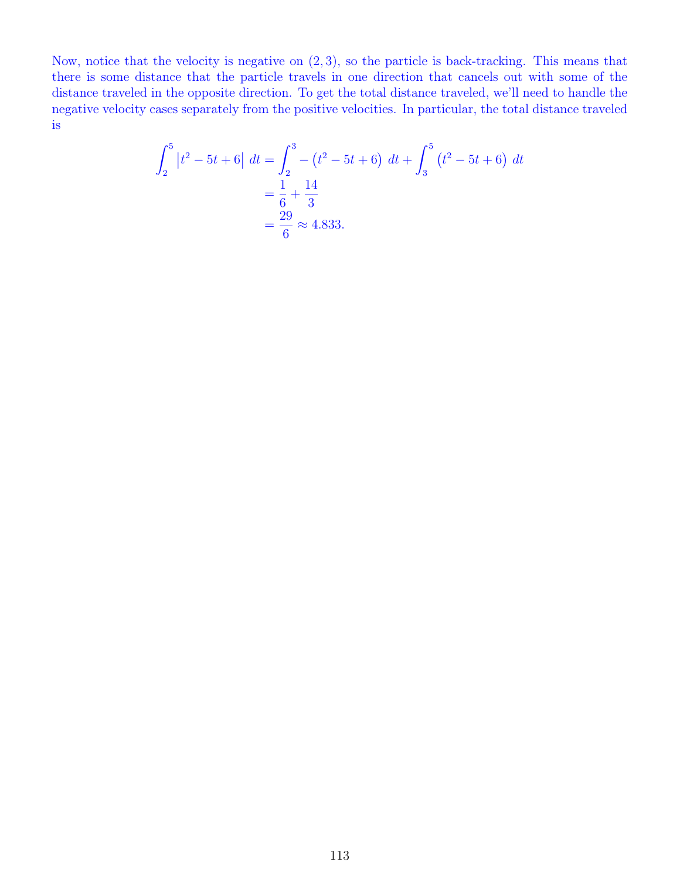Now, notice that the velocity is negative on $(2, 3)$, so the particle is back-tracking. This means that there is some distance that the particle travels in one direction that cancels out with some of the distance traveled in the opposite direction. To get the total distance traveled, we'll need to handle the negative velocity cases separately from the positive velocities. In particular, the total distance traveled is

$$
\begin{aligned}
\int_2^5 \left|t^2 - 5t + 6\right| \, dt &= \int_2^3 -\left(t^2 - 5t + 6\right) \, dt + \int_3^5 \left(t^2 - 5t + 6\right) \, dt \\
&= \frac{1}{6} + \frac{14}{3} \\
&= \frac{29}{6} \approx 4.833.
\end{aligned}
$$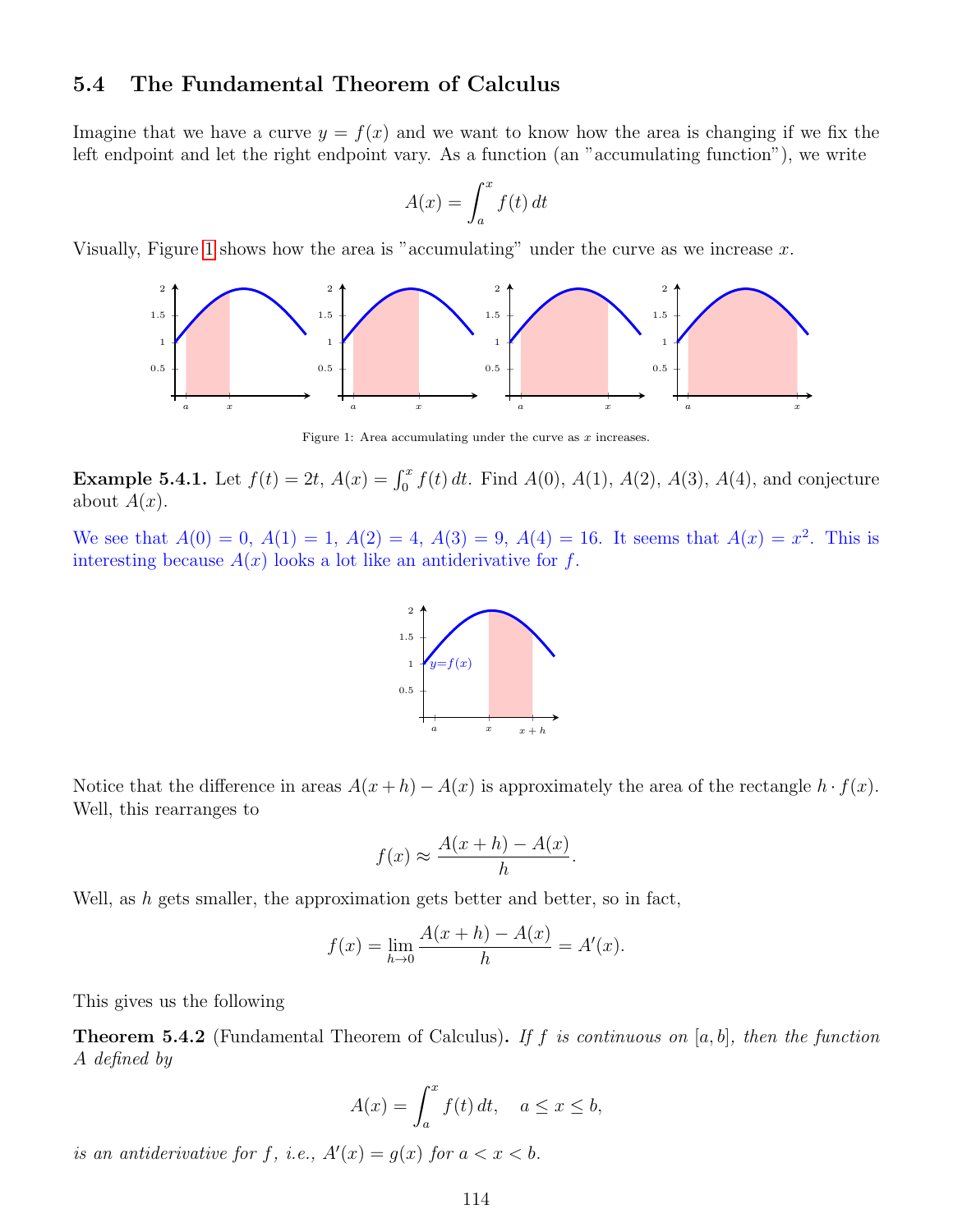## 5.4 The Fundamental Theorem of Calculus

Imagine that we have a curve $y = f(x)$ and we want to know how the area is changing if we fix the left endpoint and let the right endpoint vary. As a function (an "accumulating function"), we write

$$A(x) = \int_a^x f(t)\,dt$$

Visually, Figure 1 shows how the area is "accumulating" under the curve as we increase $x$.

Figure 1: Area accumulating under the curve as $x$ increases.

**Example 5.4.1.** Let $f(t) = 2t$, $A(x) = \int_0^x f(t)\,dt$. Find $A(0)$, $A(1)$, $A(2)$, $A(3)$, $A(4)$, and conjecture about $A(x)$.

We see that $A(0) = 0$, $A(1) = 1$, $A(2) = 4$, $A(3) = 9$, $A(4) = 16$. It seems that $A(x) = x^2$. This is interesting because $A(x)$ looks a lot like an antiderivative for $f$.

Notice that the difference in areas $A(x+h) - A(x)$ is approximately the area of the rectangle $h \cdot f(x)$. Well, this rearranges to

$$f(x) \approx \frac{A(x+h) - A(x)}{h}.$$

Well, as $h$ gets smaller, the approximation gets better and better, so in fact,

$$f(x) = \lim_{h \to 0} \frac{A(x+h) - A(x)}{h} = A'(x).$$

This gives us the following

**Theorem 5.4.2** (Fundamental Theorem of Calculus)**.** *If $f$ is continuous on $[a, b]$, then the function $A$ defined by*

$$A(x) = \int_a^x f(t)\,dt, \quad a \le x \le b,$$

*is an antiderivative for $f$, i.e., $A'(x) = g(x)$ for $a < x < b$.*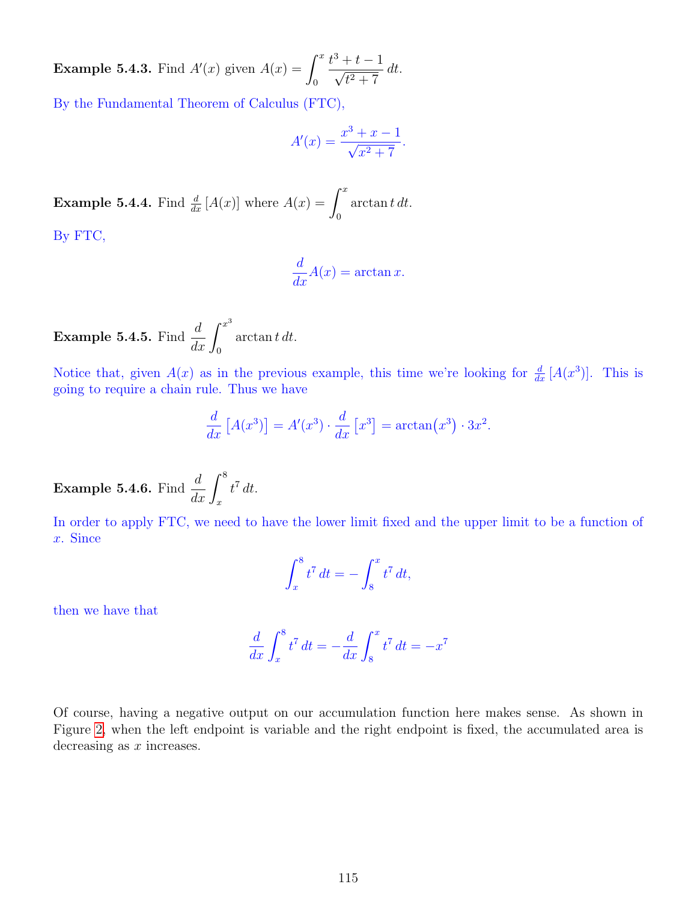**Example 5.4.3.** Find $A'(x)$ given $A(x) = \displaystyle\int_0^x \frac{t^3 + t - 1}{\sqrt{t^2 + 7}}\, dt$.

By the Fundamental Theorem of Calculus (FTC),

$$A'(x) = \frac{x^3 + x - 1}{\sqrt{x^2 + 7}}.$$

**Example 5.4.4.** Find $\frac{d}{dx}\left[A(x)\right]$ where $A(x) = \displaystyle\int_0^x \arctan t\, dt$.

By FTC,

$$\frac{d}{dx} A(x) = \arctan x.$$

**Example 5.4.5.** Find $\displaystyle\frac{d}{dx}\int_0^{x^3} \arctan t\, dt$.

Notice that, given $A(x)$ as in the previous example, this time we're looking for $\frac{d}{dx}\left[A(x^3)\right]$. This is going to require a chain rule. Thus we have

$$\frac{d}{dx}\left[A(x^3)\right] = A'(x^3) \cdot \frac{d}{dx}\left[x^3\right] = \arctan\bigl(x^3\bigr) \cdot 3x^2.$$

**Example 5.4.6.** Find $\displaystyle\frac{d}{dx}\int_x^8 t^7\, dt$.

In order to apply FTC, we need to have the lower limit fixed and the upper limit to be a function of $x$. Since

$$\int_x^8 t^7\, dt = -\int_8^x t^7\, dt,$$

then we have that

$$\frac{d}{dx}\int_x^8 t^7\, dt = -\frac{d}{dx}\int_8^x t^7\, dt = -x^7$$

Of course, having a negative output on our accumulation function here makes sense. As shown in Figure 2, when the left endpoint is variable and the right endpoint is fixed, the accumulated area is decreasing as $x$ increases.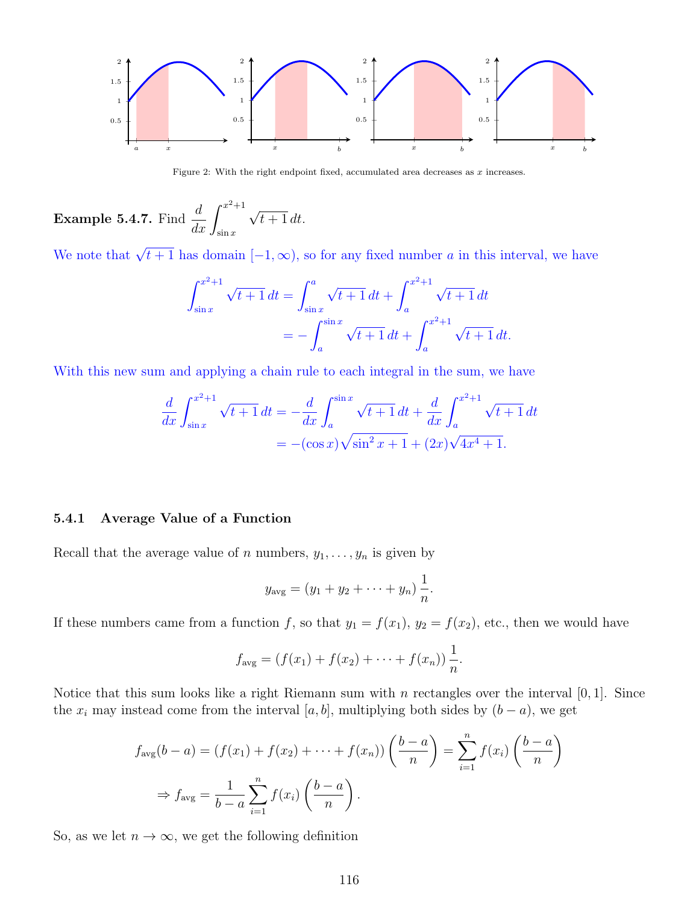Figure 2: With the right endpoint fixed, accumulated area decreases as $x$ increases.

**Example 5.4.7.** Find $\dfrac{d}{dx}\displaystyle\int_{\sin x}^{x^2+1} \sqrt{t+1}\,dt$.

We note that $\sqrt{t+1}$ has domain $[-1,\infty)$, so for any fixed number $a$ in this interval, we have

$$\begin{aligned}\int_{\sin x}^{x^2+1} \sqrt{t+1}\,dt &= \int_{\sin x}^{a} \sqrt{t+1}\,dt + \int_{a}^{x^2+1} \sqrt{t+1}\,dt \\ &= -\int_{a}^{\sin x} \sqrt{t+1}\,dt + \int_{a}^{x^2+1} \sqrt{t+1}\,dt.\end{aligned}$$

With this new sum and applying a chain rule to each integral in the sum, we have

$$\begin{aligned}\frac{d}{dx}\int_{\sin x}^{x^2+1} \sqrt{t+1}\,dt &= -\frac{d}{dx}\int_{a}^{\sin x} \sqrt{t+1}\,dt + \frac{d}{dx}\int_{a}^{x^2+1} \sqrt{t+1}\,dt \\ &= -(\cos x)\sqrt{\sin^2 x+1} + (2x)\sqrt{4x^4+1}.\end{aligned}$$

### 5.4.1 Average Value of a Function

Recall that the average value of $n$ numbers, $y_1,\ldots,y_n$ is given by

$$y_{\text{avg}} = (y_1 + y_2 + \cdots + y_n)\,\frac{1}{n}.$$

If these numbers came from a function $f$, so that $y_1 = f(x_1)$, $y_2 = f(x_2)$, etc., then we would have

$$f_{\text{avg}} = (f(x_1) + f(x_2) + \cdots + f(x_n))\,\frac{1}{n}.$$

Notice that this sum looks like a right Riemann sum with $n$ rectangles over the interval $[0,1]$. Since the $x_i$ may instead come from the interval $[a,b]$, multiplying both sides by $(b-a)$, we get

$$\begin{aligned}f_{\text{avg}}(b-a) &= (f(x_1) + f(x_2) + \cdots + f(x_n))\left(\frac{b-a}{n}\right) = \sum_{i=1}^{n} f(x_i)\left(\frac{b-a}{n}\right) \\ \Rightarrow f_{\text{avg}} &= \frac{1}{b-a}\sum_{i=1}^{n} f(x_i)\left(\frac{b-a}{n}\right).\end{aligned}$$

So, as we let $n \to \infty$, we get the following definition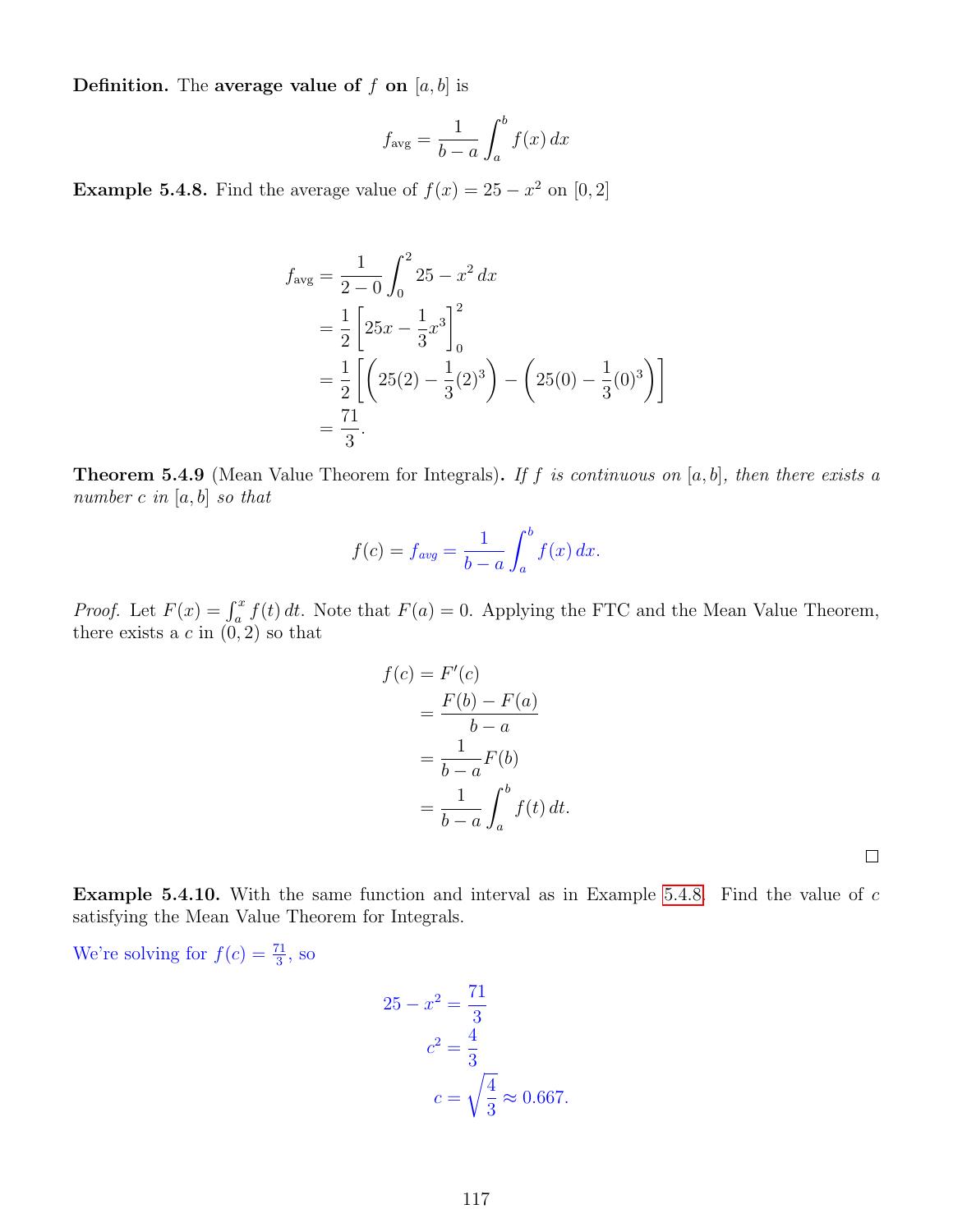**Definition.** The **average value of** $f$ **on** $[a, b]$ is

$$f_{\text{avg}} = \frac{1}{b-a} \int_a^b f(x)\, dx$$

**Example 5.4.8.** Find the average value of $f(x) = 25 - x^2$ on $[0, 2]$

$$\begin{aligned}
f_{\text{avg}} &= \frac{1}{2-0} \int_0^2 25 - x^2\, dx \\
&= \frac{1}{2} \left[ 25x - \frac{1}{3}x^3 \right]_0^2 \\
&= \frac{1}{2} \left[ \left( 25(2) - \frac{1}{3}(2)^3 \right) - \left( 25(0) - \frac{1}{3}(0)^3 \right) \right] \\
&= \frac{71}{3}.
\end{aligned}$$

**Theorem 5.4.9** (Mean Value Theorem for Integrals)**.** *If* $f$ *is continuous on* $[a, b]$*, then there exists a number* $c$ *in* $[a, b]$ *so that*

$$f(c) = f_{avg} = \frac{1}{b-a} \int_a^b f(x)\, dx.$$

*Proof.* Let $F(x) = \int_a^x f(t)\, dt$. Note that $F(a) = 0$. Applying the FTC and the Mean Value Theorem, there exists a $c$ in $(0, 2)$ so that

$$\begin{aligned}
f(c) &= F'(c) \\
&= \frac{F(b) - F(a)}{b-a} \\
&= \frac{1}{b-a} F(b) \\
&= \frac{1}{b-a} \int_a^b f(t)\, dt.
\end{aligned}$$

□

**Example 5.4.10.** With the same function and interval as in Example 5.4.8. Find the value of $c$ satisfying the Mean Value Theorem for Integrals.

We're solving for $f(c) = \frac{71}{3}$, so

$$\begin{aligned}
25 - x^2 &= \frac{71}{3} \\
c^2 &= \frac{4}{3} \\
c &= \sqrt{\frac{4}{3}} \approx 0.667.
\end{aligned}$$